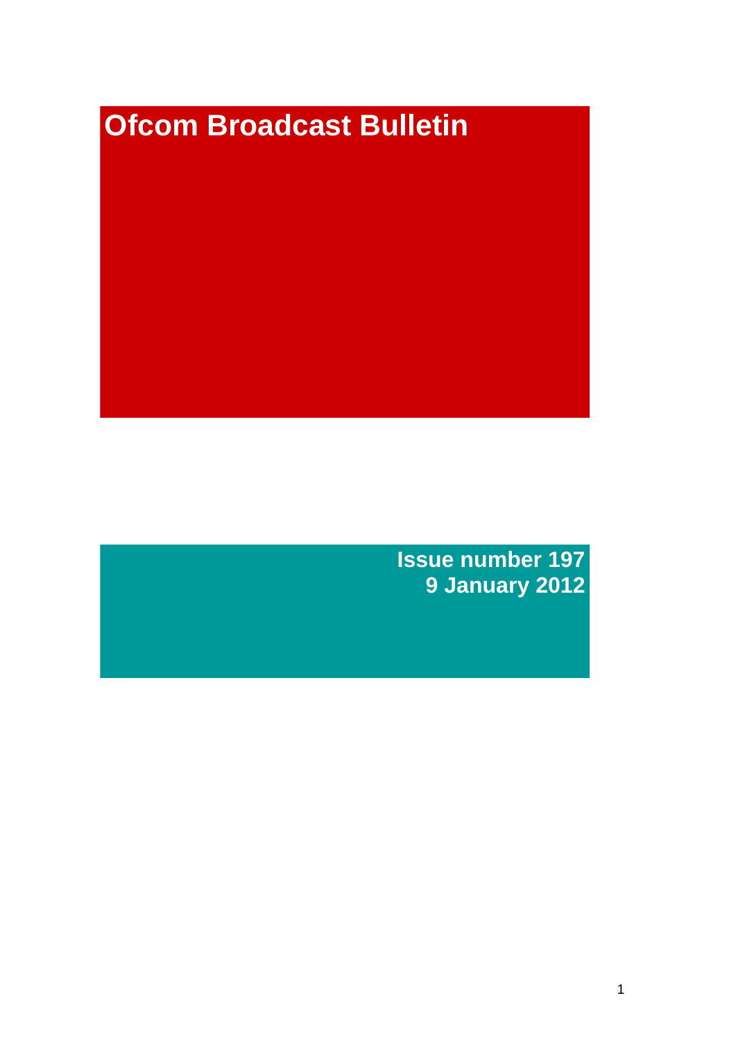# Ofcom Broadcast Bulletin

**Issue number 197**
**9 January 2012**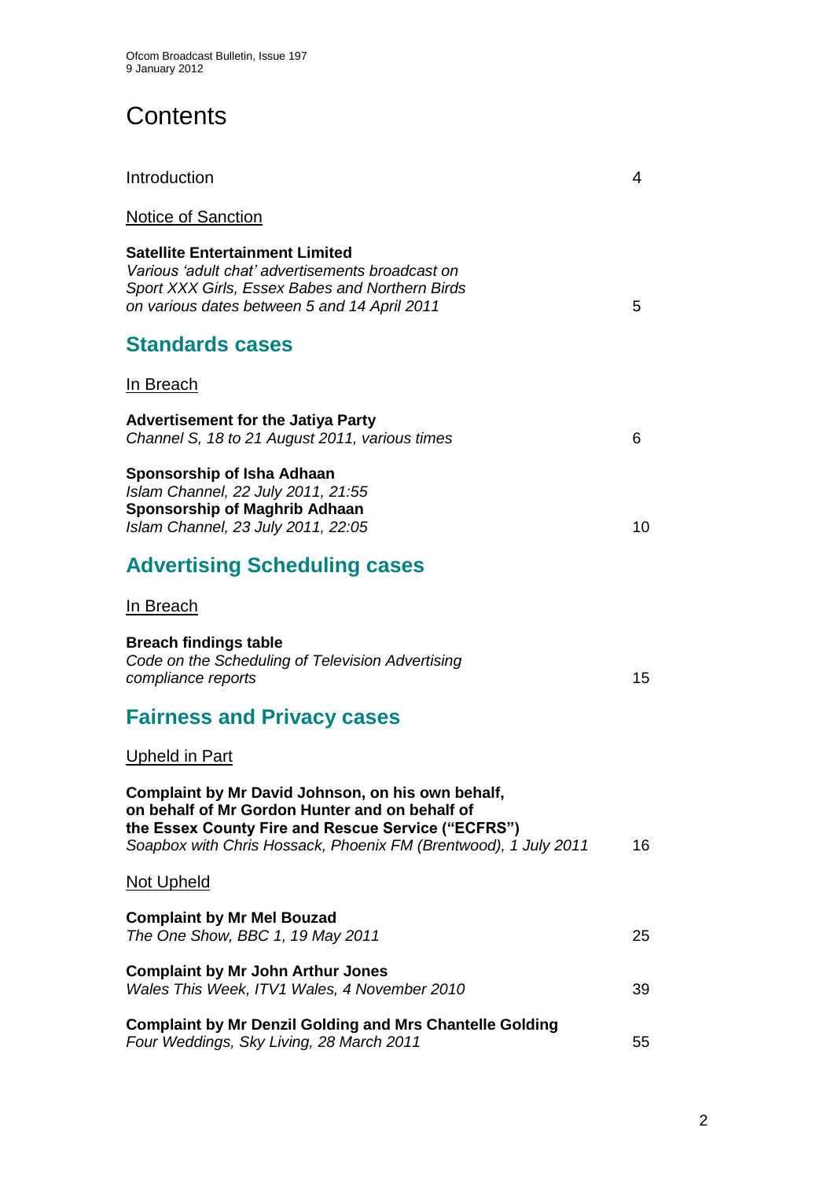# Contents

Introduction 4

Notice of Sanction

**Satellite Entertainment Limited**
*Various 'adult chat' advertisements broadcast on Sport XXX Girls, Essex Babes and Northern Birds on various dates between 5 and 14 April 2011* 5

## Standards cases

In Breach

**Advertisement for the Jatiya Party**
*Channel S, 18 to 21 August 2011, various times* 6

**Sponsorship of Isha Adhaan**
*Islam Channel, 22 July 2011, 21:55*
**Sponsorship of Maghrib Adhaan**
*Islam Channel, 23 July 2011, 22:05* 10

## Advertising Scheduling cases

In Breach

**Breach findings table**
*Code on the Scheduling of Television Advertising compliance reports* 15

## Fairness and Privacy cases

Upheld in Part

**Complaint by Mr David Johnson, on his own behalf, on behalf of Mr Gordon Hunter and on behalf of the Essex County Fire and Rescue Service ("ECFRS")**
*Soapbox with Chris Hossack, Phoenix FM (Brentwood), 1 July 2011* 16

Not Upheld

**Complaint by Mr Mel Bouzad**
*The One Show, BBC 1, 19 May 2011* 25

**Complaint by Mr John Arthur Jones**
*Wales This Week, ITV1 Wales, 4 November 2010* 39

**Complaint by Mr Denzil Golding and Mrs Chantelle Golding**
*Four Weddings, Sky Living, 28 March 2011* 55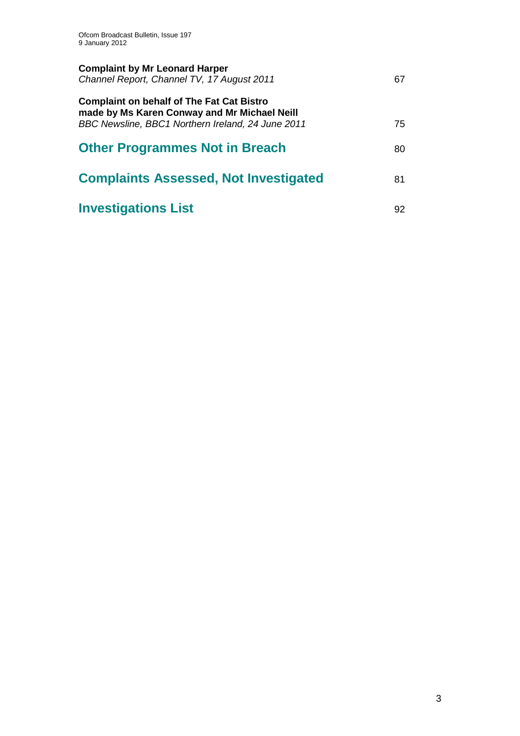**Complaint by Mr Leonard Harper**
*Channel Report, Channel TV, 17 August 2011* 67

**Complaint on behalf of The Fat Cat Bistro made by Ms Karen Conway and Mr Michael Neill**
*BBC Newsline, BBC1 Northern Ireland, 24 June 2011* 75

## Other Programmes Not in Breach 80

## Complaints Assessed, Not Investigated 81

## Investigations List 92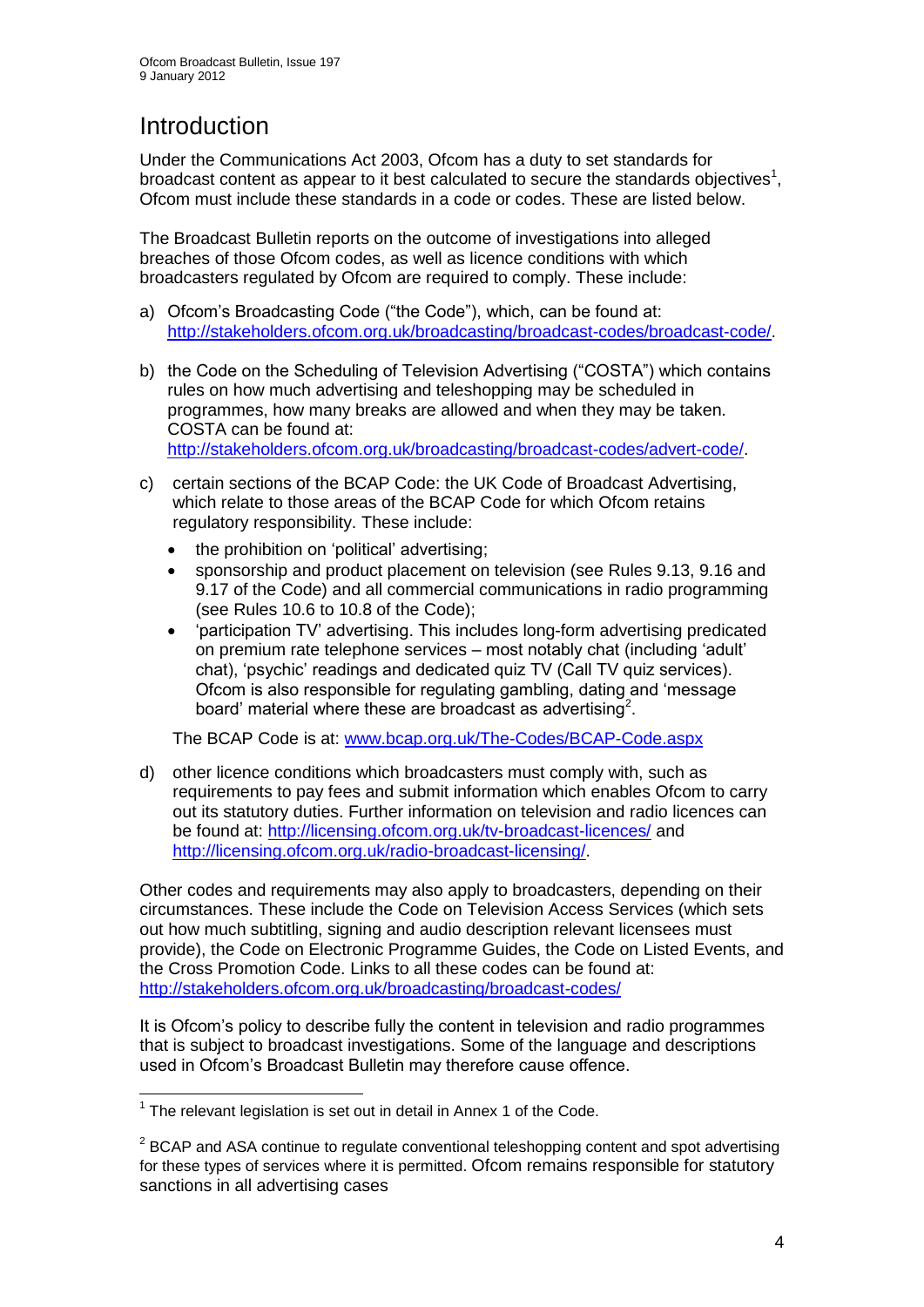# Introduction

Under the Communications Act 2003, Ofcom has a duty to set standards for broadcast content as appear to it best calculated to secure the standards objectives[1], Ofcom must include these standards in a code or codes. These are listed below.

The Broadcast Bulletin reports on the outcome of investigations into alleged breaches of those Ofcom codes, as well as licence conditions with which broadcasters regulated by Ofcom are required to comply. These include:

a) Ofcom's Broadcasting Code ("the Code"), which, can be found at: http://stakeholders.ofcom.org.uk/broadcasting/broadcast-codes/broadcast-code/.

b) the Code on the Scheduling of Television Advertising ("COSTA") which contains rules on how much advertising and teleshopping may be scheduled in programmes, how many breaks are allowed and when they may be taken. COSTA can be found at: http://stakeholders.ofcom.org.uk/broadcasting/broadcast-codes/advert-code/.

c) certain sections of the BCAP Code: the UK Code of Broadcast Advertising, which relate to those areas of the BCAP Code for which Ofcom retains regulatory responsibility. These include:

- the prohibition on 'political' advertising;
- sponsorship and product placement on television (see Rules 9.13, 9.16 and 9.17 of the Code) and all commercial communications in radio programming (see Rules 10.6 to 10.8 of the Code);
- 'participation TV' advertising. This includes long-form advertising predicated on premium rate telephone services – most notably chat (including 'adult' chat), 'psychic' readings and dedicated quiz TV (Call TV quiz services). Ofcom is also responsible for regulating gambling, dating and 'message board' material where these are broadcast as advertising[2].

The BCAP Code is at: www.bcap.org.uk/The-Codes/BCAP-Code.aspx

d) other licence conditions which broadcasters must comply with, such as requirements to pay fees and submit information which enables Ofcom to carry out its statutory duties. Further information on television and radio licences can be found at: http://licensing.ofcom.org.uk/tv-broadcast-licences/ and http://licensing.ofcom.org.uk/radio-broadcast-licensing/.

Other codes and requirements may also apply to broadcasters, depending on their circumstances. These include the Code on Television Access Services (which sets out how much subtitling, signing and audio description relevant licensees must provide), the Code on Electronic Programme Guides, the Code on Listed Events, and the Cross Promotion Code. Links to all these codes can be found at: http://stakeholders.ofcom.org.uk/broadcasting/broadcast-codes/

It is Ofcom's policy to describe fully the content in television and radio programmes that is subject to broadcast investigations. Some of the language and descriptions used in Ofcom's Broadcast Bulletin may therefore cause offence.

---

[1] The relevant legislation is set out in detail in Annex 1 of the Code.

[2] BCAP and ASA continue to regulate conventional teleshopping content and spot advertising for these types of services where it is permitted. Ofcom remains responsible for statutory sanctions in all advertising cases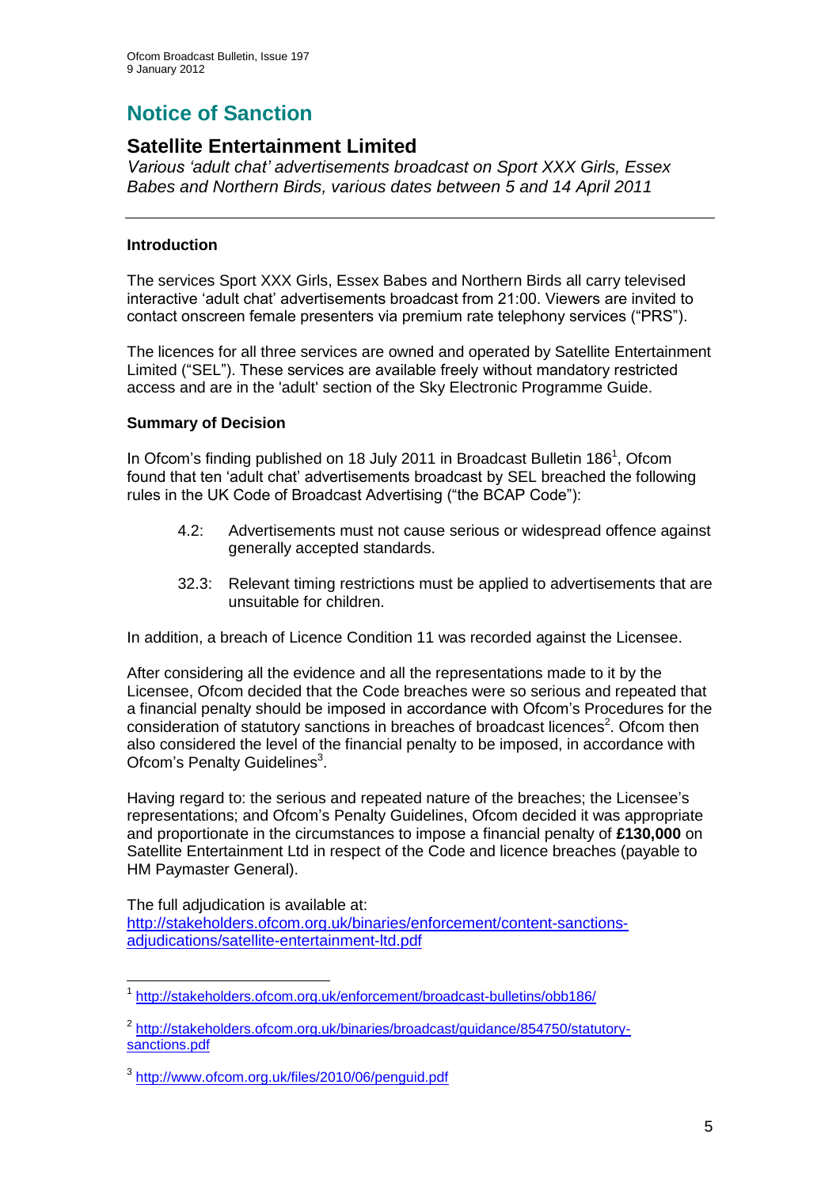# Notice of Sanction

## Satellite Entertainment Limited

*Various 'adult chat' advertisements broadcast on Sport XXX Girls, Essex Babes and Northern Birds, various dates between 5 and 14 April 2011*

---

**Introduction**

The services Sport XXX Girls, Essex Babes and Northern Birds all carry televised interactive 'adult chat' advertisements broadcast from 21:00. Viewers are invited to contact onscreen female presenters via premium rate telephony services ("PRS").

The licences for all three services are owned and operated by Satellite Entertainment Limited ("SEL"). These services are available freely without mandatory restricted access and are in the 'adult' section of the Sky Electronic Programme Guide.

**Summary of Decision**

In Ofcom's finding published on 18 July 2011 in Broadcast Bulletin 186[1], Ofcom found that ten 'adult chat' advertisements broadcast by SEL breached the following rules in the UK Code of Broadcast Advertising ("the BCAP Code"):

> 4.2: Advertisements must not cause serious or widespread offence against generally accepted standards.
>
> 32.3: Relevant timing restrictions must be applied to advertisements that are unsuitable for children.

In addition, a breach of Licence Condition 11 was recorded against the Licensee.

After considering all the evidence and all the representations made to it by the Licensee, Ofcom decided that the Code breaches were so serious and repeated that a financial penalty should be imposed in accordance with Ofcom's Procedures for the consideration of statutory sanctions in breaches of broadcast licences[2]. Ofcom then also considered the level of the financial penalty to be imposed, in accordance with Ofcom's Penalty Guidelines[3].

Having regard to: the serious and repeated nature of the breaches; the Licensee's representations; and Ofcom's Penalty Guidelines, Ofcom decided it was appropriate and proportionate in the circumstances to impose a financial penalty of **£130,000** on Satellite Entertainment Ltd in respect of the Code and licence breaches (payable to HM Paymaster General).

The full adjudication is available at:
http://stakeholders.ofcom.org.uk/binaries/enforcement/content-sanctions-adjudications/satellite-entertainment-ltd.pdf

---

[1] http://stakeholders.ofcom.org.uk/enforcement/broadcast-bulletins/obb186/

[2] http://stakeholders.ofcom.org.uk/binaries/broadcast/guidance/854750/statutory-sanctions.pdf

[3] http://www.ofcom.org.uk/files/2010/06/penguid.pdf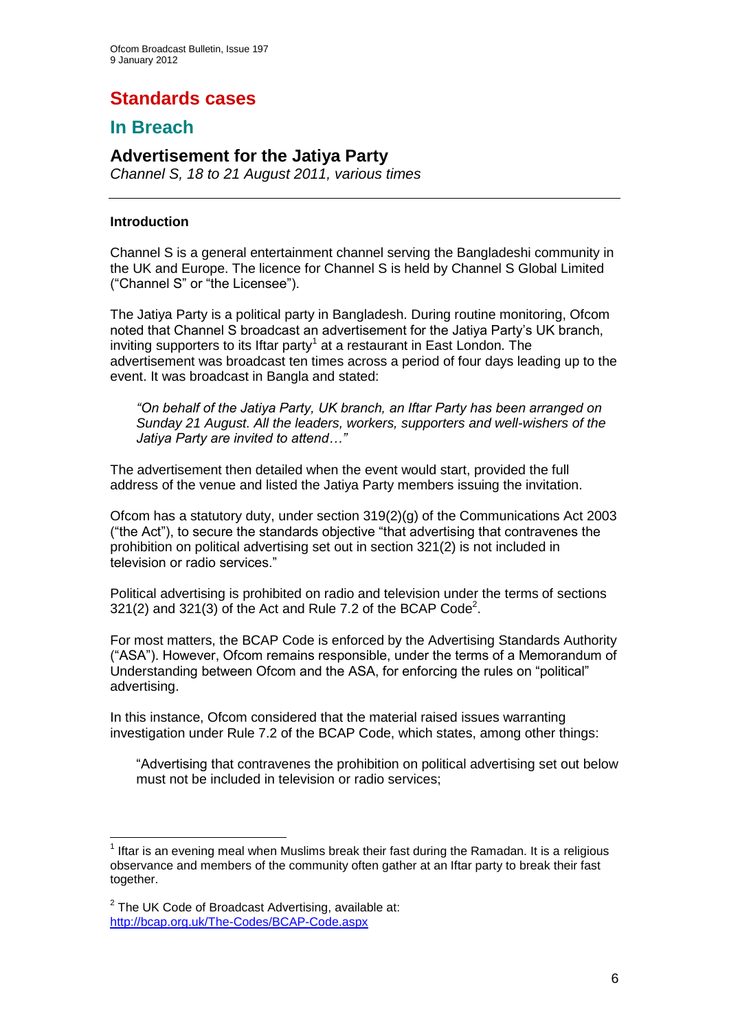# Standards cases

## In Breach

### Advertisement for the Jatiya Party

*Channel S, 18 to 21 August 2011, various times*

---

**Introduction**

Channel S is a general entertainment channel serving the Bangladeshi community in the UK and Europe. The licence for Channel S is held by Channel S Global Limited ("Channel S" or "the Licensee").

The Jatiya Party is a political party in Bangladesh. During routine monitoring, Ofcom noted that Channel S broadcast an advertisement for the Jatiya Party's UK branch, inviting supporters to its Iftar party[1] at a restaurant in East London. The advertisement was broadcast ten times across a period of four days leading up to the event. It was broadcast in Bangla and stated:

> *"On behalf of the Jatiya Party, UK branch, an Iftar Party has been arranged on Sunday 21 August. All the leaders, workers, supporters and well-wishers of the Jatiya Party are invited to attend…"*

The advertisement then detailed when the event would start, provided the full address of the venue and listed the Jatiya Party members issuing the invitation.

Ofcom has a statutory duty, under section 319(2)(g) of the Communications Act 2003 ("the Act"), to secure the standards objective "that advertising that contravenes the prohibition on political advertising set out in section 321(2) is not included in television or radio services."

Political advertising is prohibited on radio and television under the terms of sections 321(2) and 321(3) of the Act and Rule 7.2 of the BCAP Code[2].

For most matters, the BCAP Code is enforced by the Advertising Standards Authority ("ASA"). However, Ofcom remains responsible, under the terms of a Memorandum of Understanding between Ofcom and the ASA, for enforcing the rules on "political" advertising.

In this instance, Ofcom considered that the material raised issues warranting investigation under Rule 7.2 of the BCAP Code, which states, among other things:

> "Advertising that contravenes the prohibition on political advertising set out below must not be included in television or radio services;

---

[1] Iftar is an evening meal when Muslims break their fast during the Ramadan. It is a religious observance and members of the community often gather at an Iftar party to break their fast together.

[2] The UK Code of Broadcast Advertising, available at: http://bcap.org.uk/The-Codes/BCAP-Code.aspx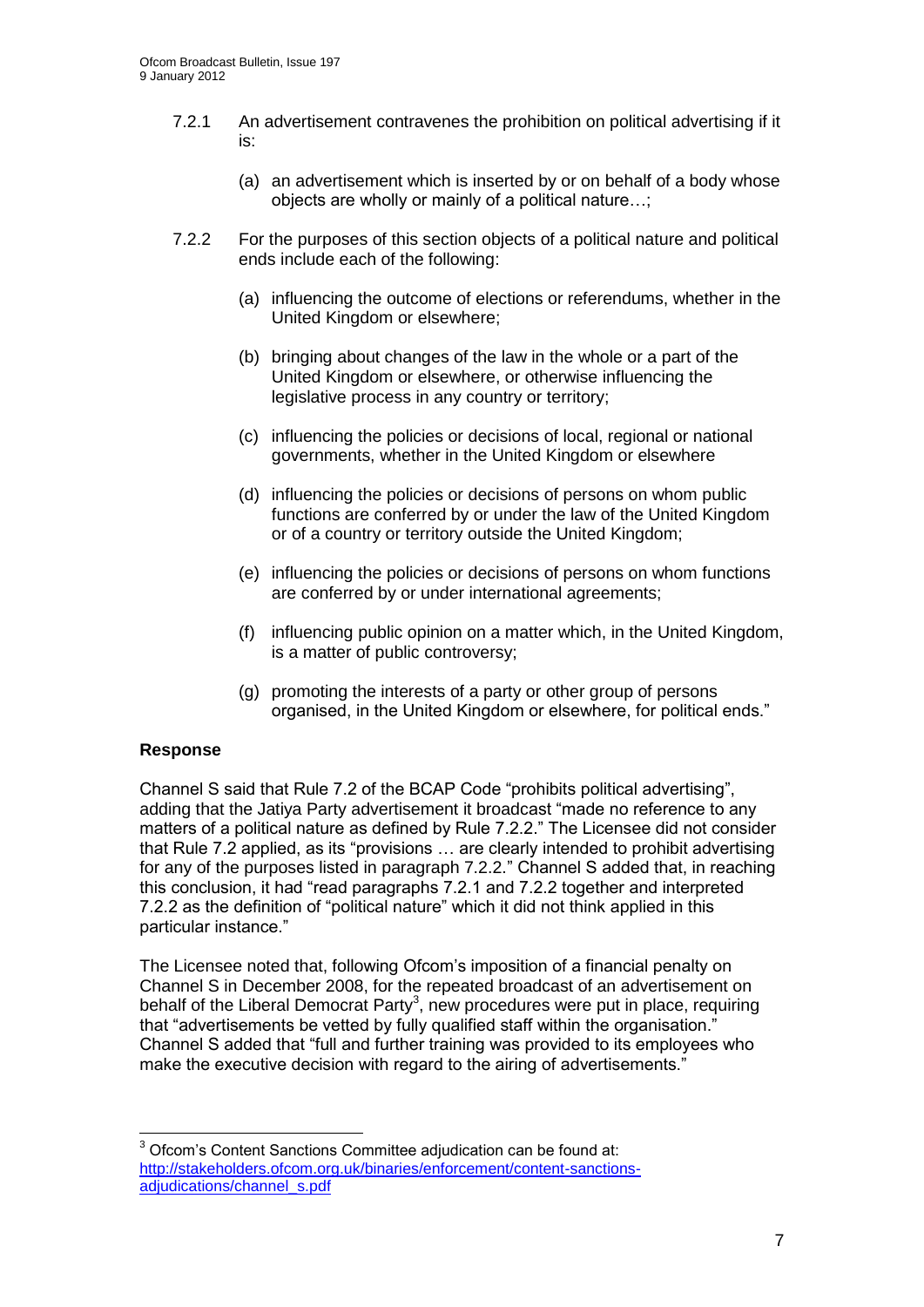7.2.1 An advertisement contravenes the prohibition on political advertising if it is:

(a) an advertisement which is inserted by or on behalf of a body whose objects are wholly or mainly of a political nature…;

7.2.2 For the purposes of this section objects of a political nature and political ends include each of the following:

(a) influencing the outcome of elections or referendums, whether in the United Kingdom or elsewhere;

(b) bringing about changes of the law in the whole or a part of the United Kingdom or elsewhere, or otherwise influencing the legislative process in any country or territory;

(c) influencing the policies or decisions of local, regional or national governments, whether in the United Kingdom or elsewhere

(d) influencing the policies or decisions of persons on whom public functions are conferred by or under the law of the United Kingdom or of a country or territory outside the United Kingdom;

(e) influencing the policies or decisions of persons on whom functions are conferred by or under international agreements;

(f) influencing public opinion on a matter which, in the United Kingdom, is a matter of public controversy;

(g) promoting the interests of a party or other group of persons organised, in the United Kingdom or elsewhere, for political ends."

**Response**

Channel S said that Rule 7.2 of the BCAP Code "prohibits political advertising", adding that the Jatiya Party advertisement it broadcast "made no reference to any matters of a political nature as defined by Rule 7.2.2." The Licensee did not consider that Rule 7.2 applied, as its "provisions … are clearly intended to prohibit advertising for any of the purposes listed in paragraph 7.2.2." Channel S added that, in reaching this conclusion, it had "read paragraphs 7.2.1 and 7.2.2 together and interpreted 7.2.2 as the definition of "political nature" which it did not think applied in this particular instance."

The Licensee noted that, following Ofcom's imposition of a financial penalty on Channel S in December 2008, for the repeated broadcast of an advertisement on behalf of the Liberal Democrat Party[3], new procedures were put in place, requiring that "advertisements be vetted by fully qualified staff within the organisation." Channel S added that "full and further training was provided to its employees who make the executive decision with regard to the airing of advertisements."

---

[3] Ofcom's Content Sanctions Committee adjudication can be found at: http://stakeholders.ofcom.org.uk/binaries/enforcement/content-sanctions-adjudications/channel_s.pdf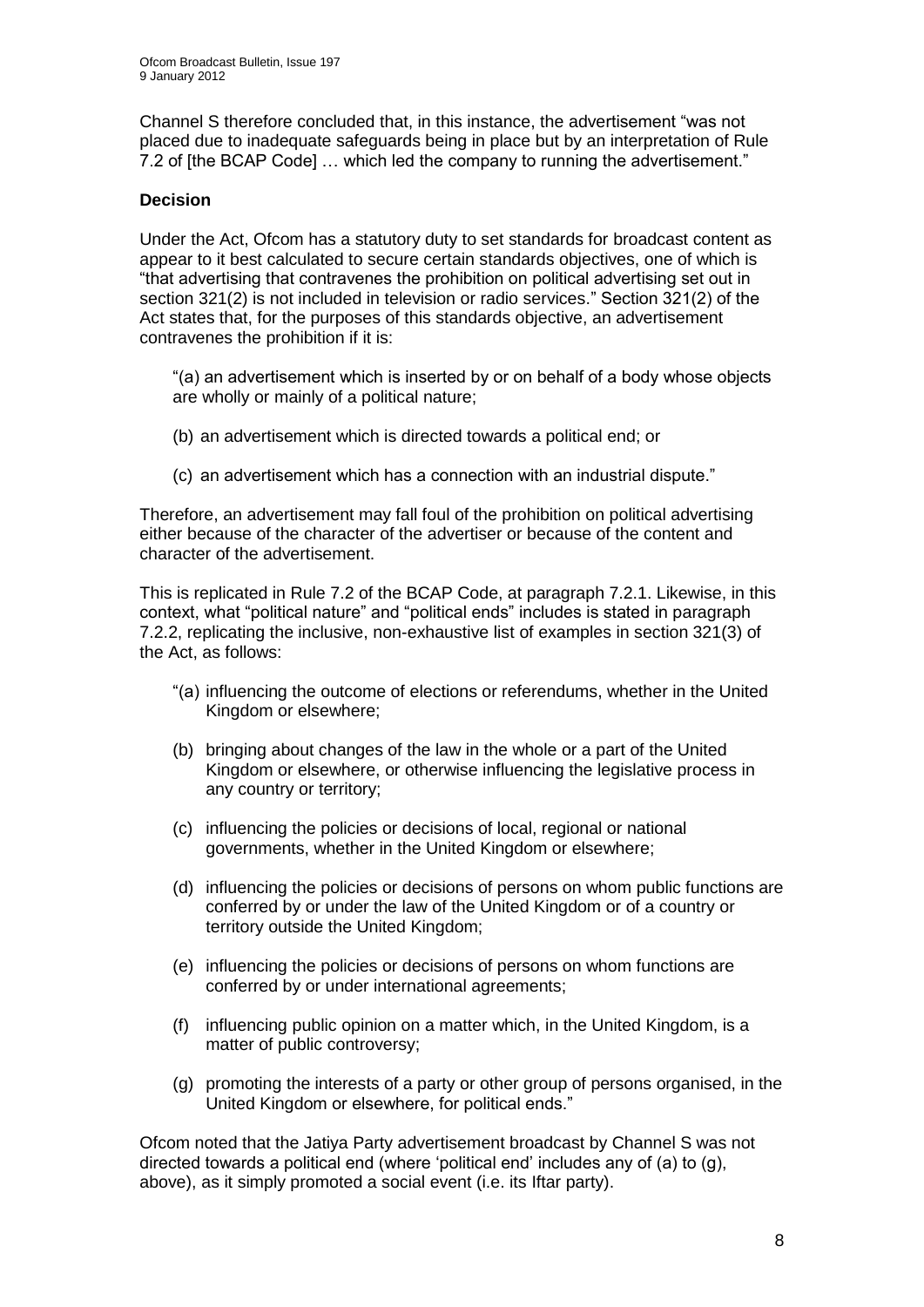Channel S therefore concluded that, in this instance, the advertisement "was not placed due to inadequate safeguards being in place but by an interpretation of Rule 7.2 of [the BCAP Code] … which led the company to running the advertisement."

**Decision**

Under the Act, Ofcom has a statutory duty to set standards for broadcast content as appear to it best calculated to secure certain standards objectives, one of which is "that advertising that contravenes the prohibition on political advertising set out in section 321(2) is not included in television or radio services." Section 321(2) of the Act states that, for the purposes of this standards objective, an advertisement contravenes the prohibition if it is:

> "(a) an advertisement which is inserted by or on behalf of a body whose objects are wholly or mainly of a political nature;
>
> (b) an advertisement which is directed towards a political end; or
>
> (c) an advertisement which has a connection with an industrial dispute."

Therefore, an advertisement may fall foul of the prohibition on political advertising either because of the character of the advertiser or because of the content and character of the advertisement.

This is replicated in Rule 7.2 of the BCAP Code, at paragraph 7.2.1. Likewise, in this context, what "political nature" and "political ends" includes is stated in paragraph 7.2.2, replicating the inclusive, non-exhaustive list of examples in section 321(3) of the Act, as follows:

> "(a) influencing the outcome of elections or referendums, whether in the United Kingdom or elsewhere;
>
> (b) bringing about changes of the law in the whole or a part of the United Kingdom or elsewhere, or otherwise influencing the legislative process in any country or territory;
>
> (c) influencing the policies or decisions of local, regional or national governments, whether in the United Kingdom or elsewhere;
>
> (d) influencing the policies or decisions of persons on whom public functions are conferred by or under the law of the United Kingdom or of a country or territory outside the United Kingdom;
>
> (e) influencing the policies or decisions of persons on whom functions are conferred by or under international agreements;
>
> (f) influencing public opinion on a matter which, in the United Kingdom, is a matter of public controversy;
>
> (g) promoting the interests of a party or other group of persons organised, in the United Kingdom or elsewhere, for political ends."

Ofcom noted that the Jatiya Party advertisement broadcast by Channel S was not directed towards a political end (where 'political end' includes any of (a) to (g), above), as it simply promoted a social event (i.e. its Iftar party).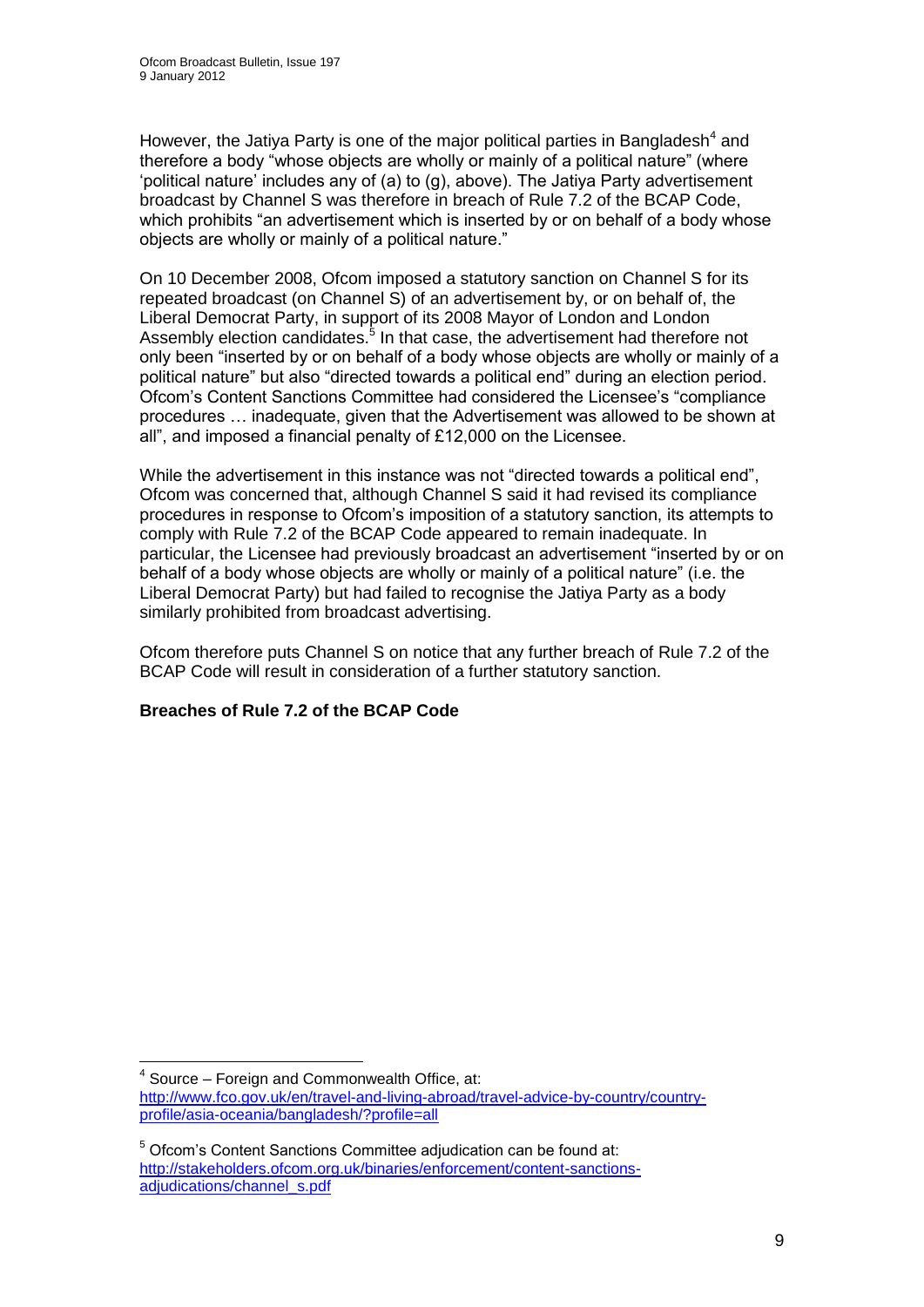However, the Jatiya Party is one of the major political parties in Bangladesh[4] and therefore a body "whose objects are wholly or mainly of a political nature" (where 'political nature' includes any of (a) to (g), above). The Jatiya Party advertisement broadcast by Channel S was therefore in breach of Rule 7.2 of the BCAP Code, which prohibits "an advertisement which is inserted by or on behalf of a body whose objects are wholly or mainly of a political nature."

On 10 December 2008, Ofcom imposed a statutory sanction on Channel S for its repeated broadcast (on Channel S) of an advertisement by, or on behalf of, the Liberal Democrat Party, in support of its 2008 Mayor of London and London Assembly election candidates.[5] In that case, the advertisement had therefore not only been "inserted by or on behalf of a body whose objects are wholly or mainly of a political nature" but also "directed towards a political end" during an election period. Ofcom's Content Sanctions Committee had considered the Licensee's "compliance procedures … inadequate, given that the Advertisement was allowed to be shown at all", and imposed a financial penalty of £12,000 on the Licensee.

While the advertisement in this instance was not "directed towards a political end", Ofcom was concerned that, although Channel S said it had revised its compliance procedures in response to Ofcom's imposition of a statutory sanction, its attempts to comply with Rule 7.2 of the BCAP Code appeared to remain inadequate. In particular, the Licensee had previously broadcast an advertisement "inserted by or on behalf of a body whose objects are wholly or mainly of a political nature" (i.e. the Liberal Democrat Party) but had failed to recognise the Jatiya Party as a body similarly prohibited from broadcast advertising.

Ofcom therefore puts Channel S on notice that any further breach of Rule 7.2 of the BCAP Code will result in consideration of a further statutory sanction.

**Breaches of Rule 7.2 of the BCAP Code**

---

[4] Source – Foreign and Commonwealth Office, at: http://www.fco.gov.uk/en/travel-and-living-abroad/travel-advice-by-country/country-profile/asia-oceania/bangladesh/?profile=all

[5] Ofcom's Content Sanctions Committee adjudication can be found at: http://stakeholders.ofcom.org.uk/binaries/enforcement/content-sanctions-adjudications/channel_s.pdf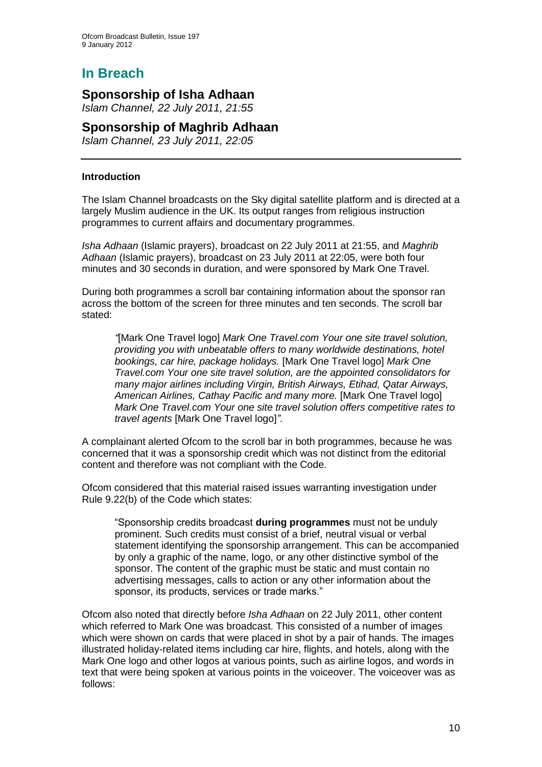# In Breach

## Sponsorship of Isha Adhaan

*Islam Channel, 22 July 2011, 21:55*

## Sponsorship of Maghrib Adhaan

*Islam Channel, 23 July 2011, 22:05*

---

### Introduction

The Islam Channel broadcasts on the Sky digital satellite platform and is directed at a largely Muslim audience in the UK. Its output ranges from religious instruction programmes to current affairs and documentary programmes.

*Isha Adhaan* (Islamic prayers), broadcast on 22 July 2011 at 21:55, and *Maghrib Adhaan* (Islamic prayers), broadcast on 23 July 2011 at 22:05, were both four minutes and 30 seconds in duration, and were sponsored by Mark One Travel.

During both programmes a scroll bar containing information about the sponsor ran across the bottom of the screen for three minutes and ten seconds. The scroll bar stated:

> *"*[Mark One Travel logo] *Mark One Travel.com Your one site travel solution, providing you with unbeatable offers to many worldwide destinations, hotel bookings, car hire, package holidays.* [Mark One Travel logo] *Mark One Travel.com Your one site travel solution, are the appointed consolidators for many major airlines including Virgin, British Airways, Etihad, Qatar Airways, American Airlines, Cathay Pacific and many more.* [Mark One Travel logo] *Mark One Travel.com Your one site travel solution offers competitive rates to travel agents* [Mark One Travel logo]*"*.

A complainant alerted Ofcom to the scroll bar in both programmes, because he was concerned that it was a sponsorship credit which was not distinct from the editorial content and therefore was not compliant with the Code.

Ofcom considered that this material raised issues warranting investigation under Rule 9.22(b) of the Code which states:

> "Sponsorship credits broadcast **during programmes** must not be unduly prominent. Such credits must consist of a brief, neutral visual or verbal statement identifying the sponsorship arrangement. This can be accompanied by only a graphic of the name, logo, or any other distinctive symbol of the sponsor. The content of the graphic must be static and must contain no advertising messages, calls to action or any other information about the sponsor, its products, services or trade marks."

Ofcom also noted that directly before *Isha Adhaan* on 22 July 2011, other content which referred to Mark One was broadcast. This consisted of a number of images which were shown on cards that were placed in shot by a pair of hands. The images illustrated holiday-related items including car hire, flights, and hotels, along with the Mark One logo and other logos at various points, such as airline logos, and words in text that were being spoken at various points in the voiceover. The voiceover was as follows: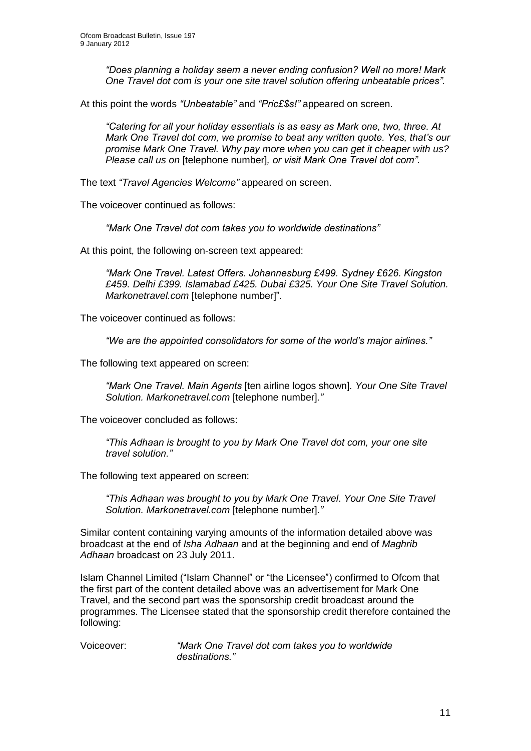> *"Does planning a holiday seem a never ending confusion? Well no more! Mark One Travel dot com is your one site travel solution offering unbeatable prices".*

At this point the words *"Unbeatable"* and *"Pric£$s!"* appeared on screen.

> *"Catering for all your holiday essentials is as easy as Mark one, two, three. At Mark One Travel dot com, we promise to beat any written quote. Yes, that's our promise Mark One Travel. Why pay more when you can get it cheaper with us? Please call us on* [telephone number]*, or visit Mark One Travel dot com".*

The text *"Travel Agencies Welcome"* appeared on screen.

The voiceover continued as follows:

> *"Mark One Travel dot com takes you to worldwide destinations"*

At this point, the following on-screen text appeared:

> *"Mark One Travel. Latest Offers. Johannesburg £499. Sydney £626. Kingston £459. Delhi £399. Islamabad £425. Dubai £325. Your One Site Travel Solution. Markonetravel.com* [telephone number]".

The voiceover continued as follows:

> *"We are the appointed consolidators for some of the world's major airlines."*

The following text appeared on screen:

> *"Mark One Travel. Main Agents* [ten airline logos shown]*. Your One Site Travel Solution. Markonetravel.com* [telephone number]*."*

The voiceover concluded as follows:

> *"This Adhaan is brought to you by Mark One Travel dot com, your one site travel solution."*

The following text appeared on screen:

> *"This Adhaan was brought to you by Mark One Travel. Your One Site Travel Solution. Markonetravel.com* [telephone number]*."*

Similar content containing varying amounts of the information detailed above was broadcast at the end of *Isha Adhaan* and at the beginning and end of *Maghrib Adhaan* broadcast on 23 July 2011.

Islam Channel Limited ("Islam Channel" or "the Licensee") confirmed to Ofcom that the first part of the content detailed above was an advertisement for Mark One Travel, and the second part was the sponsorship credit broadcast around the programmes. The Licensee stated that the sponsorship credit therefore contained the following:

Voiceover: *"Mark One Travel dot com takes you to worldwide destinations."*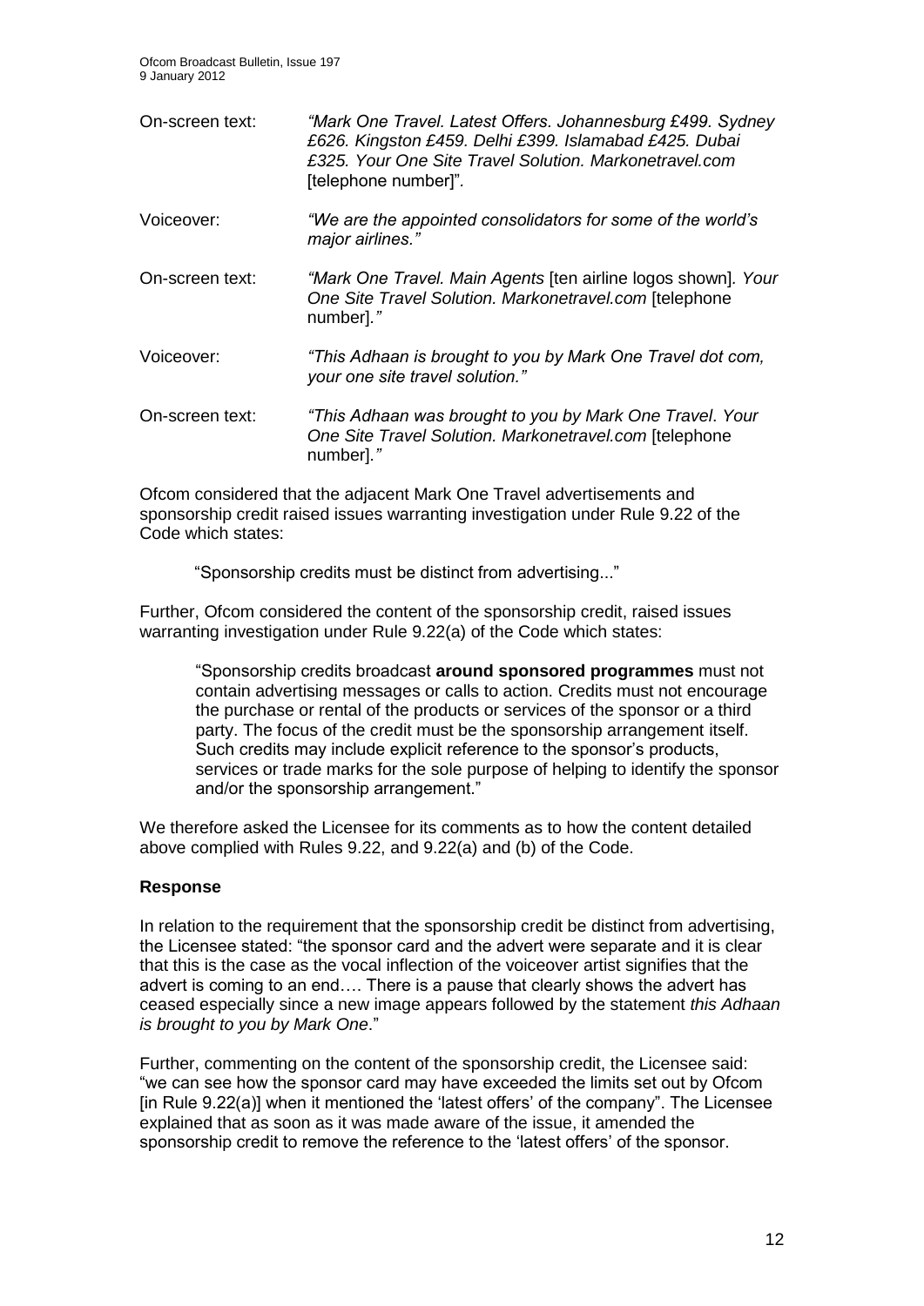On-screen text: *"Mark One Travel. Latest Offers. Johannesburg £499. Sydney £626. Kingston £459. Delhi £399. Islamabad £425. Dubai £325. Your One Site Travel Solution. Markonetravel.com* [telephone number]".

Voiceover: *"We are the appointed consolidators for some of the world's major airlines."*

On-screen text: *"Mark One Travel. Main Agents* [ten airline logos shown]*. Your One Site Travel Solution. Markonetravel.com* [telephone number]*."*

Voiceover: *"This Adhaan is brought to you by Mark One Travel dot com, your one site travel solution."*

On-screen text: *"This Adhaan was brought to you by Mark One Travel. Your One Site Travel Solution. Markonetravel.com* [telephone number]*."*

Ofcom considered that the adjacent Mark One Travel advertisements and sponsorship credit raised issues warranting investigation under Rule 9.22 of the Code which states:

> "Sponsorship credits must be distinct from advertising..."

Further, Ofcom considered the content of the sponsorship credit, raised issues warranting investigation under Rule 9.22(a) of the Code which states:

> "Sponsorship credits broadcast **around sponsored programmes** must not contain advertising messages or calls to action. Credits must not encourage the purchase or rental of the products or services of the sponsor or a third party. The focus of the credit must be the sponsorship arrangement itself. Such credits may include explicit reference to the sponsor's products, services or trade marks for the sole purpose of helping to identify the sponsor and/or the sponsorship arrangement."

We therefore asked the Licensee for its comments as to how the content detailed above complied with Rules 9.22, and 9.22(a) and (b) of the Code.

**Response**

In relation to the requirement that the sponsorship credit be distinct from advertising, the Licensee stated: "the sponsor card and the advert were separate and it is clear that this is the case as the vocal inflection of the voiceover artist signifies that the advert is coming to an end…. There is a pause that clearly shows the advert has ceased especially since a new image appears followed by the statement *this Adhaan is brought to you by Mark One*."

Further, commenting on the content of the sponsorship credit, the Licensee said: "we can see how the sponsor card may have exceeded the limits set out by Ofcom [in Rule 9.22(a)] when it mentioned the 'latest offers' of the company". The Licensee explained that as soon as it was made aware of the issue, it amended the sponsorship credit to remove the reference to the 'latest offers' of the sponsor.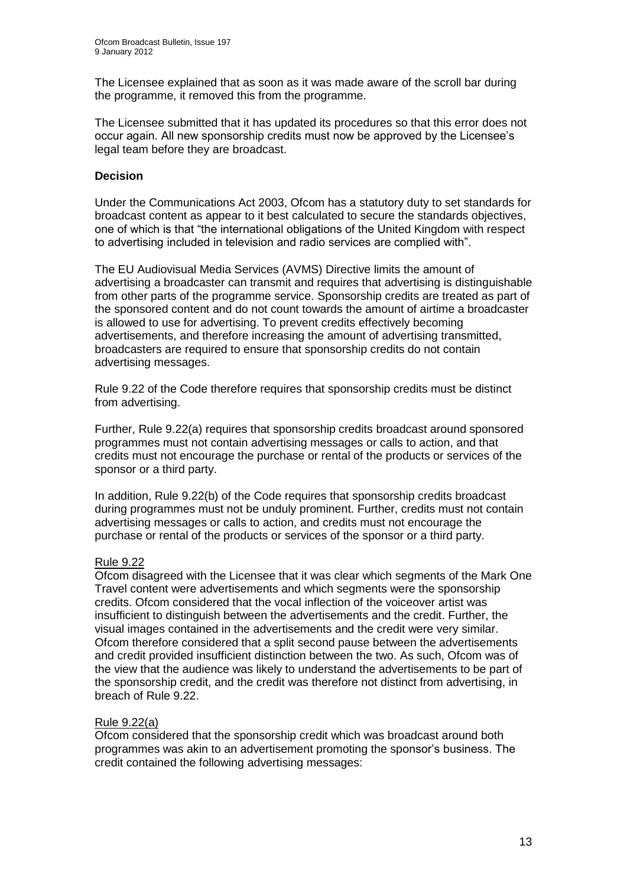The Licensee explained that as soon as it was made aware of the scroll bar during the programme, it removed this from the programme.

The Licensee submitted that it has updated its procedures so that this error does not occur again. All new sponsorship credits must now be approved by the Licensee's legal team before they are broadcast.

**Decision**

Under the Communications Act 2003, Ofcom has a statutory duty to set standards for broadcast content as appear to it best calculated to secure the standards objectives, one of which is that "the international obligations of the United Kingdom with respect to advertising included in television and radio services are complied with".

The EU Audiovisual Media Services (AVMS) Directive limits the amount of advertising a broadcaster can transmit and requires that advertising is distinguishable from other parts of the programme service. Sponsorship credits are treated as part of the sponsored content and do not count towards the amount of airtime a broadcaster is allowed to use for advertising. To prevent credits effectively becoming advertisements, and therefore increasing the amount of advertising transmitted, broadcasters are required to ensure that sponsorship credits do not contain advertising messages.

Rule 9.22 of the Code therefore requires that sponsorship credits must be distinct from advertising.

Further, Rule 9.22(a) requires that sponsorship credits broadcast around sponsored programmes must not contain advertising messages or calls to action, and that credits must not encourage the purchase or rental of the products or services of the sponsor or a third party.

In addition, Rule 9.22(b) of the Code requires that sponsorship credits broadcast during programmes must not be unduly prominent. Further, credits must not contain advertising messages or calls to action, and credits must not encourage the purchase or rental of the products or services of the sponsor or a third party.

Rule 9.22

Ofcom disagreed with the Licensee that it was clear which segments of the Mark One Travel content were advertisements and which segments were the sponsorship credits. Ofcom considered that the vocal inflection of the voiceover artist was insufficient to distinguish between the advertisements and the credit. Further, the visual images contained in the advertisements and the credit were very similar. Ofcom therefore considered that a split second pause between the advertisements and credit provided insufficient distinction between the two. As such, Ofcom was of the view that the audience was likely to understand the advertisements to be part of the sponsorship credit, and the credit was therefore not distinct from advertising, in breach of Rule 9.22.

Rule 9.22(a)

Ofcom considered that the sponsorship credit which was broadcast around both programmes was akin to an advertisement promoting the sponsor's business. The credit contained the following advertising messages: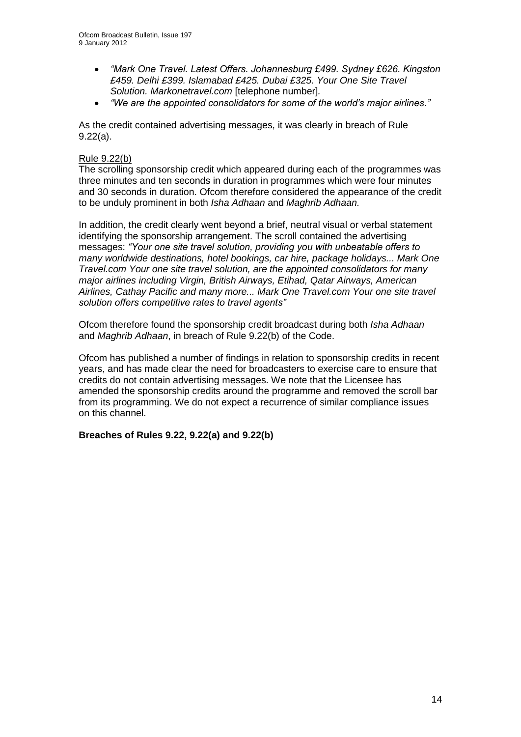- *"Mark One Travel. Latest Offers. Johannesburg £499. Sydney £626. Kingston £459. Delhi £399. Islamabad £425. Dubai £325. Your One Site Travel Solution. Markonetravel.com* [telephone number]*.*
- *"We are the appointed consolidators for some of the world's major airlines."*

As the credit contained advertising messages, it was clearly in breach of Rule 9.22(a).

Rule 9.22(b)

The scrolling sponsorship credit which appeared during each of the programmes was three minutes and ten seconds in duration in programmes which were four minutes and 30 seconds in duration. Ofcom therefore considered the appearance of the credit to be unduly prominent in both *Isha Adhaan* and *Maghrib Adhaan*.

In addition, the credit clearly went beyond a brief, neutral visual or verbal statement identifying the sponsorship arrangement. The scroll contained the advertising messages: *"Your one site travel solution, providing you with unbeatable offers to many worldwide destinations, hotel bookings, car hire, package holidays... Mark One Travel.com Your one site travel solution, are the appointed consolidators for many major airlines including Virgin, British Airways, Etihad, Qatar Airways, American Airlines, Cathay Pacific and many more... Mark One Travel.com Your one site travel solution offers competitive rates to travel agents"*

Ofcom therefore found the sponsorship credit broadcast during both *Isha Adhaan* and *Maghrib Adhaan*, in breach of Rule 9.22(b) of the Code.

Ofcom has published a number of findings in relation to sponsorship credits in recent years, and has made clear the need for broadcasters to exercise care to ensure that credits do not contain advertising messages. We note that the Licensee has amended the sponsorship credits around the programme and removed the scroll bar from its programming. We do not expect a recurrence of similar compliance issues on this channel.

**Breaches of Rules 9.22, 9.22(a) and 9.22(b)**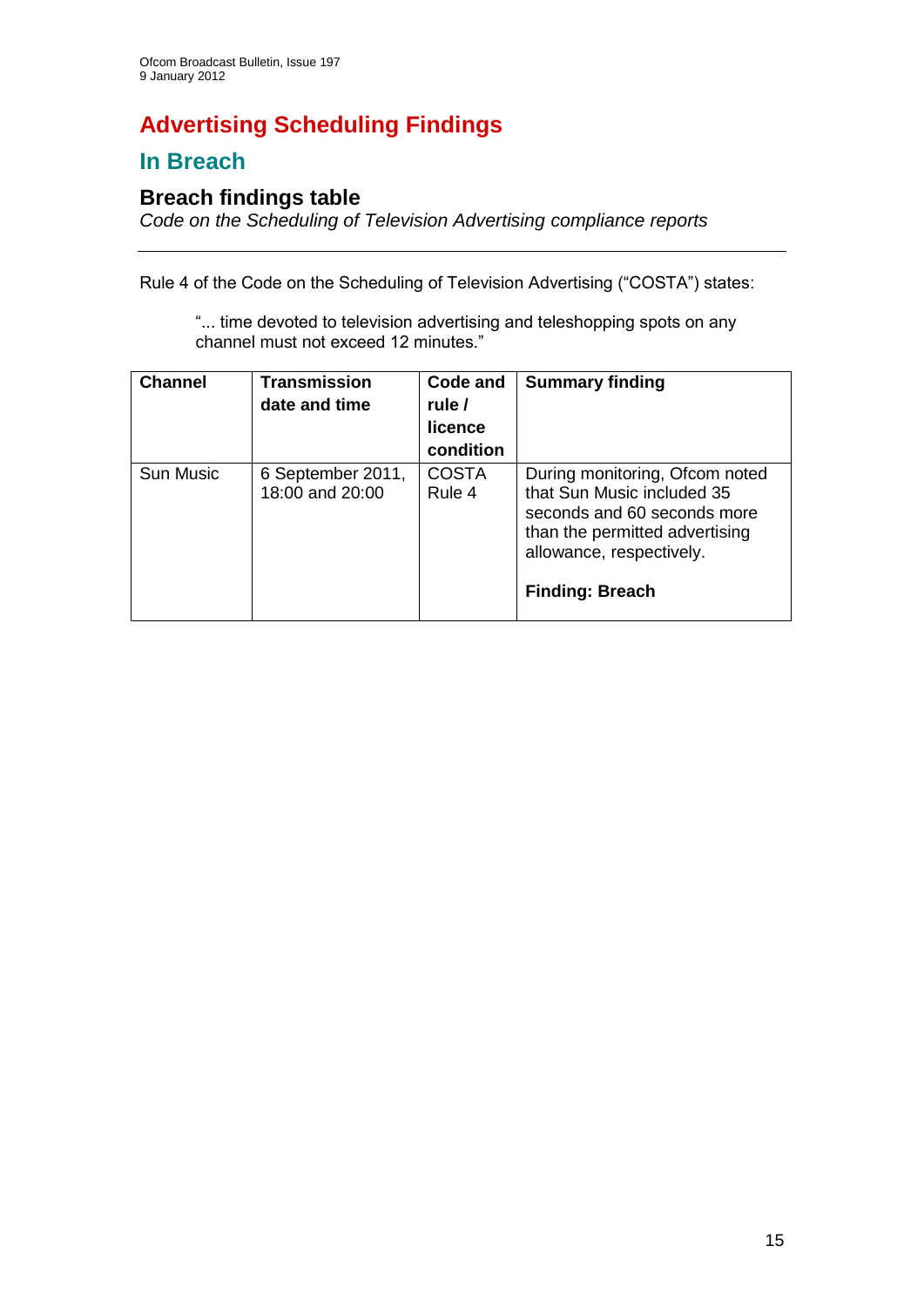# Advertising Scheduling Findings

## In Breach

### Breach findings table

*Code on the Scheduling of Television Advertising compliance reports*

---

Rule 4 of the Code on the Scheduling of Television Advertising ("COSTA") states:

> "... time devoted to television advertising and teleshopping spots on any channel must not exceed 12 minutes."

| Channel | Transmission date and time | Code and rule / licence condition | Summary finding |
|---|---|---|---|
| Sun Music | 6 September 2011, 18:00 and 20:00 | COSTA Rule 4 | During monitoring, Ofcom noted that Sun Music included 35 seconds and 60 seconds more than the permitted advertising allowance, respectively.<br><br>**Finding: Breach** |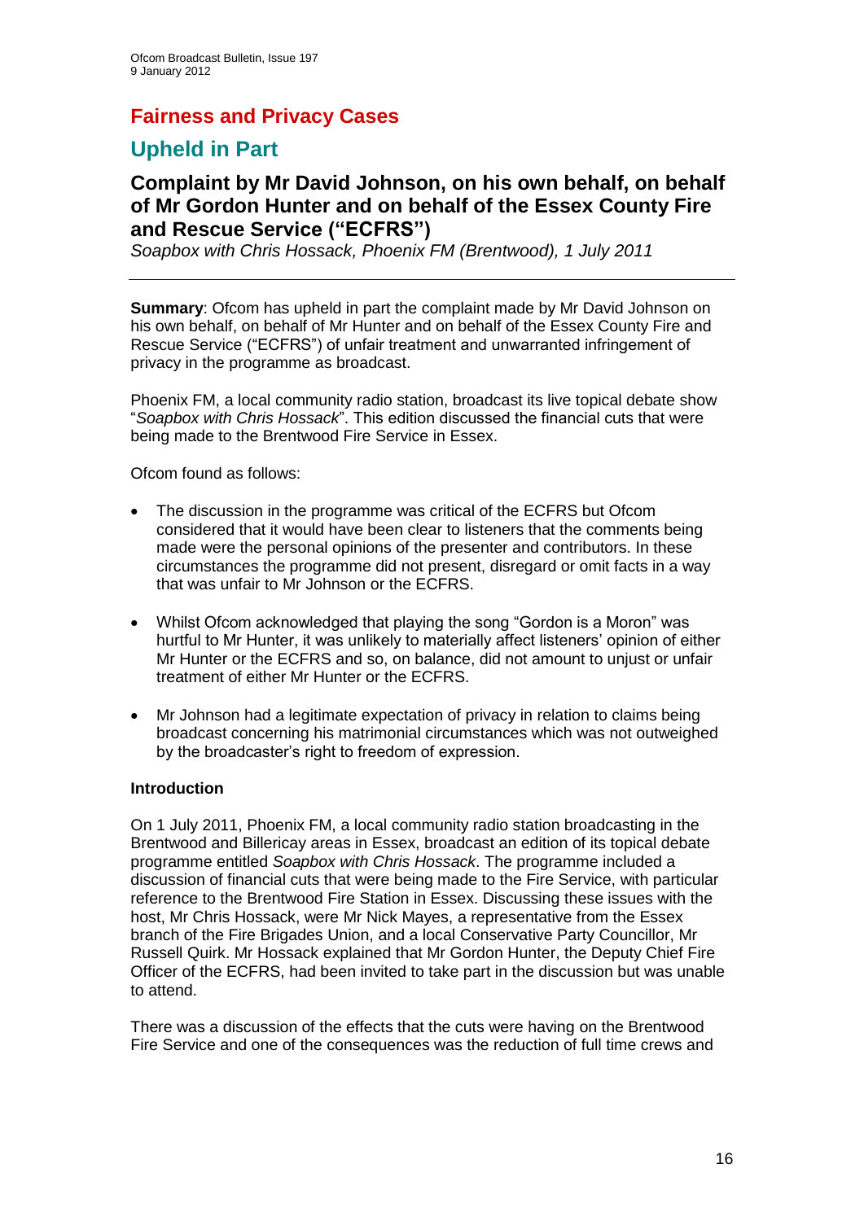## Fairness and Privacy Cases

## Upheld in Part

### Complaint by Mr David Johnson, on his own behalf, on behalf of Mr Gordon Hunter and on behalf of the Essex County Fire and Rescue Service ("ECFRS")

*Soapbox with Chris Hossack, Phoenix FM (Brentwood), 1 July 2011*

---

**Summary**: Ofcom has upheld in part the complaint made by Mr David Johnson on his own behalf, on behalf of Mr Hunter and on behalf of the Essex County Fire and Rescue Service ("ECFRS") of unfair treatment and unwarranted infringement of privacy in the programme as broadcast.

Phoenix FM, a local community radio station, broadcast its live topical debate show "*Soapbox with Chris Hossack*". This edition discussed the financial cuts that were being made to the Brentwood Fire Service in Essex.

Ofcom found as follows:

- The discussion in the programme was critical of the ECFRS but Ofcom considered that it would have been clear to listeners that the comments being made were the personal opinions of the presenter and contributors. In these circumstances the programme did not present, disregard or omit facts in a way that was unfair to Mr Johnson or the ECFRS.
- Whilst Ofcom acknowledged that playing the song "Gordon is a Moron" was hurtful to Mr Hunter, it was unlikely to materially affect listeners' opinion of either Mr Hunter or the ECFRS and so, on balance, did not amount to unjust or unfair treatment of either Mr Hunter or the ECFRS.
- Mr Johnson had a legitimate expectation of privacy in relation to claims being broadcast concerning his matrimonial circumstances which was not outweighed by the broadcaster's right to freedom of expression.

**Introduction**

On 1 July 2011, Phoenix FM, a local community radio station broadcasting in the Brentwood and Billericay areas in Essex, broadcast an edition of its topical debate programme entitled *Soapbox with Chris Hossack*. The programme included a discussion of financial cuts that were being made to the Fire Service, with particular reference to the Brentwood Fire Station in Essex. Discussing these issues with the host, Mr Chris Hossack, were Mr Nick Mayes, a representative from the Essex branch of the Fire Brigades Union, and a local Conservative Party Councillor, Mr Russell Quirk. Mr Hossack explained that Mr Gordon Hunter, the Deputy Chief Fire Officer of the ECFRS, had been invited to take part in the discussion but was unable to attend.

There was a discussion of the effects that the cuts were having on the Brentwood Fire Service and one of the consequences was the reduction of full time crews and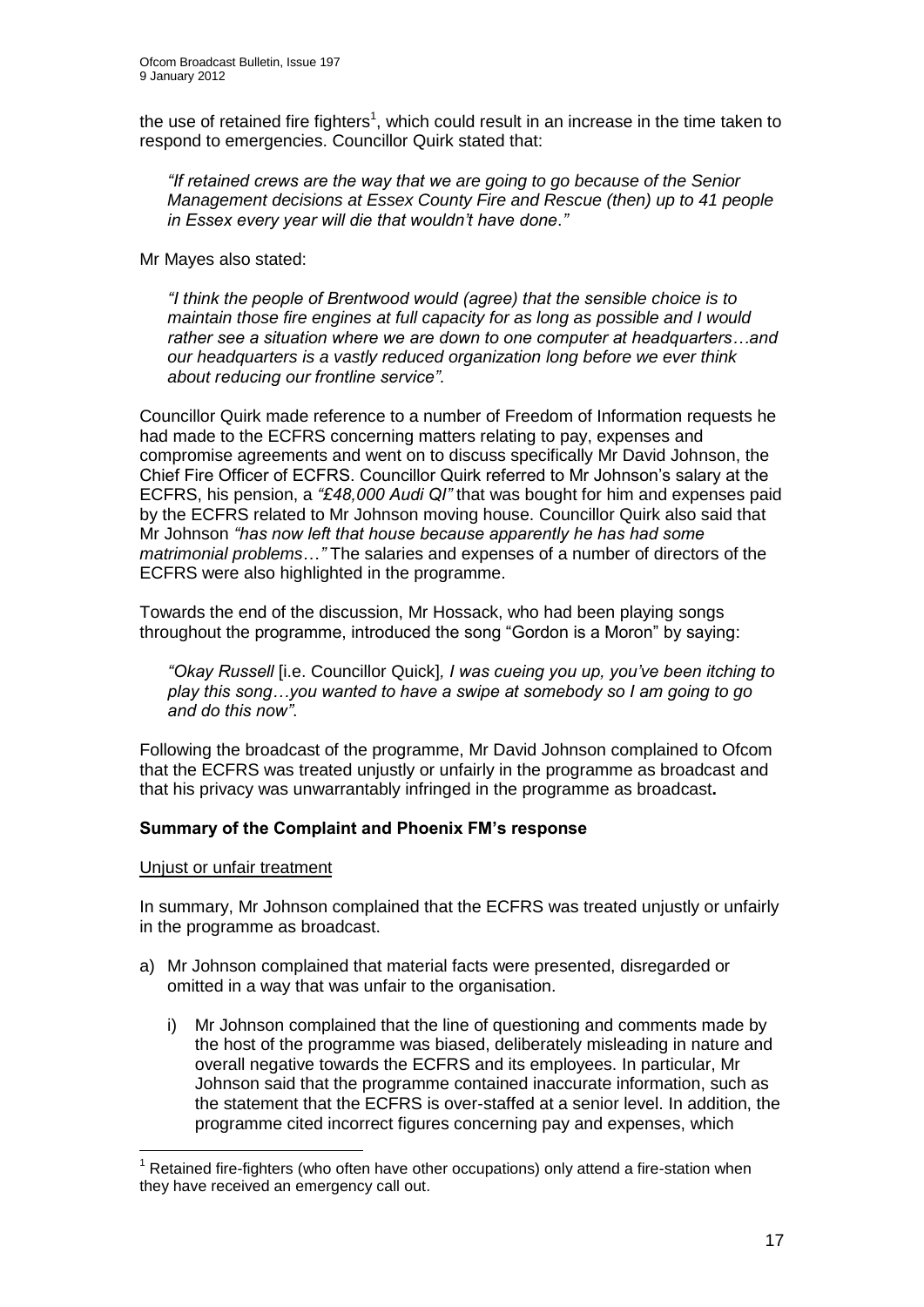the use of retained fire fighters[1], which could result in an increase in the time taken to respond to emergencies. Councillor Quirk stated that:

> *"If retained crews are the way that we are going to go because of the Senior Management decisions at Essex County Fire and Rescue (then) up to 41 people in Essex every year will die that wouldn't have done."*

Mr Mayes also stated:

> *"I think the people of Brentwood would (agree) that the sensible choice is to maintain those fire engines at full capacity for as long as possible and I would rather see a situation where we are down to one computer at headquarters…and our headquarters is a vastly reduced organization long before we ever think about reducing our frontline service"*.

Councillor Quirk made reference to a number of Freedom of Information requests he had made to the ECFRS concerning matters relating to pay, expenses and compromise agreements and went on to discuss specifically Mr David Johnson, the Chief Fire Officer of ECFRS. Councillor Quirk referred to Mr Johnson's salary at the ECFRS, his pension, a *"£48,000 Audi QI"* that was bought for him and expenses paid by the ECFRS related to Mr Johnson moving house. Councillor Quirk also said that Mr Johnson *"has now left that house because apparently he has had some matrimonial problems…"* The salaries and expenses of a number of directors of the ECFRS were also highlighted in the programme.

Towards the end of the discussion, Mr Hossack, who had been playing songs throughout the programme, introduced the song "Gordon is a Moron" by saying:

> *"Okay Russell* [i.e. Councillor Quick]*, I was cueing you up, you've been itching to play this song…you wanted to have a swipe at somebody so I am going to go and do this now"*.

Following the broadcast of the programme, Mr David Johnson complained to Ofcom that the ECFRS was treated unjustly or unfairly in the programme as broadcast and that his privacy was unwarrantably infringed in the programme as broadcast**.**

### Summary of the Complaint and Phoenix FM's response

Unjust or unfair treatment

In summary, Mr Johnson complained that the ECFRS was treated unjustly or unfairly in the programme as broadcast.

a) Mr Johnson complained that material facts were presented, disregarded or omitted in a way that was unfair to the organisation.

   i) Mr Johnson complained that the line of questioning and comments made by the host of the programme was biased, deliberately misleading in nature and overall negative towards the ECFRS and its employees. In particular, Mr Johnson said that the programme contained inaccurate information, such as the statement that the ECFRS is over-staffed at a senior level. In addition, the programme cited incorrect figures concerning pay and expenses, which

---

[1] Retained fire-fighters (who often have other occupations) only attend a fire-station when they have received an emergency call out.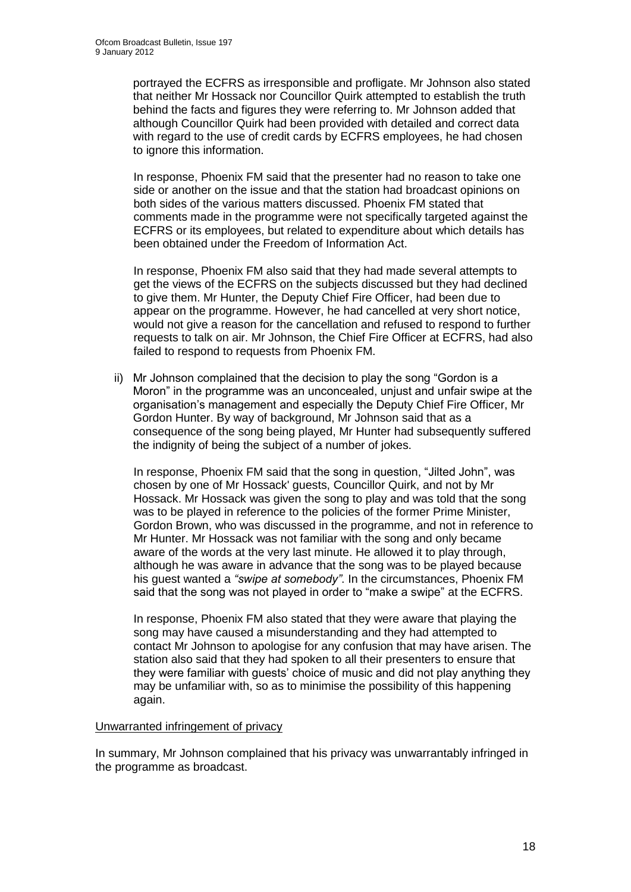portrayed the ECFRS as irresponsible and profligate. Mr Johnson also stated that neither Mr Hossack nor Councillor Quirk attempted to establish the truth behind the facts and figures they were referring to. Mr Johnson added that although Councillor Quirk had been provided with detailed and correct data with regard to the use of credit cards by ECFRS employees, he had chosen to ignore this information.

In response, Phoenix FM said that the presenter had no reason to take one side or another on the issue and that the station had broadcast opinions on both sides of the various matters discussed. Phoenix FM stated that comments made in the programme were not specifically targeted against the ECFRS or its employees, but related to expenditure about which details has been obtained under the Freedom of Information Act.

In response, Phoenix FM also said that they had made several attempts to get the views of the ECFRS on the subjects discussed but they had declined to give them. Mr Hunter, the Deputy Chief Fire Officer, had been due to appear on the programme. However, he had cancelled at very short notice, would not give a reason for the cancellation and refused to respond to further requests to talk on air. Mr Johnson, the Chief Fire Officer at ECFRS, had also failed to respond to requests from Phoenix FM.

ii) Mr Johnson complained that the decision to play the song "Gordon is a Moron" in the programme was an unconcealed, unjust and unfair swipe at the organisation's management and especially the Deputy Chief Fire Officer, Mr Gordon Hunter. By way of background, Mr Johnson said that as a consequence of the song being played, Mr Hunter had subsequently suffered the indignity of being the subject of a number of jokes.

In response, Phoenix FM said that the song in question, "Jilted John", was chosen by one of Mr Hossack' guests, Councillor Quirk, and not by Mr Hossack. Mr Hossack was given the song to play and was told that the song was to be played in reference to the policies of the former Prime Minister, Gordon Brown, who was discussed in the programme, and not in reference to Mr Hunter. Mr Hossack was not familiar with the song and only became aware of the words at the very last minute. He allowed it to play through, although he was aware in advance that the song was to be played because his guest wanted a *"swipe at somebody"*. In the circumstances, Phoenix FM said that the song was not played in order to "make a swipe" at the ECFRS.

In response, Phoenix FM also stated that they were aware that playing the song may have caused a misunderstanding and they had attempted to contact Mr Johnson to apologise for any confusion that may have arisen. The station also said that they had spoken to all their presenters to ensure that they were familiar with guests' choice of music and did not play anything they may be unfamiliar with, so as to minimise the possibility of this happening again.

Unwarranted infringement of privacy

In summary, Mr Johnson complained that his privacy was unwarrantably infringed in the programme as broadcast.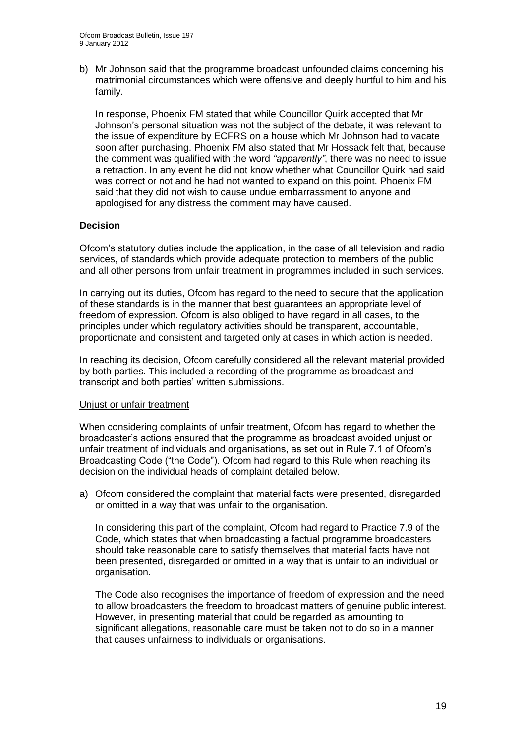b) Mr Johnson said that the programme broadcast unfounded claims concerning his matrimonial circumstances which were offensive and deeply hurtful to him and his family.

   In response, Phoenix FM stated that while Councillor Quirk accepted that Mr Johnson's personal situation was not the subject of the debate, it was relevant to the issue of expenditure by ECFRS on a house which Mr Johnson had to vacate soon after purchasing. Phoenix FM also stated that Mr Hossack felt that, because the comment was qualified with the word *"apparently"*, there was no need to issue a retraction. In any event he did not know whether what Councillor Quirk had said was correct or not and he had not wanted to expand on this point. Phoenix FM said that they did not wish to cause undue embarrassment to anyone and apologised for any distress the comment may have caused.

### Decision

Ofcom's statutory duties include the application, in the case of all television and radio services, of standards which provide adequate protection to members of the public and all other persons from unfair treatment in programmes included in such services.

In carrying out its duties, Ofcom has regard to the need to secure that the application of these standards is in the manner that best guarantees an appropriate level of freedom of expression. Ofcom is also obliged to have regard in all cases, to the principles under which regulatory activities should be transparent, accountable, proportionate and consistent and targeted only at cases in which action is needed.

In reaching its decision, Ofcom carefully considered all the relevant material provided by both parties. This included a recording of the programme as broadcast and transcript and both parties' written submissions.

<u>Unjust or unfair treatment</u>

When considering complaints of unfair treatment, Ofcom has regard to whether the broadcaster's actions ensured that the programme as broadcast avoided unjust or unfair treatment of individuals and organisations, as set out in Rule 7.1 of Ofcom's Broadcasting Code ("the Code"). Ofcom had regard to this Rule when reaching its decision on the individual heads of complaint detailed below.

a) Ofcom considered the complaint that material facts were presented, disregarded or omitted in a way that was unfair to the organisation.

   In considering this part of the complaint, Ofcom had regard to Practice 7.9 of the Code, which states that when broadcasting a factual programme broadcasters should take reasonable care to satisfy themselves that material facts have not been presented, disregarded or omitted in a way that is unfair to an individual or organisation.

   The Code also recognises the importance of freedom of expression and the need to allow broadcasters the freedom to broadcast matters of genuine public interest. However, in presenting material that could be regarded as amounting to significant allegations, reasonable care must be taken not to do so in a manner that causes unfairness to individuals or organisations.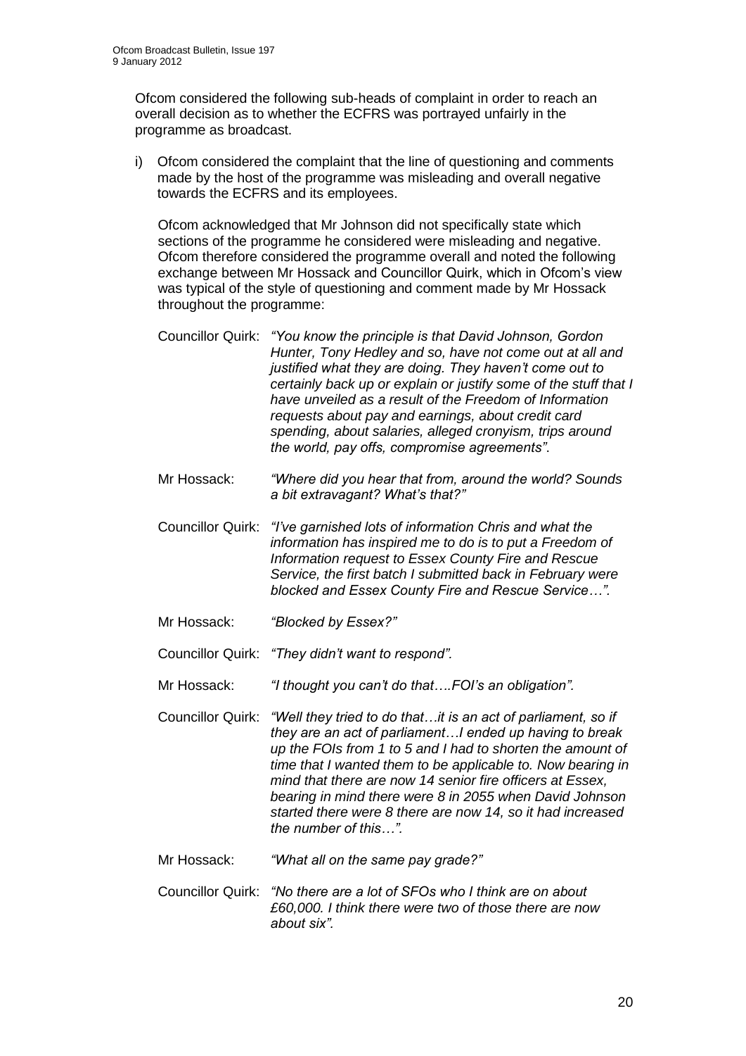Ofcom considered the following sub-heads of complaint in order to reach an overall decision as to whether the ECFRS was portrayed unfairly in the programme as broadcast.

i) Ofcom considered the complaint that the line of questioning and comments made by the host of the programme was misleading and overall negative towards the ECFRS and its employees.

   Ofcom acknowledged that Mr Johnson did not specifically state which sections of the programme he considered were misleading and negative. Ofcom therefore considered the programme overall and noted the following exchange between Mr Hossack and Councillor Quirk, which in Ofcom's view was typical of the style of questioning and comment made by Mr Hossack throughout the programme:

   Councillor Quirk: *"You know the principle is that David Johnson, Gordon Hunter, Tony Hedley and so, have not come out at all and justified what they are doing. They haven't come out to certainly back up or explain or justify some of the stuff that I have unveiled as a result of the Freedom of Information requests about pay and earnings, about credit card spending, about salaries, alleged cronyism, trips around the world, pay offs, compromise agreements".*

   Mr Hossack: *"Where did you hear that from, around the world? Sounds a bit extravagant? What's that?"*

   Councillor Quirk: *"I've garnished lots of information Chris and what the information has inspired me to do is to put a Freedom of Information request to Essex County Fire and Rescue Service, the first batch I submitted back in February were blocked and Essex County Fire and Rescue Service…".*

   Mr Hossack: *"Blocked by Essex?"*

   Councillor Quirk: *"They didn't want to respond".*

   Mr Hossack: *"I thought you can't do that….FOI's an obligation".*

   Councillor Quirk: *"Well they tried to do that…it is an act of parliament, so if they are an act of parliament…I ended up having to break up the FOIs from 1 to 5 and I had to shorten the amount of time that I wanted them to be applicable to. Now bearing in mind that there are now 14 senior fire officers at Essex, bearing in mind there were 8 in 2055 when David Johnson started there were 8 there are now 14, so it had increased the number of this…".*

   Mr Hossack: *"What all on the same pay grade?"*

   Councillor Quirk: *"No there are a lot of SFOs who I think are on about £60,000. I think there were two of those there are now about six".*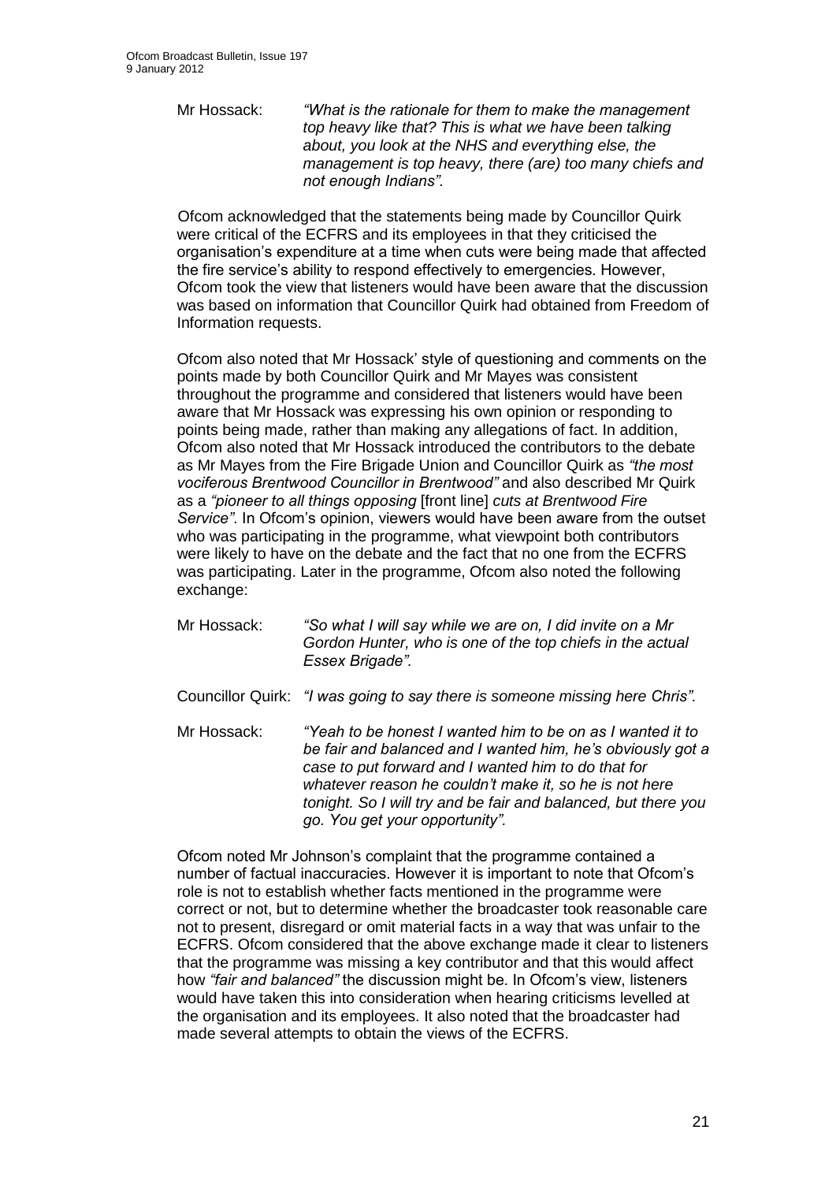Mr Hossack: *"What is the rationale for them to make the management top heavy like that? This is what we have been talking about, you look at the NHS and everything else, the management is top heavy, there (are) too many chiefs and not enough Indians".*

Ofcom acknowledged that the statements being made by Councillor Quirk were critical of the ECFRS and its employees in that they criticised the organisation's expenditure at a time when cuts were being made that affected the fire service's ability to respond effectively to emergencies. However, Ofcom took the view that listeners would have been aware that the discussion was based on information that Councillor Quirk had obtained from Freedom of Information requests.

Ofcom also noted that Mr Hossack' style of questioning and comments on the points made by both Councillor Quirk and Mr Mayes was consistent throughout the programme and considered that listeners would have been aware that Mr Hossack was expressing his own opinion or responding to points being made, rather than making any allegations of fact. In addition, Ofcom also noted that Mr Hossack introduced the contributors to the debate as Mr Mayes from the Fire Brigade Union and Councillor Quirk as *"the most vociferous Brentwood Councillor in Brentwood"* and also described Mr Quirk as a *"pioneer to all things opposing* [front line] *cuts at Brentwood Fire Service"*. In Ofcom's opinion, viewers would have been aware from the outset who was participating in the programme, what viewpoint both contributors were likely to have on the debate and the fact that no one from the ECFRS was participating. Later in the programme, Ofcom also noted the following exchange:

Mr Hossack: *"So what I will say while we are on, I did invite on a Mr Gordon Hunter, who is one of the top chiefs in the actual Essex Brigade".*

Councillor Quirk: *"I was going to say there is someone missing here Chris".*

Mr Hossack: *"Yeah to be honest I wanted him to be on as I wanted it to be fair and balanced and I wanted him, he's obviously got a case to put forward and I wanted him to do that for whatever reason he couldn't make it, so he is not here tonight. So I will try and be fair and balanced, but there you go. You get your opportunity".*

Ofcom noted Mr Johnson's complaint that the programme contained a number of factual inaccuracies. However it is important to note that Ofcom's role is not to establish whether facts mentioned in the programme were correct or not, but to determine whether the broadcaster took reasonable care not to present, disregard or omit material facts in a way that was unfair to the ECFRS. Ofcom considered that the above exchange made it clear to listeners that the programme was missing a key contributor and that this would affect how *"fair and balanced"* the discussion might be. In Ofcom's view, listeners would have taken this into consideration when hearing criticisms levelled at the organisation and its employees. It also noted that the broadcaster had made several attempts to obtain the views of the ECFRS.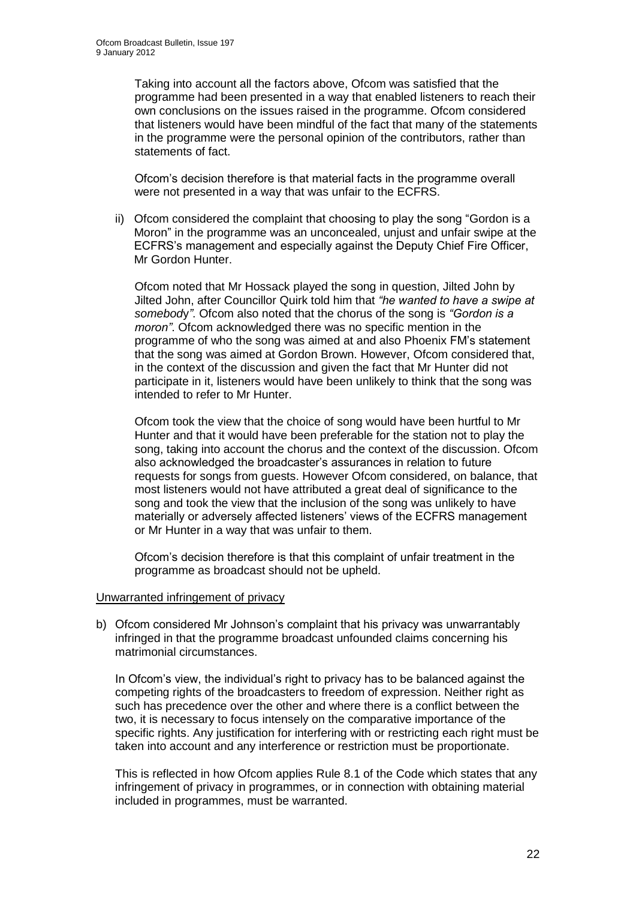Taking into account all the factors above, Ofcom was satisfied that the programme had been presented in a way that enabled listeners to reach their own conclusions on the issues raised in the programme. Ofcom considered that listeners would have been mindful of the fact that many of the statements in the programme were the personal opinion of the contributors, rather than statements of fact.

Ofcom's decision therefore is that material facts in the programme overall were not presented in a way that was unfair to the ECFRS.

ii) Ofcom considered the complaint that choosing to play the song "Gordon is a Moron" in the programme was an unconcealed, unjust and unfair swipe at the ECFRS's management and especially against the Deputy Chief Fire Officer, Mr Gordon Hunter.

Ofcom noted that Mr Hossack played the song in question, Jilted John by Jilted John, after Councillor Quirk told him that *"he wanted to have a swipe at somebody"*. Ofcom also noted that the chorus of the song is *"Gordon is a moron"*. Ofcom acknowledged there was no specific mention in the programme of who the song was aimed at and also Phoenix FM's statement that the song was aimed at Gordon Brown. However, Ofcom considered that, in the context of the discussion and given the fact that Mr Hunter did not participate in it, listeners would have been unlikely to think that the song was intended to refer to Mr Hunter.

Ofcom took the view that the choice of song would have been hurtful to Mr Hunter and that it would have been preferable for the station not to play the song, taking into account the chorus and the context of the discussion. Ofcom also acknowledged the broadcaster's assurances in relation to future requests for songs from guests. However Ofcom considered, on balance, that most listeners would not have attributed a great deal of significance to the song and took the view that the inclusion of the song was unlikely to have materially or adversely affected listeners' views of the ECFRS management or Mr Hunter in a way that was unfair to them.

Ofcom's decision therefore is that this complaint of unfair treatment in the programme as broadcast should not be upheld.

<u>Unwarranted infringement of privacy</u>

b) Ofcom considered Mr Johnson's complaint that his privacy was unwarrantably infringed in that the programme broadcast unfounded claims concerning his matrimonial circumstances.

In Ofcom's view, the individual's right to privacy has to be balanced against the competing rights of the broadcasters to freedom of expression. Neither right as such has precedence over the other and where there is a conflict between the two, it is necessary to focus intensely on the comparative importance of the specific rights. Any justification for interfering with or restricting each right must be taken into account and any interference or restriction must be proportionate.

This is reflected in how Ofcom applies Rule 8.1 of the Code which states that any infringement of privacy in programmes, or in connection with obtaining material included in programmes, must be warranted.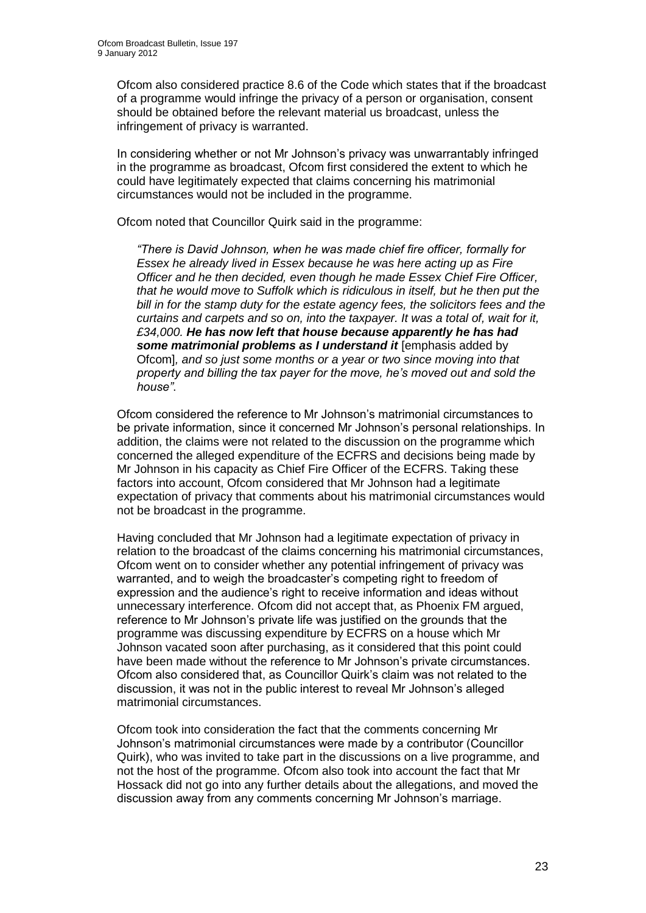Ofcom also considered practice 8.6 of the Code which states that if the broadcast of a programme would infringe the privacy of a person or organisation, consent should be obtained before the relevant material us broadcast, unless the infringement of privacy is warranted.

In considering whether or not Mr Johnson's privacy was unwarrantably infringed in the programme as broadcast, Ofcom first considered the extent to which he could have legitimately expected that claims concerning his matrimonial circumstances would not be included in the programme.

Ofcom noted that Councillor Quirk said in the programme:

> *"There is David Johnson, when he was made chief fire officer, formally for Essex he already lived in Essex because he was here acting up as Fire Officer and he then decided, even though he made Essex Chief Fire Officer, that he would move to Suffolk which is ridiculous in itself, but he then put the bill in for the stamp duty for the estate agency fees, the solicitors fees and the curtains and carpets and so on, into the taxpayer. It was a total of, wait for it, £34,000.* ***He has now left that house because apparently he has had some matrimonial problems as I understand it*** [emphasis added by Ofcom]*, and so just some months or a year or two since moving into that property and billing the tax payer for the move, he's moved out and sold the house".*

Ofcom considered the reference to Mr Johnson's matrimonial circumstances to be private information, since it concerned Mr Johnson's personal relationships. In addition, the claims were not related to the discussion on the programme which concerned the alleged expenditure of the ECFRS and decisions being made by Mr Johnson in his capacity as Chief Fire Officer of the ECFRS. Taking these factors into account, Ofcom considered that Mr Johnson had a legitimate expectation of privacy that comments about his matrimonial circumstances would not be broadcast in the programme.

Having concluded that Mr Johnson had a legitimate expectation of privacy in relation to the broadcast of the claims concerning his matrimonial circumstances, Ofcom went on to consider whether any potential infringement of privacy was warranted, and to weigh the broadcaster's competing right to freedom of expression and the audience's right to receive information and ideas without unnecessary interference. Ofcom did not accept that, as Phoenix FM argued, reference to Mr Johnson's private life was justified on the grounds that the programme was discussing expenditure by ECFRS on a house which Mr Johnson vacated soon after purchasing, as it considered that this point could have been made without the reference to Mr Johnson's private circumstances. Ofcom also considered that, as Councillor Quirk's claim was not related to the discussion, it was not in the public interest to reveal Mr Johnson's alleged matrimonial circumstances.

Ofcom took into consideration the fact that the comments concerning Mr Johnson's matrimonial circumstances were made by a contributor (Councillor Quirk), who was invited to take part in the discussions on a live programme, and not the host of the programme. Ofcom also took into account the fact that Mr Hossack did not go into any further details about the allegations, and moved the discussion away from any comments concerning Mr Johnson's marriage.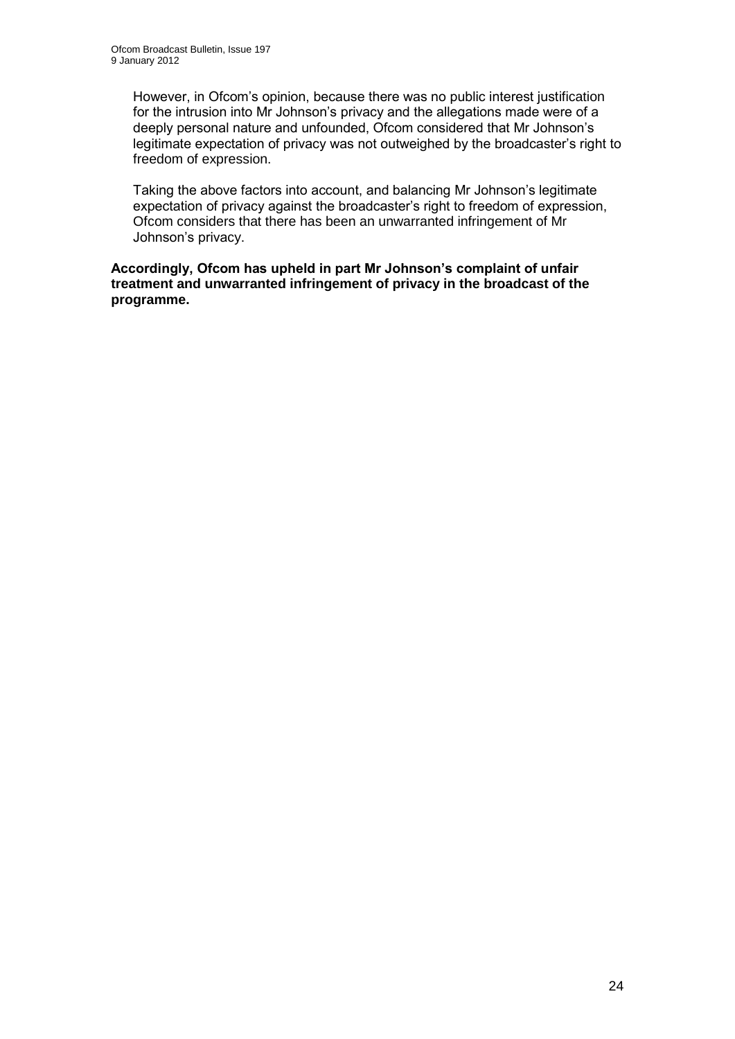However, in Ofcom's opinion, because there was no public interest justification for the intrusion into Mr Johnson's privacy and the allegations made were of a deeply personal nature and unfounded, Ofcom considered that Mr Johnson's legitimate expectation of privacy was not outweighed by the broadcaster's right to freedom of expression.

Taking the above factors into account, and balancing Mr Johnson's legitimate expectation of privacy against the broadcaster's right to freedom of expression, Ofcom considers that there has been an unwarranted infringement of Mr Johnson's privacy.

**Accordingly, Ofcom has upheld in part Mr Johnson's complaint of unfair treatment and unwarranted infringement of privacy in the broadcast of the programme.**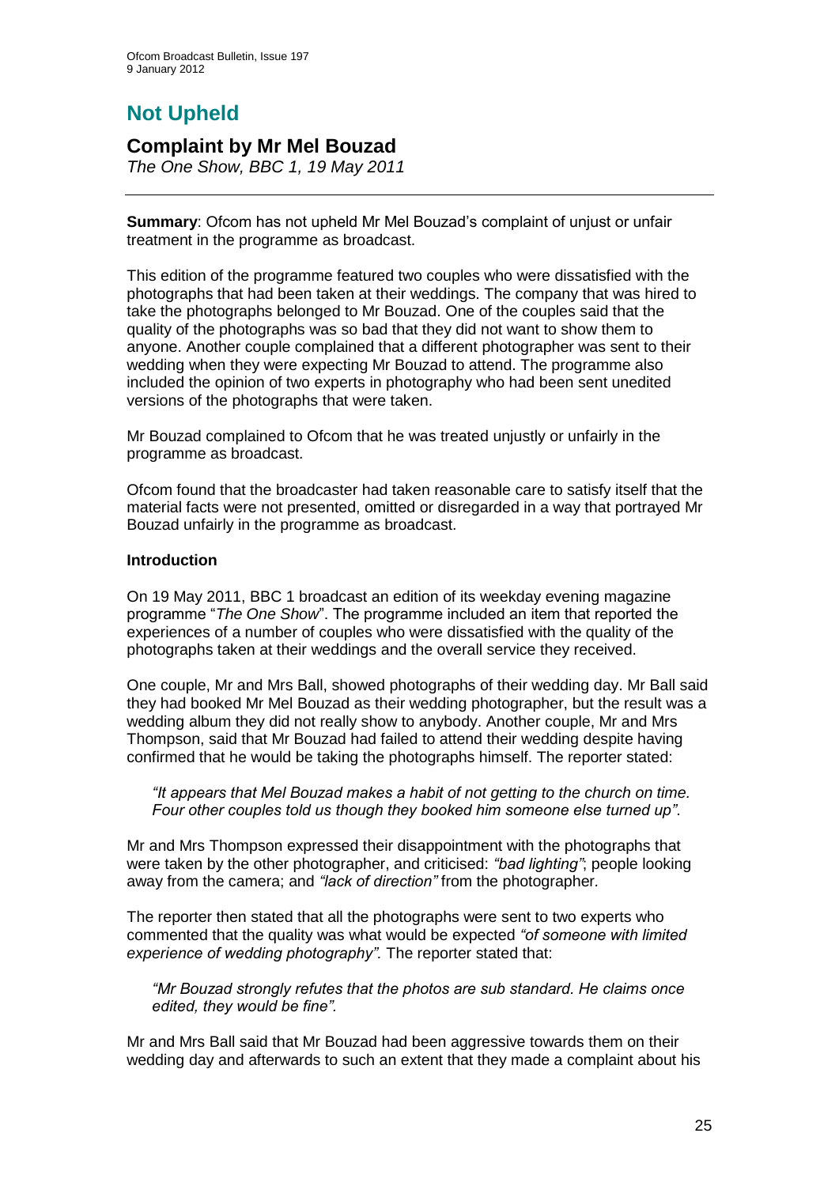# Not Upheld

## Complaint by Mr Mel Bouzad

*The One Show, BBC 1, 19 May 2011*

**Summary**: Ofcom has not upheld Mr Mel Bouzad's complaint of unjust or unfair treatment in the programme as broadcast.

This edition of the programme featured two couples who were dissatisfied with the photographs that had been taken at their weddings. The company that was hired to take the photographs belonged to Mr Bouzad. One of the couples said that the quality of the photographs was so bad that they did not want to show them to anyone. Another couple complained that a different photographer was sent to their wedding when they were expecting Mr Bouzad to attend. The programme also included the opinion of two experts in photography who had been sent unedited versions of the photographs that were taken.

Mr Bouzad complained to Ofcom that he was treated unjustly or unfairly in the programme as broadcast.

Ofcom found that the broadcaster had taken reasonable care to satisfy itself that the material facts were not presented, omitted or disregarded in a way that portrayed Mr Bouzad unfairly in the programme as broadcast.

### Introduction

On 19 May 2011, BBC 1 broadcast an edition of its weekday evening magazine programme "*The One Show*". The programme included an item that reported the experiences of a number of couples who were dissatisfied with the quality of the photographs taken at their weddings and the overall service they received.

One couple, Mr and Mrs Ball, showed photographs of their wedding day. Mr Ball said they had booked Mr Mel Bouzad as their wedding photographer, but the result was a wedding album they did not really show to anybody. Another couple, Mr and Mrs Thompson, said that Mr Bouzad had failed to attend their wedding despite having confirmed that he would be taking the photographs himself. The reporter stated:

> *"It appears that Mel Bouzad makes a habit of not getting to the church on time. Four other couples told us though they booked him someone else turned up".*

Mr and Mrs Thompson expressed their disappointment with the photographs that were taken by the other photographer, and criticised: *"bad lighting"*; people looking away from the camera; and *"lack of direction"* from the photographer.

The reporter then stated that all the photographs were sent to two experts who commented that the quality was what would be expected *"of someone with limited experience of wedding photography".* The reporter stated that:

> *"Mr Bouzad strongly refutes that the photos are sub standard. He claims once edited, they would be fine".*

Mr and Mrs Ball said that Mr Bouzad had been aggressive towards them on their wedding day and afterwards to such an extent that they made a complaint about his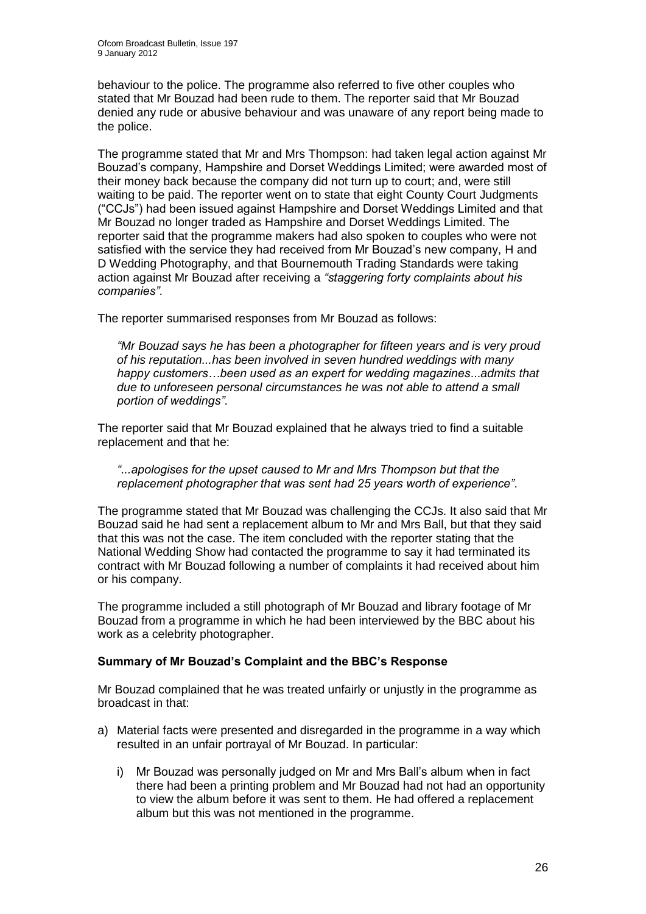behaviour to the police. The programme also referred to five other couples who stated that Mr Bouzad had been rude to them. The reporter said that Mr Bouzad denied any rude or abusive behaviour and was unaware of any report being made to the police.

The programme stated that Mr and Mrs Thompson: had taken legal action against Mr Bouzad's company, Hampshire and Dorset Weddings Limited; were awarded most of their money back because the company did not turn up to court; and, were still waiting to be paid. The reporter went on to state that eight County Court Judgments ("CCJs") had been issued against Hampshire and Dorset Weddings Limited and that Mr Bouzad no longer traded as Hampshire and Dorset Weddings Limited. The reporter said that the programme makers had also spoken to couples who were not satisfied with the service they had received from Mr Bouzad's new company, H and D Wedding Photography, and that Bournemouth Trading Standards were taking action against Mr Bouzad after receiving a *"staggering forty complaints about his companies"*.

The reporter summarised responses from Mr Bouzad as follows:

> *"Mr Bouzad says he has been a photographer for fifteen years and is very proud of his reputation...has been involved in seven hundred weddings with many happy customers…been used as an expert for wedding magazines...admits that due to unforeseen personal circumstances he was not able to attend a small portion of weddings"*.

The reporter said that Mr Bouzad explained that he always tried to find a suitable replacement and that he:

> *"...apologises for the upset caused to Mr and Mrs Thompson but that the replacement photographer that was sent had 25 years worth of experience"*.

The programme stated that Mr Bouzad was challenging the CCJs. It also said that Mr Bouzad said he had sent a replacement album to Mr and Mrs Ball, but that they said that this was not the case. The item concluded with the reporter stating that the National Wedding Show had contacted the programme to say it had terminated its contract with Mr Bouzad following a number of complaints it had received about him or his company.

The programme included a still photograph of Mr Bouzad and library footage of Mr Bouzad from a programme in which he had been interviewed by the BBC about his work as a celebrity photographer.

**Summary of Mr Bouzad's Complaint and the BBC's Response**

Mr Bouzad complained that he was treated unfairly or unjustly in the programme as broadcast in that:

a) Material facts were presented and disregarded in the programme in a way which resulted in an unfair portrayal of Mr Bouzad. In particular:

   i) Mr Bouzad was personally judged on Mr and Mrs Ball's album when in fact there had been a printing problem and Mr Bouzad had not had an opportunity to view the album before it was sent to them. He had offered a replacement album but this was not mentioned in the programme.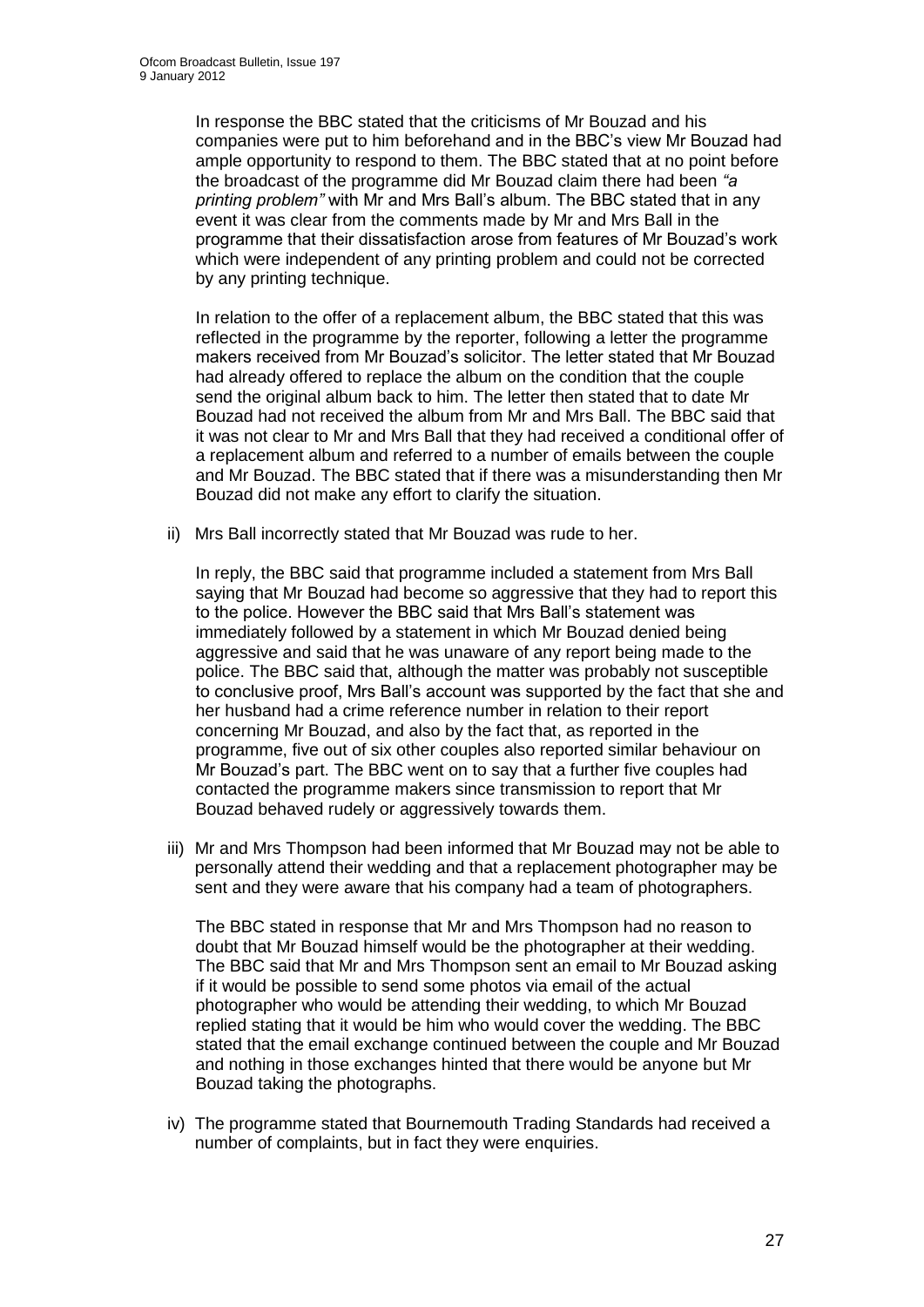In response the BBC stated that the criticisms of Mr Bouzad and his companies were put to him beforehand and in the BBC's view Mr Bouzad had ample opportunity to respond to them. The BBC stated that at no point before the broadcast of the programme did Mr Bouzad claim there had been *"a printing problem"* with Mr and Mrs Ball's album. The BBC stated that in any event it was clear from the comments made by Mr and Mrs Ball in the programme that their dissatisfaction arose from features of Mr Bouzad's work which were independent of any printing problem and could not be corrected by any printing technique.

In relation to the offer of a replacement album, the BBC stated that this was reflected in the programme by the reporter, following a letter the programme makers received from Mr Bouzad's solicitor. The letter stated that Mr Bouzad had already offered to replace the album on the condition that the couple send the original album back to him. The letter then stated that to date Mr Bouzad had not received the album from Mr and Mrs Ball. The BBC said that it was not clear to Mr and Mrs Ball that they had received a conditional offer of a replacement album and referred to a number of emails between the couple and Mr Bouzad. The BBC stated that if there was a misunderstanding then Mr Bouzad did not make any effort to clarify the situation.

ii) Mrs Ball incorrectly stated that Mr Bouzad was rude to her.

In reply, the BBC said that programme included a statement from Mrs Ball saying that Mr Bouzad had become so aggressive that they had to report this to the police. However the BBC said that Mrs Ball's statement was immediately followed by a statement in which Mr Bouzad denied being aggressive and said that he was unaware of any report being made to the police. The BBC said that, although the matter was probably not susceptible to conclusive proof, Mrs Ball's account was supported by the fact that she and her husband had a crime reference number in relation to their report concerning Mr Bouzad, and also by the fact that, as reported in the programme, five out of six other couples also reported similar behaviour on Mr Bouzad's part. The BBC went on to say that a further five couples had contacted the programme makers since transmission to report that Mr Bouzad behaved rudely or aggressively towards them.

iii) Mr and Mrs Thompson had been informed that Mr Bouzad may not be able to personally attend their wedding and that a replacement photographer may be sent and they were aware that his company had a team of photographers.

The BBC stated in response that Mr and Mrs Thompson had no reason to doubt that Mr Bouzad himself would be the photographer at their wedding. The BBC said that Mr and Mrs Thompson sent an email to Mr Bouzad asking if it would be possible to send some photos via email of the actual photographer who would be attending their wedding, to which Mr Bouzad replied stating that it would be him who would cover the wedding. The BBC stated that the email exchange continued between the couple and Mr Bouzad and nothing in those exchanges hinted that there would be anyone but Mr Bouzad taking the photographs.

iv) The programme stated that Bournemouth Trading Standards had received a number of complaints, but in fact they were enquiries.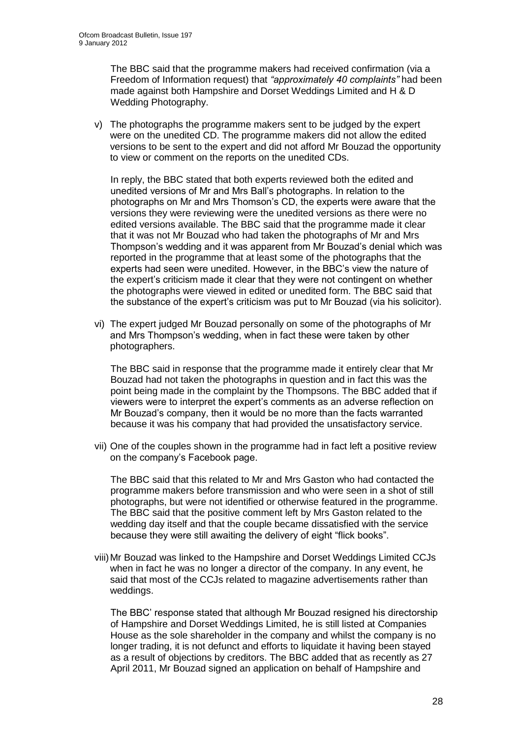The BBC said that the programme makers had received confirmation (via a Freedom of Information request) that *"approximately 40 complaints"* had been made against both Hampshire and Dorset Weddings Limited and H & D Wedding Photography.

v) The photographs the programme makers sent to be judged by the expert were on the unedited CD. The programme makers did not allow the edited versions to be sent to the expert and did not afford Mr Bouzad the opportunity to view or comment on the reports on the unedited CDs.

   In reply, the BBC stated that both experts reviewed both the edited and unedited versions of Mr and Mrs Ball's photographs. In relation to the photographs on Mr and Mrs Thomson's CD, the experts were aware that the versions they were reviewing were the unedited versions as there were no edited versions available. The BBC said that the programme made it clear that it was not Mr Bouzad who had taken the photographs of Mr and Mrs Thompson's wedding and it was apparent from Mr Bouzad's denial which was reported in the programme that at least some of the photographs that the experts had seen were unedited. However, in the BBC's view the nature of the expert's criticism made it clear that they were not contingent on whether the photographs were viewed in edited or unedited form. The BBC said that the substance of the expert's criticism was put to Mr Bouzad (via his solicitor).

vi) The expert judged Mr Bouzad personally on some of the photographs of Mr and Mrs Thompson's wedding, when in fact these were taken by other photographers.

   The BBC said in response that the programme made it entirely clear that Mr Bouzad had not taken the photographs in question and in fact this was the point being made in the complaint by the Thompsons. The BBC added that if viewers were to interpret the expert's comments as an adverse reflection on Mr Bouzad's company, then it would be no more than the facts warranted because it was his company that had provided the unsatisfactory service.

vii) One of the couples shown in the programme had in fact left a positive review on the company's Facebook page.

   The BBC said that this related to Mr and Mrs Gaston who had contacted the programme makers before transmission and who were seen in a shot of still photographs, but were not identified or otherwise featured in the programme. The BBC said that the positive comment left by Mrs Gaston related to the wedding day itself and that the couple became dissatisfied with the service because they were still awaiting the delivery of eight "flick books".

viii) Mr Bouzad was linked to the Hampshire and Dorset Weddings Limited CCJs when in fact he was no longer a director of the company. In any event, he said that most of the CCJs related to magazine advertisements rather than weddings.

   The BBC' response stated that although Mr Bouzad resigned his directorship of Hampshire and Dorset Weddings Limited, he is still listed at Companies House as the sole shareholder in the company and whilst the company is no longer trading, it is not defunct and efforts to liquidate it having been stayed as a result of objections by creditors. The BBC added that as recently as 27 April 2011, Mr Bouzad signed an application on behalf of Hampshire and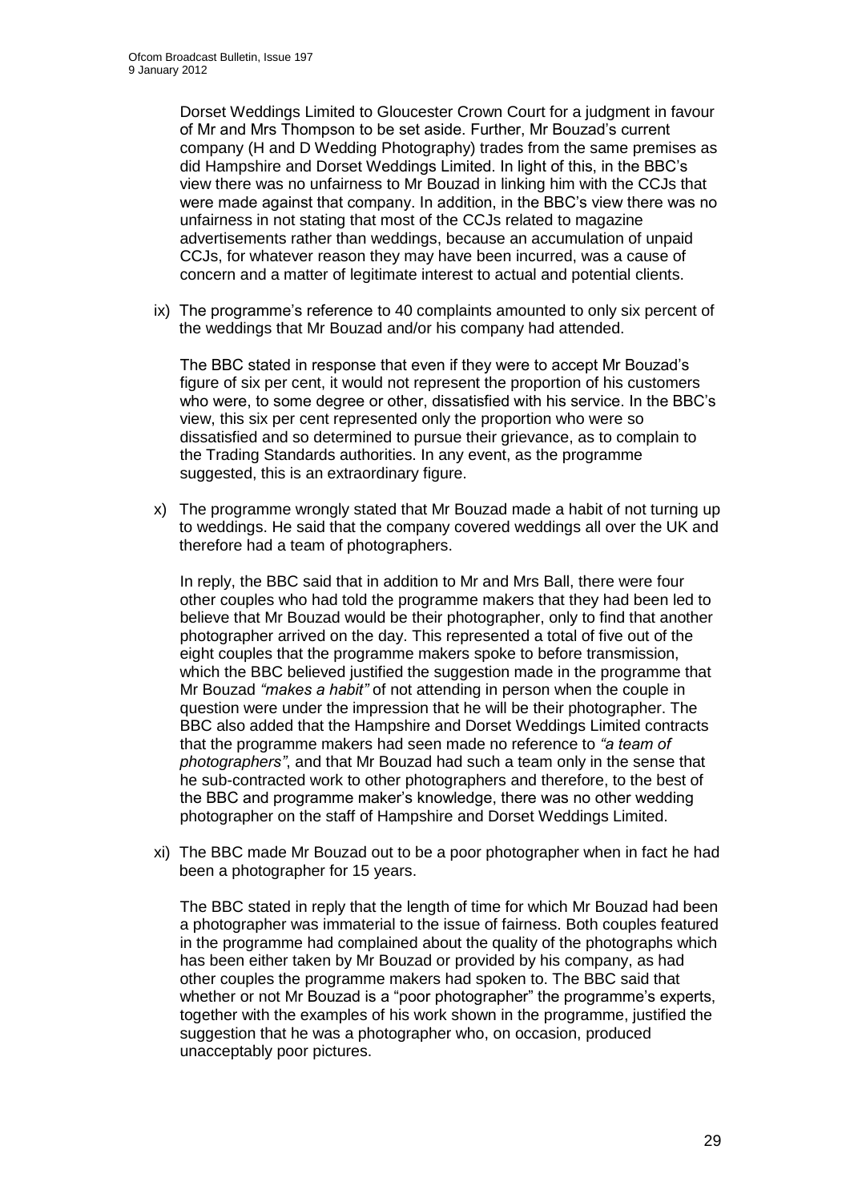Dorset Weddings Limited to Gloucester Crown Court for a judgment in favour of Mr and Mrs Thompson to be set aside. Further, Mr Bouzad's current company (H and D Wedding Photography) trades from the same premises as did Hampshire and Dorset Weddings Limited. In light of this, in the BBC's view there was no unfairness to Mr Bouzad in linking him with the CCJs that were made against that company. In addition, in the BBC's view there was no unfairness in not stating that most of the CCJs related to magazine advertisements rather than weddings, because an accumulation of unpaid CCJs, for whatever reason they may have been incurred, was a cause of concern and a matter of legitimate interest to actual and potential clients.

ix) The programme's reference to 40 complaints amounted to only six percent of the weddings that Mr Bouzad and/or his company had attended.

   The BBC stated in response that even if they were to accept Mr Bouzad's figure of six per cent, it would not represent the proportion of his customers who were, to some degree or other, dissatisfied with his service. In the BBC's view, this six per cent represented only the proportion who were so dissatisfied and so determined to pursue their grievance, as to complain to the Trading Standards authorities. In any event, as the programme suggested, this is an extraordinary figure.

x) The programme wrongly stated that Mr Bouzad made a habit of not turning up to weddings. He said that the company covered weddings all over the UK and therefore had a team of photographers.

   In reply, the BBC said that in addition to Mr and Mrs Ball, there were four other couples who had told the programme makers that they had been led to believe that Mr Bouzad would be their photographer, only to find that another photographer arrived on the day. This represented a total of five out of the eight couples that the programme makers spoke to before transmission, which the BBC believed justified the suggestion made in the programme that Mr Bouzad *"makes a habit"* of not attending in person when the couple in question were under the impression that he will be their photographer. The BBC also added that the Hampshire and Dorset Weddings Limited contracts that the programme makers had seen made no reference to *"a team of photographers"*, and that Mr Bouzad had such a team only in the sense that he sub-contracted work to other photographers and therefore, to the best of the BBC and programme maker's knowledge, there was no other wedding photographer on the staff of Hampshire and Dorset Weddings Limited.

xi) The BBC made Mr Bouzad out to be a poor photographer when in fact he had been a photographer for 15 years.

   The BBC stated in reply that the length of time for which Mr Bouzad had been a photographer was immaterial to the issue of fairness. Both couples featured in the programme had complained about the quality of the photographs which has been either taken by Mr Bouzad or provided by his company, as had other couples the programme makers had spoken to. The BBC said that whether or not Mr Bouzad is a "poor photographer" the programme's experts, together with the examples of his work shown in the programme, justified the suggestion that he was a photographer who, on occasion, produced unacceptably poor pictures.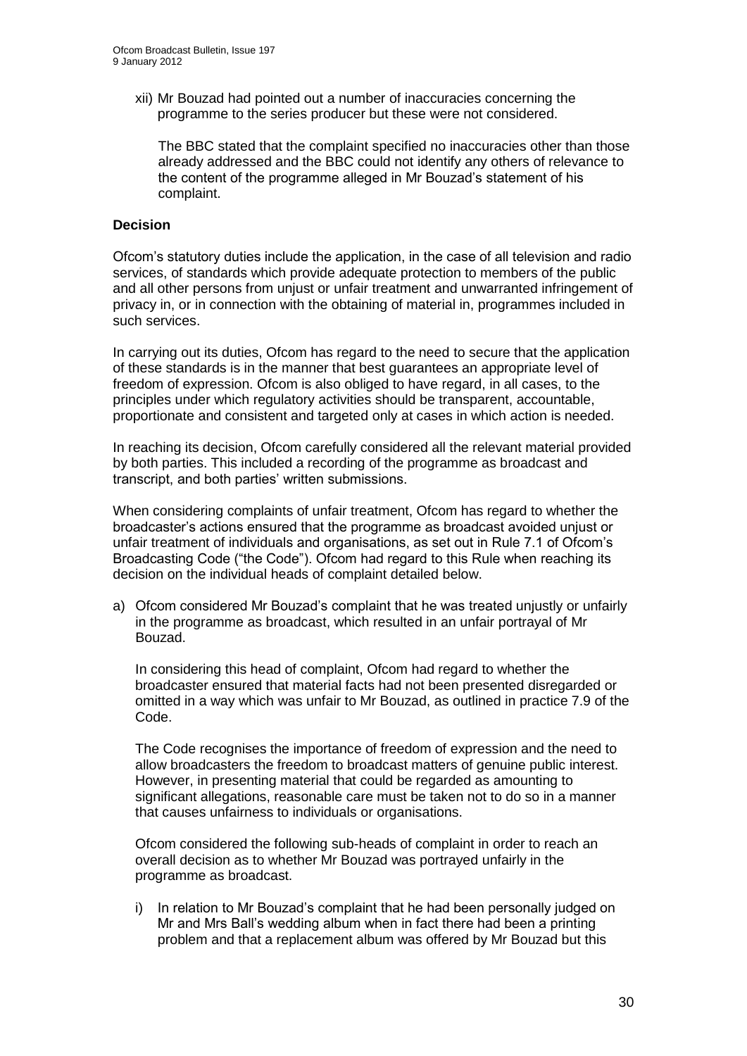xii) Mr Bouzad had pointed out a number of inaccuracies concerning the programme to the series producer but these were not considered.

The BBC stated that the complaint specified no inaccuracies other than those already addressed and the BBC could not identify any others of relevance to the content of the programme alleged in Mr Bouzad's statement of his complaint.

### Decision

Ofcom's statutory duties include the application, in the case of all television and radio services, of standards which provide adequate protection to members of the public and all other persons from unjust or unfair treatment and unwarranted infringement of privacy in, or in connection with the obtaining of material in, programmes included in such services.

In carrying out its duties, Ofcom has regard to the need to secure that the application of these standards is in the manner that best guarantees an appropriate level of freedom of expression. Ofcom is also obliged to have regard, in all cases, to the principles under which regulatory activities should be transparent, accountable, proportionate and consistent and targeted only at cases in which action is needed.

In reaching its decision, Ofcom carefully considered all the relevant material provided by both parties. This included a recording of the programme as broadcast and transcript, and both parties' written submissions.

When considering complaints of unfair treatment, Ofcom has regard to whether the broadcaster's actions ensured that the programme as broadcast avoided unjust or unfair treatment of individuals and organisations, as set out in Rule 7.1 of Ofcom's Broadcasting Code ("the Code"). Ofcom had regard to this Rule when reaching its decision on the individual heads of complaint detailed below.

a) Ofcom considered Mr Bouzad's complaint that he was treated unjustly or unfairly in the programme as broadcast, which resulted in an unfair portrayal of Mr Bouzad.

   In considering this head of complaint, Ofcom had regard to whether the broadcaster ensured that material facts had not been presented disregarded or omitted in a way which was unfair to Mr Bouzad, as outlined in practice 7.9 of the Code.

   The Code recognises the importance of freedom of expression and the need to allow broadcasters the freedom to broadcast matters of genuine public interest. However, in presenting material that could be regarded as amounting to significant allegations, reasonable care must be taken not to do so in a manner that causes unfairness to individuals or organisations.

   Ofcom considered the following sub-heads of complaint in order to reach an overall decision as to whether Mr Bouzad was portrayed unfairly in the programme as broadcast.

   i) In relation to Mr Bouzad's complaint that he had been personally judged on Mr and Mrs Ball's wedding album when in fact there had been a printing problem and that a replacement album was offered by Mr Bouzad but this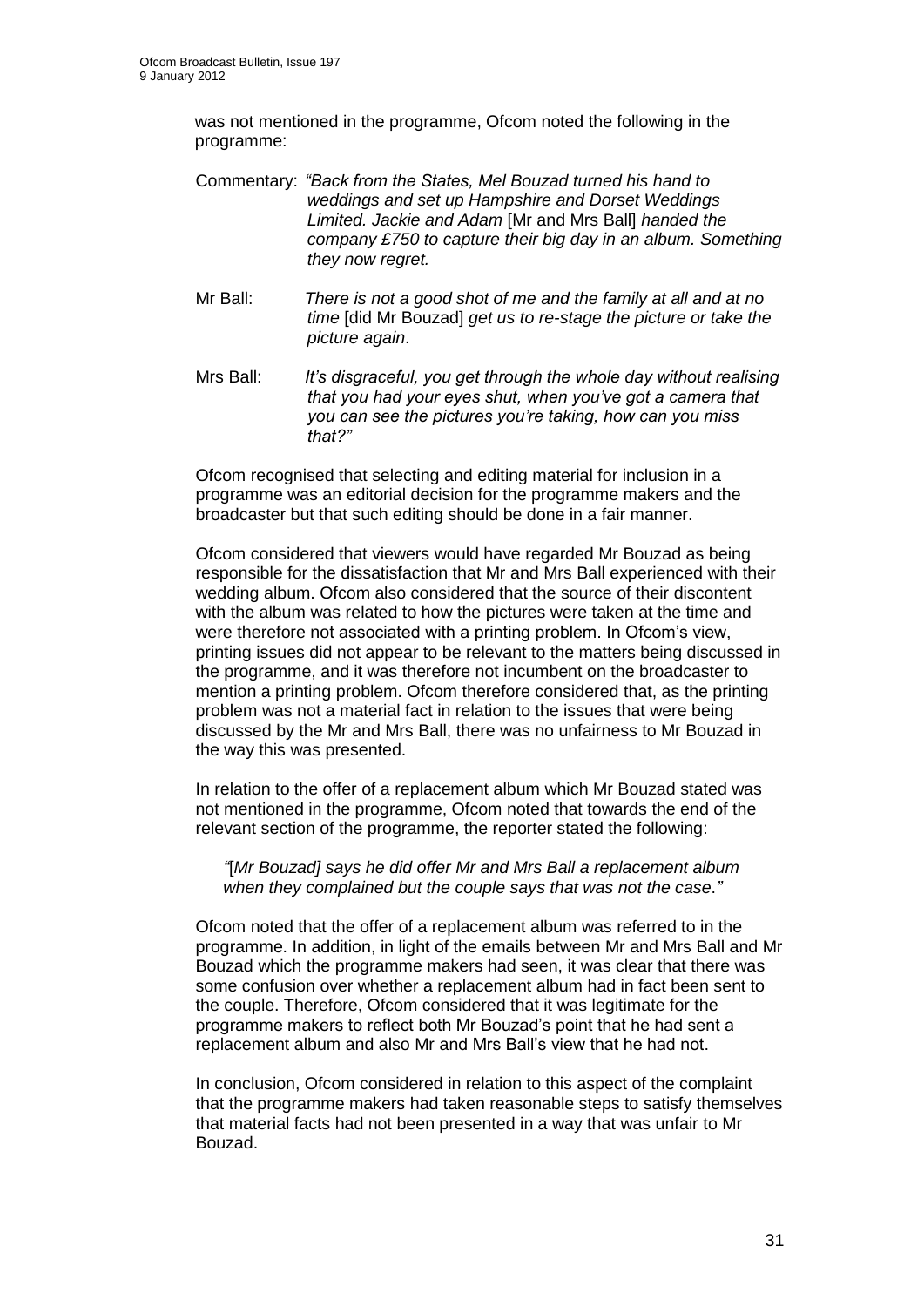was not mentioned in the programme, Ofcom noted the following in the programme:

Commentary: *"Back from the States, Mel Bouzad turned his hand to weddings and set up Hampshire and Dorset Weddings Limited. Jackie and Adam* [Mr and Mrs Ball] *handed the company £750 to capture their big day in an album. Something they now regret.*

Mr Ball: *There is not a good shot of me and the family at all and at no time* [did Mr Bouzad] *get us to re-stage the picture or take the picture again*.

Mrs Ball: *It's disgraceful, you get through the whole day without realising that you had your eyes shut, when you've got a camera that you can see the pictures you're taking, how can you miss that?"*

Ofcom recognised that selecting and editing material for inclusion in a programme was an editorial decision for the programme makers and the broadcaster but that such editing should be done in a fair manner.

Ofcom considered that viewers would have regarded Mr Bouzad as being responsible for the dissatisfaction that Mr and Mrs Ball experienced with their wedding album. Ofcom also considered that the source of their discontent with the album was related to how the pictures were taken at the time and were therefore not associated with a printing problem. In Ofcom's view, printing issues did not appear to be relevant to the matters being discussed in the programme, and it was therefore not incumbent on the broadcaster to mention a printing problem. Ofcom therefore considered that, as the printing problem was not a material fact in relation to the issues that were being discussed by the Mr and Mrs Ball, there was no unfairness to Mr Bouzad in the way this was presented.

In relation to the offer of a replacement album which Mr Bouzad stated was not mentioned in the programme, Ofcom noted that towards the end of the relevant section of the programme, the reporter stated the following:

*"*[*Mr Bouzad] says he did offer Mr and Mrs Ball a replacement album when they complained but the couple says that was not the case*.*"*

Ofcom noted that the offer of a replacement album was referred to in the programme. In addition, in light of the emails between Mr and Mrs Ball and Mr Bouzad which the programme makers had seen, it was clear that there was some confusion over whether a replacement album had in fact been sent to the couple. Therefore, Ofcom considered that it was legitimate for the programme makers to reflect both Mr Bouzad's point that he had sent a replacement album and also Mr and Mrs Ball's view that he had not.

In conclusion, Ofcom considered in relation to this aspect of the complaint that the programme makers had taken reasonable steps to satisfy themselves that material facts had not been presented in a way that was unfair to Mr Bouzad.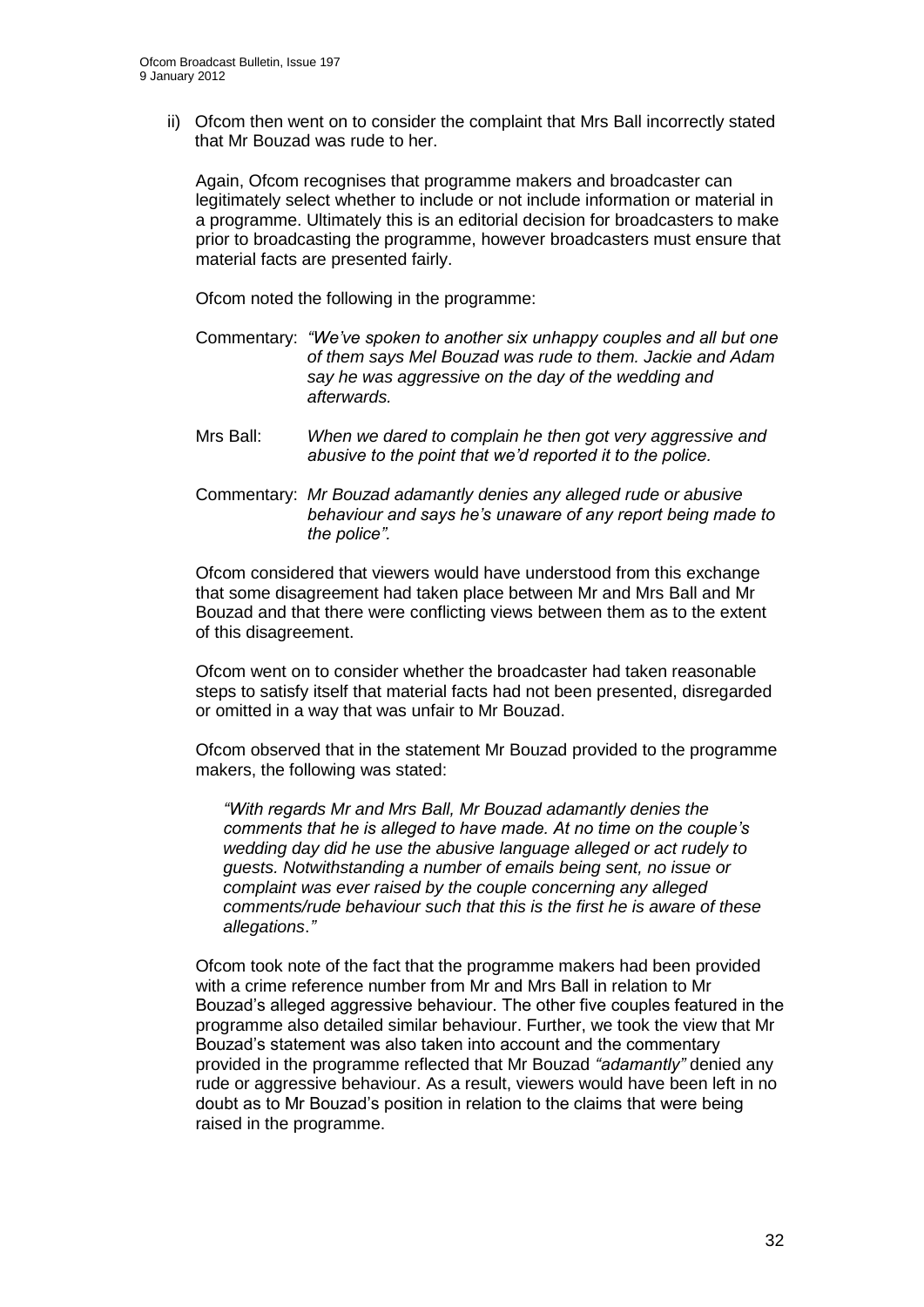ii) Ofcom then went on to consider the complaint that Mrs Ball incorrectly stated that Mr Bouzad was rude to her.

Again, Ofcom recognises that programme makers and broadcaster can legitimately select whether to include or not include information or material in a programme. Ultimately this is an editorial decision for broadcasters to make prior to broadcasting the programme, however broadcasters must ensure that material facts are presented fairly.

Ofcom noted the following in the programme:

Commentary: *"We've spoken to another six unhappy couples and all but one of them says Mel Bouzad was rude to them. Jackie and Adam say he was aggressive on the day of the wedding and afterwards.*

Mrs Ball: *When we dared to complain he then got very aggressive and abusive to the point that we'd reported it to the police.*

Commentary: *Mr Bouzad adamantly denies any alleged rude or abusive behaviour and says he's unaware of any report being made to the police".*

Ofcom considered that viewers would have understood from this exchange that some disagreement had taken place between Mr and Mrs Ball and Mr Bouzad and that there were conflicting views between them as to the extent of this disagreement.

Ofcom went on to consider whether the broadcaster had taken reasonable steps to satisfy itself that material facts had not been presented, disregarded or omitted in a way that was unfair to Mr Bouzad.

Ofcom observed that in the statement Mr Bouzad provided to the programme makers, the following was stated:

> *"With regards Mr and Mrs Ball, Mr Bouzad adamantly denies the comments that he is alleged to have made. At no time on the couple's wedding day did he use the abusive language alleged or act rudely to guests. Notwithstanding a number of emails being sent, no issue or complaint was ever raised by the couple concerning any alleged comments/rude behaviour such that this is the first he is aware of these allegations."*

Ofcom took note of the fact that the programme makers had been provided with a crime reference number from Mr and Mrs Ball in relation to Mr Bouzad's alleged aggressive behaviour. The other five couples featured in the programme also detailed similar behaviour. Further, we took the view that Mr Bouzad's statement was also taken into account and the commentary provided in the programme reflected that Mr Bouzad *"adamantly"* denied any rude or aggressive behaviour. As a result, viewers would have been left in no doubt as to Mr Bouzad's position in relation to the claims that were being raised in the programme.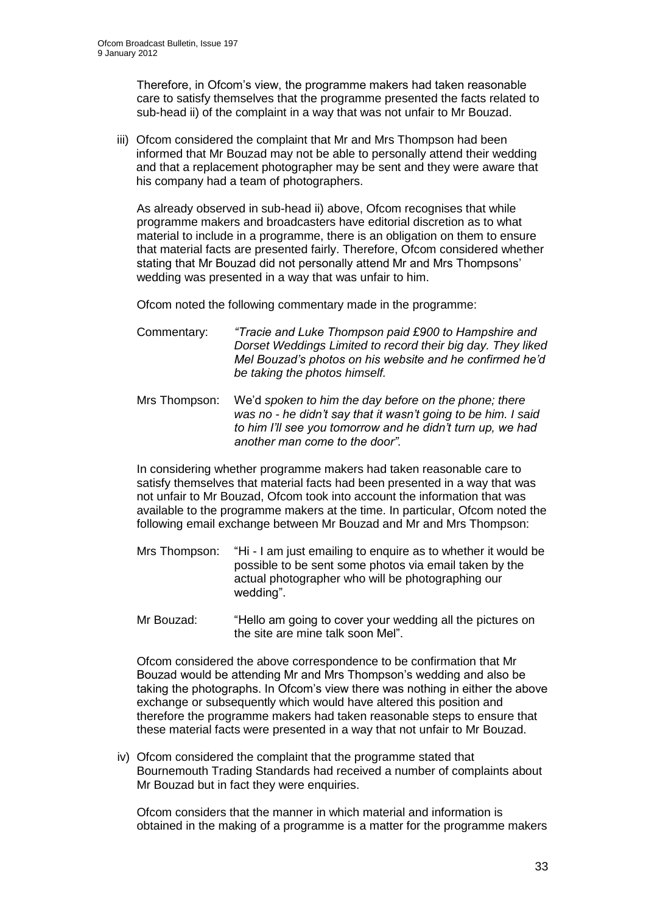Therefore, in Ofcom's view, the programme makers had taken reasonable care to satisfy themselves that the programme presented the facts related to sub-head ii) of the complaint in a way that was not unfair to Mr Bouzad.

iii) Ofcom considered the complaint that Mr and Mrs Thompson had been informed that Mr Bouzad may not be able to personally attend their wedding and that a replacement photographer may be sent and they were aware that his company had a team of photographers.

As already observed in sub-head ii) above, Ofcom recognises that while programme makers and broadcasters have editorial discretion as to what material to include in a programme, there is an obligation on them to ensure that material facts are presented fairly. Therefore, Ofcom considered whether stating that Mr Bouzad did not personally attend Mr and Mrs Thompsons' wedding was presented in a way that was unfair to him.

Ofcom noted the following commentary made in the programme:

Commentary: *"Tracie and Luke Thompson paid £900 to Hampshire and Dorset Weddings Limited to record their big day. They liked Mel Bouzad's photos on his website and he confirmed he'd be taking the photos himself.*

Mrs Thompson: We'd *spoken to him the day before on the phone; there was no - he didn't say that it wasn't going to be him. I said to him I'll see you tomorrow and he didn't turn up, we had another man come to the door".*

In considering whether programme makers had taken reasonable care to satisfy themselves that material facts had been presented in a way that was not unfair to Mr Bouzad, Ofcom took into account the information that was available to the programme makers at the time. In particular, Ofcom noted the following email exchange between Mr Bouzad and Mr and Mrs Thompson:

Mrs Thompson: "Hi - I am just emailing to enquire as to whether it would be possible to be sent some photos via email taken by the actual photographer who will be photographing our wedding".

Mr Bouzad: "Hello am going to cover your wedding all the pictures on the site are mine talk soon Mel".

Ofcom considered the above correspondence to be confirmation that Mr Bouzad would be attending Mr and Mrs Thompson's wedding and also be taking the photographs. In Ofcom's view there was nothing in either the above exchange or subsequently which would have altered this position and therefore the programme makers had taken reasonable steps to ensure that these material facts were presented in a way that not unfair to Mr Bouzad.

iv) Ofcom considered the complaint that the programme stated that Bournemouth Trading Standards had received a number of complaints about Mr Bouzad but in fact they were enquiries.

Ofcom considers that the manner in which material and information is obtained in the making of a programme is a matter for the programme makers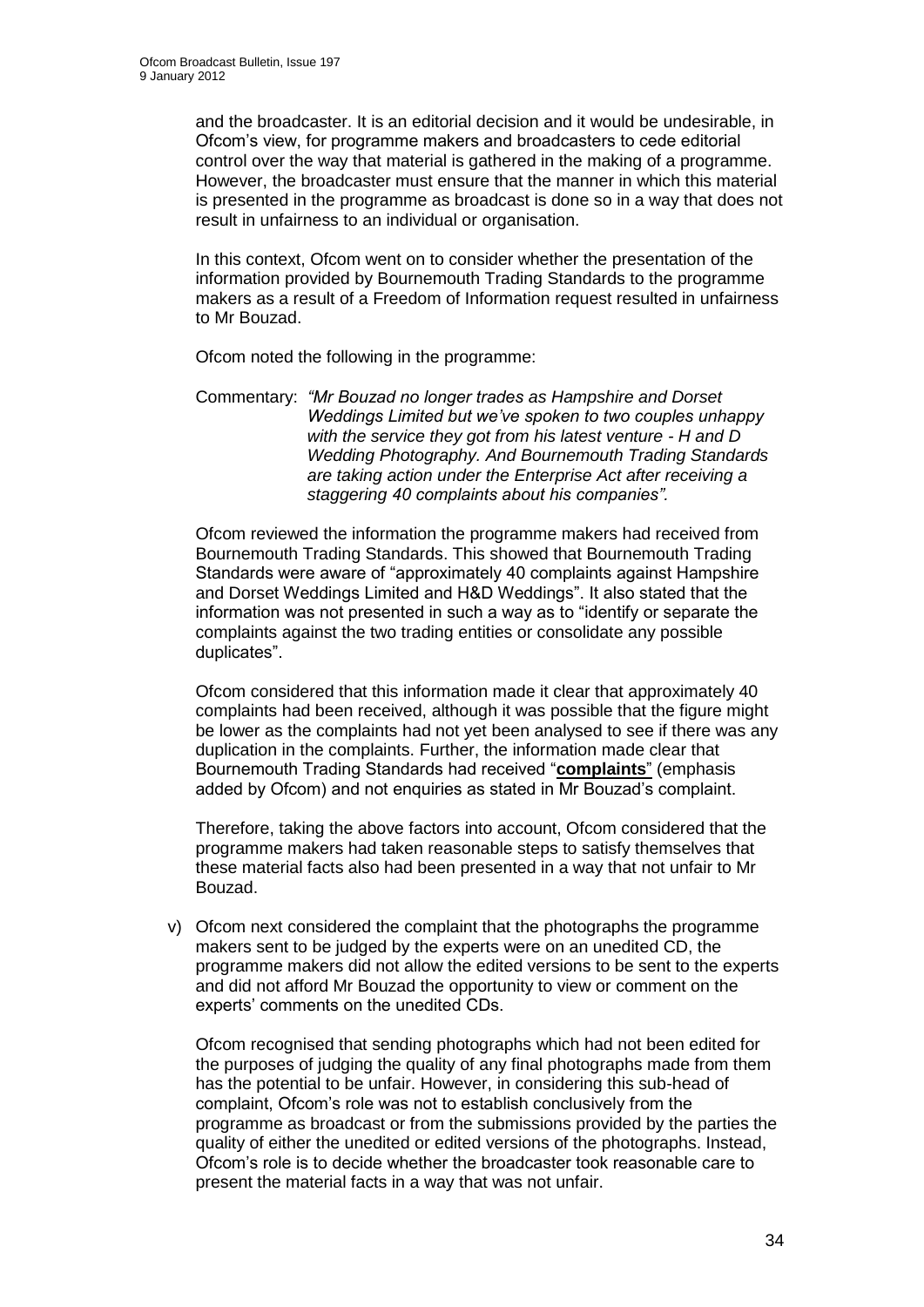and the broadcaster. It is an editorial decision and it would be undesirable, in Ofcom's view, for programme makers and broadcasters to cede editorial control over the way that material is gathered in the making of a programme. However, the broadcaster must ensure that the manner in which this material is presented in the programme as broadcast is done so in a way that does not result in unfairness to an individual or organisation.

In this context, Ofcom went on to consider whether the presentation of the information provided by Bournemouth Trading Standards to the programme makers as a result of a Freedom of Information request resulted in unfairness to Mr Bouzad.

Ofcom noted the following in the programme:

Commentary: *"Mr Bouzad no longer trades as Hampshire and Dorset Weddings Limited but we've spoken to two couples unhappy with the service they got from his latest venture - H and D Wedding Photography. And Bournemouth Trading Standards are taking action under the Enterprise Act after receiving a staggering 40 complaints about his companies".*

Ofcom reviewed the information the programme makers had received from Bournemouth Trading Standards. This showed that Bournemouth Trading Standards were aware of "approximately 40 complaints against Hampshire and Dorset Weddings Limited and H&D Weddings". It also stated that the information was not presented in such a way as to "identify or separate the complaints against the two trading entities or consolidate any possible duplicates".

Ofcom considered that this information made it clear that approximately 40 complaints had been received, although it was possible that the figure might be lower as the complaints had not yet been analysed to see if there was any duplication in the complaints. Further, the information made clear that Bournemouth Trading Standards had received "**complaints**" (emphasis added by Ofcom) and not enquiries as stated in Mr Bouzad's complaint.

Therefore, taking the above factors into account, Ofcom considered that the programme makers had taken reasonable steps to satisfy themselves that these material facts also had been presented in a way that not unfair to Mr Bouzad.

v) Ofcom next considered the complaint that the photographs the programme makers sent to be judged by the experts were on an unedited CD, the programme makers did not allow the edited versions to be sent to the experts and did not afford Mr Bouzad the opportunity to view or comment on the experts' comments on the unedited CDs.

   Ofcom recognised that sending photographs which had not been edited for the purposes of judging the quality of any final photographs made from them has the potential to be unfair. However, in considering this sub-head of complaint, Ofcom's role was not to establish conclusively from the programme as broadcast or from the submissions provided by the parties the quality of either the unedited or edited versions of the photographs. Instead, Ofcom's role is to decide whether the broadcaster took reasonable care to present the material facts in a way that was not unfair.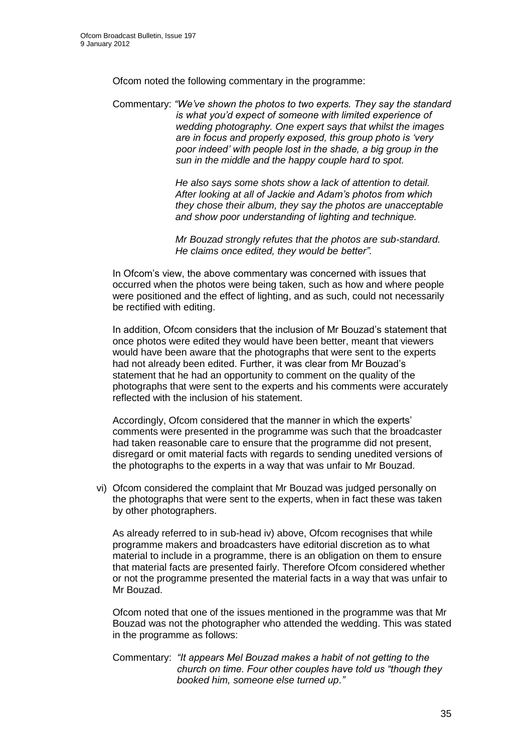Ofcom noted the following commentary in the programme:

Commentary: *"We've shown the photos to two experts. They say the standard is what you'd expect of someone with limited experience of wedding photography. One expert says that whilst the images are in focus and properly exposed, this group photo is 'very poor indeed' with people lost in the shade, a big group in the sun in the middle and the happy couple hard to spot.*

*He also says some shots show a lack of attention to detail. After looking at all of Jackie and Adam's photos from which they chose their album, they say the photos are unacceptable and show poor understanding of lighting and technique.*

*Mr Bouzad strongly refutes that the photos are sub-standard. He claims once edited, they would be better".*

In Ofcom's view, the above commentary was concerned with issues that occurred when the photos were being taken, such as how and where people were positioned and the effect of lighting, and as such, could not necessarily be rectified with editing.

In addition, Ofcom considers that the inclusion of Mr Bouzad's statement that once photos were edited they would have been better, meant that viewers would have been aware that the photographs that were sent to the experts had not already been edited. Further, it was clear from Mr Bouzad's statement that he had an opportunity to comment on the quality of the photographs that were sent to the experts and his comments were accurately reflected with the inclusion of his statement.

Accordingly, Ofcom considered that the manner in which the experts' comments were presented in the programme was such that the broadcaster had taken reasonable care to ensure that the programme did not present, disregard or omit material facts with regards to sending unedited versions of the photographs to the experts in a way that was unfair to Mr Bouzad.

vi) Ofcom considered the complaint that Mr Bouzad was judged personally on the photographs that were sent to the experts, when in fact these was taken by other photographers.

As already referred to in sub-head iv) above, Ofcom recognises that while programme makers and broadcasters have editorial discretion as to what material to include in a programme, there is an obligation on them to ensure that material facts are presented fairly. Therefore Ofcom considered whether or not the programme presented the material facts in a way that was unfair to Mr Bouzad.

Ofcom noted that one of the issues mentioned in the programme was that Mr Bouzad was not the photographer who attended the wedding. This was stated in the programme as follows:

Commentary: *"It appears Mel Bouzad makes a habit of not getting to the church on time. Four other couples have told us "though they booked him, someone else turned up."*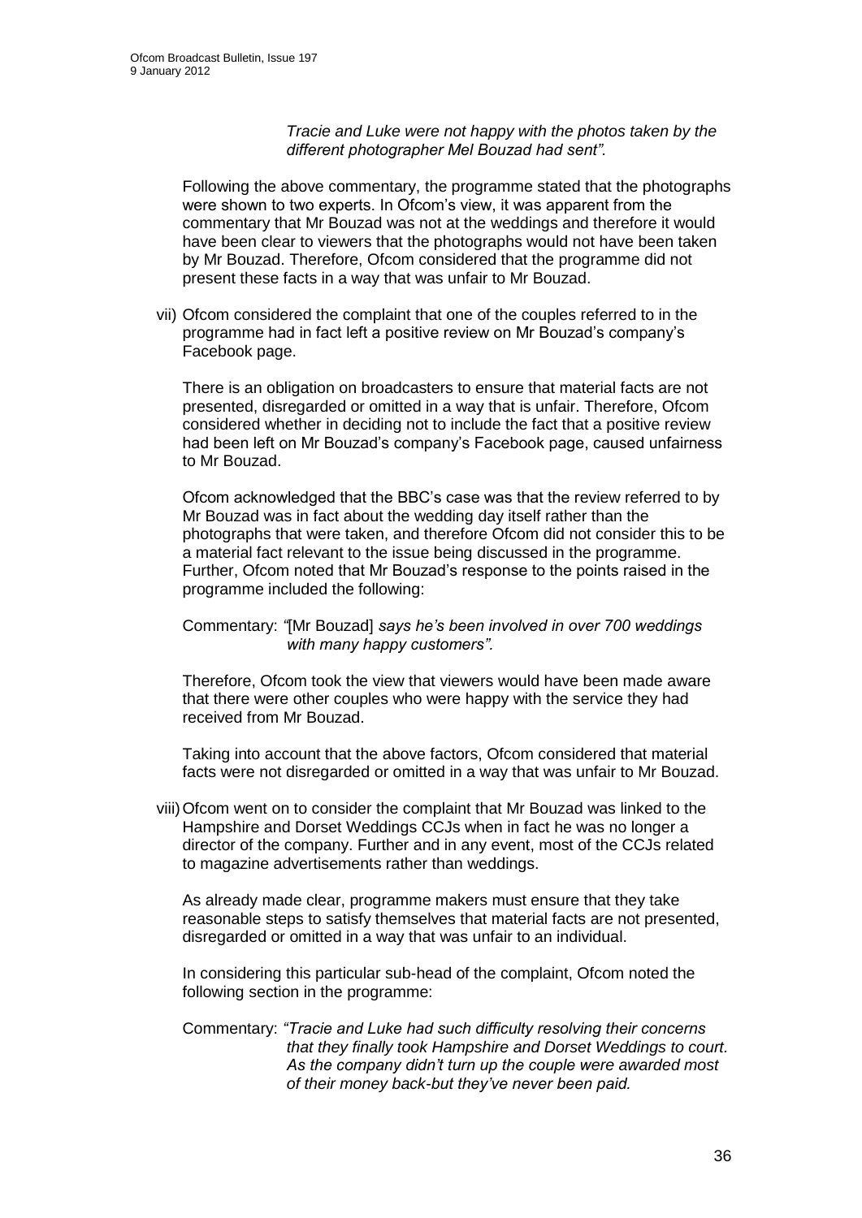*Tracie and Luke were not happy with the photos taken by the different photographer Mel Bouzad had sent".*

Following the above commentary, the programme stated that the photographs were shown to two experts. In Ofcom's view, it was apparent from the commentary that Mr Bouzad was not at the weddings and therefore it would have been clear to viewers that the photographs would not have been taken by Mr Bouzad. Therefore, Ofcom considered that the programme did not present these facts in a way that was unfair to Mr Bouzad.

vii) Ofcom considered the complaint that one of the couples referred to in the programme had in fact left a positive review on Mr Bouzad's company's Facebook page.

There is an obligation on broadcasters to ensure that material facts are not presented, disregarded or omitted in a way that is unfair. Therefore, Ofcom considered whether in deciding not to include the fact that a positive review had been left on Mr Bouzad's company's Facebook page, caused unfairness to Mr Bouzad.

Ofcom acknowledged that the BBC's case was that the review referred to by Mr Bouzad was in fact about the wedding day itself rather than the photographs that were taken, and therefore Ofcom did not consider this to be a material fact relevant to the issue being discussed in the programme. Further, Ofcom noted that Mr Bouzad's response to the points raised in the programme included the following:

Commentary: *"*[Mr Bouzad] *says he's been involved in over 700 weddings with many happy customers".*

Therefore, Ofcom took the view that viewers would have been made aware that there were other couples who were happy with the service they had received from Mr Bouzad.

Taking into account that the above factors, Ofcom considered that material facts were not disregarded or omitted in a way that was unfair to Mr Bouzad.

viii) Ofcom went on to consider the complaint that Mr Bouzad was linked to the Hampshire and Dorset Weddings CCJs when in fact he was no longer a director of the company. Further and in any event, most of the CCJs related to magazine advertisements rather than weddings.

As already made clear, programme makers must ensure that they take reasonable steps to satisfy themselves that material facts are not presented, disregarded or omitted in a way that was unfair to an individual.

In considering this particular sub-head of the complaint, Ofcom noted the following section in the programme:

Commentary: *"Tracie and Luke had such difficulty resolving their concerns that they finally took Hampshire and Dorset Weddings to court. As the company didn't turn up the couple were awarded most of their money back-but they've never been paid.*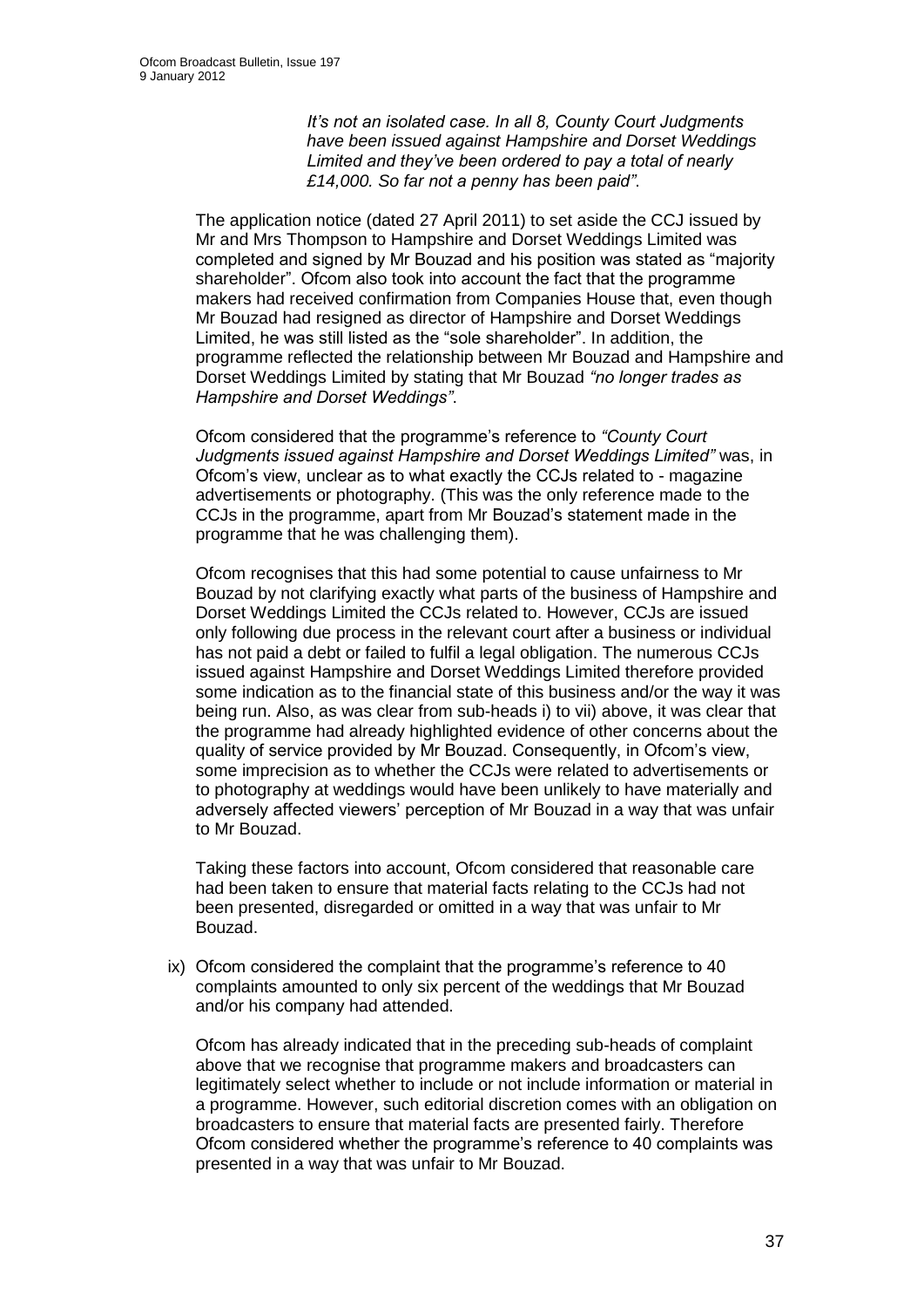*It's not an isolated case. In all 8, County Court Judgments have been issued against Hampshire and Dorset Weddings Limited and they've been ordered to pay a total of nearly £14,000. So far not a penny has been paid"*.

The application notice (dated 27 April 2011) to set aside the CCJ issued by Mr and Mrs Thompson to Hampshire and Dorset Weddings Limited was completed and signed by Mr Bouzad and his position was stated as "majority shareholder". Ofcom also took into account the fact that the programme makers had received confirmation from Companies House that, even though Mr Bouzad had resigned as director of Hampshire and Dorset Weddings Limited, he was still listed as the "sole shareholder". In addition, the programme reflected the relationship between Mr Bouzad and Hampshire and Dorset Weddings Limited by stating that Mr Bouzad *"no longer trades as Hampshire and Dorset Weddings"*.

Ofcom considered that the programme's reference to *"County Court Judgments issued against Hampshire and Dorset Weddings Limited"* was, in Ofcom's view, unclear as to what exactly the CCJs related to - magazine advertisements or photography. (This was the only reference made to the CCJs in the programme, apart from Mr Bouzad's statement made in the programme that he was challenging them).

Ofcom recognises that this had some potential to cause unfairness to Mr Bouzad by not clarifying exactly what parts of the business of Hampshire and Dorset Weddings Limited the CCJs related to. However, CCJs are issued only following due process in the relevant court after a business or individual has not paid a debt or failed to fulfil a legal obligation. The numerous CCJs issued against Hampshire and Dorset Weddings Limited therefore provided some indication as to the financial state of this business and/or the way it was being run. Also, as was clear from sub-heads i) to vii) above, it was clear that the programme had already highlighted evidence of other concerns about the quality of service provided by Mr Bouzad. Consequently, in Ofcom's view, some imprecision as to whether the CCJs were related to advertisements or to photography at weddings would have been unlikely to have materially and adversely affected viewers' perception of Mr Bouzad in a way that was unfair to Mr Bouzad.

Taking these factors into account, Ofcom considered that reasonable care had been taken to ensure that material facts relating to the CCJs had not been presented, disregarded or omitted in a way that was unfair to Mr Bouzad.

ix) Ofcom considered the complaint that the programme's reference to 40 complaints amounted to only six percent of the weddings that Mr Bouzad and/or his company had attended.

Ofcom has already indicated that in the preceding sub-heads of complaint above that we recognise that programme makers and broadcasters can legitimately select whether to include or not include information or material in a programme. However, such editorial discretion comes with an obligation on broadcasters to ensure that material facts are presented fairly. Therefore Ofcom considered whether the programme's reference to 40 complaints was presented in a way that was unfair to Mr Bouzad.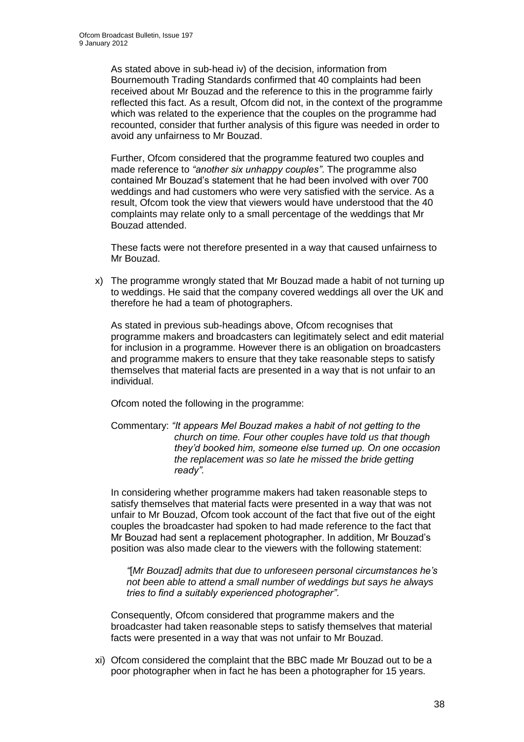As stated above in sub-head iv) of the decision, information from Bournemouth Trading Standards confirmed that 40 complaints had been received about Mr Bouzad and the reference to this in the programme fairly reflected this fact. As a result, Ofcom did not, in the context of the programme which was related to the experience that the couples on the programme had recounted, consider that further analysis of this figure was needed in order to avoid any unfairness to Mr Bouzad.

Further, Ofcom considered that the programme featured two couples and made reference to *"another six unhappy couples"*. The programme also contained Mr Bouzad's statement that he had been involved with over 700 weddings and had customers who were very satisfied with the service. As a result, Ofcom took the view that viewers would have understood that the 40 complaints may relate only to a small percentage of the weddings that Mr Bouzad attended.

These facts were not therefore presented in a way that caused unfairness to Mr Bouzad.

x) The programme wrongly stated that Mr Bouzad made a habit of not turning up to weddings. He said that the company covered weddings all over the UK and therefore he had a team of photographers.

As stated in previous sub-headings above, Ofcom recognises that programme makers and broadcasters can legitimately select and edit material for inclusion in a programme. However there is an obligation on broadcasters and programme makers to ensure that they take reasonable steps to satisfy themselves that material facts are presented in a way that is not unfair to an individual.

Ofcom noted the following in the programme:

Commentary: *"It appears Mel Bouzad makes a habit of not getting to the church on time. Four other couples have told us that though they'd booked him, someone else turned up. On one occasion the replacement was so late he missed the bride getting ready"*.

In considering whether programme makers had taken reasonable steps to satisfy themselves that material facts were presented in a way that was not unfair to Mr Bouzad, Ofcom took account of the fact that five out of the eight couples the broadcaster had spoken to had made reference to the fact that Mr Bouzad had sent a replacement photographer. In addition, Mr Bouzad's position was also made clear to the viewers with the following statement:

*"[Mr Bouzad] admits that due to unforeseen personal circumstances he's not been able to attend a small number of weddings but says he always tries to find a suitably experienced photographer"*.

Consequently, Ofcom considered that programme makers and the broadcaster had taken reasonable steps to satisfy themselves that material facts were presented in a way that was not unfair to Mr Bouzad.

xi) Ofcom considered the complaint that the BBC made Mr Bouzad out to be a poor photographer when in fact he has been a photographer for 15 years.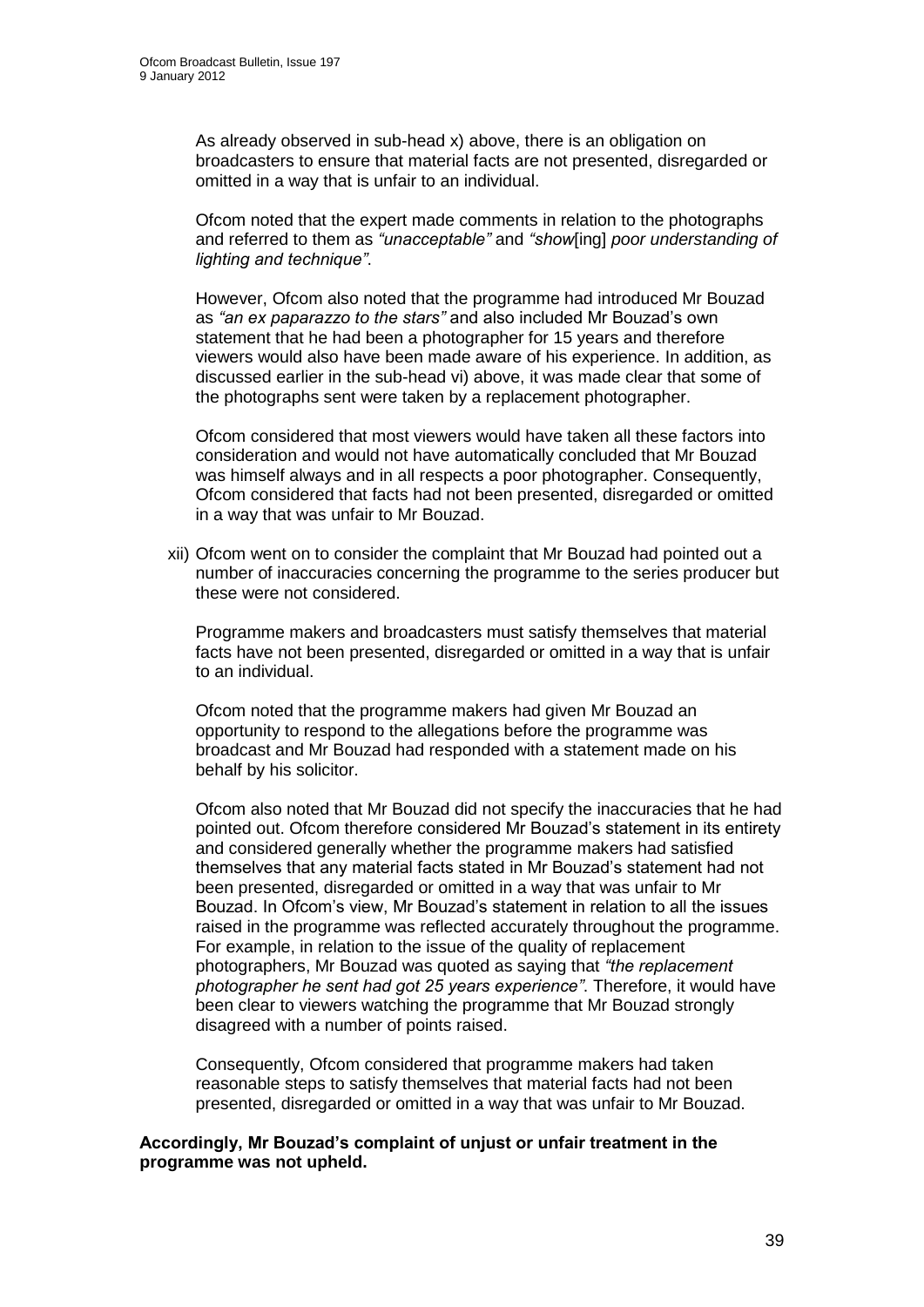As already observed in sub-head x) above, there is an obligation on broadcasters to ensure that material facts are not presented, disregarded or omitted in a way that is unfair to an individual.

Ofcom noted that the expert made comments in relation to the photographs and referred to them as *"unacceptable"* and *"show*[ing] *poor understanding of lighting and technique"*.

However, Ofcom also noted that the programme had introduced Mr Bouzad as *"an ex paparazzo to the stars"* and also included Mr Bouzad's own statement that he had been a photographer for 15 years and therefore viewers would also have been made aware of his experience. In addition, as discussed earlier in the sub-head vi) above, it was made clear that some of the photographs sent were taken by a replacement photographer.

Ofcom considered that most viewers would have taken all these factors into consideration and would not have automatically concluded that Mr Bouzad was himself always and in all respects a poor photographer. Consequently, Ofcom considered that facts had not been presented, disregarded or omitted in a way that was unfair to Mr Bouzad.

xii) Ofcom went on to consider the complaint that Mr Bouzad had pointed out a number of inaccuracies concerning the programme to the series producer but these were not considered.

Programme makers and broadcasters must satisfy themselves that material facts have not been presented, disregarded or omitted in a way that is unfair to an individual.

Ofcom noted that the programme makers had given Mr Bouzad an opportunity to respond to the allegations before the programme was broadcast and Mr Bouzad had responded with a statement made on his behalf by his solicitor.

Ofcom also noted that Mr Bouzad did not specify the inaccuracies that he had pointed out. Ofcom therefore considered Mr Bouzad's statement in its entirety and considered generally whether the programme makers had satisfied themselves that any material facts stated in Mr Bouzad's statement had not been presented, disregarded or omitted in a way that was unfair to Mr Bouzad. In Ofcom's view, Mr Bouzad's statement in relation to all the issues raised in the programme was reflected accurately throughout the programme. For example, in relation to the issue of the quality of replacement photographers, Mr Bouzad was quoted as saying that *"the replacement photographer he sent had got 25 years experience"*. Therefore, it would have been clear to viewers watching the programme that Mr Bouzad strongly disagreed with a number of points raised.

Consequently, Ofcom considered that programme makers had taken reasonable steps to satisfy themselves that material facts had not been presented, disregarded or omitted in a way that was unfair to Mr Bouzad.

**Accordingly, Mr Bouzad's complaint of unjust or unfair treatment in the programme was not upheld.**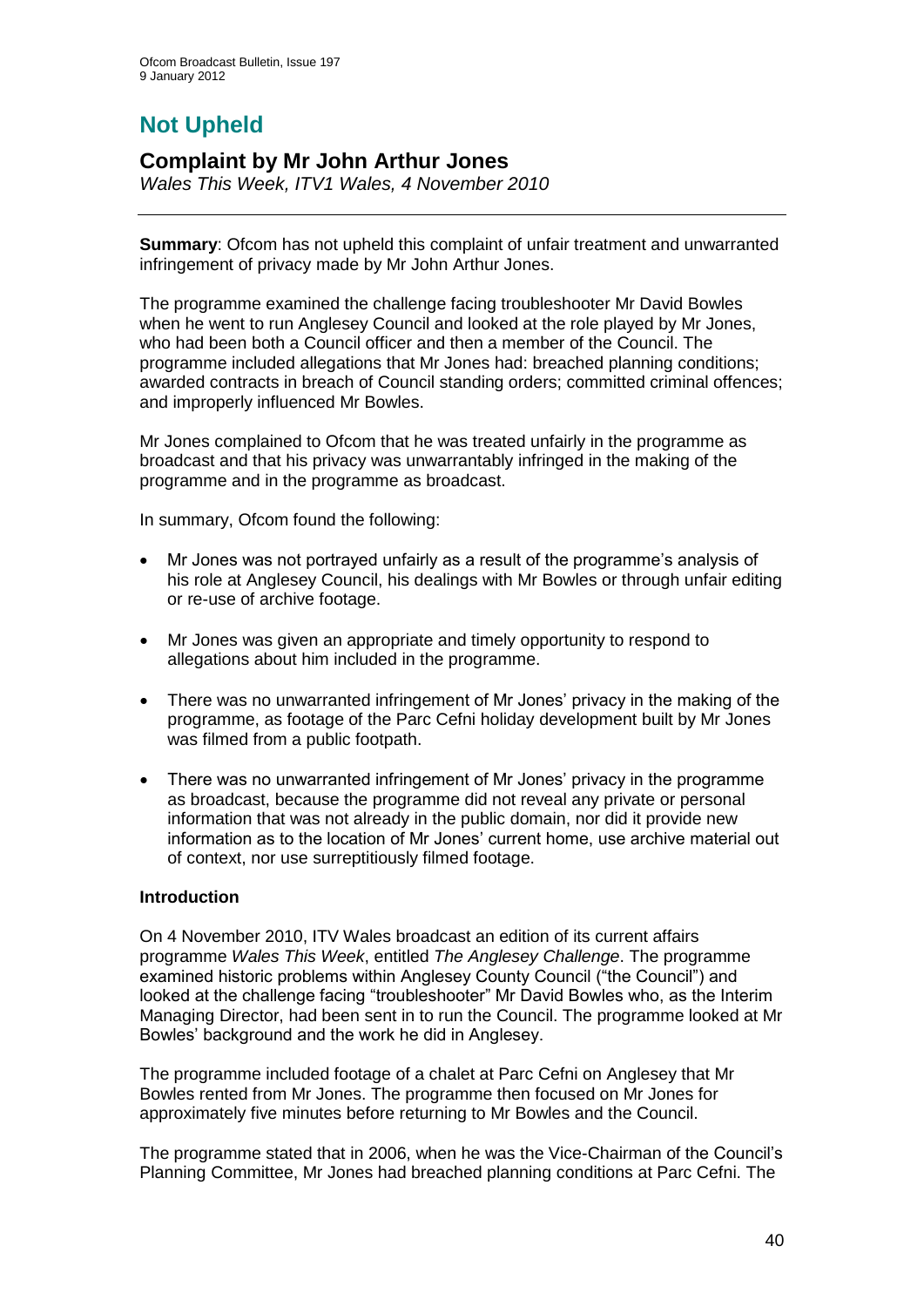# Not Upheld

## Complaint by Mr John Arthur Jones

*Wales This Week, ITV1 Wales, 4 November 2010*

**Summary**: Ofcom has not upheld this complaint of unfair treatment and unwarranted infringement of privacy made by Mr John Arthur Jones.

The programme examined the challenge facing troubleshooter Mr David Bowles when he went to run Anglesey Council and looked at the role played by Mr Jones, who had been both a Council officer and then a member of the Council. The programme included allegations that Mr Jones had: breached planning conditions; awarded contracts in breach of Council standing orders; committed criminal offences; and improperly influenced Mr Bowles.

Mr Jones complained to Ofcom that he was treated unfairly in the programme as broadcast and that his privacy was unwarrantably infringed in the making of the programme and in the programme as broadcast.

In summary, Ofcom found the following:

- Mr Jones was not portrayed unfairly as a result of the programme's analysis of his role at Anglesey Council, his dealings with Mr Bowles or through unfair editing or re-use of archive footage.
- Mr Jones was given an appropriate and timely opportunity to respond to allegations about him included in the programme.
- There was no unwarranted infringement of Mr Jones' privacy in the making of the programme, as footage of the Parc Cefni holiday development built by Mr Jones was filmed from a public footpath.
- There was no unwarranted infringement of Mr Jones' privacy in the programme as broadcast, because the programme did not reveal any private or personal information that was not already in the public domain, nor did it provide new information as to the location of Mr Jones' current home, use archive material out of context, nor use surreptitiously filmed footage.

### Introduction

On 4 November 2010, ITV Wales broadcast an edition of its current affairs programme *Wales This Week*, entitled *The Anglesey Challenge*. The programme examined historic problems within Anglesey County Council ("the Council") and looked at the challenge facing "troubleshooter" Mr David Bowles who, as the Interim Managing Director, had been sent in to run the Council. The programme looked at Mr Bowles' background and the work he did in Anglesey.

The programme included footage of a chalet at Parc Cefni on Anglesey that Mr Bowles rented from Mr Jones. The programme then focused on Mr Jones for approximately five minutes before returning to Mr Bowles and the Council.

The programme stated that in 2006, when he was the Vice-Chairman of the Council's Planning Committee, Mr Jones had breached planning conditions at Parc Cefni. The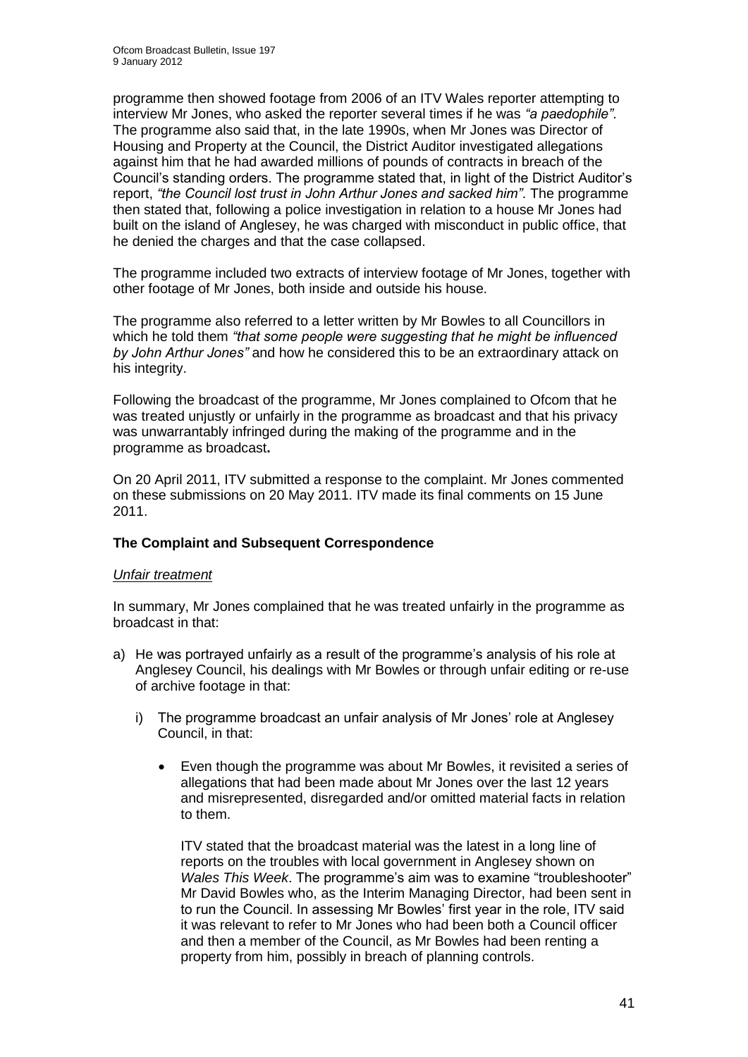programme then showed footage from 2006 of an ITV Wales reporter attempting to interview Mr Jones, who asked the reporter several times if he was *"a paedophile"*. The programme also said that, in the late 1990s, when Mr Jones was Director of Housing and Property at the Council, the District Auditor investigated allegations against him that he had awarded millions of pounds of contracts in breach of the Council's standing orders. The programme stated that, in light of the District Auditor's report, *"the Council lost trust in John Arthur Jones and sacked him"*. The programme then stated that, following a police investigation in relation to a house Mr Jones had built on the island of Anglesey, he was charged with misconduct in public office, that he denied the charges and that the case collapsed.

The programme included two extracts of interview footage of Mr Jones, together with other footage of Mr Jones, both inside and outside his house.

The programme also referred to a letter written by Mr Bowles to all Councillors in which he told them *"that some people were suggesting that he might be influenced by John Arthur Jones"* and how he considered this to be an extraordinary attack on his integrity.

Following the broadcast of the programme, Mr Jones complained to Ofcom that he was treated unjustly or unfairly in the programme as broadcast and that his privacy was unwarrantably infringed during the making of the programme and in the programme as broadcast**.**

On 20 April 2011, ITV submitted a response to the complaint. Mr Jones commented on these submissions on 20 May 2011. ITV made its final comments on 15 June 2011.

**The Complaint and Subsequent Correspondence**

*Unfair treatment*

In summary, Mr Jones complained that he was treated unfairly in the programme as broadcast in that:

a) He was portrayed unfairly as a result of the programme's analysis of his role at Anglesey Council, his dealings with Mr Bowles or through unfair editing or re-use of archive footage in that:

   i) The programme broadcast an unfair analysis of Mr Jones' role at Anglesey Council, in that:

      - Even though the programme was about Mr Bowles, it revisited a series of allegations that had been made about Mr Jones over the last 12 years and misrepresented, disregarded and/or omitted material facts in relation to them.

        ITV stated that the broadcast material was the latest in a long line of reports on the troubles with local government in Anglesey shown on *Wales This Week*. The programme's aim was to examine "troubleshooter" Mr David Bowles who, as the Interim Managing Director, had been sent in to run the Council. In assessing Mr Bowles' first year in the role, ITV said it was relevant to refer to Mr Jones who had been both a Council officer and then a member of the Council, as Mr Bowles had been renting a property from him, possibly in breach of planning controls.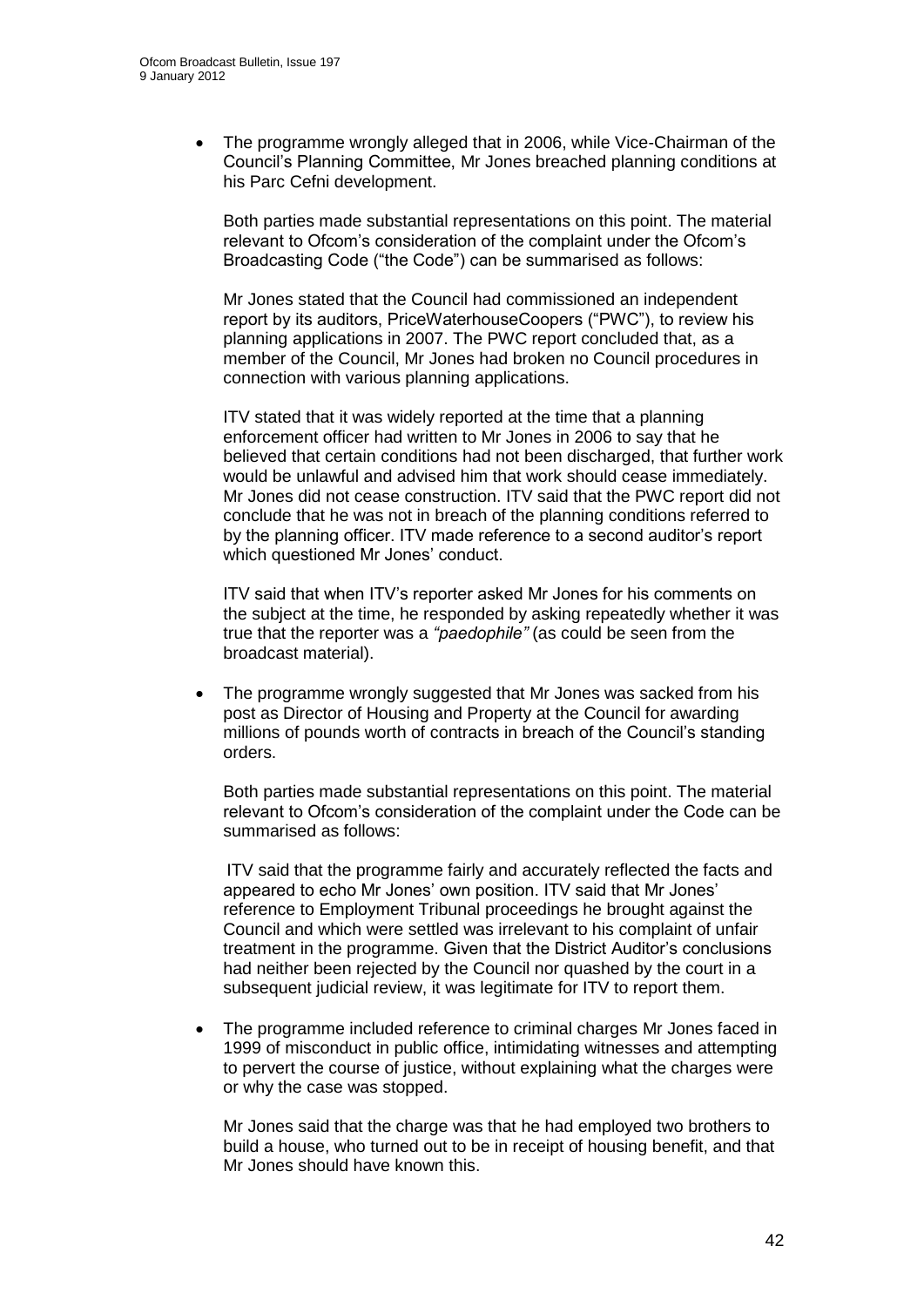- The programme wrongly alleged that in 2006, while Vice-Chairman of the Council's Planning Committee, Mr Jones breached planning conditions at his Parc Cefni development.

  Both parties made substantial representations on this point. The material relevant to Ofcom's consideration of the complaint under the Ofcom's Broadcasting Code ("the Code") can be summarised as follows:

  Mr Jones stated that the Council had commissioned an independent report by its auditors, PriceWaterhouseCoopers ("PWC"), to review his planning applications in 2007. The PWC report concluded that, as a member of the Council, Mr Jones had broken no Council procedures in connection with various planning applications.

  ITV stated that it was widely reported at the time that a planning enforcement officer had written to Mr Jones in 2006 to say that he believed that certain conditions had not been discharged, that further work would be unlawful and advised him that work should cease immediately. Mr Jones did not cease construction. ITV said that the PWC report did not conclude that he was not in breach of the planning conditions referred to by the planning officer. ITV made reference to a second auditor's report which questioned Mr Jones' conduct.

  ITV said that when ITV's reporter asked Mr Jones for his comments on the subject at the time, he responded by asking repeatedly whether it was true that the reporter was a *"paedophile"* (as could be seen from the broadcast material).

- The programme wrongly suggested that Mr Jones was sacked from his post as Director of Housing and Property at the Council for awarding millions of pounds worth of contracts in breach of the Council's standing orders.

  Both parties made substantial representations on this point. The material relevant to Ofcom's consideration of the complaint under the Code can be summarised as follows:

  ITV said that the programme fairly and accurately reflected the facts and appeared to echo Mr Jones' own position. ITV said that Mr Jones' reference to Employment Tribunal proceedings he brought against the Council and which were settled was irrelevant to his complaint of unfair treatment in the programme. Given that the District Auditor's conclusions had neither been rejected by the Council nor quashed by the court in a subsequent judicial review, it was legitimate for ITV to report them.

- The programme included reference to criminal charges Mr Jones faced in 1999 of misconduct in public office, intimidating witnesses and attempting to pervert the course of justice, without explaining what the charges were or why the case was stopped.

  Mr Jones said that the charge was that he had employed two brothers to build a house, who turned out to be in receipt of housing benefit, and that Mr Jones should have known this.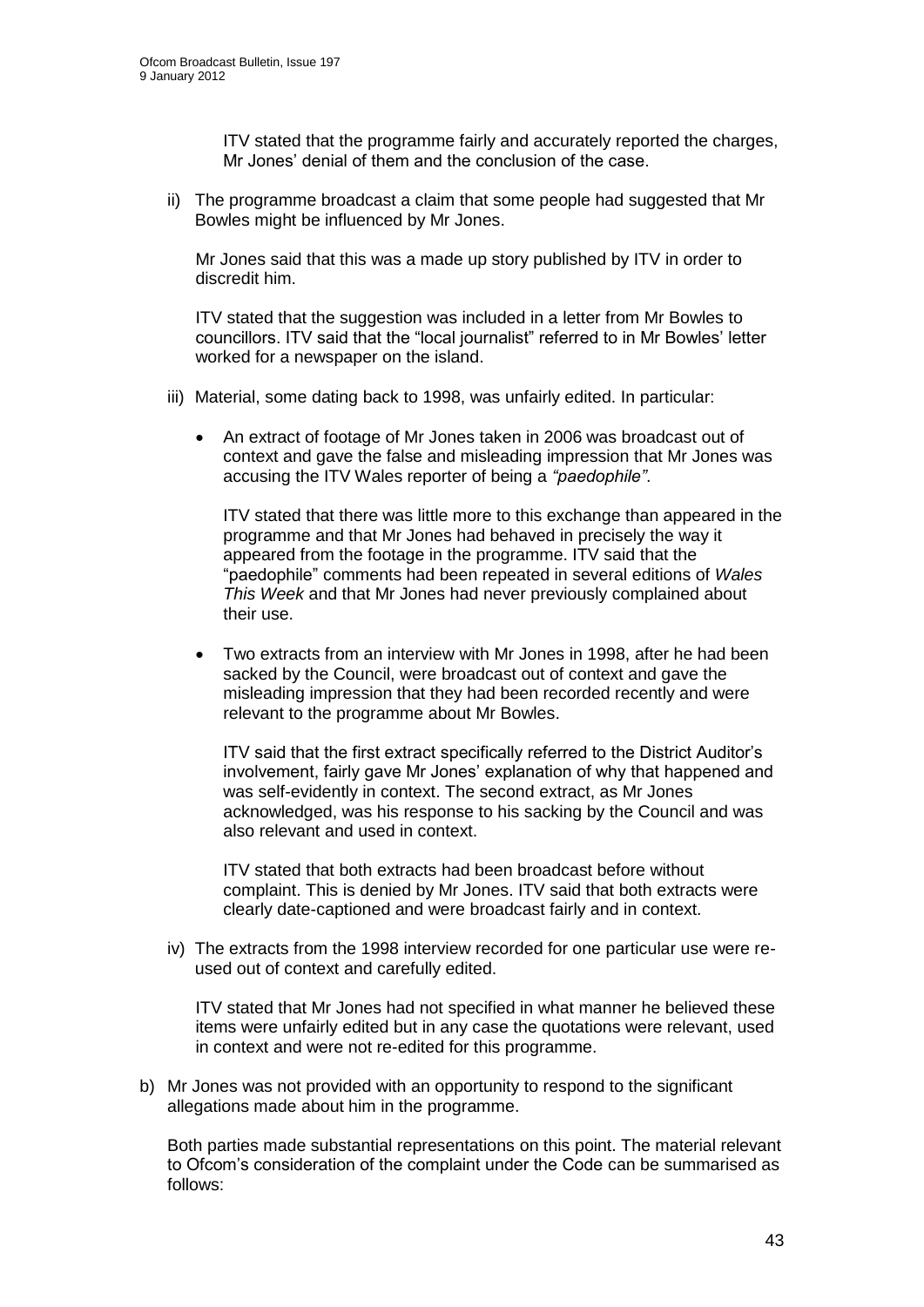ITV stated that the programme fairly and accurately reported the charges, Mr Jones' denial of them and the conclusion of the case.

ii) The programme broadcast a claim that some people had suggested that Mr Bowles might be influenced by Mr Jones.

   Mr Jones said that this was a made up story published by ITV in order to discredit him.

   ITV stated that the suggestion was included in a letter from Mr Bowles to councillors. ITV said that the "local journalist" referred to in Mr Bowles' letter worked for a newspaper on the island.

iii) Material, some dating back to 1998, was unfairly edited. In particular:

   - An extract of footage of Mr Jones taken in 2006 was broadcast out of context and gave the false and misleading impression that Mr Jones was accusing the ITV Wales reporter of being a *"paedophile"*.

     ITV stated that there was little more to this exchange than appeared in the programme and that Mr Jones had behaved in precisely the way it appeared from the footage in the programme. ITV said that the "paedophile" comments had been repeated in several editions of *Wales This Week* and that Mr Jones had never previously complained about their use.

   - Two extracts from an interview with Mr Jones in 1998, after he had been sacked by the Council, were broadcast out of context and gave the misleading impression that they had been recorded recently and were relevant to the programme about Mr Bowles.

     ITV said that the first extract specifically referred to the District Auditor's involvement, fairly gave Mr Jones' explanation of why that happened and was self-evidently in context. The second extract, as Mr Jones acknowledged, was his response to his sacking by the Council and was also relevant and used in context.

     ITV stated that both extracts had been broadcast before without complaint. This is denied by Mr Jones. ITV said that both extracts were clearly date-captioned and were broadcast fairly and in context.

iv) The extracts from the 1998 interview recorded for one particular use were re-used out of context and carefully edited.

   ITV stated that Mr Jones had not specified in what manner he believed these items were unfairly edited but in any case the quotations were relevant, used in context and were not re-edited for this programme.

b) Mr Jones was not provided with an opportunity to respond to the significant allegations made about him in the programme.

   Both parties made substantial representations on this point. The material relevant to Ofcom's consideration of the complaint under the Code can be summarised as follows: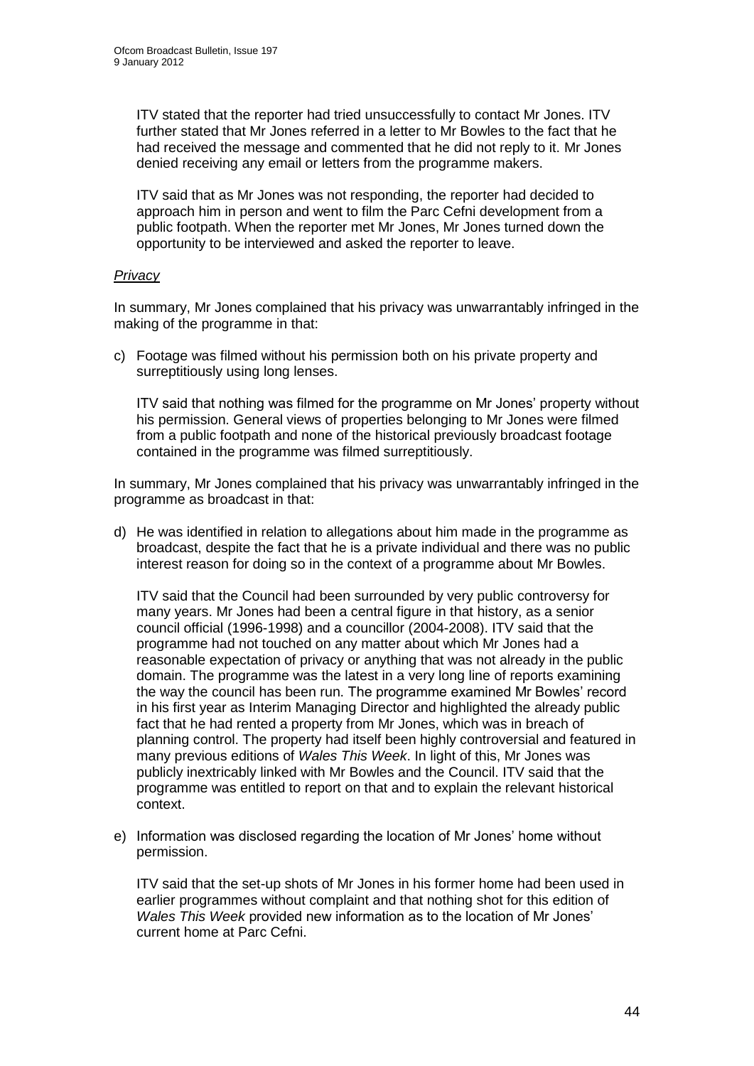ITV stated that the reporter had tried unsuccessfully to contact Mr Jones. ITV further stated that Mr Jones referred in a letter to Mr Bowles to the fact that he had received the message and commented that he did not reply to it. Mr Jones denied receiving any email or letters from the programme makers.

ITV said that as Mr Jones was not responding, the reporter had decided to approach him in person and went to film the Parc Cefni development from a public footpath. When the reporter met Mr Jones, Mr Jones turned down the opportunity to be interviewed and asked the reporter to leave.

*Privacy*

In summary, Mr Jones complained that his privacy was unwarrantably infringed in the making of the programme in that:

c) Footage was filmed without his permission both on his private property and surreptitiously using long lenses.

   ITV said that nothing was filmed for the programme on Mr Jones' property without his permission. General views of properties belonging to Mr Jones were filmed from a public footpath and none of the historical previously broadcast footage contained in the programme was filmed surreptitiously.

In summary, Mr Jones complained that his privacy was unwarrantably infringed in the programme as broadcast in that:

d) He was identified in relation to allegations about him made in the programme as broadcast, despite the fact that he is a private individual and there was no public interest reason for doing so in the context of a programme about Mr Bowles.

   ITV said that the Council had been surrounded by very public controversy for many years. Mr Jones had been a central figure in that history, as a senior council official (1996-1998) and a councillor (2004-2008). ITV said that the programme had not touched on any matter about which Mr Jones had a reasonable expectation of privacy or anything that was not already in the public domain. The programme was the latest in a very long line of reports examining the way the council has been run. The programme examined Mr Bowles' record in his first year as Interim Managing Director and highlighted the already public fact that he had rented a property from Mr Jones, which was in breach of planning control. The property had itself been highly controversial and featured in many previous editions of *Wales This Week*. In light of this, Mr Jones was publicly inextricably linked with Mr Bowles and the Council. ITV said that the programme was entitled to report on that and to explain the relevant historical context.

e) Information was disclosed regarding the location of Mr Jones' home without permission.

   ITV said that the set-up shots of Mr Jones in his former home had been used in earlier programmes without complaint and that nothing shot for this edition of *Wales This Week* provided new information as to the location of Mr Jones' current home at Parc Cefni.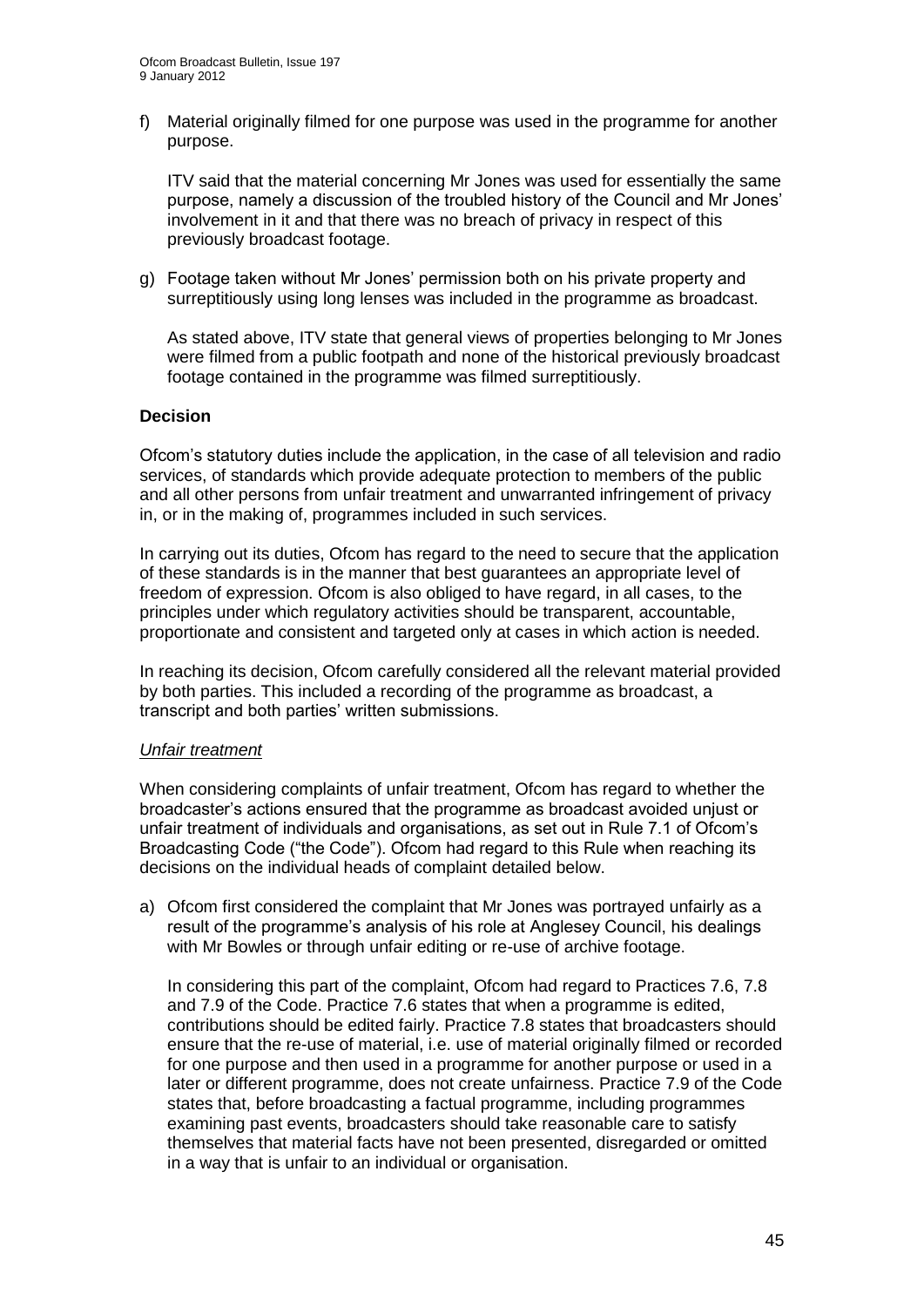f) Material originally filmed for one purpose was used in the programme for another purpose.

   ITV said that the material concerning Mr Jones was used for essentially the same purpose, namely a discussion of the troubled history of the Council and Mr Jones' involvement in it and that there was no breach of privacy in respect of this previously broadcast footage.

g) Footage taken without Mr Jones' permission both on his private property and surreptitiously using long lenses was included in the programme as broadcast.

   As stated above, ITV state that general views of properties belonging to Mr Jones were filmed from a public footpath and none of the historical previously broadcast footage contained in the programme was filmed surreptitiously.

**Decision**

Ofcom's statutory duties include the application, in the case of all television and radio services, of standards which provide adequate protection to members of the public and all other persons from unfair treatment and unwarranted infringement of privacy in, or in the making of, programmes included in such services.

In carrying out its duties, Ofcom has regard to the need to secure that the application of these standards is in the manner that best guarantees an appropriate level of freedom of expression. Ofcom is also obliged to have regard, in all cases, to the principles under which regulatory activities should be transparent, accountable, proportionate and consistent and targeted only at cases in which action is needed.

In reaching its decision, Ofcom carefully considered all the relevant material provided by both parties. This included a recording of the programme as broadcast, a transcript and both parties' written submissions.

*Unfair treatment*

When considering complaints of unfair treatment, Ofcom has regard to whether the broadcaster's actions ensured that the programme as broadcast avoided unjust or unfair treatment of individuals and organisations, as set out in Rule 7.1 of Ofcom's Broadcasting Code ("the Code"). Ofcom had regard to this Rule when reaching its decisions on the individual heads of complaint detailed below.

a) Ofcom first considered the complaint that Mr Jones was portrayed unfairly as a result of the programme's analysis of his role at Anglesey Council, his dealings with Mr Bowles or through unfair editing or re-use of archive footage.

   In considering this part of the complaint, Ofcom had regard to Practices 7.6, 7.8 and 7.9 of the Code. Practice 7.6 states that when a programme is edited, contributions should be edited fairly. Practice 7.8 states that broadcasters should ensure that the re-use of material, i.e. use of material originally filmed or recorded for one purpose and then used in a programme for another purpose or used in a later or different programme, does not create unfairness. Practice 7.9 of the Code states that, before broadcasting a factual programme, including programmes examining past events, broadcasters should take reasonable care to satisfy themselves that material facts have not been presented, disregarded or omitted in a way that is unfair to an individual or organisation.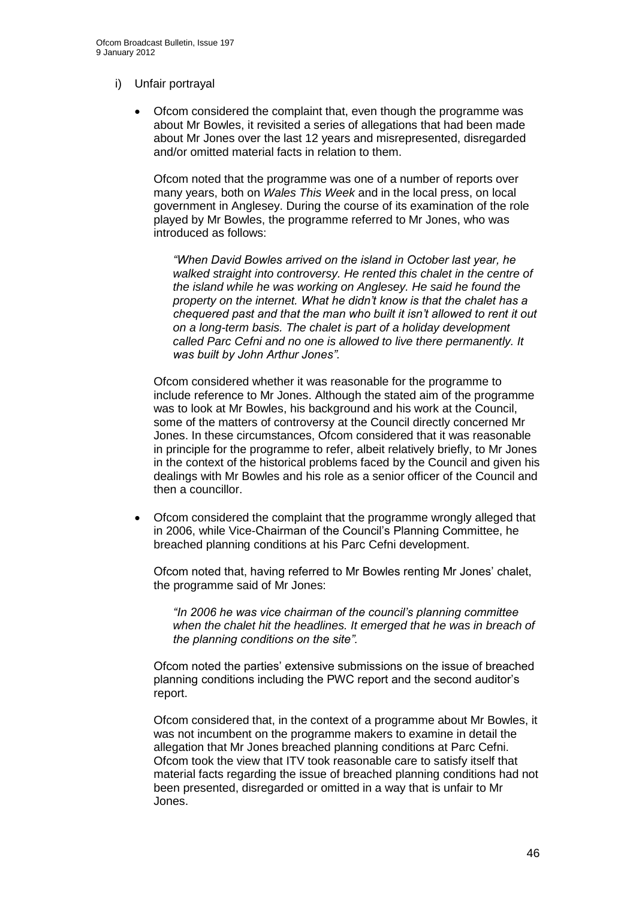i) Unfair portrayal

- Ofcom considered the complaint that, even though the programme was about Mr Bowles, it revisited a series of allegations that had been made about Mr Jones over the last 12 years and misrepresented, disregarded and/or omitted material facts in relation to them.

  Ofcom noted that the programme was one of a number of reports over many years, both on *Wales This Week* and in the local press, on local government in Anglesey. During the course of its examination of the role played by Mr Bowles, the programme referred to Mr Jones, who was introduced as follows:

  > *"When David Bowles arrived on the island in October last year, he walked straight into controversy. He rented this chalet in the centre of the island while he was working on Anglesey. He said he found the property on the internet. What he didn't know is that the chalet has a chequered past and that the man who built it isn't allowed to rent it out on a long-term basis. The chalet is part of a holiday development called Parc Cefni and no one is allowed to live there permanently. It was built by John Arthur Jones".*

  Ofcom considered whether it was reasonable for the programme to include reference to Mr Jones. Although the stated aim of the programme was to look at Mr Bowles, his background and his work at the Council, some of the matters of controversy at the Council directly concerned Mr Jones. In these circumstances, Ofcom considered that it was reasonable in principle for the programme to refer, albeit relatively briefly, to Mr Jones in the context of the historical problems faced by the Council and given his dealings with Mr Bowles and his role as a senior officer of the Council and then a councillor.

- Ofcom considered the complaint that the programme wrongly alleged that in 2006, while Vice-Chairman of the Council's Planning Committee, he breached planning conditions at his Parc Cefni development.

  Ofcom noted that, having referred to Mr Bowles renting Mr Jones' chalet, the programme said of Mr Jones:

  > *"In 2006 he was vice chairman of the council's planning committee when the chalet hit the headlines. It emerged that he was in breach of the planning conditions on the site".*

  Ofcom noted the parties' extensive submissions on the issue of breached planning conditions including the PWC report and the second auditor's report.

  Ofcom considered that, in the context of a programme about Mr Bowles, it was not incumbent on the programme makers to examine in detail the allegation that Mr Jones breached planning conditions at Parc Cefni. Ofcom took the view that ITV took reasonable care to satisfy itself that material facts regarding the issue of breached planning conditions had not been presented, disregarded or omitted in a way that is unfair to Mr Jones.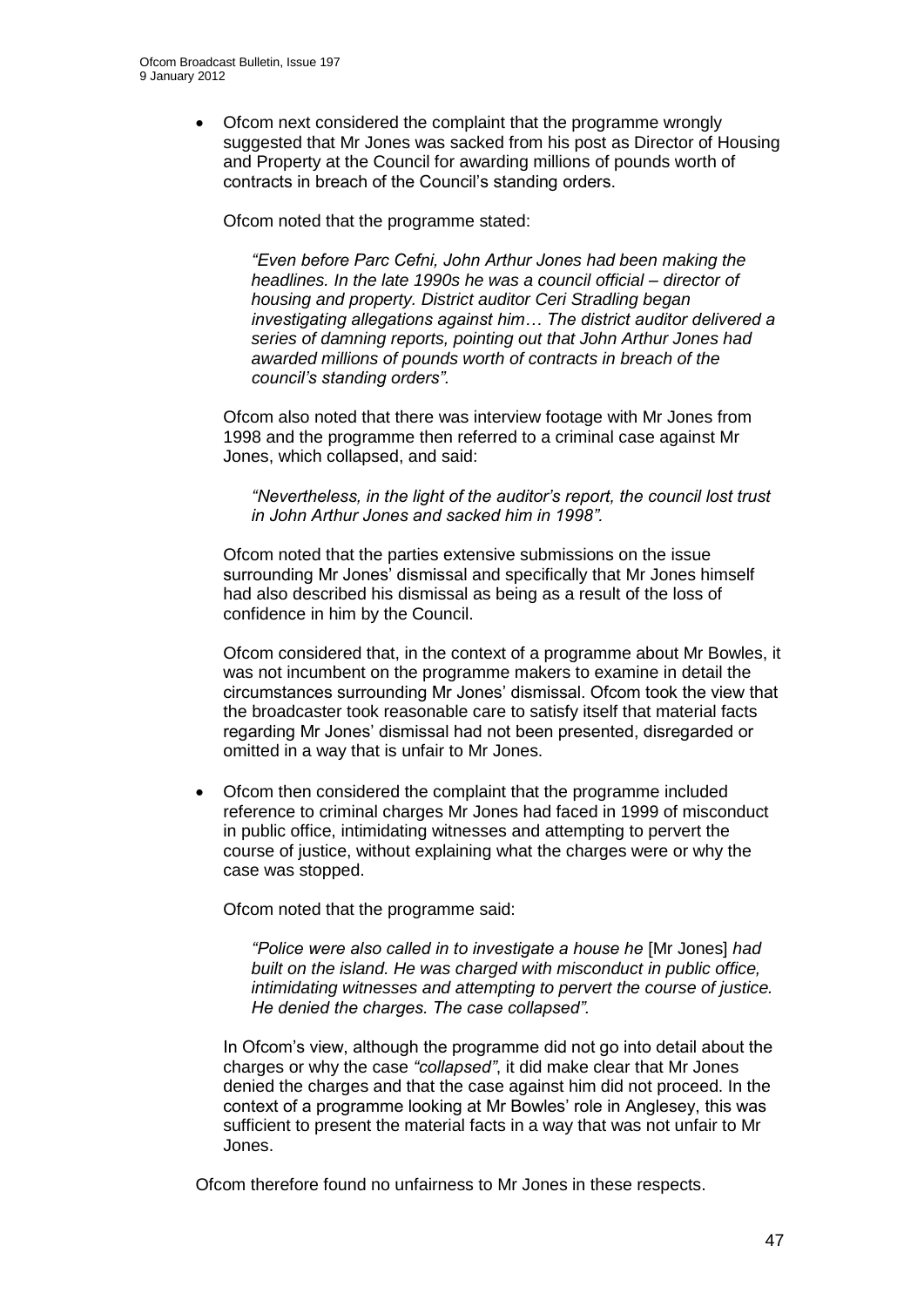- Ofcom next considered the complaint that the programme wrongly suggested that Mr Jones was sacked from his post as Director of Housing and Property at the Council for awarding millions of pounds worth of contracts in breach of the Council's standing orders.

  Ofcom noted that the programme stated:

  > *"Even before Parc Cefni, John Arthur Jones had been making the headlines. In the late 1990s he was a council official – director of housing and property. District auditor Ceri Stradling began investigating allegations against him… The district auditor delivered a series of damning reports, pointing out that John Arthur Jones had awarded millions of pounds worth of contracts in breach of the council's standing orders".*

  Ofcom also noted that there was interview footage with Mr Jones from 1998 and the programme then referred to a criminal case against Mr Jones, which collapsed, and said:

  > *"Nevertheless, in the light of the auditor's report, the council lost trust in John Arthur Jones and sacked him in 1998".*

  Ofcom noted that the parties extensive submissions on the issue surrounding Mr Jones' dismissal and specifically that Mr Jones himself had also described his dismissal as being as a result of the loss of confidence in him by the Council.

  Ofcom considered that, in the context of a programme about Mr Bowles, it was not incumbent on the programme makers to examine in detail the circumstances surrounding Mr Jones' dismissal. Ofcom took the view that the broadcaster took reasonable care to satisfy itself that material facts regarding Mr Jones' dismissal had not been presented, disregarded or omitted in a way that is unfair to Mr Jones.

- Ofcom then considered the complaint that the programme included reference to criminal charges Mr Jones had faced in 1999 of misconduct in public office, intimidating witnesses and attempting to pervert the course of justice, without explaining what the charges were or why the case was stopped.

  Ofcom noted that the programme said:

  > *"Police were also called in to investigate a house he* [Mr Jones] *had built on the island. He was charged with misconduct in public office, intimidating witnesses and attempting to pervert the course of justice. He denied the charges. The case collapsed".*

  In Ofcom's view, although the programme did not go into detail about the charges or why the case *"collapsed"*, it did make clear that Mr Jones denied the charges and that the case against him did not proceed. In the context of a programme looking at Mr Bowles' role in Anglesey, this was sufficient to present the material facts in a way that was not unfair to Mr Jones.

Ofcom therefore found no unfairness to Mr Jones in these respects.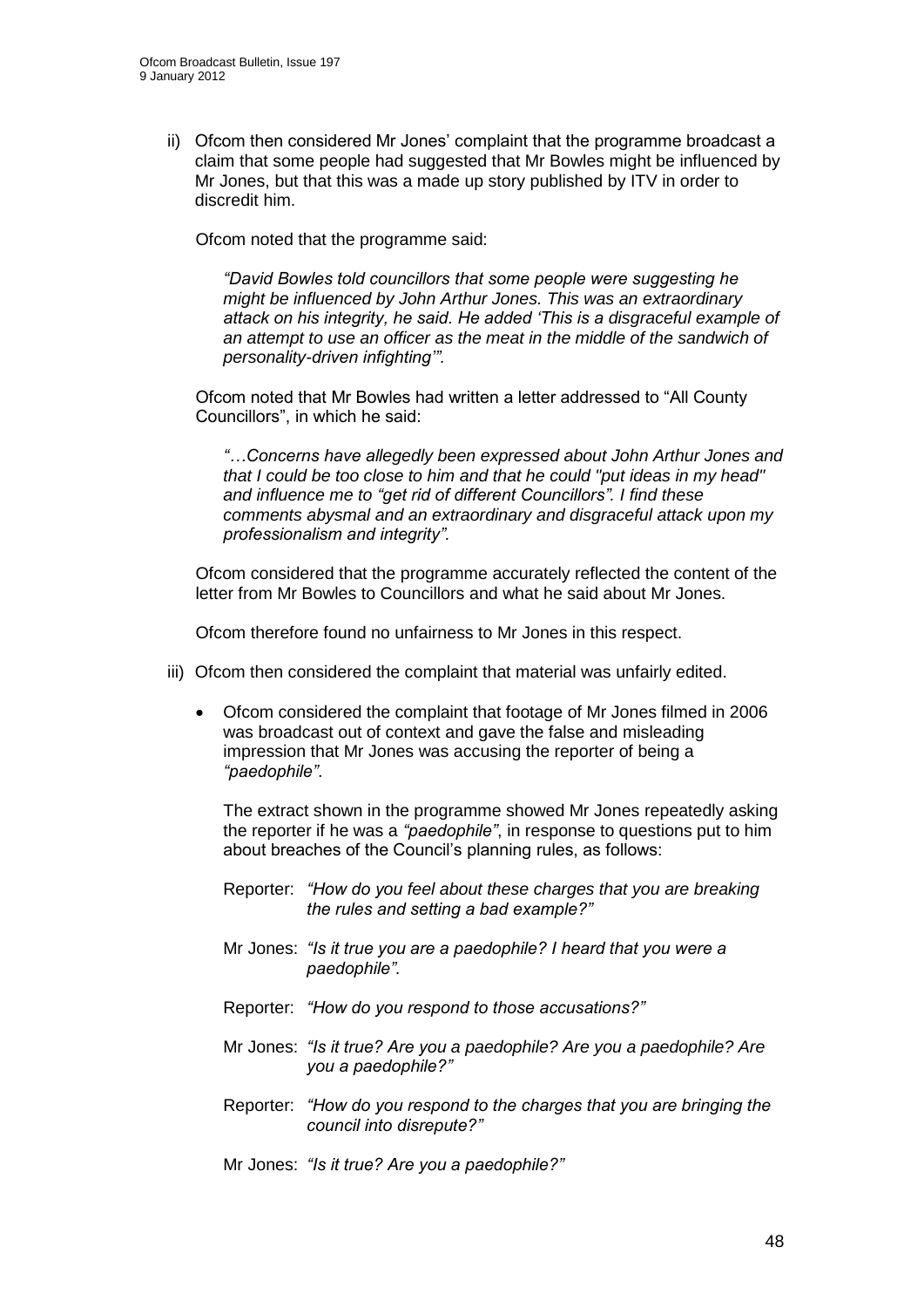ii) Ofcom then considered Mr Jones' complaint that the programme broadcast a claim that some people had suggested that Mr Bowles might be influenced by Mr Jones, but that this was a made up story published by ITV in order to discredit him.

   Ofcom noted that the programme said:

   > *"David Bowles told councillors that some people were suggesting he might be influenced by John Arthur Jones. This was an extraordinary attack on his integrity, he said. He added 'This is a disgraceful example of an attempt to use an officer as the meat in the middle of the sandwich of personality-driven infighting'".*

   Ofcom noted that Mr Bowles had written a letter addressed to "All County Councillors", in which he said:

   > *"…Concerns have allegedly been expressed about John Arthur Jones and that I could be too close to him and that he could "put ideas in my head" and influence me to "get rid of different Councillors". I find these comments abysmal and an extraordinary and disgraceful attack upon my professionalism and integrity".*

   Ofcom considered that the programme accurately reflected the content of the letter from Mr Bowles to Councillors and what he said about Mr Jones.

   Ofcom therefore found no unfairness to Mr Jones in this respect.

iii) Ofcom then considered the complaint that material was unfairly edited.

   - Ofcom considered the complaint that footage of Mr Jones filmed in 2006 was broadcast out of context and gave the false and misleading impression that Mr Jones was accusing the reporter of being a *"paedophile"*.

     The extract shown in the programme showed Mr Jones repeatedly asking the reporter if he was a *"paedophile"*, in response to questions put to him about breaches of the Council's planning rules, as follows:

     Reporter: *"How do you feel about these charges that you are breaking the rules and setting a bad example?"*

     Mr Jones: *"Is it true you are a paedophile? I heard that you were a paedophile".*

     Reporter: *"How do you respond to those accusations?"*

     Mr Jones: *"Is it true? Are you a paedophile? Are you a paedophile? Are you a paedophile?"*

     Reporter: *"How do you respond to the charges that you are bringing the council into disrepute?"*

     Mr Jones: *"Is it true? Are you a paedophile?"*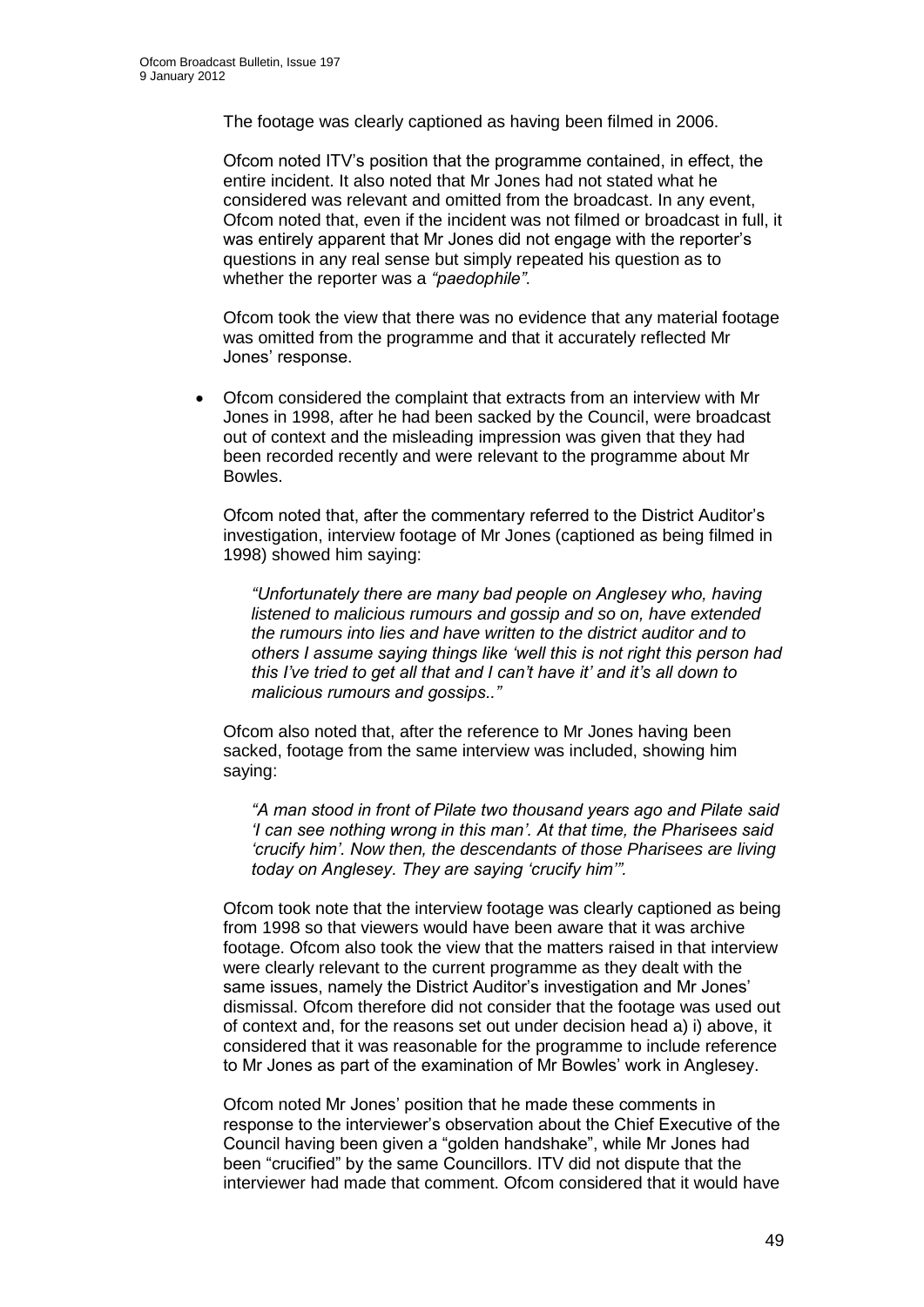The footage was clearly captioned as having been filmed in 2006.

Ofcom noted ITV's position that the programme contained, in effect, the entire incident. It also noted that Mr Jones had not stated what he considered was relevant and omitted from the broadcast. In any event, Ofcom noted that, even if the incident was not filmed or broadcast in full, it was entirely apparent that Mr Jones did not engage with the reporter's questions in any real sense but simply repeated his question as to whether the reporter was a *"paedophile"*.

Ofcom took the view that there was no evidence that any material footage was omitted from the programme and that it accurately reflected Mr Jones' response.

- Ofcom considered the complaint that extracts from an interview with Mr Jones in 1998, after he had been sacked by the Council, were broadcast out of context and the misleading impression was given that they had been recorded recently and were relevant to the programme about Mr Bowles.

Ofcom noted that, after the commentary referred to the District Auditor's investigation, interview footage of Mr Jones (captioned as being filmed in 1998) showed him saying:

> *"Unfortunately there are many bad people on Anglesey who, having listened to malicious rumours and gossip and so on, have extended the rumours into lies and have written to the district auditor and to others I assume saying things like 'well this is not right this person had this I've tried to get all that and I can't have it' and it's all down to malicious rumours and gossips.."*

Ofcom also noted that, after the reference to Mr Jones having been sacked, footage from the same interview was included, showing him saying:

> *"A man stood in front of Pilate two thousand years ago and Pilate said 'I can see nothing wrong in this man'. At that time, the Pharisees said 'crucify him'. Now then, the descendants of those Pharisees are living today on Anglesey. They are saying 'crucify him'".*

Ofcom took note that the interview footage was clearly captioned as being from 1998 so that viewers would have been aware that it was archive footage. Ofcom also took the view that the matters raised in that interview were clearly relevant to the current programme as they dealt with the same issues, namely the District Auditor's investigation and Mr Jones' dismissal. Ofcom therefore did not consider that the footage was used out of context and, for the reasons set out under decision head a) i) above, it considered that it was reasonable for the programme to include reference to Mr Jones as part of the examination of Mr Bowles' work in Anglesey.

Ofcom noted Mr Jones' position that he made these comments in response to the interviewer's observation about the Chief Executive of the Council having been given a "golden handshake", while Mr Jones had been "crucified" by the same Councillors. ITV did not dispute that the interviewer had made that comment. Ofcom considered that it would have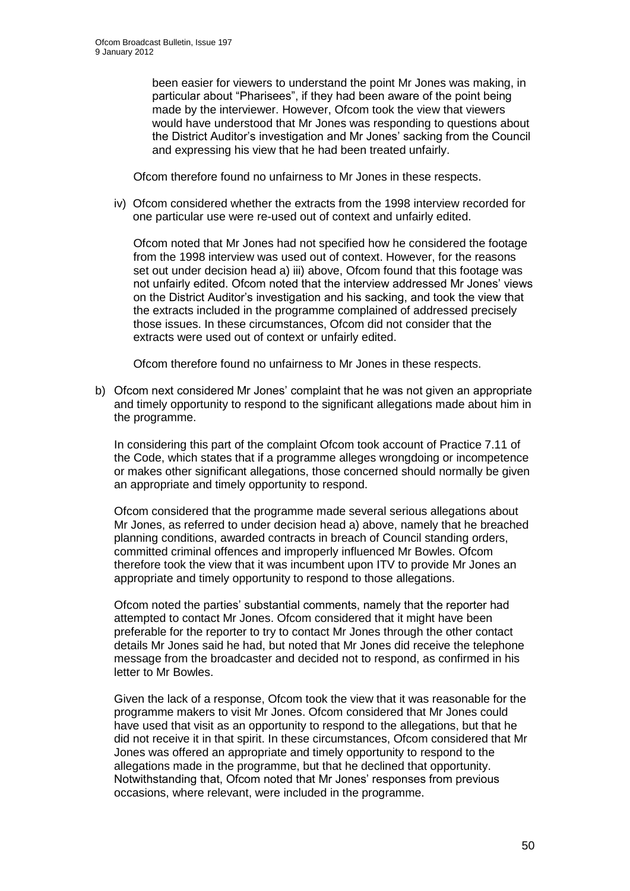been easier for viewers to understand the point Mr Jones was making, in particular about "Pharisees", if they had been aware of the point being made by the interviewer. However, Ofcom took the view that viewers would have understood that Mr Jones was responding to questions about the District Auditor's investigation and Mr Jones' sacking from the Council and expressing his view that he had been treated unfairly.

Ofcom therefore found no unfairness to Mr Jones in these respects.

iv) Ofcom considered whether the extracts from the 1998 interview recorded for one particular use were re-used out of context and unfairly edited.

Ofcom noted that Mr Jones had not specified how he considered the footage from the 1998 interview was used out of context. However, for the reasons set out under decision head a) iii) above, Ofcom found that this footage was not unfairly edited. Ofcom noted that the interview addressed Mr Jones' views on the District Auditor's investigation and his sacking, and took the view that the extracts included in the programme complained of addressed precisely those issues. In these circumstances, Ofcom did not consider that the extracts were used out of context or unfairly edited.

Ofcom therefore found no unfairness to Mr Jones in these respects.

b) Ofcom next considered Mr Jones' complaint that he was not given an appropriate and timely opportunity to respond to the significant allegations made about him in the programme.

In considering this part of the complaint Ofcom took account of Practice 7.11 of the Code, which states that if a programme alleges wrongdoing or incompetence or makes other significant allegations, those concerned should normally be given an appropriate and timely opportunity to respond.

Ofcom considered that the programme made several serious allegations about Mr Jones, as referred to under decision head a) above, namely that he breached planning conditions, awarded contracts in breach of Council standing orders, committed criminal offences and improperly influenced Mr Bowles. Ofcom therefore took the view that it was incumbent upon ITV to provide Mr Jones an appropriate and timely opportunity to respond to those allegations.

Ofcom noted the parties' substantial comments, namely that the reporter had attempted to contact Mr Jones. Ofcom considered that it might have been preferable for the reporter to try to contact Mr Jones through the other contact details Mr Jones said he had, but noted that Mr Jones did receive the telephone message from the broadcaster and decided not to respond, as confirmed in his letter to Mr Bowles.

Given the lack of a response, Ofcom took the view that it was reasonable for the programme makers to visit Mr Jones. Ofcom considered that Mr Jones could have used that visit as an opportunity to respond to the allegations, but that he did not receive it in that spirit. In these circumstances, Ofcom considered that Mr Jones was offered an appropriate and timely opportunity to respond to the allegations made in the programme, but that he declined that opportunity. Notwithstanding that, Ofcom noted that Mr Jones' responses from previous occasions, where relevant, were included in the programme.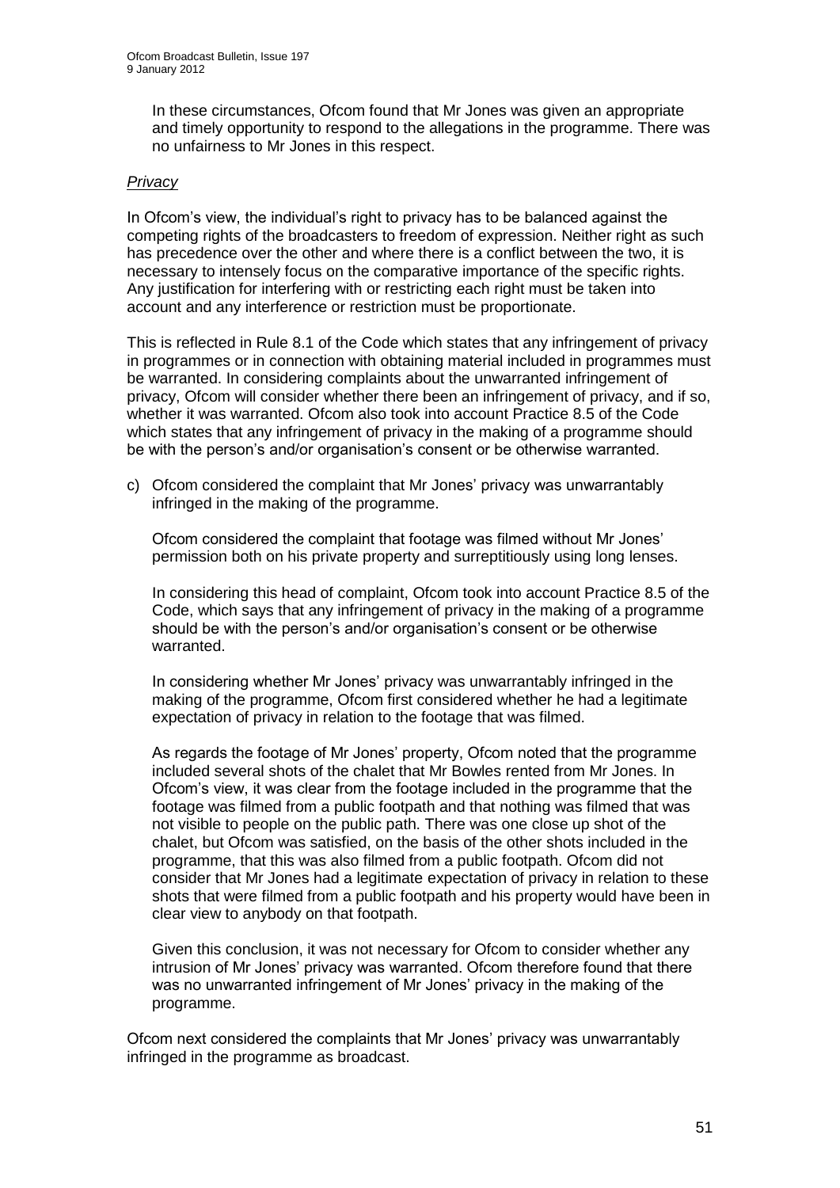In these circumstances, Ofcom found that Mr Jones was given an appropriate and timely opportunity to respond to the allegations in the programme. There was no unfairness to Mr Jones in this respect.

*Privacy*

In Ofcom's view, the individual's right to privacy has to be balanced against the competing rights of the broadcasters to freedom of expression. Neither right as such has precedence over the other and where there is a conflict between the two, it is necessary to intensely focus on the comparative importance of the specific rights. Any justification for interfering with or restricting each right must be taken into account and any interference or restriction must be proportionate.

This is reflected in Rule 8.1 of the Code which states that any infringement of privacy in programmes or in connection with obtaining material included in programmes must be warranted. In considering complaints about the unwarranted infringement of privacy, Ofcom will consider whether there been an infringement of privacy, and if so, whether it was warranted. Ofcom also took into account Practice 8.5 of the Code which states that any infringement of privacy in the making of a programme should be with the person's and/or organisation's consent or be otherwise warranted.

c) Ofcom considered the complaint that Mr Jones' privacy was unwarrantably infringed in the making of the programme.

   Ofcom considered the complaint that footage was filmed without Mr Jones' permission both on his private property and surreptitiously using long lenses.

   In considering this head of complaint, Ofcom took into account Practice 8.5 of the Code, which says that any infringement of privacy in the making of a programme should be with the person's and/or organisation's consent or be otherwise warranted.

   In considering whether Mr Jones' privacy was unwarrantably infringed in the making of the programme, Ofcom first considered whether he had a legitimate expectation of privacy in relation to the footage that was filmed.

   As regards the footage of Mr Jones' property, Ofcom noted that the programme included several shots of the chalet that Mr Bowles rented from Mr Jones. In Ofcom's view, it was clear from the footage included in the programme that the footage was filmed from a public footpath and that nothing was filmed that was not visible to people on the public path. There was one close up shot of the chalet, but Ofcom was satisfied, on the basis of the other shots included in the programme, that this was also filmed from a public footpath. Ofcom did not consider that Mr Jones had a legitimate expectation of privacy in relation to these shots that were filmed from a public footpath and his property would have been in clear view to anybody on that footpath.

   Given this conclusion, it was not necessary for Ofcom to consider whether any intrusion of Mr Jones' privacy was warranted. Ofcom therefore found that there was no unwarranted infringement of Mr Jones' privacy in the making of the programme.

Ofcom next considered the complaints that Mr Jones' privacy was unwarrantably infringed in the programme as broadcast.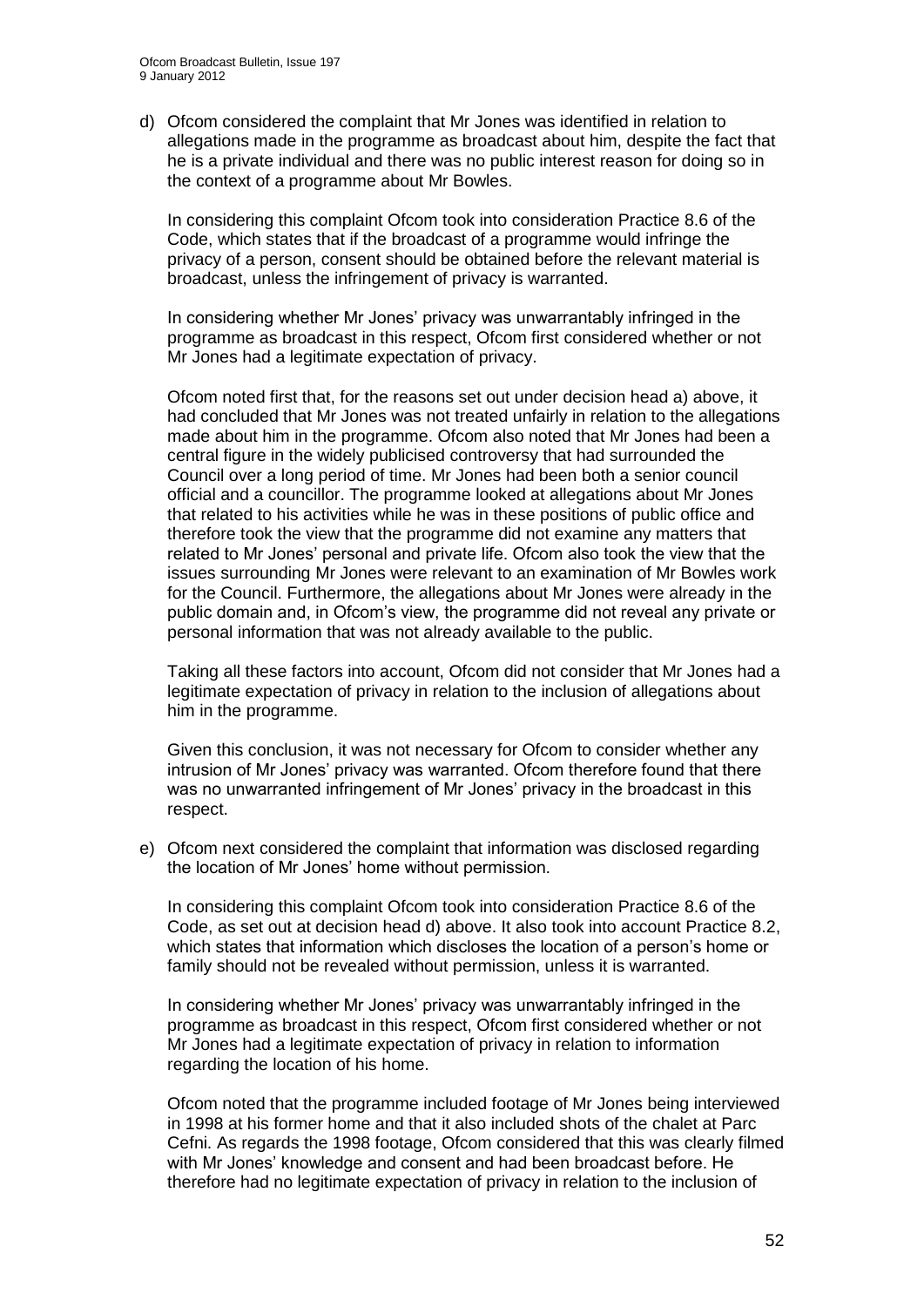d) Ofcom considered the complaint that Mr Jones was identified in relation to allegations made in the programme as broadcast about him, despite the fact that he is a private individual and there was no public interest reason for doing so in the context of a programme about Mr Bowles.

   In considering this complaint Ofcom took into consideration Practice 8.6 of the Code, which states that if the broadcast of a programme would infringe the privacy of a person, consent should be obtained before the relevant material is broadcast, unless the infringement of privacy is warranted.

   In considering whether Mr Jones' privacy was unwarrantably infringed in the programme as broadcast in this respect, Ofcom first considered whether or not Mr Jones had a legitimate expectation of privacy.

   Ofcom noted first that, for the reasons set out under decision head a) above, it had concluded that Mr Jones was not treated unfairly in relation to the allegations made about him in the programme. Ofcom also noted that Mr Jones had been a central figure in the widely publicised controversy that had surrounded the Council over a long period of time. Mr Jones had been both a senior council official and a councillor. The programme looked at allegations about Mr Jones that related to his activities while he was in these positions of public office and therefore took the view that the programme did not examine any matters that related to Mr Jones' personal and private life. Ofcom also took the view that the issues surrounding Mr Jones were relevant to an examination of Mr Bowles work for the Council. Furthermore, the allegations about Mr Jones were already in the public domain and, in Ofcom's view, the programme did not reveal any private or personal information that was not already available to the public.

   Taking all these factors into account, Ofcom did not consider that Mr Jones had a legitimate expectation of privacy in relation to the inclusion of allegations about him in the programme.

   Given this conclusion, it was not necessary for Ofcom to consider whether any intrusion of Mr Jones' privacy was warranted. Ofcom therefore found that there was no unwarranted infringement of Mr Jones' privacy in the broadcast in this respect.

e) Ofcom next considered the complaint that information was disclosed regarding the location of Mr Jones' home without permission.

   In considering this complaint Ofcom took into consideration Practice 8.6 of the Code, as set out at decision head d) above. It also took into account Practice 8.2, which states that information which discloses the location of a person's home or family should not be revealed without permission, unless it is warranted.

   In considering whether Mr Jones' privacy was unwarrantably infringed in the programme as broadcast in this respect, Ofcom first considered whether or not Mr Jones had a legitimate expectation of privacy in relation to information regarding the location of his home.

   Ofcom noted that the programme included footage of Mr Jones being interviewed in 1998 at his former home and that it also included shots of the chalet at Parc Cefni. As regards the 1998 footage, Ofcom considered that this was clearly filmed with Mr Jones' knowledge and consent and had been broadcast before. He therefore had no legitimate expectation of privacy in relation to the inclusion of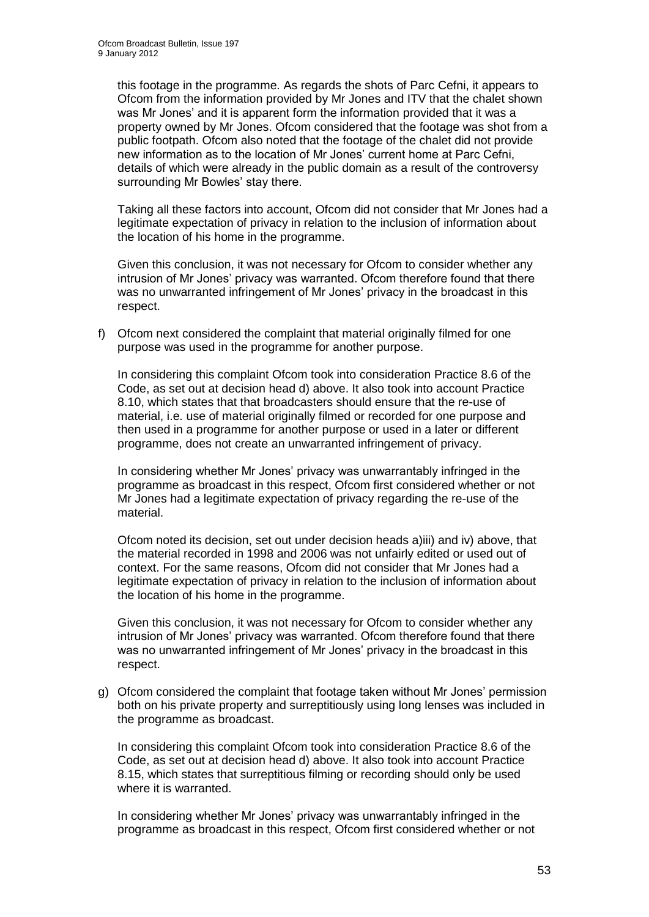this footage in the programme. As regards the shots of Parc Cefni, it appears to Ofcom from the information provided by Mr Jones and ITV that the chalet shown was Mr Jones' and it is apparent form the information provided that it was a property owned by Mr Jones. Ofcom considered that the footage was shot from a public footpath. Ofcom also noted that the footage of the chalet did not provide new information as to the location of Mr Jones' current home at Parc Cefni, details of which were already in the public domain as a result of the controversy surrounding Mr Bowles' stay there.

Taking all these factors into account, Ofcom did not consider that Mr Jones had a legitimate expectation of privacy in relation to the inclusion of information about the location of his home in the programme.

Given this conclusion, it was not necessary for Ofcom to consider whether any intrusion of Mr Jones' privacy was warranted. Ofcom therefore found that there was no unwarranted infringement of Mr Jones' privacy in the broadcast in this respect.

f) Ofcom next considered the complaint that material originally filmed for one purpose was used in the programme for another purpose.

   In considering this complaint Ofcom took into consideration Practice 8.6 of the Code, as set out at decision head d) above. It also took into account Practice 8.10, which states that that broadcasters should ensure that the re-use of material, i.e. use of material originally filmed or recorded for one purpose and then used in a programme for another purpose or used in a later or different programme, does not create an unwarranted infringement of privacy.

   In considering whether Mr Jones' privacy was unwarrantably infringed in the programme as broadcast in this respect, Ofcom first considered whether or not Mr Jones had a legitimate expectation of privacy regarding the re-use of the material.

   Ofcom noted its decision, set out under decision heads a)iii) and iv) above, that the material recorded in 1998 and 2006 was not unfairly edited or used out of context. For the same reasons, Ofcom did not consider that Mr Jones had a legitimate expectation of privacy in relation to the inclusion of information about the location of his home in the programme.

   Given this conclusion, it was not necessary for Ofcom to consider whether any intrusion of Mr Jones' privacy was warranted. Ofcom therefore found that there was no unwarranted infringement of Mr Jones' privacy in the broadcast in this respect.

g) Ofcom considered the complaint that footage taken without Mr Jones' permission both on his private property and surreptitiously using long lenses was included in the programme as broadcast.

   In considering this complaint Ofcom took into consideration Practice 8.6 of the Code, as set out at decision head d) above. It also took into account Practice 8.15, which states that surreptitious filming or recording should only be used where it is warranted.

   In considering whether Mr Jones' privacy was unwarrantably infringed in the programme as broadcast in this respect, Ofcom first considered whether or not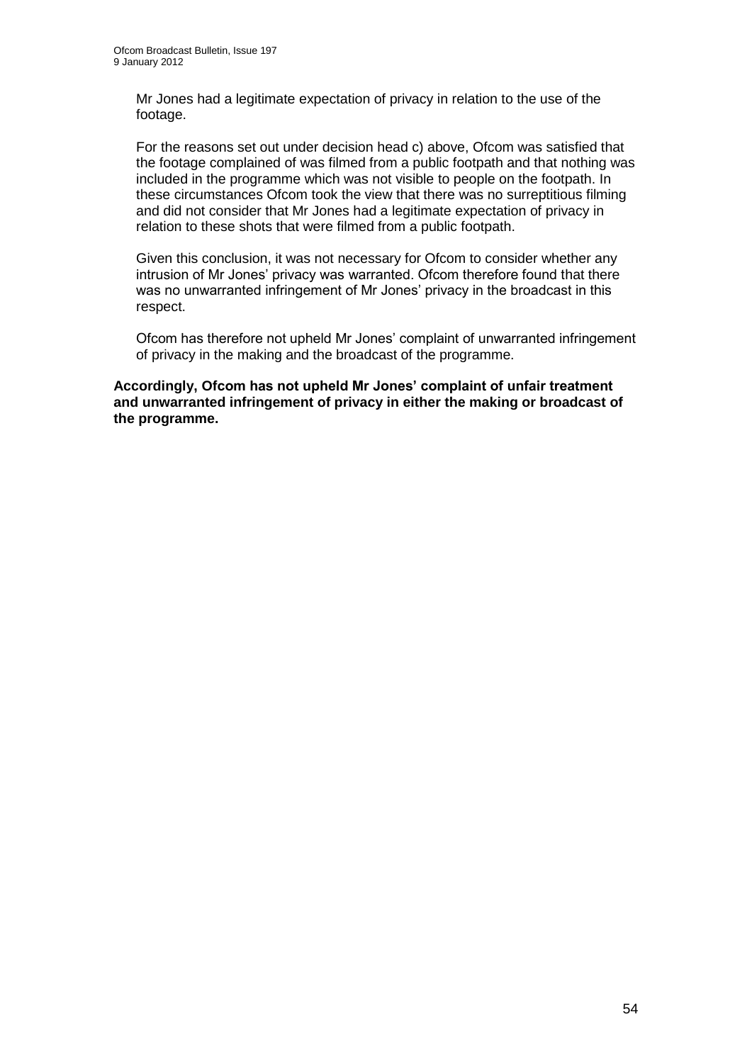Mr Jones had a legitimate expectation of privacy in relation to the use of the footage.

For the reasons set out under decision head c) above, Ofcom was satisfied that the footage complained of was filmed from a public footpath and that nothing was included in the programme which was not visible to people on the footpath. In these circumstances Ofcom took the view that there was no surreptitious filming and did not consider that Mr Jones had a legitimate expectation of privacy in relation to these shots that were filmed from a public footpath.

Given this conclusion, it was not necessary for Ofcom to consider whether any intrusion of Mr Jones' privacy was warranted. Ofcom therefore found that there was no unwarranted infringement of Mr Jones' privacy in the broadcast in this respect.

Ofcom has therefore not upheld Mr Jones' complaint of unwarranted infringement of privacy in the making and the broadcast of the programme.

**Accordingly, Ofcom has not upheld Mr Jones' complaint of unfair treatment and unwarranted infringement of privacy in either the making or broadcast of the programme.**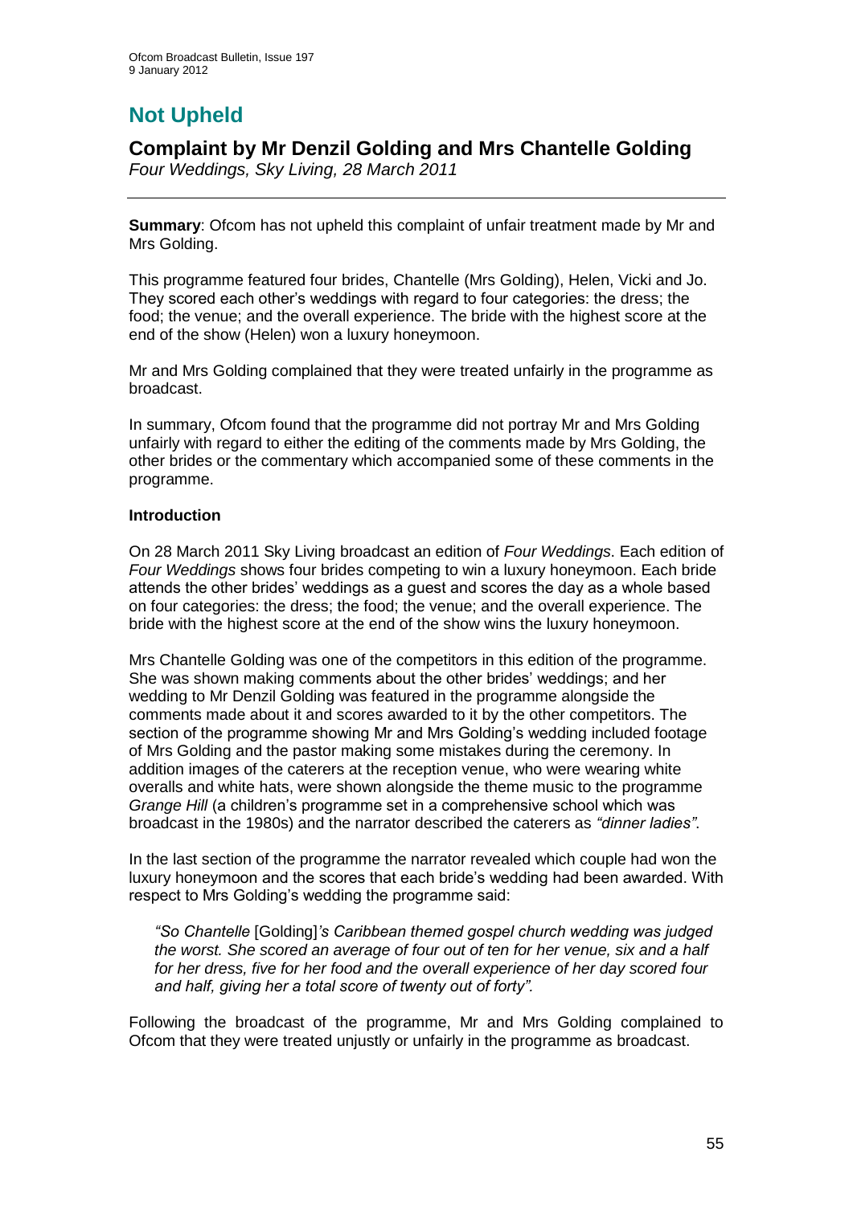# Not Upheld

## Complaint by Mr Denzil Golding and Mrs Chantelle Golding

*Four Weddings, Sky Living, 28 March 2011*

**Summary**: Ofcom has not upheld this complaint of unfair treatment made by Mr and Mrs Golding.

This programme featured four brides, Chantelle (Mrs Golding), Helen, Vicki and Jo. They scored each other's weddings with regard to four categories: the dress; the food; the venue; and the overall experience. The bride with the highest score at the end of the show (Helen) won a luxury honeymoon.

Mr and Mrs Golding complained that they were treated unfairly in the programme as broadcast.

In summary, Ofcom found that the programme did not portray Mr and Mrs Golding unfairly with regard to either the editing of the comments made by Mrs Golding, the other brides or the commentary which accompanied some of these comments in the programme.

### Introduction

On 28 March 2011 Sky Living broadcast an edition of *Four Weddings*. Each edition of *Four Weddings* shows four brides competing to win a luxury honeymoon. Each bride attends the other brides' weddings as a guest and scores the day as a whole based on four categories: the dress; the food; the venue; and the overall experience. The bride with the highest score at the end of the show wins the luxury honeymoon.

Mrs Chantelle Golding was one of the competitors in this edition of the programme. She was shown making comments about the other brides' weddings; and her wedding to Mr Denzil Golding was featured in the programme alongside the comments made about it and scores awarded to it by the other competitors. The section of the programme showing Mr and Mrs Golding's wedding included footage of Mrs Golding and the pastor making some mistakes during the ceremony. In addition images of the caterers at the reception venue, who were wearing white overalls and white hats, were shown alongside the theme music to the programme *Grange Hill* (a children's programme set in a comprehensive school which was broadcast in the 1980s) and the narrator described the caterers as *"dinner ladies"*.

In the last section of the programme the narrator revealed which couple had won the luxury honeymoon and the scores that each bride's wedding had been awarded. With respect to Mrs Golding's wedding the programme said:

> *"So Chantelle* [Golding]*'s Caribbean themed gospel church wedding was judged the worst. She scored an average of four out of ten for her venue, six and a half for her dress, five for her food and the overall experience of her day scored four and half, giving her a total score of twenty out of forty".*

Following the broadcast of the programme, Mr and Mrs Golding complained to Ofcom that they were treated unjustly or unfairly in the programme as broadcast.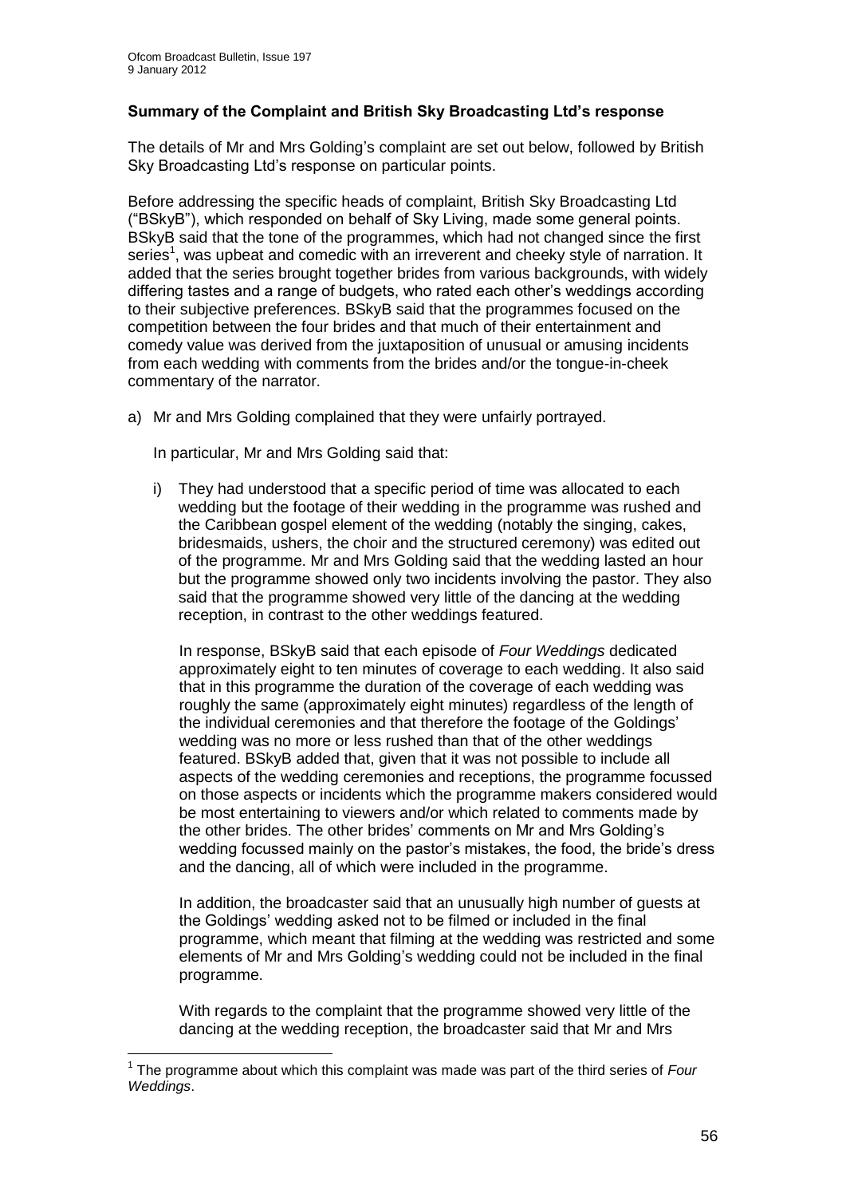### Summary of the Complaint and British Sky Broadcasting Ltd's response

The details of Mr and Mrs Golding's complaint are set out below, followed by British Sky Broadcasting Ltd's response on particular points.

Before addressing the specific heads of complaint, British Sky Broadcasting Ltd ("BSkyB"), which responded on behalf of Sky Living, made some general points. BSkyB said that the tone of the programmes, which had not changed since the first series[1], was upbeat and comedic with an irreverent and cheeky style of narration. It added that the series brought together brides from various backgrounds, with widely differing tastes and a range of budgets, who rated each other's weddings according to their subjective preferences. BSkyB said that the programmes focused on the competition between the four brides and that much of their entertainment and comedy value was derived from the juxtaposition of unusual or amusing incidents from each wedding with comments from the brides and/or the tongue-in-cheek commentary of the narrator.

a) Mr and Mrs Golding complained that they were unfairly portrayed.

   In particular, Mr and Mrs Golding said that:

   i) They had understood that a specific period of time was allocated to each wedding but the footage of their wedding in the programme was rushed and the Caribbean gospel element of the wedding (notably the singing, cakes, bridesmaids, ushers, the choir and the structured ceremony) was edited out of the programme. Mr and Mrs Golding said that the wedding lasted an hour but the programme showed only two incidents involving the pastor. They also said that the programme showed very little of the dancing at the wedding reception, in contrast to the other weddings featured.

      In response, BSkyB said that each episode of *Four Weddings* dedicated approximately eight to ten minutes of coverage to each wedding. It also said that in this programme the duration of the coverage of each wedding was roughly the same (approximately eight minutes) regardless of the length of the individual ceremonies and that therefore the footage of the Goldings' wedding was no more or less rushed than that of the other weddings featured. BSkyB added that, given that it was not possible to include all aspects of the wedding ceremonies and receptions, the programme focussed on those aspects or incidents which the programme makers considered would be most entertaining to viewers and/or which related to comments made by the other brides. The other brides' comments on Mr and Mrs Golding's wedding focussed mainly on the pastor's mistakes, the food, the bride's dress and the dancing, all of which were included in the programme.

      In addition, the broadcaster said that an unusually high number of guests at the Goldings' wedding asked not to be filmed or included in the final programme, which meant that filming at the wedding was restricted and some elements of Mr and Mrs Golding's wedding could not be included in the final programme.

      With regards to the complaint that the programme showed very little of the dancing at the wedding reception, the broadcaster said that Mr and Mrs

---

[1] The programme about which this complaint was made was part of the third series of *Four Weddings*.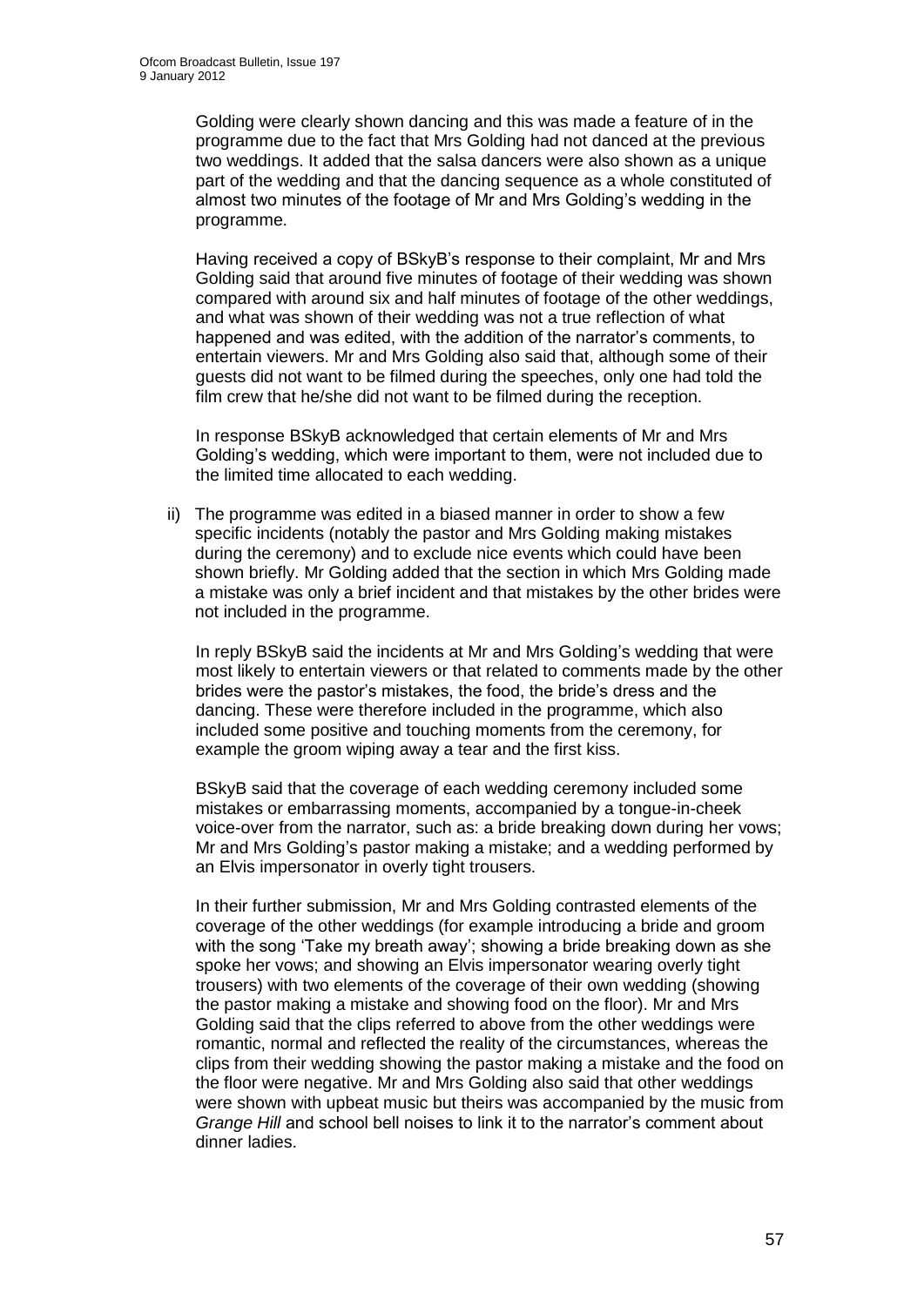Golding were clearly shown dancing and this was made a feature of in the programme due to the fact that Mrs Golding had not danced at the previous two weddings. It added that the salsa dancers were also shown as a unique part of the wedding and that the dancing sequence as a whole constituted of almost two minutes of the footage of Mr and Mrs Golding's wedding in the programme.

Having received a copy of BSkyB's response to their complaint, Mr and Mrs Golding said that around five minutes of footage of their wedding was shown compared with around six and half minutes of footage of the other weddings, and what was shown of their wedding was not a true reflection of what happened and was edited, with the addition of the narrator's comments, to entertain viewers. Mr and Mrs Golding also said that, although some of their guests did not want to be filmed during the speeches, only one had told the film crew that he/she did not want to be filmed during the reception.

In response BSkyB acknowledged that certain elements of Mr and Mrs Golding's wedding, which were important to them, were not included due to the limited time allocated to each wedding.

ii) The programme was edited in a biased manner in order to show a few specific incidents (notably the pastor and Mrs Golding making mistakes during the ceremony) and to exclude nice events which could have been shown briefly. Mr Golding added that the section in which Mrs Golding made a mistake was only a brief incident and that mistakes by the other brides were not included in the programme.

In reply BSkyB said the incidents at Mr and Mrs Golding's wedding that were most likely to entertain viewers or that related to comments made by the other brides were the pastor's mistakes, the food, the bride's dress and the dancing. These were therefore included in the programme, which also included some positive and touching moments from the ceremony, for example the groom wiping away a tear and the first kiss.

BSkyB said that the coverage of each wedding ceremony included some mistakes or embarrassing moments, accompanied by a tongue-in-cheek voice-over from the narrator, such as: a bride breaking down during her vows; Mr and Mrs Golding's pastor making a mistake; and a wedding performed by an Elvis impersonator in overly tight trousers.

In their further submission, Mr and Mrs Golding contrasted elements of the coverage of the other weddings (for example introducing a bride and groom with the song 'Take my breath away'; showing a bride breaking down as she spoke her vows; and showing an Elvis impersonator wearing overly tight trousers) with two elements of the coverage of their own wedding (showing the pastor making a mistake and showing food on the floor). Mr and Mrs Golding said that the clips referred to above from the other weddings were romantic, normal and reflected the reality of the circumstances, whereas the clips from their wedding showing the pastor making a mistake and the food on the floor were negative. Mr and Mrs Golding also said that other weddings were shown with upbeat music but theirs was accompanied by the music from *Grange Hill* and school bell noises to link it to the narrator's comment about dinner ladies.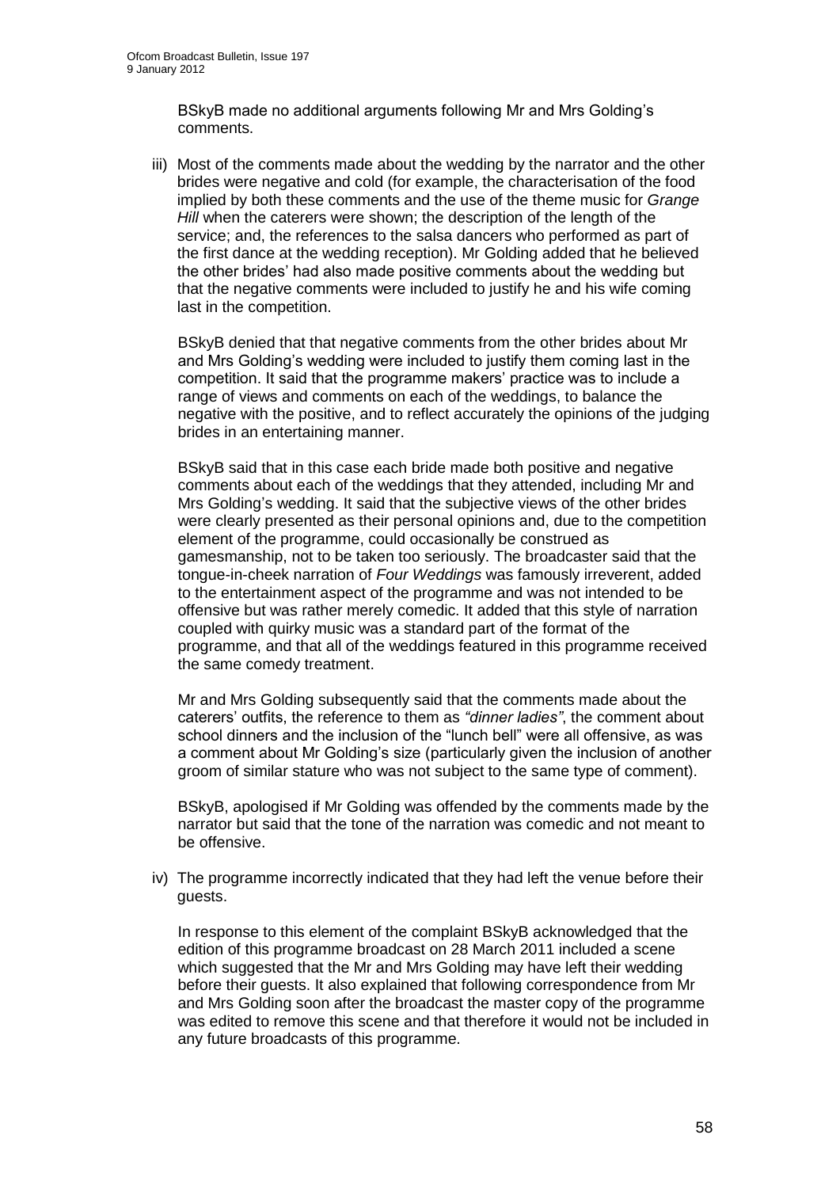BSkyB made no additional arguments following Mr and Mrs Golding's comments.

iii) Most of the comments made about the wedding by the narrator and the other brides were negative and cold (for example, the characterisation of the food implied by both these comments and the use of the theme music for *Grange Hill* when the caterers were shown; the description of the length of the service; and, the references to the salsa dancers who performed as part of the first dance at the wedding reception). Mr Golding added that he believed the other brides' had also made positive comments about the wedding but that the negative comments were included to justify he and his wife coming last in the competition.

BSkyB denied that that negative comments from the other brides about Mr and Mrs Golding's wedding were included to justify them coming last in the competition. It said that the programme makers' practice was to include a range of views and comments on each of the weddings, to balance the negative with the positive, and to reflect accurately the opinions of the judging brides in an entertaining manner.

BSkyB said that in this case each bride made both positive and negative comments about each of the weddings that they attended, including Mr and Mrs Golding's wedding. It said that the subjective views of the other brides were clearly presented as their personal opinions and, due to the competition element of the programme, could occasionally be construed as gamesmanship, not to be taken too seriously. The broadcaster said that the tongue-in-cheek narration of *Four Weddings* was famously irreverent, added to the entertainment aspect of the programme and was not intended to be offensive but was rather merely comedic. It added that this style of narration coupled with quirky music was a standard part of the format of the programme, and that all of the weddings featured in this programme received the same comedy treatment.

Mr and Mrs Golding subsequently said that the comments made about the caterers' outfits, the reference to them as *"dinner ladies"*, the comment about school dinners and the inclusion of the "lunch bell" were all offensive, as was a comment about Mr Golding's size (particularly given the inclusion of another groom of similar stature who was not subject to the same type of comment).

BSkyB, apologised if Mr Golding was offended by the comments made by the narrator but said that the tone of the narration was comedic and not meant to be offensive.

iv) The programme incorrectly indicated that they had left the venue before their guests.

In response to this element of the complaint BSkyB acknowledged that the edition of this programme broadcast on 28 March 2011 included a scene which suggested that the Mr and Mrs Golding may have left their wedding before their guests. It also explained that following correspondence from Mr and Mrs Golding soon after the broadcast the master copy of the programme was edited to remove this scene and that therefore it would not be included in any future broadcasts of this programme.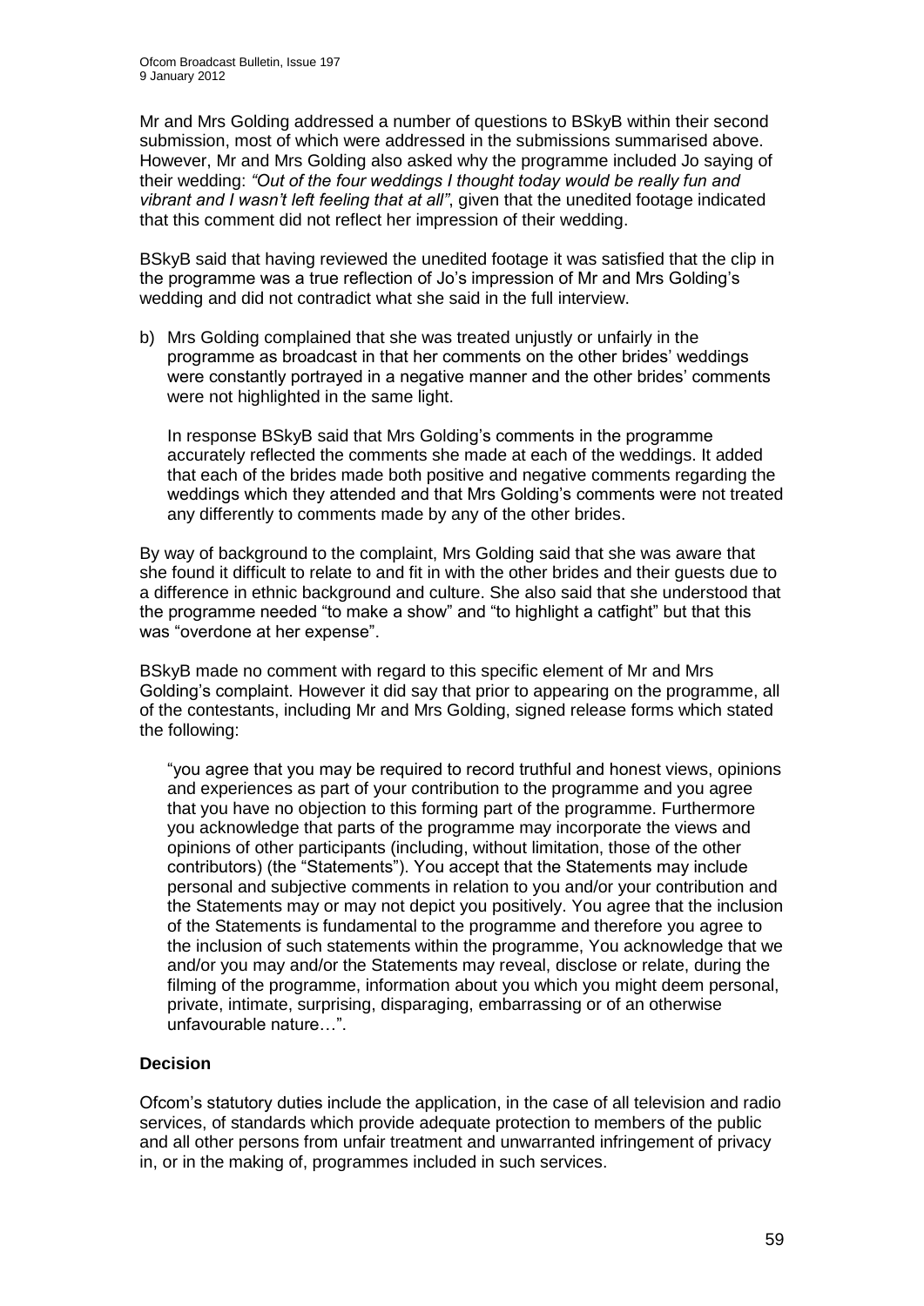Mr and Mrs Golding addressed a number of questions to BSkyB within their second submission, most of which were addressed in the submissions summarised above. However, Mr and Mrs Golding also asked why the programme included Jo saying of their wedding: *"Out of the four weddings I thought today would be really fun and vibrant and I wasn't left feeling that at all"*, given that the unedited footage indicated that this comment did not reflect her impression of their wedding.

BSkyB said that having reviewed the unedited footage it was satisfied that the clip in the programme was a true reflection of Jo's impression of Mr and Mrs Golding's wedding and did not contradict what she said in the full interview.

b) Mrs Golding complained that she was treated unjustly or unfairly in the programme as broadcast in that her comments on the other brides' weddings were constantly portrayed in a negative manner and the other brides' comments were not highlighted in the same light.

   In response BSkyB said that Mrs Golding's comments in the programme accurately reflected the comments she made at each of the weddings. It added that each of the brides made both positive and negative comments regarding the weddings which they attended and that Mrs Golding's comments were not treated any differently to comments made by any of the other brides.

By way of background to the complaint, Mrs Golding said that she was aware that she found it difficult to relate to and fit in with the other brides and their guests due to a difference in ethnic background and culture. She also said that she understood that the programme needed "to make a show" and "to highlight a catfight" but that this was "overdone at her expense".

BSkyB made no comment with regard to this specific element of Mr and Mrs Golding's complaint. However it did say that prior to appearing on the programme, all of the contestants, including Mr and Mrs Golding, signed release forms which stated the following:

> "you agree that you may be required to record truthful and honest views, opinions and experiences as part of your contribution to the programme and you agree that you have no objection to this forming part of the programme. Furthermore you acknowledge that parts of the programme may incorporate the views and opinions of other participants (including, without limitation, those of the other contributors) (the "Statements"). You accept that the Statements may include personal and subjective comments in relation to you and/or your contribution and the Statements may or may not depict you positively. You agree that the inclusion of the Statements is fundamental to the programme and therefore you agree to the inclusion of such statements within the programme, You acknowledge that we and/or you may and/or the Statements may reveal, disclose or relate, during the filming of the programme, information about you which you might deem personal, private, intimate, surprising, disparaging, embarrassing or of an otherwise unfavourable nature…".

## Decision

Ofcom's statutory duties include the application, in the case of all television and radio services, of standards which provide adequate protection to members of the public and all other persons from unfair treatment and unwarranted infringement of privacy in, or in the making of, programmes included in such services.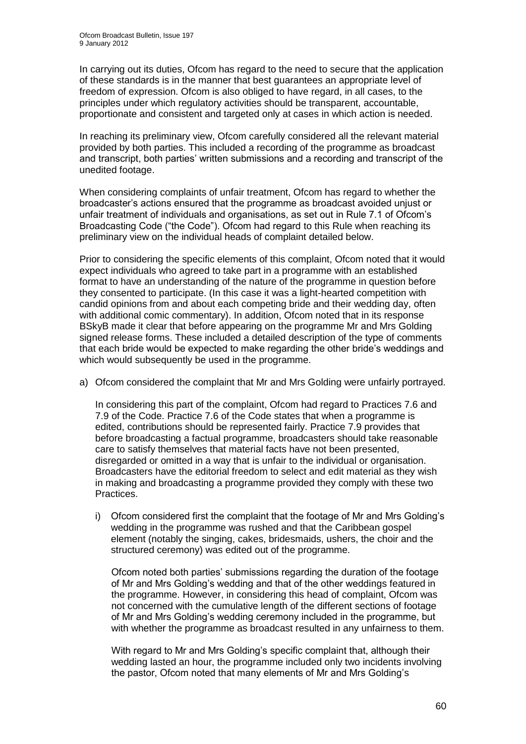In carrying out its duties, Ofcom has regard to the need to secure that the application of these standards is in the manner that best guarantees an appropriate level of freedom of expression. Ofcom is also obliged to have regard, in all cases, to the principles under which regulatory activities should be transparent, accountable, proportionate and consistent and targeted only at cases in which action is needed.

In reaching its preliminary view, Ofcom carefully considered all the relevant material provided by both parties. This included a recording of the programme as broadcast and transcript, both parties' written submissions and a recording and transcript of the unedited footage.

When considering complaints of unfair treatment, Ofcom has regard to whether the broadcaster's actions ensured that the programme as broadcast avoided unjust or unfair treatment of individuals and organisations, as set out in Rule 7.1 of Ofcom's Broadcasting Code ("the Code"). Ofcom had regard to this Rule when reaching its preliminary view on the individual heads of complaint detailed below.

Prior to considering the specific elements of this complaint, Ofcom noted that it would expect individuals who agreed to take part in a programme with an established format to have an understanding of the nature of the programme in question before they consented to participate. (In this case it was a light-hearted competition with candid opinions from and about each competing bride and their wedding day, often with additional comic commentary). In addition, Ofcom noted that in its response BSkyB made it clear that before appearing on the programme Mr and Mrs Golding signed release forms. These included a detailed description of the type of comments that each bride would be expected to make regarding the other bride's weddings and which would subsequently be used in the programme.

a) Ofcom considered the complaint that Mr and Mrs Golding were unfairly portrayed.

   In considering this part of the complaint, Ofcom had regard to Practices 7.6 and 7.9 of the Code. Practice 7.6 of the Code states that when a programme is edited, contributions should be represented fairly. Practice 7.9 provides that before broadcasting a factual programme, broadcasters should take reasonable care to satisfy themselves that material facts have not been presented, disregarded or omitted in a way that is unfair to the individual or organisation. Broadcasters have the editorial freedom to select and edit material as they wish in making and broadcasting a programme provided they comply with these two Practices.

   i) Ofcom considered first the complaint that the footage of Mr and Mrs Golding's wedding in the programme was rushed and that the Caribbean gospel element (notably the singing, cakes, bridesmaids, ushers, the choir and the structured ceremony) was edited out of the programme.

      Ofcom noted both parties' submissions regarding the duration of the footage of Mr and Mrs Golding's wedding and that of the other weddings featured in the programme. However, in considering this head of complaint, Ofcom was not concerned with the cumulative length of the different sections of footage of Mr and Mrs Golding's wedding ceremony included in the programme, but with whether the programme as broadcast resulted in any unfairness to them.

      With regard to Mr and Mrs Golding's specific complaint that, although their wedding lasted an hour, the programme included only two incidents involving the pastor, Ofcom noted that many elements of Mr and Mrs Golding's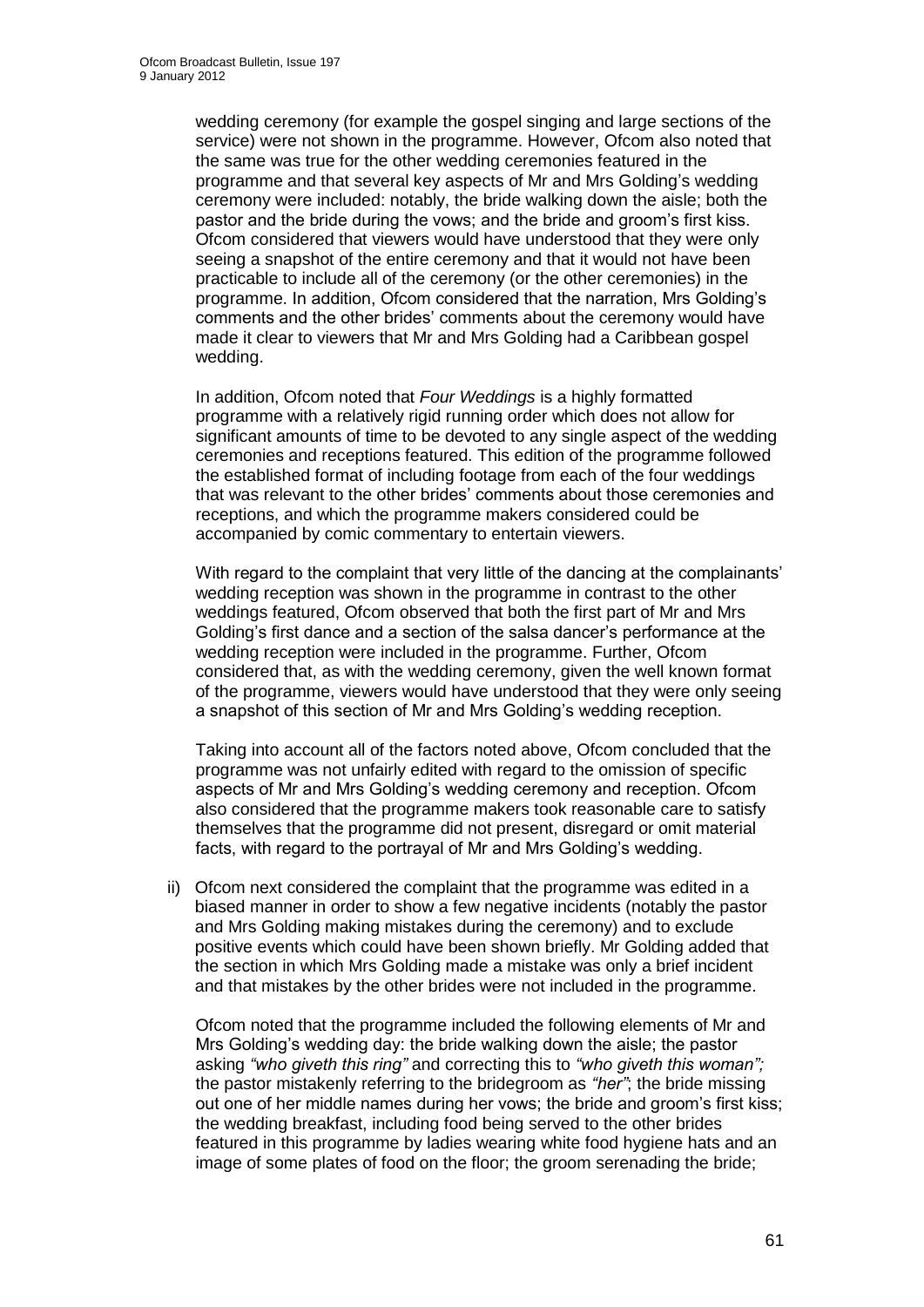wedding ceremony (for example the gospel singing and large sections of the service) were not shown in the programme. However, Ofcom also noted that the same was true for the other wedding ceremonies featured in the programme and that several key aspects of Mr and Mrs Golding's wedding ceremony were included: notably, the bride walking down the aisle; both the pastor and the bride during the vows; and the bride and groom's first kiss. Ofcom considered that viewers would have understood that they were only seeing a snapshot of the entire ceremony and that it would not have been practicable to include all of the ceremony (or the other ceremonies) in the programme. In addition, Ofcom considered that the narration, Mrs Golding's comments and the other brides' comments about the ceremony would have made it clear to viewers that Mr and Mrs Golding had a Caribbean gospel wedding.

In addition, Ofcom noted that *Four Weddings* is a highly formatted programme with a relatively rigid running order which does not allow for significant amounts of time to be devoted to any single aspect of the wedding ceremonies and receptions featured. This edition of the programme followed the established format of including footage from each of the four weddings that was relevant to the other brides' comments about those ceremonies and receptions, and which the programme makers considered could be accompanied by comic commentary to entertain viewers.

With regard to the complaint that very little of the dancing at the complainants' wedding reception was shown in the programme in contrast to the other weddings featured, Ofcom observed that both the first part of Mr and Mrs Golding's first dance and a section of the salsa dancer's performance at the wedding reception were included in the programme. Further, Ofcom considered that, as with the wedding ceremony, given the well known format of the programme, viewers would have understood that they were only seeing a snapshot of this section of Mr and Mrs Golding's wedding reception.

Taking into account all of the factors noted above, Ofcom concluded that the programme was not unfairly edited with regard to the omission of specific aspects of Mr and Mrs Golding's wedding ceremony and reception. Ofcom also considered that the programme makers took reasonable care to satisfy themselves that the programme did not present, disregard or omit material facts, with regard to the portrayal of Mr and Mrs Golding's wedding.

ii) Ofcom next considered the complaint that the programme was edited in a biased manner in order to show a few negative incidents (notably the pastor and Mrs Golding making mistakes during the ceremony) and to exclude positive events which could have been shown briefly. Mr Golding added that the section in which Mrs Golding made a mistake was only a brief incident and that mistakes by the other brides were not included in the programme.

Ofcom noted that the programme included the following elements of Mr and Mrs Golding's wedding day: the bride walking down the aisle; the pastor asking *"who giveth this ring"* and correcting this to *"who giveth this woman";* the pastor mistakenly referring to the bridegroom as *"her"*; the bride missing out one of her middle names during her vows; the bride and groom's first kiss; the wedding breakfast, including food being served to the other brides featured in this programme by ladies wearing white food hygiene hats and an image of some plates of food on the floor; the groom serenading the bride;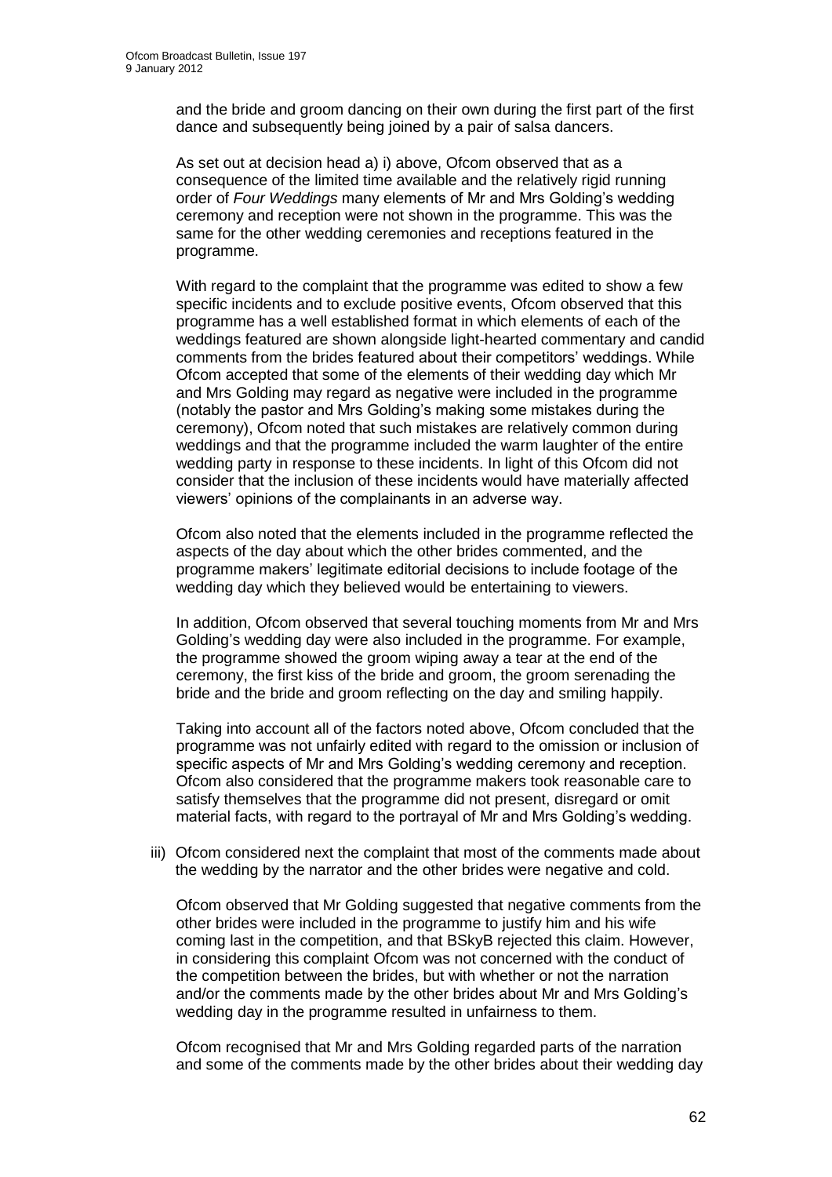and the bride and groom dancing on their own during the first part of the first dance and subsequently being joined by a pair of salsa dancers.

As set out at decision head a) i) above, Ofcom observed that as a consequence of the limited time available and the relatively rigid running order of *Four Weddings* many elements of Mr and Mrs Golding's wedding ceremony and reception were not shown in the programme. This was the same for the other wedding ceremonies and receptions featured in the programme.

With regard to the complaint that the programme was edited to show a few specific incidents and to exclude positive events, Ofcom observed that this programme has a well established format in which elements of each of the weddings featured are shown alongside light-hearted commentary and candid comments from the brides featured about their competitors' weddings. While Ofcom accepted that some of the elements of their wedding day which Mr and Mrs Golding may regard as negative were included in the programme (notably the pastor and Mrs Golding's making some mistakes during the ceremony), Ofcom noted that such mistakes are relatively common during weddings and that the programme included the warm laughter of the entire wedding party in response to these incidents. In light of this Ofcom did not consider that the inclusion of these incidents would have materially affected viewers' opinions of the complainants in an adverse way.

Ofcom also noted that the elements included in the programme reflected the aspects of the day about which the other brides commented, and the programme makers' legitimate editorial decisions to include footage of the wedding day which they believed would be entertaining to viewers.

In addition, Ofcom observed that several touching moments from Mr and Mrs Golding's wedding day were also included in the programme. For example, the programme showed the groom wiping away a tear at the end of the ceremony, the first kiss of the bride and groom, the groom serenading the bride and the bride and groom reflecting on the day and smiling happily.

Taking into account all of the factors noted above, Ofcom concluded that the programme was not unfairly edited with regard to the omission or inclusion of specific aspects of Mr and Mrs Golding's wedding ceremony and reception. Ofcom also considered that the programme makers took reasonable care to satisfy themselves that the programme did not present, disregard or omit material facts, with regard to the portrayal of Mr and Mrs Golding's wedding.

iii) Ofcom considered next the complaint that most of the comments made about the wedding by the narrator and the other brides were negative and cold.

Ofcom observed that Mr Golding suggested that negative comments from the other brides were included in the programme to justify him and his wife coming last in the competition, and that BSkyB rejected this claim. However, in considering this complaint Ofcom was not concerned with the conduct of the competition between the brides, but with whether or not the narration and/or the comments made by the other brides about Mr and Mrs Golding's wedding day in the programme resulted in unfairness to them.

Ofcom recognised that Mr and Mrs Golding regarded parts of the narration and some of the comments made by the other brides about their wedding day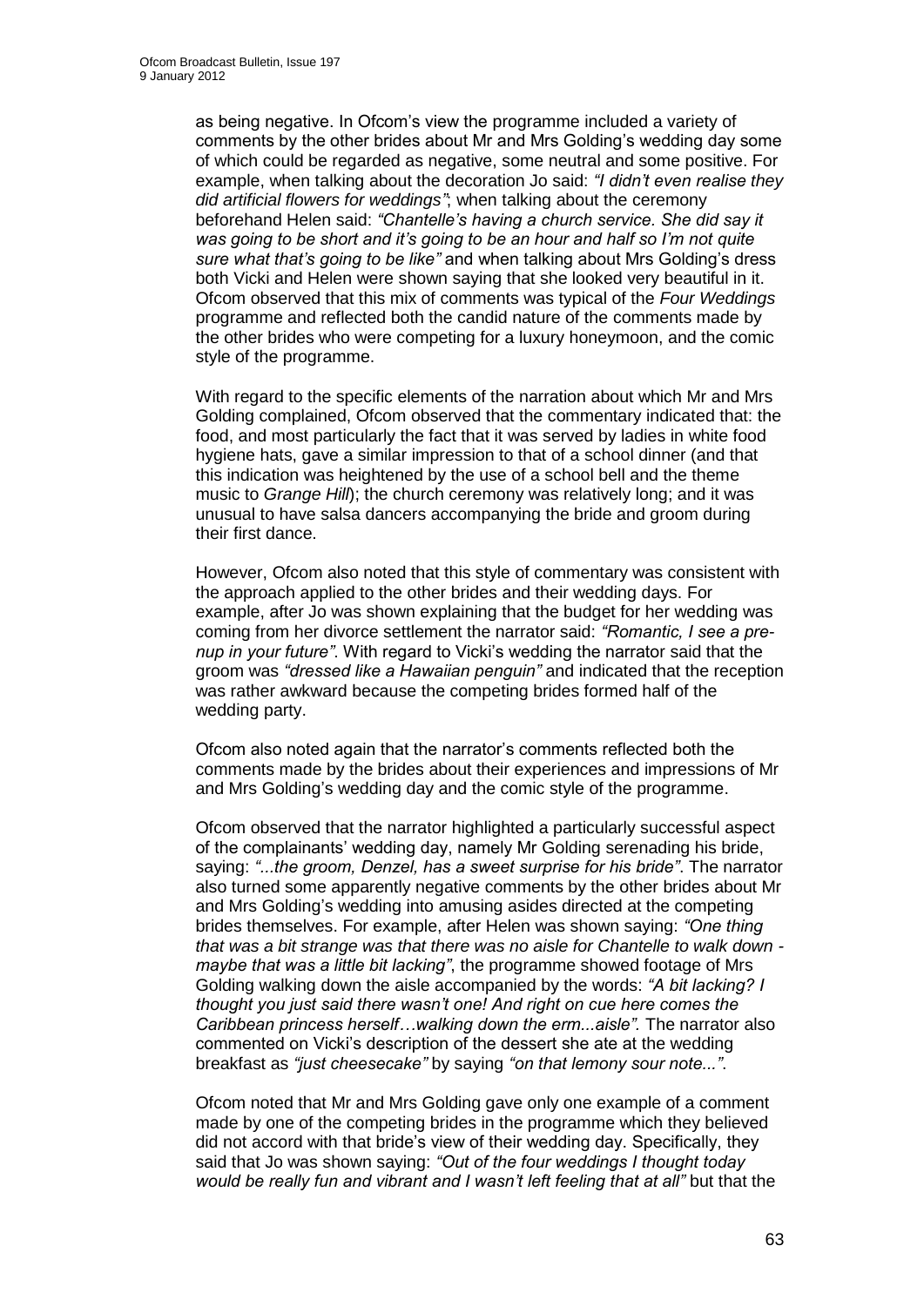as being negative. In Ofcom's view the programme included a variety of comments by the other brides about Mr and Mrs Golding's wedding day some of which could be regarded as negative, some neutral and some positive. For example, when talking about the decoration Jo said: *"I didn't even realise they did artificial flowers for weddings"*; when talking about the ceremony beforehand Helen said: *"Chantelle's having a church service. She did say it was going to be short and it's going to be an hour and half so I'm not quite sure what that's going to be like"* and when talking about Mrs Golding's dress both Vicki and Helen were shown saying that she looked very beautiful in it. Ofcom observed that this mix of comments was typical of the *Four Weddings* programme and reflected both the candid nature of the comments made by the other brides who were competing for a luxury honeymoon, and the comic style of the programme.

With regard to the specific elements of the narration about which Mr and Mrs Golding complained, Ofcom observed that the commentary indicated that: the food, and most particularly the fact that it was served by ladies in white food hygiene hats, gave a similar impression to that of a school dinner (and that this indication was heightened by the use of a school bell and the theme music to *Grange Hill*); the church ceremony was relatively long; and it was unusual to have salsa dancers accompanying the bride and groom during their first dance.

However, Ofcom also noted that this style of commentary was consistent with the approach applied to the other brides and their wedding days. For example, after Jo was shown explaining that the budget for her wedding was coming from her divorce settlement the narrator said: *"Romantic, I see a pre-nup in your future"*. With regard to Vicki's wedding the narrator said that the groom was *"dressed like a Hawaiian penguin"* and indicated that the reception was rather awkward because the competing brides formed half of the wedding party.

Ofcom also noted again that the narrator's comments reflected both the comments made by the brides about their experiences and impressions of Mr and Mrs Golding's wedding day and the comic style of the programme.

Ofcom observed that the narrator highlighted a particularly successful aspect of the complainants' wedding day, namely Mr Golding serenading his bride, saying: *"...the groom, Denzel, has a sweet surprise for his bride"*. The narrator also turned some apparently negative comments by the other brides about Mr and Mrs Golding's wedding into amusing asides directed at the competing brides themselves. For example, after Helen was shown saying: *"One thing that was a bit strange was that there was no aisle for Chantelle to walk down - maybe that was a little bit lacking"*, the programme showed footage of Mrs Golding walking down the aisle accompanied by the words: *"A bit lacking? I thought you just said there wasn't one! And right on cue here comes the Caribbean princess herself…walking down the erm...aisle"*. The narrator also commented on Vicki's description of the dessert she ate at the wedding breakfast as *"just cheesecake"* by saying *"on that lemony sour note..."*.

Ofcom noted that Mr and Mrs Golding gave only one example of a comment made by one of the competing brides in the programme which they believed did not accord with that bride's view of their wedding day. Specifically, they said that Jo was shown saying: *"Out of the four weddings I thought today would be really fun and vibrant and I wasn't left feeling that at all"* but that the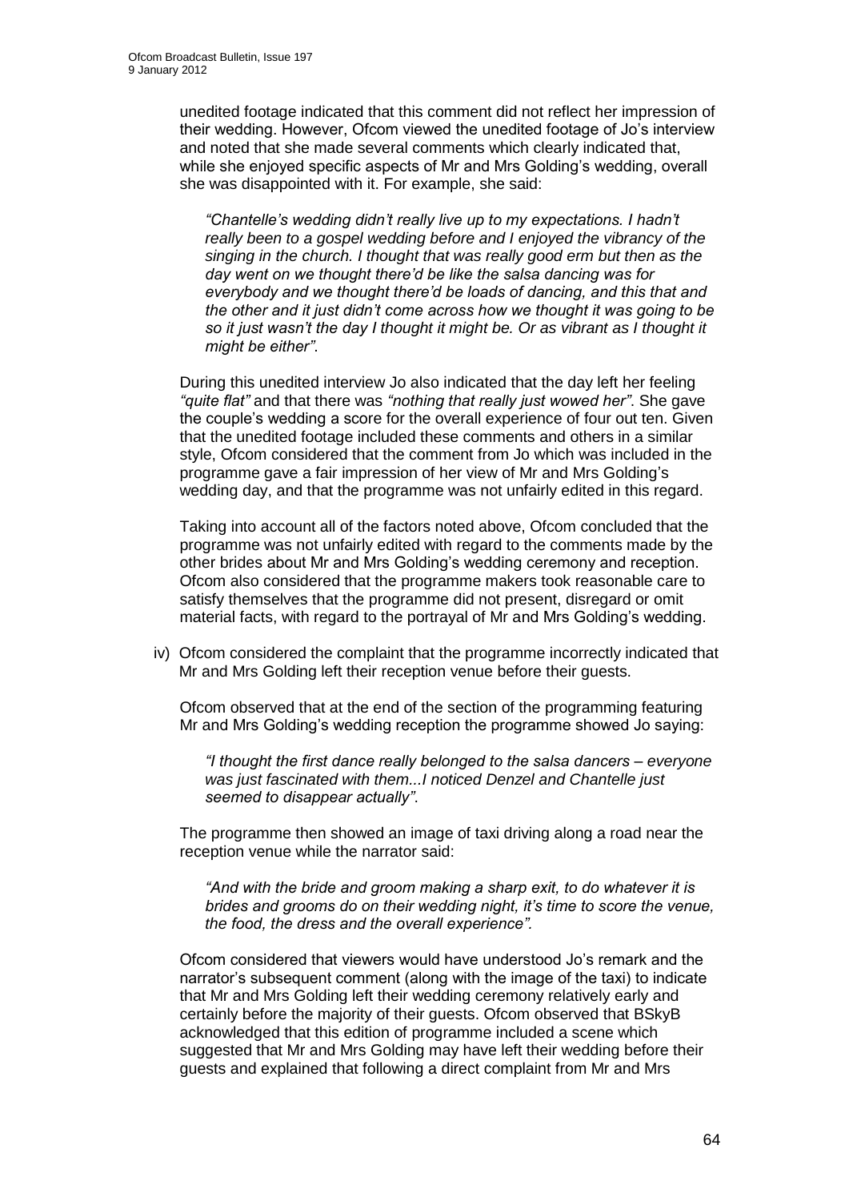unedited footage indicated that this comment did not reflect her impression of their wedding. However, Ofcom viewed the unedited footage of Jo's interview and noted that she made several comments which clearly indicated that, while she enjoyed specific aspects of Mr and Mrs Golding's wedding, overall she was disappointed with it. For example, she said:

> *"Chantelle's wedding didn't really live up to my expectations. I hadn't really been to a gospel wedding before and I enjoyed the vibrancy of the singing in the church. I thought that was really good erm but then as the day went on we thought there'd be like the salsa dancing was for everybody and we thought there'd be loads of dancing, and this that and the other and it just didn't come across how we thought it was going to be so it just wasn't the day I thought it might be. Or as vibrant as I thought it might be either"*.

During this unedited interview Jo also indicated that the day left her feeling *"quite flat"* and that there was *"nothing that really just wowed her"*. She gave the couple's wedding a score for the overall experience of four out ten. Given that the unedited footage included these comments and others in a similar style, Ofcom considered that the comment from Jo which was included in the programme gave a fair impression of her view of Mr and Mrs Golding's wedding day, and that the programme was not unfairly edited in this regard.

Taking into account all of the factors noted above, Ofcom concluded that the programme was not unfairly edited with regard to the comments made by the other brides about Mr and Mrs Golding's wedding ceremony and reception. Ofcom also considered that the programme makers took reasonable care to satisfy themselves that the programme did not present, disregard or omit material facts, with regard to the portrayal of Mr and Mrs Golding's wedding.

iv) Ofcom considered the complaint that the programme incorrectly indicated that Mr and Mrs Golding left their reception venue before their guests.

Ofcom observed that at the end of the section of the programming featuring Mr and Mrs Golding's wedding reception the programme showed Jo saying:

> *"I thought the first dance really belonged to the salsa dancers – everyone was just fascinated with them...I noticed Denzel and Chantelle just seemed to disappear actually"*.

The programme then showed an image of taxi driving along a road near the reception venue while the narrator said:

> *"And with the bride and groom making a sharp exit, to do whatever it is brides and grooms do on their wedding night, it's time to score the venue, the food, the dress and the overall experience".*

Ofcom considered that viewers would have understood Jo's remark and the narrator's subsequent comment (along with the image of the taxi) to indicate that Mr and Mrs Golding left their wedding ceremony relatively early and certainly before the majority of their guests. Ofcom observed that BSkyB acknowledged that this edition of programme included a scene which suggested that Mr and Mrs Golding may have left their wedding before their guests and explained that following a direct complaint from Mr and Mrs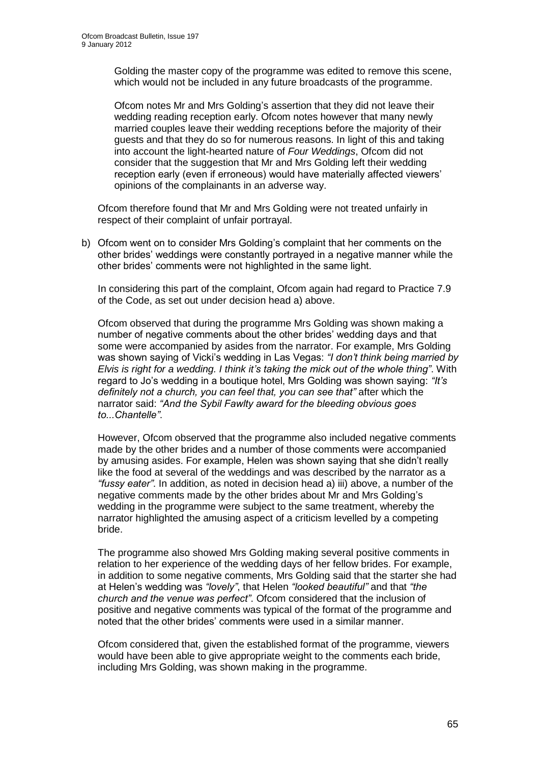Golding the master copy of the programme was edited to remove this scene, which would not be included in any future broadcasts of the programme.

Ofcom notes Mr and Mrs Golding's assertion that they did not leave their wedding reading reception early. Ofcom notes however that many newly married couples leave their wedding receptions before the majority of their guests and that they do so for numerous reasons. In light of this and taking into account the light-hearted nature of *Four Weddings*, Ofcom did not consider that the suggestion that Mr and Mrs Golding left their wedding reception early (even if erroneous) would have materially affected viewers' opinions of the complainants in an adverse way.

Ofcom therefore found that Mr and Mrs Golding were not treated unfairly in respect of their complaint of unfair portrayal.

b) Ofcom went on to consider Mrs Golding's complaint that her comments on the other brides' weddings were constantly portrayed in a negative manner while the other brides' comments were not highlighted in the same light.

In considering this part of the complaint, Ofcom again had regard to Practice 7.9 of the Code, as set out under decision head a) above.

Ofcom observed that during the programme Mrs Golding was shown making a number of negative comments about the other brides' wedding days and that some were accompanied by asides from the narrator. For example, Mrs Golding was shown saying of Vicki's wedding in Las Vegas: *"I don't think being married by Elvis is right for a wedding. I think it's taking the mick out of the whole thing"*. With regard to Jo's wedding in a boutique hotel, Mrs Golding was shown saying: *"It's definitely not a church, you can feel that, you can see that"* after which the narrator said: *"And the Sybil Fawlty award for the bleeding obvious goes to...Chantelle"*.

However, Ofcom observed that the programme also included negative comments made by the other brides and a number of those comments were accompanied by amusing asides. For example, Helen was shown saying that she didn't really like the food at several of the weddings and was described by the narrator as a *"fussy eater"*. In addition, as noted in decision head a) iii) above, a number of the negative comments made by the other brides about Mr and Mrs Golding's wedding in the programme were subject to the same treatment, whereby the narrator highlighted the amusing aspect of a criticism levelled by a competing bride.

The programme also showed Mrs Golding making several positive comments in relation to her experience of the wedding days of her fellow brides. For example, in addition to some negative comments, Mrs Golding said that the starter she had at Helen's wedding was *"lovely"*, that Helen *"looked beautiful"* and that *"the church and the venue was perfect"*. Ofcom considered that the inclusion of positive and negative comments was typical of the format of the programme and noted that the other brides' comments were used in a similar manner.

Ofcom considered that, given the established format of the programme, viewers would have been able to give appropriate weight to the comments each bride, including Mrs Golding, was shown making in the programme.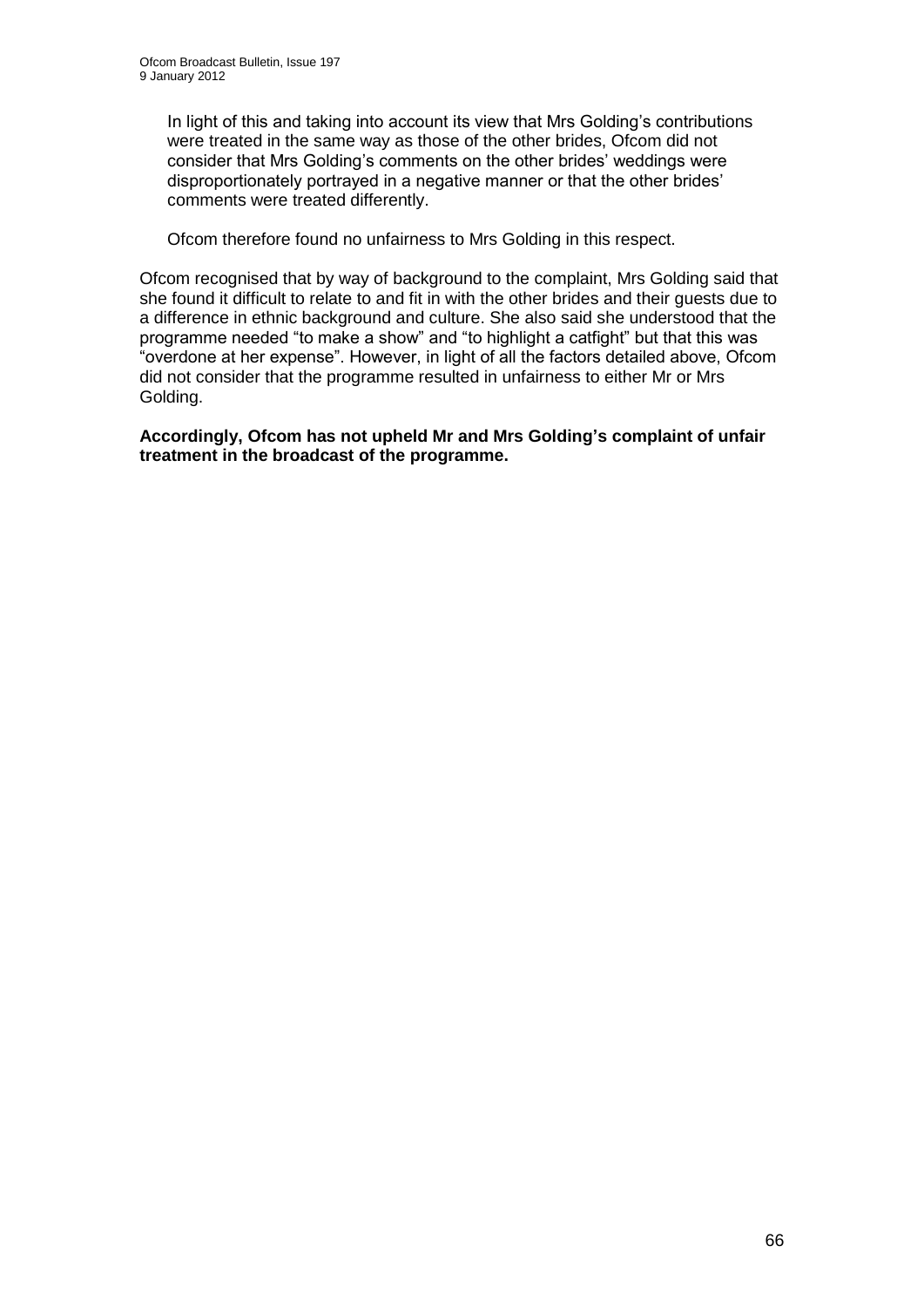In light of this and taking into account its view that Mrs Golding's contributions were treated in the same way as those of the other brides, Ofcom did not consider that Mrs Golding's comments on the other brides' weddings were disproportionately portrayed in a negative manner or that the other brides' comments were treated differently.

Ofcom therefore found no unfairness to Mrs Golding in this respect.

Ofcom recognised that by way of background to the complaint, Mrs Golding said that she found it difficult to relate to and fit in with the other brides and their guests due to a difference in ethnic background and culture. She also said she understood that the programme needed "to make a show" and "to highlight a catfight" but that this was "overdone at her expense". However, in light of all the factors detailed above, Ofcom did not consider that the programme resulted in unfairness to either Mr or Mrs Golding.

**Accordingly, Ofcom has not upheld Mr and Mrs Golding's complaint of unfair treatment in the broadcast of the programme.**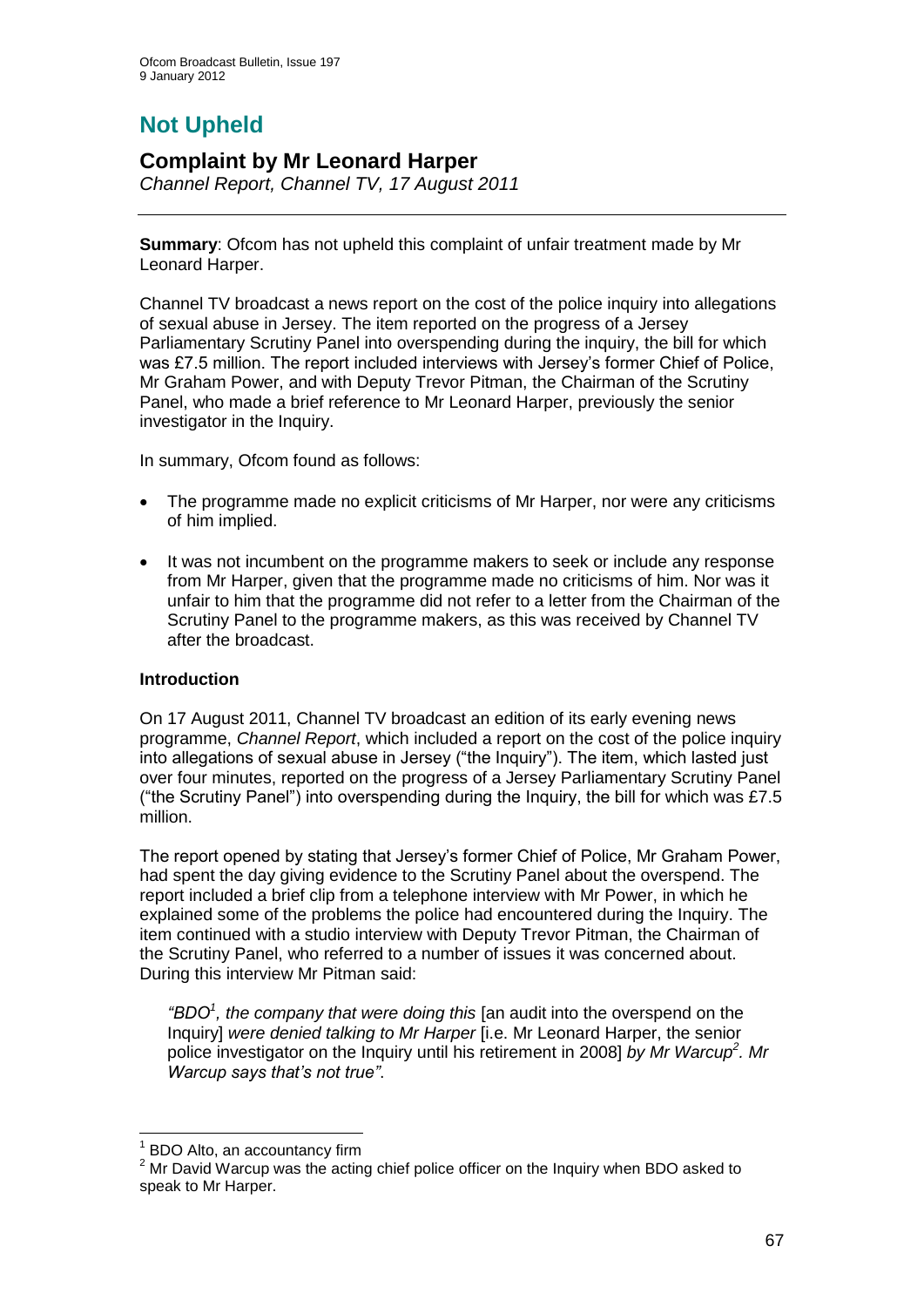# Not Upheld

## Complaint by Mr Leonard Harper

*Channel Report, Channel TV, 17 August 2011*

---

**Summary**: Ofcom has not upheld this complaint of unfair treatment made by Mr Leonard Harper.

Channel TV broadcast a news report on the cost of the police inquiry into allegations of sexual abuse in Jersey. The item reported on the progress of a Jersey Parliamentary Scrutiny Panel into overspending during the inquiry, the bill for which was £7.5 million. The report included interviews with Jersey's former Chief of Police, Mr Graham Power, and with Deputy Trevor Pitman, the Chairman of the Scrutiny Panel, who made a brief reference to Mr Leonard Harper, previously the senior investigator in the Inquiry.

In summary, Ofcom found as follows:

- The programme made no explicit criticisms of Mr Harper, nor were any criticisms of him implied.
- It was not incumbent on the programme makers to seek or include any response from Mr Harper, given that the programme made no criticisms of him. Nor was it unfair to him that the programme did not refer to a letter from the Chairman of the Scrutiny Panel to the programme makers, as this was received by Channel TV after the broadcast.

### Introduction

On 17 August 2011, Channel TV broadcast an edition of its early evening news programme, *Channel Report*, which included a report on the cost of the police inquiry into allegations of sexual abuse in Jersey ("the Inquiry"). The item, which lasted just over four minutes, reported on the progress of a Jersey Parliamentary Scrutiny Panel ("the Scrutiny Panel") into overspending during the Inquiry, the bill for which was £7.5 million.

The report opened by stating that Jersey's former Chief of Police, Mr Graham Power, had spent the day giving evidence to the Scrutiny Panel about the overspend. The report included a brief clip from a telephone interview with Mr Power, in which he explained some of the problems the police had encountered during the Inquiry. The item continued with a studio interview with Deputy Trevor Pitman, the Chairman of the Scrutiny Panel, who referred to a number of issues it was concerned about. During this interview Mr Pitman said:

> *"BDO*[1]*, the company that were doing this* [an audit into the overspend on the Inquiry] *were denied talking to Mr Harper* [i.e. Mr Leonard Harper, the senior police investigator on the Inquiry until his retirement in 2008] *by Mr Warcup*[2]*. Mr Warcup says that's not true".*

---

[1] BDO Alto, an accountancy firm

[2] Mr David Warcup was the acting chief police officer on the Inquiry when BDO asked to speak to Mr Harper.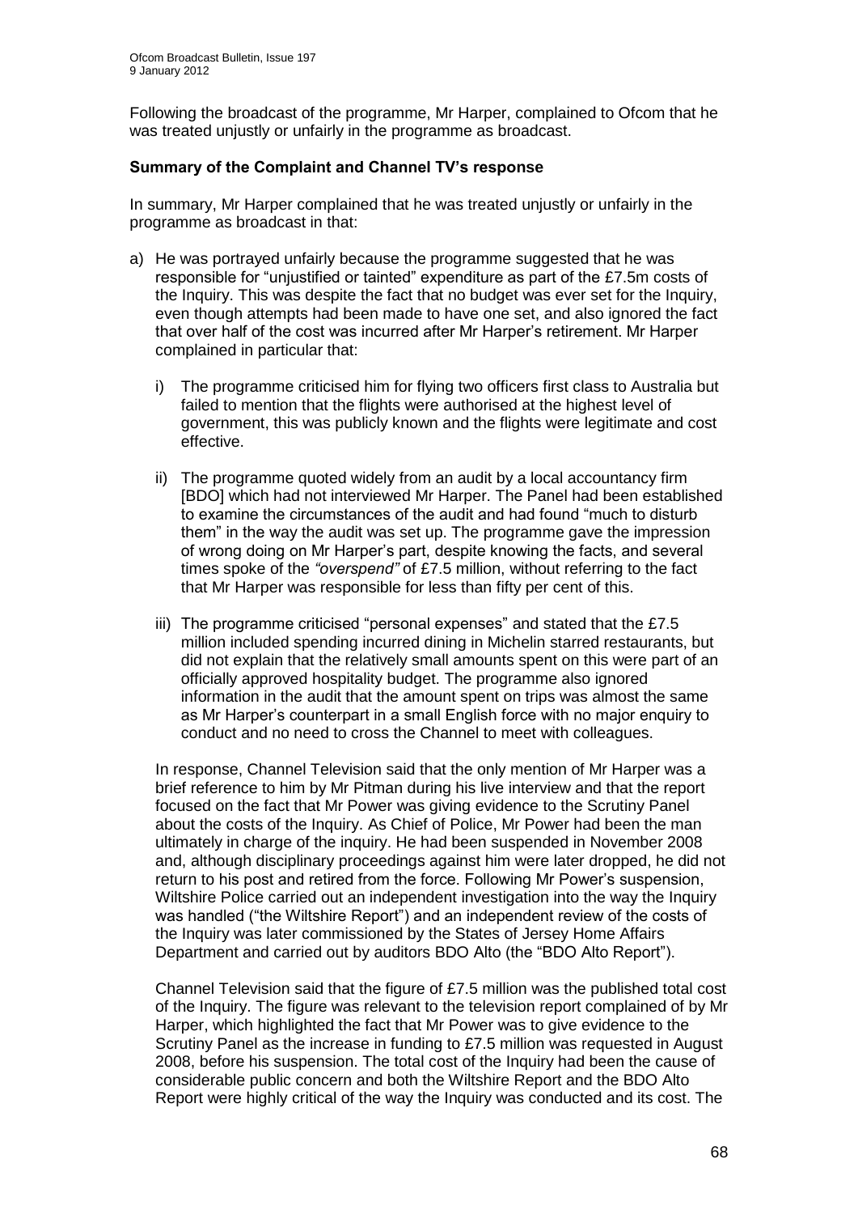Following the broadcast of the programme, Mr Harper, complained to Ofcom that he was treated unjustly or unfairly in the programme as broadcast.

**Summary of the Complaint and Channel TV's response**

In summary, Mr Harper complained that he was treated unjustly or unfairly in the programme as broadcast in that:

a) He was portrayed unfairly because the programme suggested that he was responsible for "unjustified or tainted" expenditure as part of the £7.5m costs of the Inquiry. This was despite the fact that no budget was ever set for the Inquiry, even though attempts had been made to have one set, and also ignored the fact that over half of the cost was incurred after Mr Harper's retirement. Mr Harper complained in particular that:

   i) The programme criticised him for flying two officers first class to Australia but failed to mention that the flights were authorised at the highest level of government, this was publicly known and the flights were legitimate and cost effective.

   ii) The programme quoted widely from an audit by a local accountancy firm [BDO] which had not interviewed Mr Harper. The Panel had been established to examine the circumstances of the audit and had found "much to disturb them" in the way the audit was set up. The programme gave the impression of wrong doing on Mr Harper's part, despite knowing the facts, and several times spoke of the *"overspend"* of £7.5 million, without referring to the fact that Mr Harper was responsible for less than fifty per cent of this.

   iii) The programme criticised "personal expenses" and stated that the £7.5 million included spending incurred dining in Michelin starred restaurants, but did not explain that the relatively small amounts spent on this were part of an officially approved hospitality budget. The programme also ignored information in the audit that the amount spent on trips was almost the same as Mr Harper's counterpart in a small English force with no major enquiry to conduct and no need to cross the Channel to meet with colleagues.

In response, Channel Television said that the only mention of Mr Harper was a brief reference to him by Mr Pitman during his live interview and that the report focused on the fact that Mr Power was giving evidence to the Scrutiny Panel about the costs of the Inquiry. As Chief of Police, Mr Power had been the man ultimately in charge of the inquiry. He had been suspended in November 2008 and, although disciplinary proceedings against him were later dropped, he did not return to his post and retired from the force. Following Mr Power's suspension, Wiltshire Police carried out an independent investigation into the way the Inquiry was handled ("the Wiltshire Report") and an independent review of the costs of the Inquiry was later commissioned by the States of Jersey Home Affairs Department and carried out by auditors BDO Alto (the "BDO Alto Report").

Channel Television said that the figure of £7.5 million was the published total cost of the Inquiry. The figure was relevant to the television report complained of by Mr Harper, which highlighted the fact that Mr Power was to give evidence to the Scrutiny Panel as the increase in funding to £7.5 million was requested in August 2008, before his suspension. The total cost of the Inquiry had been the cause of considerable public concern and both the Wiltshire Report and the BDO Alto Report were highly critical of the way the Inquiry was conducted and its cost. The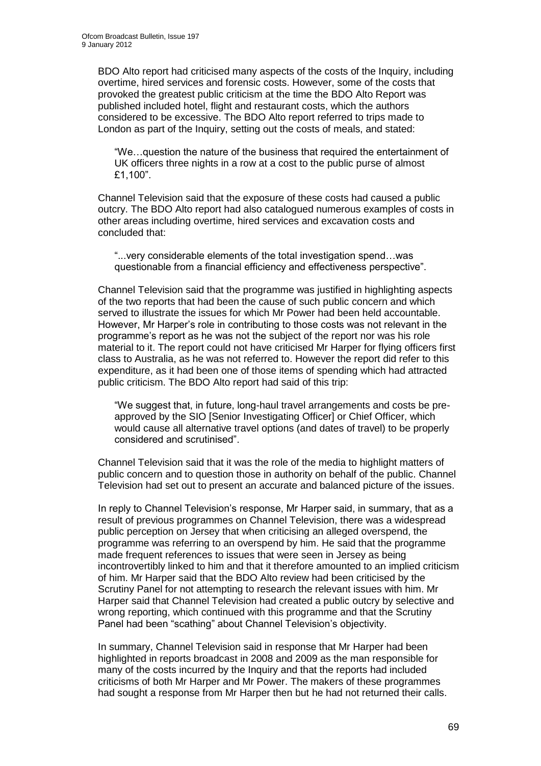BDO Alto report had criticised many aspects of the costs of the Inquiry, including overtime, hired services and forensic costs. However, some of the costs that provoked the greatest public criticism at the time the BDO Alto Report was published included hotel, flight and restaurant costs, which the authors considered to be excessive. The BDO Alto report referred to trips made to London as part of the Inquiry, setting out the costs of meals, and stated:

> "We…question the nature of the business that required the entertainment of UK officers three nights in a row at a cost to the public purse of almost £1,100".

Channel Television said that the exposure of these costs had caused a public outcry. The BDO Alto report had also catalogued numerous examples of costs in other areas including overtime, hired services and excavation costs and concluded that:

> "...very considerable elements of the total investigation spend…was questionable from a financial efficiency and effectiveness perspective".

Channel Television said that the programme was justified in highlighting aspects of the two reports that had been the cause of such public concern and which served to illustrate the issues for which Mr Power had been held accountable. However, Mr Harper's role in contributing to those costs was not relevant in the programme's report as he was not the subject of the report nor was his role material to it. The report could not have criticised Mr Harper for flying officers first class to Australia, as he was not referred to. However the report did refer to this expenditure, as it had been one of those items of spending which had attracted public criticism. The BDO Alto report had said of this trip:

> "We suggest that, in future, long-haul travel arrangements and costs be pre-approved by the SIO [Senior Investigating Officer] or Chief Officer, which would cause all alternative travel options (and dates of travel) to be properly considered and scrutinised".

Channel Television said that it was the role of the media to highlight matters of public concern and to question those in authority on behalf of the public. Channel Television had set out to present an accurate and balanced picture of the issues.

In reply to Channel Television's response, Mr Harper said, in summary, that as a result of previous programmes on Channel Television, there was a widespread public perception on Jersey that when criticising an alleged overspend, the programme was referring to an overspend by him. He said that the programme made frequent references to issues that were seen in Jersey as being incontrovertibly linked to him and that it therefore amounted to an implied criticism of him. Mr Harper said that the BDO Alto review had been criticised by the Scrutiny Panel for not attempting to research the relevant issues with him. Mr Harper said that Channel Television had created a public outcry by selective and wrong reporting, which continued with this programme and that the Scrutiny Panel had been "scathing" about Channel Television's objectivity.

In summary, Channel Television said in response that Mr Harper had been highlighted in reports broadcast in 2008 and 2009 as the man responsible for many of the costs incurred by the Inquiry and that the reports had included criticisms of both Mr Harper and Mr Power. The makers of these programmes had sought a response from Mr Harper then but he had not returned their calls.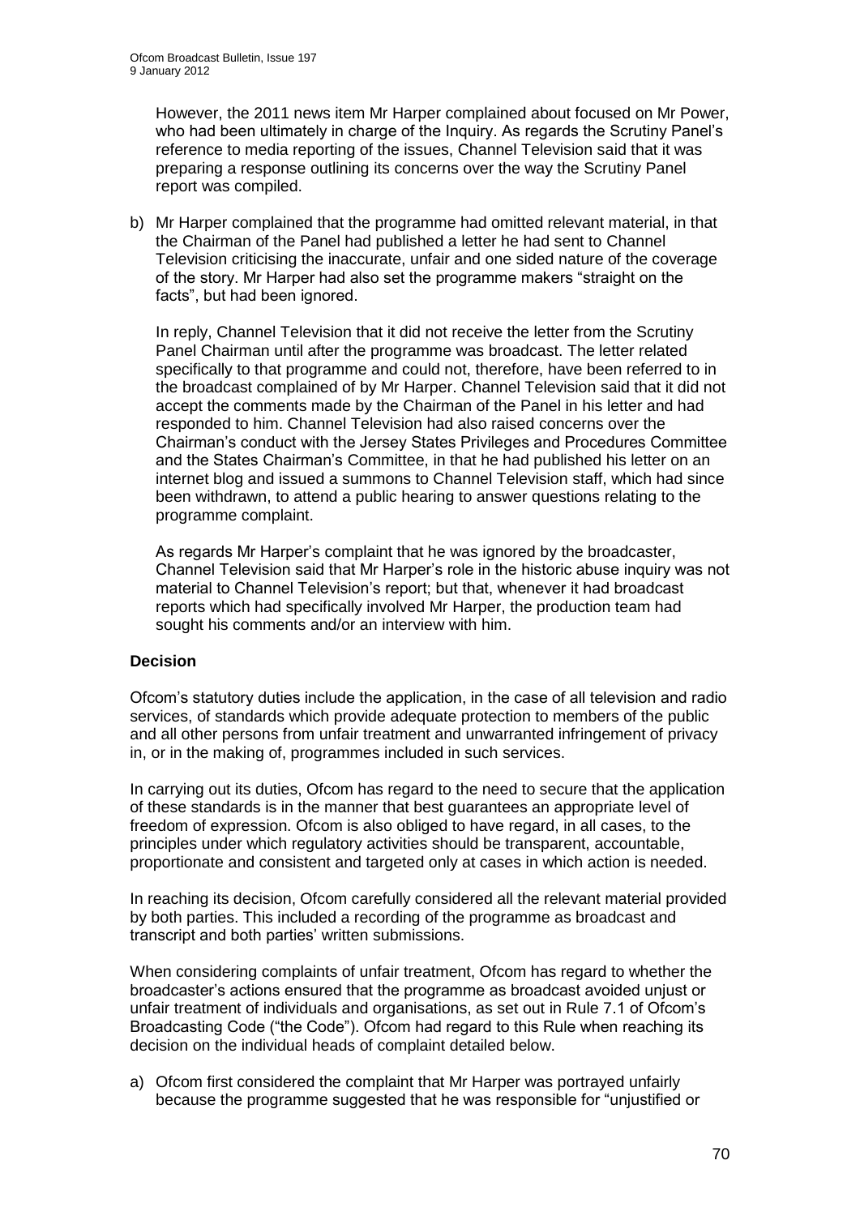However, the 2011 news item Mr Harper complained about focused on Mr Power, who had been ultimately in charge of the Inquiry. As regards the Scrutiny Panel's reference to media reporting of the issues, Channel Television said that it was preparing a response outlining its concerns over the way the Scrutiny Panel report was compiled.

b) Mr Harper complained that the programme had omitted relevant material, in that the Chairman of the Panel had published a letter he had sent to Channel Television criticising the inaccurate, unfair and one sided nature of the coverage of the story. Mr Harper had also set the programme makers "straight on the facts", but had been ignored.

   In reply, Channel Television that it did not receive the letter from the Scrutiny Panel Chairman until after the programme was broadcast. The letter related specifically to that programme and could not, therefore, have been referred to in the broadcast complained of by Mr Harper. Channel Television said that it did not accept the comments made by the Chairman of the Panel in his letter and had responded to him. Channel Television had also raised concerns over the Chairman's conduct with the Jersey States Privileges and Procedures Committee and the States Chairman's Committee, in that he had published his letter on an internet blog and issued a summons to Channel Television staff, which had since been withdrawn, to attend a public hearing to answer questions relating to the programme complaint.

   As regards Mr Harper's complaint that he was ignored by the broadcaster, Channel Television said that Mr Harper's role in the historic abuse inquiry was not material to Channel Television's report; but that, whenever it had broadcast reports which had specifically involved Mr Harper, the production team had sought his comments and/or an interview with him.

**Decision**

Ofcom's statutory duties include the application, in the case of all television and radio services, of standards which provide adequate protection to members of the public and all other persons from unfair treatment and unwarranted infringement of privacy in, or in the making of, programmes included in such services.

In carrying out its duties, Ofcom has regard to the need to secure that the application of these standards is in the manner that best guarantees an appropriate level of freedom of expression. Ofcom is also obliged to have regard, in all cases, to the principles under which regulatory activities should be transparent, accountable, proportionate and consistent and targeted only at cases in which action is needed.

In reaching its decision, Ofcom carefully considered all the relevant material provided by both parties. This included a recording of the programme as broadcast and transcript and both parties' written submissions.

When considering complaints of unfair treatment, Ofcom has regard to whether the broadcaster's actions ensured that the programme as broadcast avoided unjust or unfair treatment of individuals and organisations, as set out in Rule 7.1 of Ofcom's Broadcasting Code ("the Code"). Ofcom had regard to this Rule when reaching its decision on the individual heads of complaint detailed below.

a) Ofcom first considered the complaint that Mr Harper was portrayed unfairly because the programme suggested that he was responsible for "unjustified or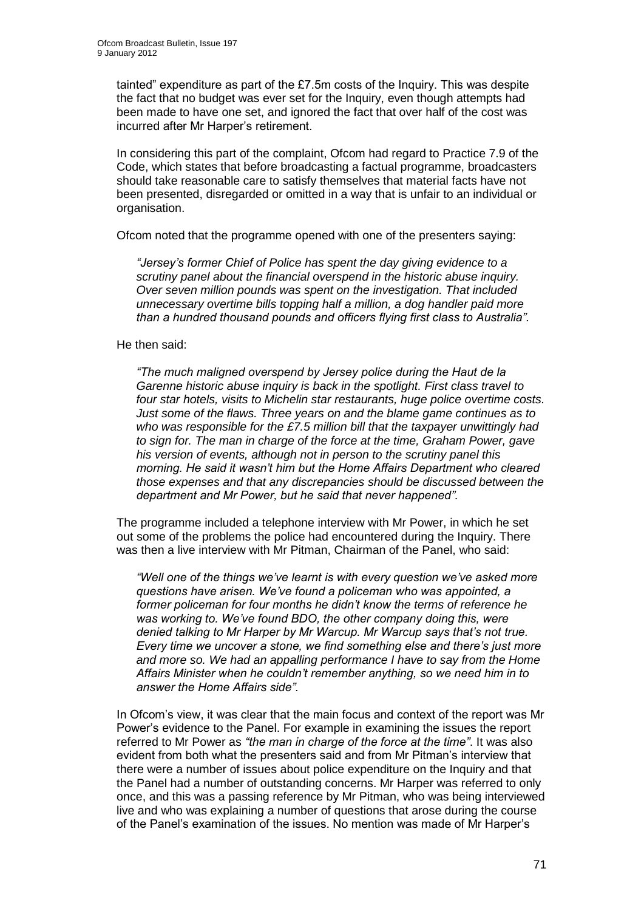tainted" expenditure as part of the £7.5m costs of the Inquiry. This was despite the fact that no budget was ever set for the Inquiry, even though attempts had been made to have one set, and ignored the fact that over half of the cost was incurred after Mr Harper's retirement.

In considering this part of the complaint, Ofcom had regard to Practice 7.9 of the Code, which states that before broadcasting a factual programme, broadcasters should take reasonable care to satisfy themselves that material facts have not been presented, disregarded or omitted in a way that is unfair to an individual or organisation.

Ofcom noted that the programme opened with one of the presenters saying:

> *"Jersey's former Chief of Police has spent the day giving evidence to a scrutiny panel about the financial overspend in the historic abuse inquiry. Over seven million pounds was spent on the investigation. That included unnecessary overtime bills topping half a million, a dog handler paid more than a hundred thousand pounds and officers flying first class to Australia".*

He then said:

> *"The much maligned overspend by Jersey police during the Haut de la Garenne historic abuse inquiry is back in the spotlight. First class travel to four star hotels, visits to Michelin star restaurants, huge police overtime costs. Just some of the flaws. Three years on and the blame game continues as to who was responsible for the £7.5 million bill that the taxpayer unwittingly had to sign for. The man in charge of the force at the time, Graham Power, gave his version of events, although not in person to the scrutiny panel this morning. He said it wasn't him but the Home Affairs Department who cleared those expenses and that any discrepancies should be discussed between the department and Mr Power, but he said that never happened".*

The programme included a telephone interview with Mr Power, in which he set out some of the problems the police had encountered during the Inquiry. There was then a live interview with Mr Pitman, Chairman of the Panel, who said:

> *"Well one of the things we've learnt is with every question we've asked more questions have arisen. We've found a policeman who was appointed, a former policeman for four months he didn't know the terms of reference he was working to. We've found BDO, the other company doing this, were denied talking to Mr Harper by Mr Warcup. Mr Warcup says that's not true. Every time we uncover a stone, we find something else and there's just more and more so. We had an appalling performance I have to say from the Home Affairs Minister when he couldn't remember anything, so we need him in to answer the Home Affairs side".*

In Ofcom's view, it was clear that the main focus and context of the report was Mr Power's evidence to the Panel. For example in examining the issues the report referred to Mr Power as *"the man in charge of the force at the time"*. It was also evident from both what the presenters said and from Mr Pitman's interview that there were a number of issues about police expenditure on the Inquiry and that the Panel had a number of outstanding concerns. Mr Harper was referred to only once, and this was a passing reference by Mr Pitman, who was being interviewed live and who was explaining a number of questions that arose during the course of the Panel's examination of the issues. No mention was made of Mr Harper's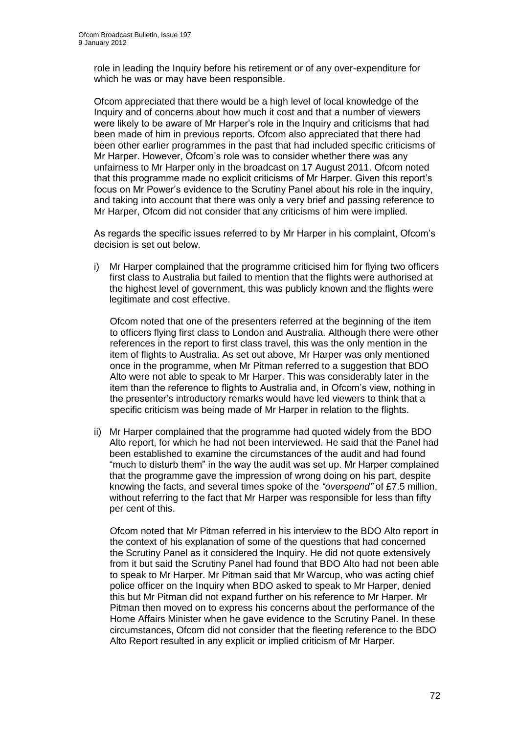role in leading the Inquiry before his retirement or of any over-expenditure for which he was or may have been responsible.

Ofcom appreciated that there would be a high level of local knowledge of the Inquiry and of concerns about how much it cost and that a number of viewers were likely to be aware of Mr Harper's role in the Inquiry and criticisms that had been made of him in previous reports. Ofcom also appreciated that there had been other earlier programmes in the past that had included specific criticisms of Mr Harper. However, Ofcom's role was to consider whether there was any unfairness to Mr Harper only in the broadcast on 17 August 2011. Ofcom noted that this programme made no explicit criticisms of Mr Harper. Given this report's focus on Mr Power's evidence to the Scrutiny Panel about his role in the inquiry, and taking into account that there was only a very brief and passing reference to Mr Harper, Ofcom did not consider that any criticisms of him were implied.

As regards the specific issues referred to by Mr Harper in his complaint, Ofcom's decision is set out below.

i) Mr Harper complained that the programme criticised him for flying two officers first class to Australia but failed to mention that the flights were authorised at the highest level of government, this was publicly known and the flights were legitimate and cost effective.

   Ofcom noted that one of the presenters referred at the beginning of the item to officers flying first class to London and Australia. Although there were other references in the report to first class travel, this was the only mention in the item of flights to Australia. As set out above, Mr Harper was only mentioned once in the programme, when Mr Pitman referred to a suggestion that BDO Alto were not able to speak to Mr Harper. This was considerably later in the item than the reference to flights to Australia and, in Ofcom's view, nothing in the presenter's introductory remarks would have led viewers to think that a specific criticism was being made of Mr Harper in relation to the flights.

ii) Mr Harper complained that the programme had quoted widely from the BDO Alto report, for which he had not been interviewed. He said that the Panel had been established to examine the circumstances of the audit and had found "much to disturb them" in the way the audit was set up. Mr Harper complained that the programme gave the impression of wrong doing on his part, despite knowing the facts, and several times spoke of the *"overspend"* of £7.5 million, without referring to the fact that Mr Harper was responsible for less than fifty per cent of this.

   Ofcom noted that Mr Pitman referred in his interview to the BDO Alto report in the context of his explanation of some of the questions that had concerned the Scrutiny Panel as it considered the Inquiry. He did not quote extensively from it but said the Scrutiny Panel had found that BDO Alto had not been able to speak to Mr Harper. Mr Pitman said that Mr Warcup, who was acting chief police officer on the Inquiry when BDO asked to speak to Mr Harper, denied this but Mr Pitman did not expand further on his reference to Mr Harper. Mr Pitman then moved on to express his concerns about the performance of the Home Affairs Minister when he gave evidence to the Scrutiny Panel. In these circumstances, Ofcom did not consider that the fleeting reference to the BDO Alto Report resulted in any explicit or implied criticism of Mr Harper.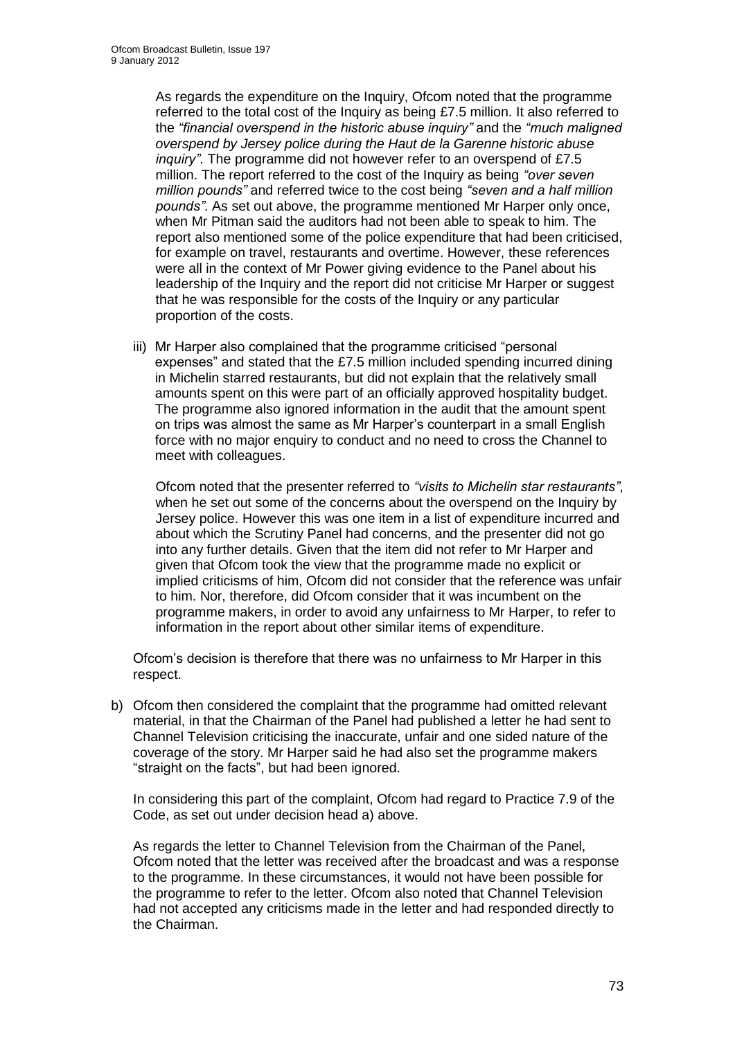As regards the expenditure on the Inquiry, Ofcom noted that the programme referred to the total cost of the Inquiry as being £7.5 million. It also referred to the *"financial overspend in the historic abuse inquiry"* and the *"much maligned overspend by Jersey police during the Haut de la Garenne historic abuse inquiry"*. The programme did not however refer to an overspend of £7.5 million. The report referred to the cost of the Inquiry as being *"over seven million pounds"* and referred twice to the cost being *"seven and a half million pounds"*. As set out above, the programme mentioned Mr Harper only once, when Mr Pitman said the auditors had not been able to speak to him. The report also mentioned some of the police expenditure that had been criticised, for example on travel, restaurants and overtime. However, these references were all in the context of Mr Power giving evidence to the Panel about his leadership of the Inquiry and the report did not criticise Mr Harper or suggest that he was responsible for the costs of the Inquiry or any particular proportion of the costs.

iii) Mr Harper also complained that the programme criticised "personal expenses" and stated that the £7.5 million included spending incurred dining in Michelin starred restaurants, but did not explain that the relatively small amounts spent on this were part of an officially approved hospitality budget. The programme also ignored information in the audit that the amount spent on trips was almost the same as Mr Harper's counterpart in a small English force with no major enquiry to conduct and no need to cross the Channel to meet with colleagues.

Ofcom noted that the presenter referred to *"visits to Michelin star restaurants"*, when he set out some of the concerns about the overspend on the Inquiry by Jersey police. However this was one item in a list of expenditure incurred and about which the Scrutiny Panel had concerns, and the presenter did not go into any further details. Given that the item did not refer to Mr Harper and given that Ofcom took the view that the programme made no explicit or implied criticisms of him, Ofcom did not consider that the reference was unfair to him. Nor, therefore, did Ofcom consider that it was incumbent on the programme makers, in order to avoid any unfairness to Mr Harper, to refer to information in the report about other similar items of expenditure.

Ofcom's decision is therefore that there was no unfairness to Mr Harper in this respect.

b) Ofcom then considered the complaint that the programme had omitted relevant material, in that the Chairman of the Panel had published a letter he had sent to Channel Television criticising the inaccurate, unfair and one sided nature of the coverage of the story. Mr Harper said he had also set the programme makers "straight on the facts", but had been ignored.

In considering this part of the complaint, Ofcom had regard to Practice 7.9 of the Code, as set out under decision head a) above.

As regards the letter to Channel Television from the Chairman of the Panel, Ofcom noted that the letter was received after the broadcast and was a response to the programme. In these circumstances, it would not have been possible for the programme to refer to the letter. Ofcom also noted that Channel Television had not accepted any criticisms made in the letter and had responded directly to the Chairman.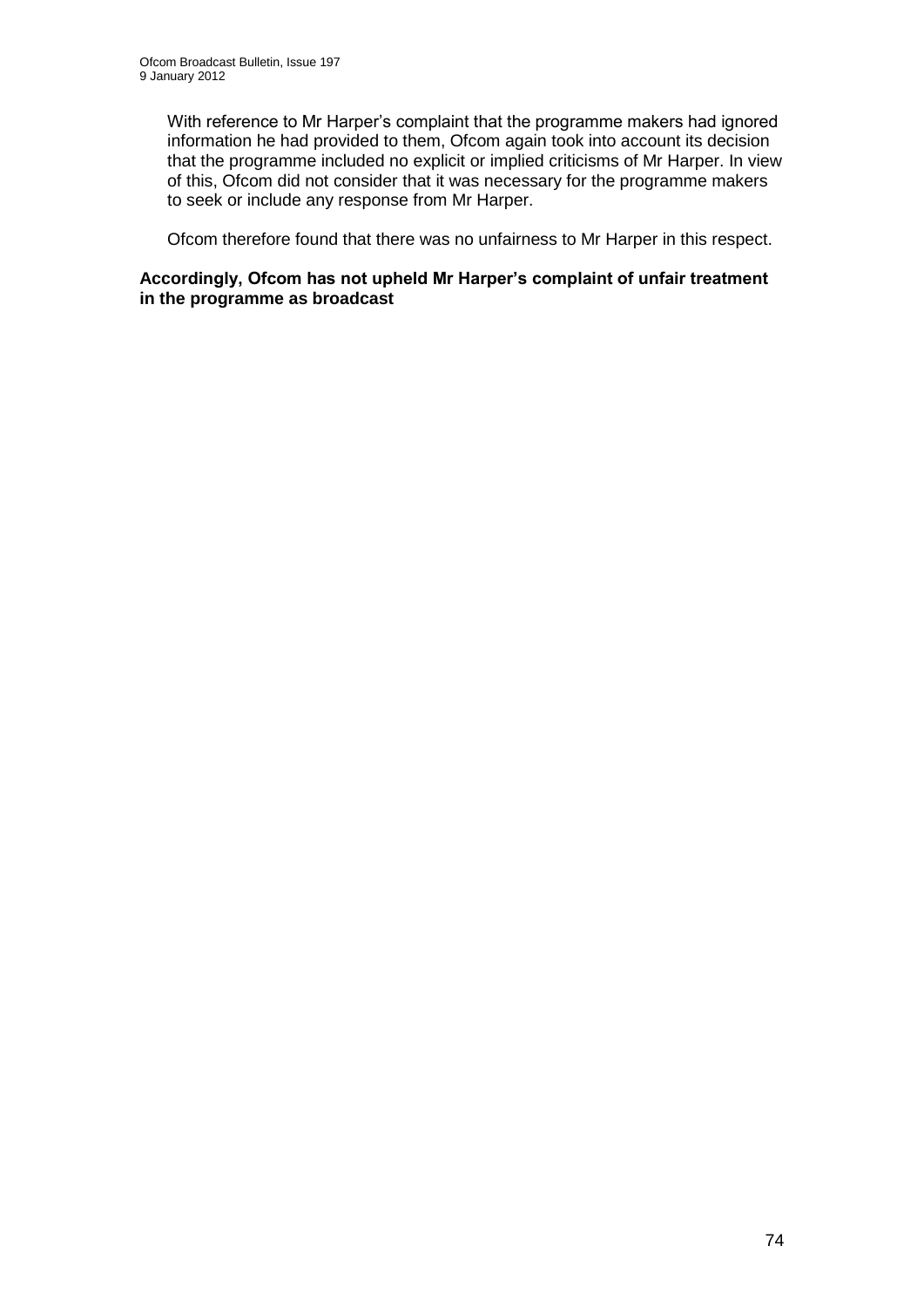With reference to Mr Harper's complaint that the programme makers had ignored information he had provided to them, Ofcom again took into account its decision that the programme included no explicit or implied criticisms of Mr Harper. In view of this, Ofcom did not consider that it was necessary for the programme makers to seek or include any response from Mr Harper.

Ofcom therefore found that there was no unfairness to Mr Harper in this respect.

**Accordingly, Ofcom has not upheld Mr Harper's complaint of unfair treatment in the programme as broadcast**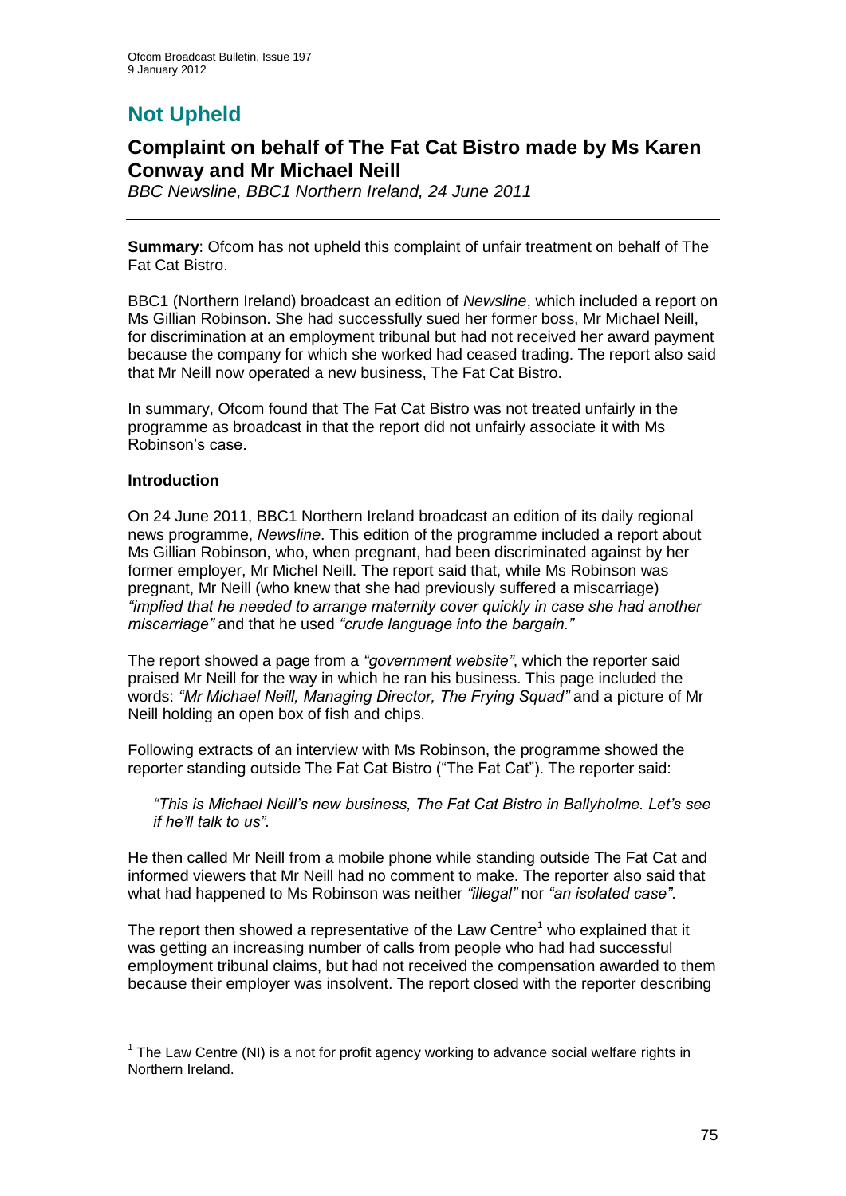# Not Upheld

## Complaint on behalf of The Fat Cat Bistro made by Ms Karen Conway and Mr Michael Neill

*BBC Newsline, BBC1 Northern Ireland, 24 June 2011*

**Summary**: Ofcom has not upheld this complaint of unfair treatment on behalf of The Fat Cat Bistro.

BBC1 (Northern Ireland) broadcast an edition of *Newsline*, which included a report on Ms Gillian Robinson. She had successfully sued her former boss, Mr Michael Neill, for discrimination at an employment tribunal but had not received her award payment because the company for which she worked had ceased trading. The report also said that Mr Neill now operated a new business, The Fat Cat Bistro.

In summary, Ofcom found that The Fat Cat Bistro was not treated unfairly in the programme as broadcast in that the report did not unfairly associate it with Ms Robinson's case.

### Introduction

On 24 June 2011, BBC1 Northern Ireland broadcast an edition of its daily regional news programme, *Newsline*. This edition of the programme included a report about Ms Gillian Robinson, who, when pregnant, had been discriminated against by her former employer, Mr Michel Neill. The report said that, while Ms Robinson was pregnant, Mr Neill (who knew that she had previously suffered a miscarriage) *"implied that he needed to arrange maternity cover quickly in case she had another miscarriage"* and that he used *"crude language into the bargain."*

The report showed a page from a *"government website"*, which the reporter said praised Mr Neill for the way in which he ran his business. This page included the words: *"Mr Michael Neill, Managing Director, The Frying Squad"* and a picture of Mr Neill holding an open box of fish and chips.

Following extracts of an interview with Ms Robinson, the programme showed the reporter standing outside The Fat Cat Bistro ("The Fat Cat"). The reporter said:

> *"This is Michael Neill's new business, The Fat Cat Bistro in Ballyholme. Let's see if he'll talk to us".*

He then called Mr Neill from a mobile phone while standing outside The Fat Cat and informed viewers that Mr Neill had no comment to make. The reporter also said that what had happened to Ms Robinson was neither *"illegal"* nor *"an isolated case"*.

The report then showed a representative of the Law Centre[1] who explained that it was getting an increasing number of calls from people who had had successful employment tribunal claims, but had not received the compensation awarded to them because their employer was insolvent. The report closed with the reporter describing

[1] The Law Centre (NI) is a not for profit agency working to advance social welfare rights in Northern Ireland.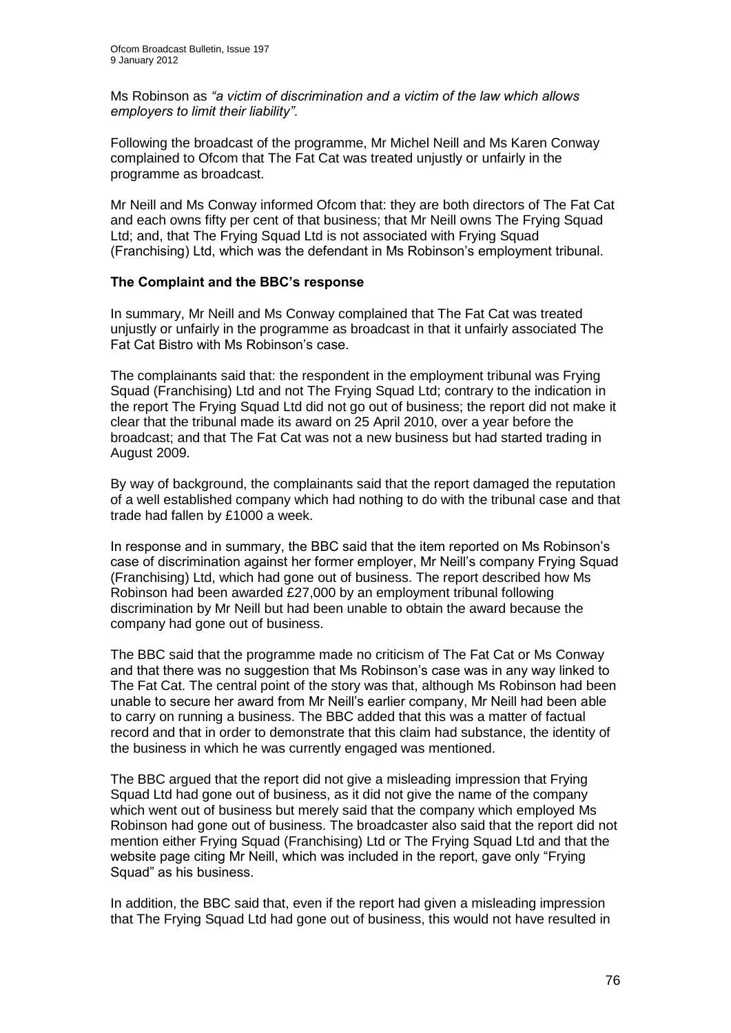Ms Robinson as *"a victim of discrimination and a victim of the law which allows employers to limit their liability"*.

Following the broadcast of the programme, Mr Michel Neill and Ms Karen Conway complained to Ofcom that The Fat Cat was treated unjustly or unfairly in the programme as broadcast.

Mr Neill and Ms Conway informed Ofcom that: they are both directors of The Fat Cat and each owns fifty per cent of that business; that Mr Neill owns The Frying Squad Ltd; and, that The Frying Squad Ltd is not associated with Frying Squad (Franchising) Ltd, which was the defendant in Ms Robinson's employment tribunal.

### The Complaint and the BBC's response

In summary, Mr Neill and Ms Conway complained that The Fat Cat was treated unjustly or unfairly in the programme as broadcast in that it unfairly associated The Fat Cat Bistro with Ms Robinson's case.

The complainants said that: the respondent in the employment tribunal was Frying Squad (Franchising) Ltd and not The Frying Squad Ltd; contrary to the indication in the report The Frying Squad Ltd did not go out of business; the report did not make it clear that the tribunal made its award on 25 April 2010, over a year before the broadcast; and that The Fat Cat was not a new business but had started trading in August 2009.

By way of background, the complainants said that the report damaged the reputation of a well established company which had nothing to do with the tribunal case and that trade had fallen by £1000 a week.

In response and in summary, the BBC said that the item reported on Ms Robinson's case of discrimination against her former employer, Mr Neill's company Frying Squad (Franchising) Ltd, which had gone out of business. The report described how Ms Robinson had been awarded £27,000 by an employment tribunal following discrimination by Mr Neill but had been unable to obtain the award because the company had gone out of business.

The BBC said that the programme made no criticism of The Fat Cat or Ms Conway and that there was no suggestion that Ms Robinson's case was in any way linked to The Fat Cat. The central point of the story was that, although Ms Robinson had been unable to secure her award from Mr Neill's earlier company, Mr Neill had been able to carry on running a business. The BBC added that this was a matter of factual record and that in order to demonstrate that this claim had substance, the identity of the business in which he was currently engaged was mentioned.

The BBC argued that the report did not give a misleading impression that Frying Squad Ltd had gone out of business, as it did not give the name of the company which went out of business but merely said that the company which employed Ms Robinson had gone out of business. The broadcaster also said that the report did not mention either Frying Squad (Franchising) Ltd or The Frying Squad Ltd and that the website page citing Mr Neill, which was included in the report, gave only "Frying Squad" as his business.

In addition, the BBC said that, even if the report had given a misleading impression that The Frying Squad Ltd had gone out of business, this would not have resulted in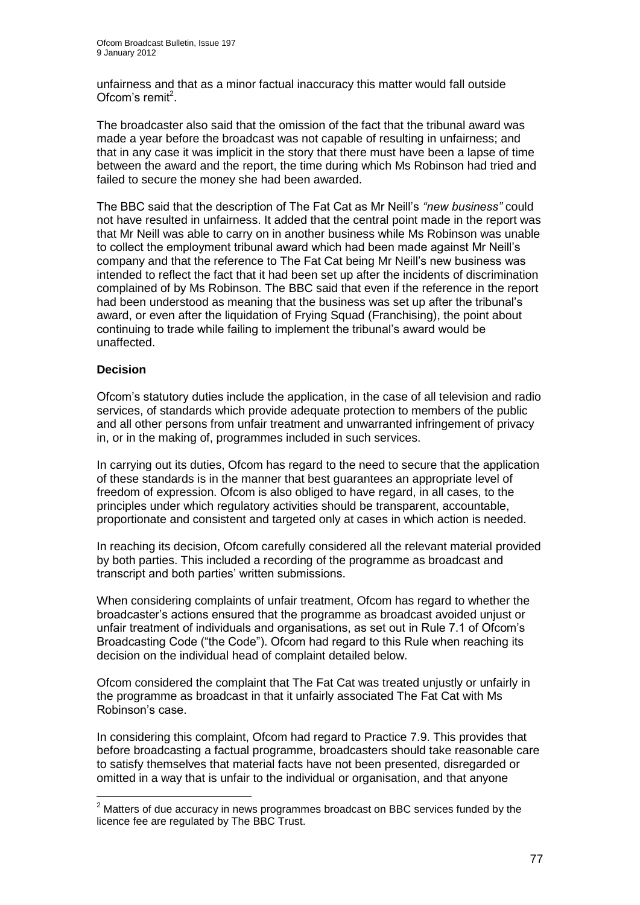unfairness and that as a minor factual inaccuracy this matter would fall outside Ofcom's remit[2].

The broadcaster also said that the omission of the fact that the tribunal award was made a year before the broadcast was not capable of resulting in unfairness; and that in any case it was implicit in the story that there must have been a lapse of time between the award and the report, the time during which Ms Robinson had tried and failed to secure the money she had been awarded.

The BBC said that the description of The Fat Cat as Mr Neill's *"new business"* could not have resulted in unfairness. It added that the central point made in the report was that Mr Neill was able to carry on in another business while Ms Robinson was unable to collect the employment tribunal award which had been made against Mr Neill's company and that the reference to The Fat Cat being Mr Neill's new business was intended to reflect the fact that it had been set up after the incidents of discrimination complained of by Ms Robinson. The BBC said that even if the reference in the report had been understood as meaning that the business was set up after the tribunal's award, or even after the liquidation of Frying Squad (Franchising), the point about continuing to trade while failing to implement the tribunal's award would be unaffected.

**Decision**

Ofcom's statutory duties include the application, in the case of all television and radio services, of standards which provide adequate protection to members of the public and all other persons from unfair treatment and unwarranted infringement of privacy in, or in the making of, programmes included in such services.

In carrying out its duties, Ofcom has regard to the need to secure that the application of these standards is in the manner that best guarantees an appropriate level of freedom of expression. Ofcom is also obliged to have regard, in all cases, to the principles under which regulatory activities should be transparent, accountable, proportionate and consistent and targeted only at cases in which action is needed.

In reaching its decision, Ofcom carefully considered all the relevant material provided by both parties. This included a recording of the programme as broadcast and transcript and both parties' written submissions.

When considering complaints of unfair treatment, Ofcom has regard to whether the broadcaster's actions ensured that the programme as broadcast avoided unjust or unfair treatment of individuals and organisations, as set out in Rule 7.1 of Ofcom's Broadcasting Code ("the Code"). Ofcom had regard to this Rule when reaching its decision on the individual head of complaint detailed below.

Ofcom considered the complaint that The Fat Cat was treated unjustly or unfairly in the programme as broadcast in that it unfairly associated The Fat Cat with Ms Robinson's case.

In considering this complaint, Ofcom had regard to Practice 7.9. This provides that before broadcasting a factual programme, broadcasters should take reasonable care to satisfy themselves that material facts have not been presented, disregarded or omitted in a way that is unfair to the individual or organisation, and that anyone

---

[2] Matters of due accuracy in news programmes broadcast on BBC services funded by the licence fee are regulated by The BBC Trust.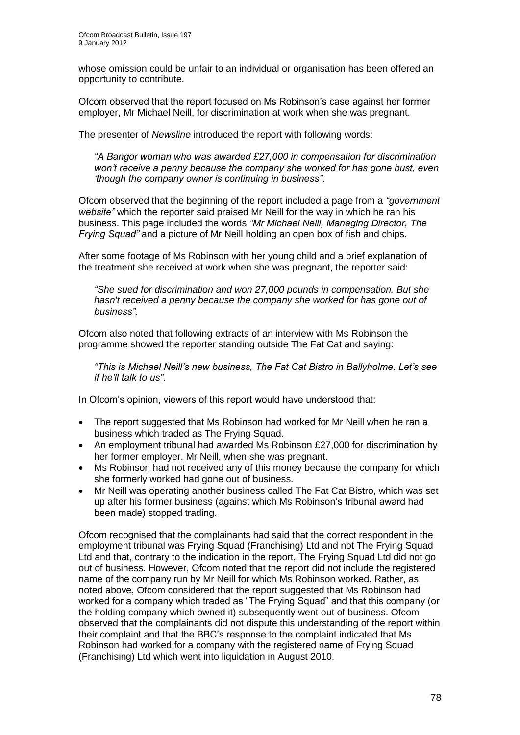whose omission could be unfair to an individual or organisation has been offered an opportunity to contribute.

Ofcom observed that the report focused on Ms Robinson's case against her former employer, Mr Michael Neill, for discrimination at work when she was pregnant.

The presenter of *Newsline* introduced the report with following words:

> *"A Bangor woman who was awarded £27,000 in compensation for discrimination won't receive a penny because the company she worked for has gone bust, even 'though the company owner is continuing in business"*.

Ofcom observed that the beginning of the report included a page from a *"government website"* which the reporter said praised Mr Neill for the way in which he ran his business. This page included the words *"Mr Michael Neill, Managing Director, The Frying Squad"* and a picture of Mr Neill holding an open box of fish and chips.

After some footage of Ms Robinson with her young child and a brief explanation of the treatment she received at work when she was pregnant, the reporter said:

> *"She sued for discrimination and won 27,000 pounds in compensation. But she hasn't received a penny because the company she worked for has gone out of business".*

Ofcom also noted that following extracts of an interview with Ms Robinson the programme showed the reporter standing outside The Fat Cat and saying:

> *"This is Michael Neill's new business, The Fat Cat Bistro in Ballyholme. Let's see if he'll talk to us"*.

In Ofcom's opinion, viewers of this report would have understood that:

- The report suggested that Ms Robinson had worked for Mr Neill when he ran a business which traded as The Frying Squad.
- An employment tribunal had awarded Ms Robinson £27,000 for discrimination by her former employer, Mr Neill, when she was pregnant.
- Ms Robinson had not received any of this money because the company for which she formerly worked had gone out of business.
- Mr Neill was operating another business called The Fat Cat Bistro, which was set up after his former business (against which Ms Robinson's tribunal award had been made) stopped trading.

Ofcom recognised that the complainants had said that the correct respondent in the employment tribunal was Frying Squad (Franchising) Ltd and not The Frying Squad Ltd and that, contrary to the indication in the report, The Frying Squad Ltd did not go out of business. However, Ofcom noted that the report did not include the registered name of the company run by Mr Neill for which Ms Robinson worked. Rather, as noted above, Ofcom considered that the report suggested that Ms Robinson had worked for a company which traded as "The Frying Squad" and that this company (or the holding company which owned it) subsequently went out of business. Ofcom observed that the complainants did not dispute this understanding of the report within their complaint and that the BBC's response to the complaint indicated that Ms Robinson had worked for a company with the registered name of Frying Squad (Franchising) Ltd which went into liquidation in August 2010.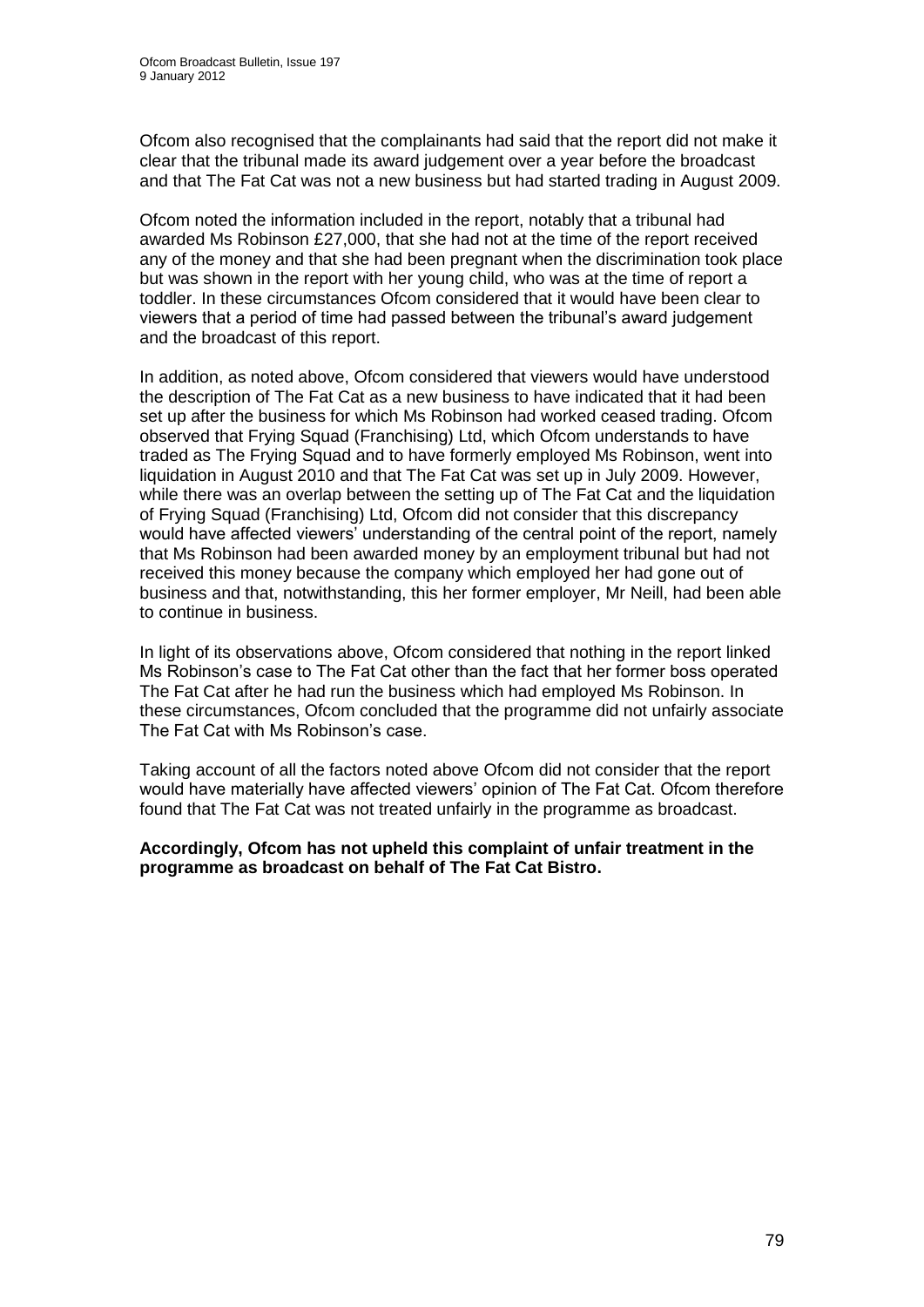Ofcom also recognised that the complainants had said that the report did not make it clear that the tribunal made its award judgement over a year before the broadcast and that The Fat Cat was not a new business but had started trading in August 2009.

Ofcom noted the information included in the report, notably that a tribunal had awarded Ms Robinson £27,000, that she had not at the time of the report received any of the money and that she had been pregnant when the discrimination took place but was shown in the report with her young child, who was at the time of report a toddler. In these circumstances Ofcom considered that it would have been clear to viewers that a period of time had passed between the tribunal's award judgement and the broadcast of this report.

In addition, as noted above, Ofcom considered that viewers would have understood the description of The Fat Cat as a new business to have indicated that it had been set up after the business for which Ms Robinson had worked ceased trading. Ofcom observed that Frying Squad (Franchising) Ltd, which Ofcom understands to have traded as The Frying Squad and to have formerly employed Ms Robinson, went into liquidation in August 2010 and that The Fat Cat was set up in July 2009. However, while there was an overlap between the setting up of The Fat Cat and the liquidation of Frying Squad (Franchising) Ltd, Ofcom did not consider that this discrepancy would have affected viewers' understanding of the central point of the report, namely that Ms Robinson had been awarded money by an employment tribunal but had not received this money because the company which employed her had gone out of business and that, notwithstanding, this her former employer, Mr Neill, had been able to continue in business.

In light of its observations above, Ofcom considered that nothing in the report linked Ms Robinson's case to The Fat Cat other than the fact that her former boss operated The Fat Cat after he had run the business which had employed Ms Robinson. In these circumstances, Ofcom concluded that the programme did not unfairly associate The Fat Cat with Ms Robinson's case.

Taking account of all the factors noted above Ofcom did not consider that the report would have materially have affected viewers' opinion of The Fat Cat. Ofcom therefore found that The Fat Cat was not treated unfairly in the programme as broadcast.

**Accordingly, Ofcom has not upheld this complaint of unfair treatment in the programme as broadcast on behalf of The Fat Cat Bistro.**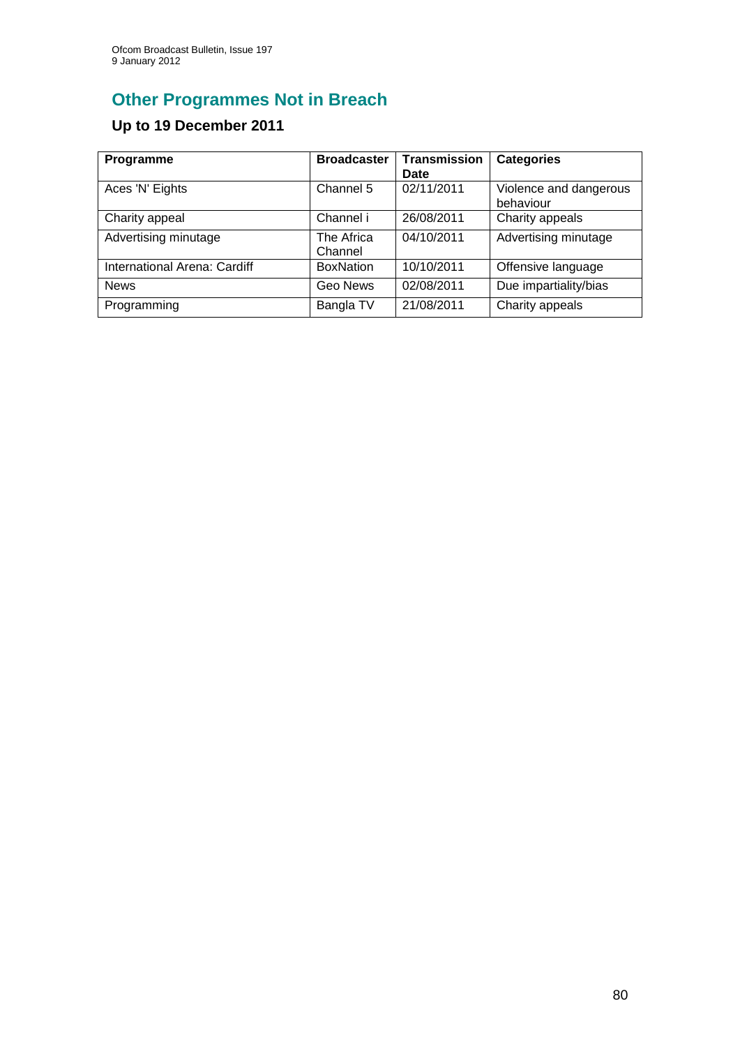## Other Programmes Not in Breach

### Up to 19 December 2011

| Programme | Broadcaster | Transmission Date | Categories |
|---|---|---|---|
| Aces 'N' Eights | Channel 5 | 02/11/2011 | Violence and dangerous behaviour |
| Charity appeal | Channel i | 26/08/2011 | Charity appeals |
| Advertising minutage | The Africa Channel | 04/10/2011 | Advertising minutage |
| International Arena: Cardiff | BoxNation | 10/10/2011 | Offensive language |
| News | Geo News | 02/08/2011 | Due impartiality/bias |
| Programming | Bangla TV | 21/08/2011 | Charity appeals |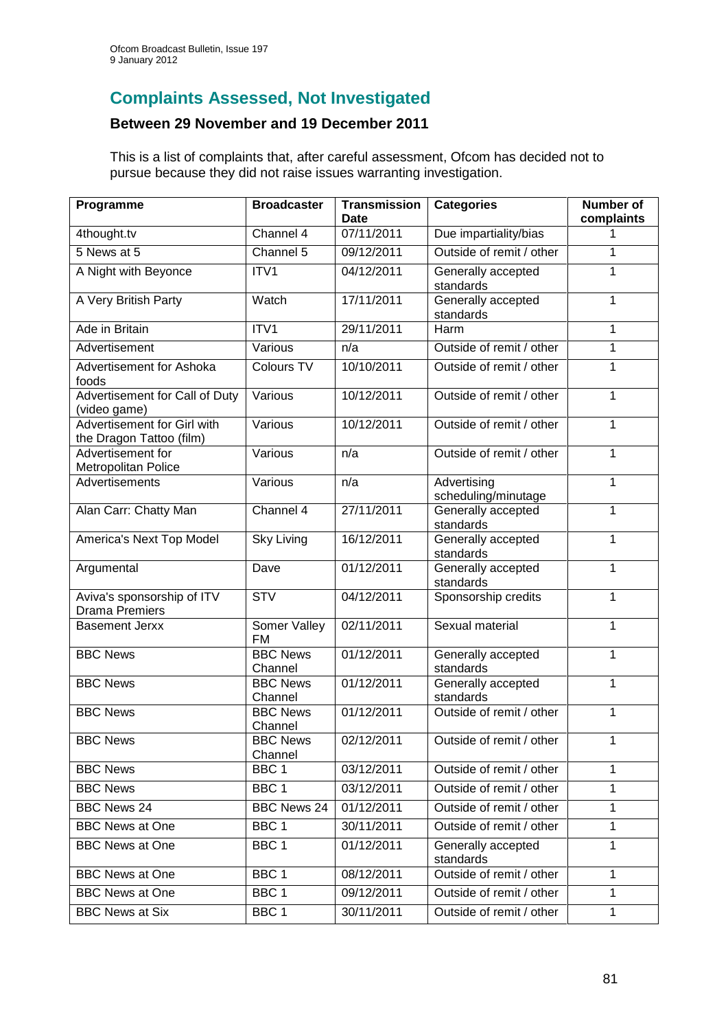## Complaints Assessed, Not Investigated

### Between 29 November and 19 December 2011

This is a list of complaints that, after careful assessment, Ofcom has decided not to pursue because they did not raise issues warranting investigation.

| Programme | Broadcaster | Transmission Date | Categories | Number of complaints |
|---|---|---|---|---|
| 4thought.tv | Channel 4 | 07/11/2011 | Due impartiality/bias | 1 |
| 5 News at 5 | Channel 5 | 09/12/2011 | Outside of remit / other | 1 |
| A Night with Beyonce | ITV1 | 04/12/2011 | Generally accepted standards | 1 |
| A Very British Party | Watch | 17/11/2011 | Generally accepted standards | 1 |
| Ade in Britain | ITV1 | 29/11/2011 | Harm | 1 |
| Advertisement | Various | n/a | Outside of remit / other | 1 |
| Advertisement for Ashoka foods | Colours TV | 10/10/2011 | Outside of remit / other | 1 |
| Advertisement for Call of Duty (video game) | Various | 10/12/2011 | Outside of remit / other | 1 |
| Advertisement for Girl with the Dragon Tattoo (film) | Various | 10/12/2011 | Outside of remit / other | 1 |
| Advertisement for Metropolitan Police | Various | n/a | Outside of remit / other | 1 |
| Advertisements | Various | n/a | Advertising scheduling/minutage | 1 |
| Alan Carr: Chatty Man | Channel 4 | 27/11/2011 | Generally accepted standards | 1 |
| America's Next Top Model | Sky Living | 16/12/2011 | Generally accepted standards | 1 |
| Argumental | Dave | 01/12/2011 | Generally accepted standards | 1 |
| Aviva's sponsorship of ITV Drama Premiers | STV | 04/12/2011 | Sponsorship credits | 1 |
| Basement Jerxx | Somer Valley FM | 02/11/2011 | Sexual material | 1 |
| BBC News | BBC News Channel | 01/12/2011 | Generally accepted standards | 1 |
| BBC News | BBC News Channel | 01/12/2011 | Generally accepted standards | 1 |
| BBC News | BBC News Channel | 01/12/2011 | Outside of remit / other | 1 |
| BBC News | BBC News Channel | 02/12/2011 | Outside of remit / other | 1 |
| BBC News | BBC 1 | 03/12/2011 | Outside of remit / other | 1 |
| BBC News | BBC 1 | 03/12/2011 | Outside of remit / other | 1 |
| BBC News 24 | BBC News 24 | 01/12/2011 | Outside of remit / other | 1 |
| BBC News at One | BBC 1 | 30/11/2011 | Outside of remit / other | 1 |
| BBC News at One | BBC 1 | 01/12/2011 | Generally accepted standards | 1 |
| BBC News at One | BBC 1 | 08/12/2011 | Outside of remit / other | 1 |
| BBC News at One | BBC 1 | 09/12/2011 | Outside of remit / other | 1 |
| BBC News at Six | BBC 1 | 30/11/2011 | Outside of remit / other | 1 |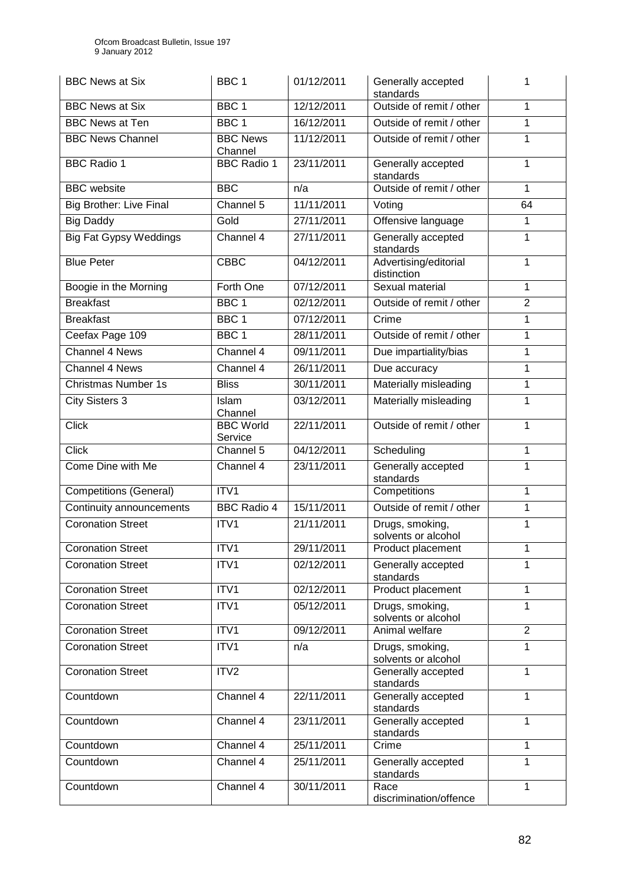| BBC News at Six | BBC 1 | 01/12/2011 | Generally accepted standards | 1 |
|---|---|---|---|---|
| BBC News at Six | BBC 1 | 12/12/2011 | Outside of remit / other | 1 |
| BBC News at Ten | BBC 1 | 16/12/2011 | Outside of remit / other | 1 |
| BBC News Channel | BBC News Channel | 11/12/2011 | Outside of remit / other | 1 |
| BBC Radio 1 | BBC Radio 1 | 23/11/2011 | Generally accepted standards | 1 |
| BBC website | BBC | n/a | Outside of remit / other | 1 |
| Big Brother: Live Final | Channel 5 | 11/11/2011 | Voting | 64 |
| Big Daddy | Gold | 27/11/2011 | Offensive language | 1 |
| Big Fat Gypsy Weddings | Channel 4 | 27/11/2011 | Generally accepted standards | 1 |
| Blue Peter | CBBC | 04/12/2011 | Advertising/editorial distinction | 1 |
| Boogie in the Morning | Forth One | 07/12/2011 | Sexual material | 1 |
| Breakfast | BBC 1 | 02/12/2011 | Outside of remit / other | 2 |
| Breakfast | BBC 1 | 07/12/2011 | Crime | 1 |
| Ceefax Page 109 | BBC 1 | 28/11/2011 | Outside of remit / other | 1 |
| Channel 4 News | Channel 4 | 09/11/2011 | Due impartiality/bias | 1 |
| Channel 4 News | Channel 4 | 26/11/2011 | Due accuracy | 1 |
| Christmas Number 1s | Bliss | 30/11/2011 | Materially misleading | 1 |
| City Sisters 3 | Islam Channel | 03/12/2011 | Materially misleading | 1 |
| Click | BBC World Service | 22/11/2011 | Outside of remit / other | 1 |
| Click | Channel 5 | 04/12/2011 | Scheduling | 1 |
| Come Dine with Me | Channel 4 | 23/11/2011 | Generally accepted standards | 1 |
| Competitions (General) | ITV1 | | Competitions | 1 |
| Continuity announcements | BBC Radio 4 | 15/11/2011 | Outside of remit / other | 1 |
| Coronation Street | ITV1 | 21/11/2011 | Drugs, smoking, solvents or alcohol | 1 |
| Coronation Street | ITV1 | 29/11/2011 | Product placement | 1 |
| Coronation Street | ITV1 | 02/12/2011 | Generally accepted standards | 1 |
| Coronation Street | ITV1 | 02/12/2011 | Product placement | 1 |
| Coronation Street | ITV1 | 05/12/2011 | Drugs, smoking, solvents or alcohol | 1 |
| Coronation Street | ITV1 | 09/12/2011 | Animal welfare | 2 |
| Coronation Street | ITV1 | n/a | Drugs, smoking, solvents or alcohol | 1 |
| Coronation Street | ITV2 | | Generally accepted standards | 1 |
| Countdown | Channel 4 | 22/11/2011 | Generally accepted standards | 1 |
| Countdown | Channel 4 | 23/11/2011 | Generally accepted standards | 1 |
| Countdown | Channel 4 | 25/11/2011 | Crime | 1 |
| Countdown | Channel 4 | 25/11/2011 | Generally accepted standards | 1 |
| Countdown | Channel 4 | 30/11/2011 | Race discrimination/offence | 1 |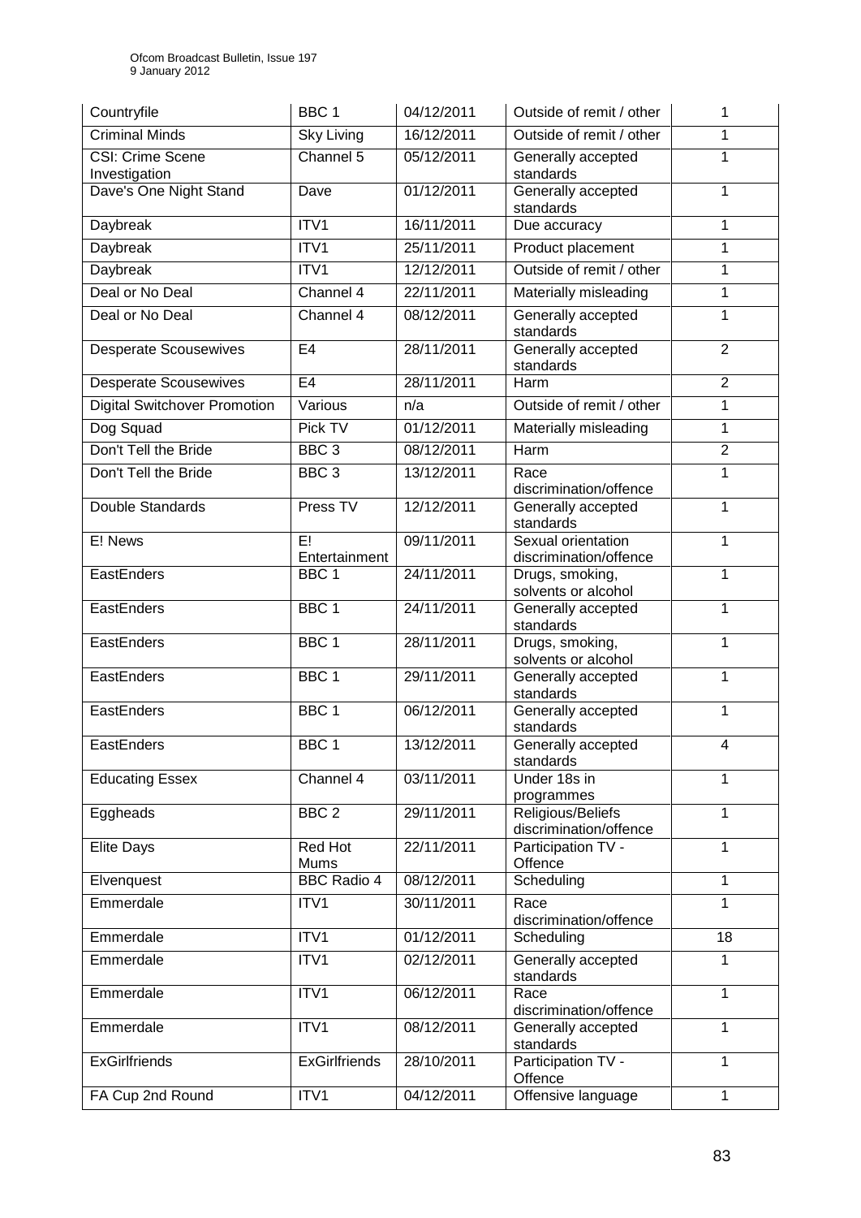| Countryfile | BBC 1 | 04/12/2011 | Outside of remit / other | 1 |
|---|---|---|---|---|
| Criminal Minds | Sky Living | 16/12/2011 | Outside of remit / other | 1 |
| CSI: Crime Scene Investigation | Channel 5 | 05/12/2011 | Generally accepted standards | 1 |
| Dave's One Night Stand | Dave | 01/12/2011 | Generally accepted standards | 1 |
| Daybreak | ITV1 | 16/11/2011 | Due accuracy | 1 |
| Daybreak | ITV1 | 25/11/2011 | Product placement | 1 |
| Daybreak | ITV1 | 12/12/2011 | Outside of remit / other | 1 |
| Deal or No Deal | Channel 4 | 22/11/2011 | Materially misleading | 1 |
| Deal or No Deal | Channel 4 | 08/12/2011 | Generally accepted standards | 1 |
| Desperate Scousewives | E4 | 28/11/2011 | Generally accepted standards | 2 |
| Desperate Scousewives | E4 | 28/11/2011 | Harm | 2 |
| Digital Switchover Promotion | Various | n/a | Outside of remit / other | 1 |
| Dog Squad | Pick TV | 01/12/2011 | Materially misleading | 1 |
| Don't Tell the Bride | BBC 3 | 08/12/2011 | Harm | 2 |
| Don't Tell the Bride | BBC 3 | 13/12/2011 | Race discrimination/offence | 1 |
| Double Standards | Press TV | 12/12/2011 | Generally accepted standards | 1 |
| E! News | E! Entertainment | 09/11/2011 | Sexual orientation discrimination/offence | 1 |
| EastEnders | BBC 1 | 24/11/2011 | Drugs, smoking, solvents or alcohol | 1 |
| EastEnders | BBC 1 | 24/11/2011 | Generally accepted standards | 1 |
| EastEnders | BBC 1 | 28/11/2011 | Drugs, smoking, solvents or alcohol | 1 |
| EastEnders | BBC 1 | 29/11/2011 | Generally accepted standards | 1 |
| EastEnders | BBC 1 | 06/12/2011 | Generally accepted standards | 1 |
| EastEnders | BBC 1 | 13/12/2011 | Generally accepted standards | 4 |
| Educating Essex | Channel 4 | 03/11/2011 | Under 18s in programmes | 1 |
| Eggheads | BBC 2 | 29/11/2011 | Religious/Beliefs discrimination/offence | 1 |
| Elite Days | Red Hot Mums | 22/11/2011 | Participation TV - Offence | 1 |
| Elvenquest | BBC Radio 4 | 08/12/2011 | Scheduling | 1 |
| Emmerdale | ITV1 | 30/11/2011 | Race discrimination/offence | 1 |
| Emmerdale | ITV1 | 01/12/2011 | Scheduling | 18 |
| Emmerdale | ITV1 | 02/12/2011 | Generally accepted standards | 1 |
| Emmerdale | ITV1 | 06/12/2011 | Race discrimination/offence | 1 |
| Emmerdale | ITV1 | 08/12/2011 | Generally accepted standards | 1 |
| ExGirlfriends | ExGirlfriends | 28/10/2011 | Participation TV - Offence | 1 |
| FA Cup 2nd Round | ITV1 | 04/12/2011 | Offensive language | 1 |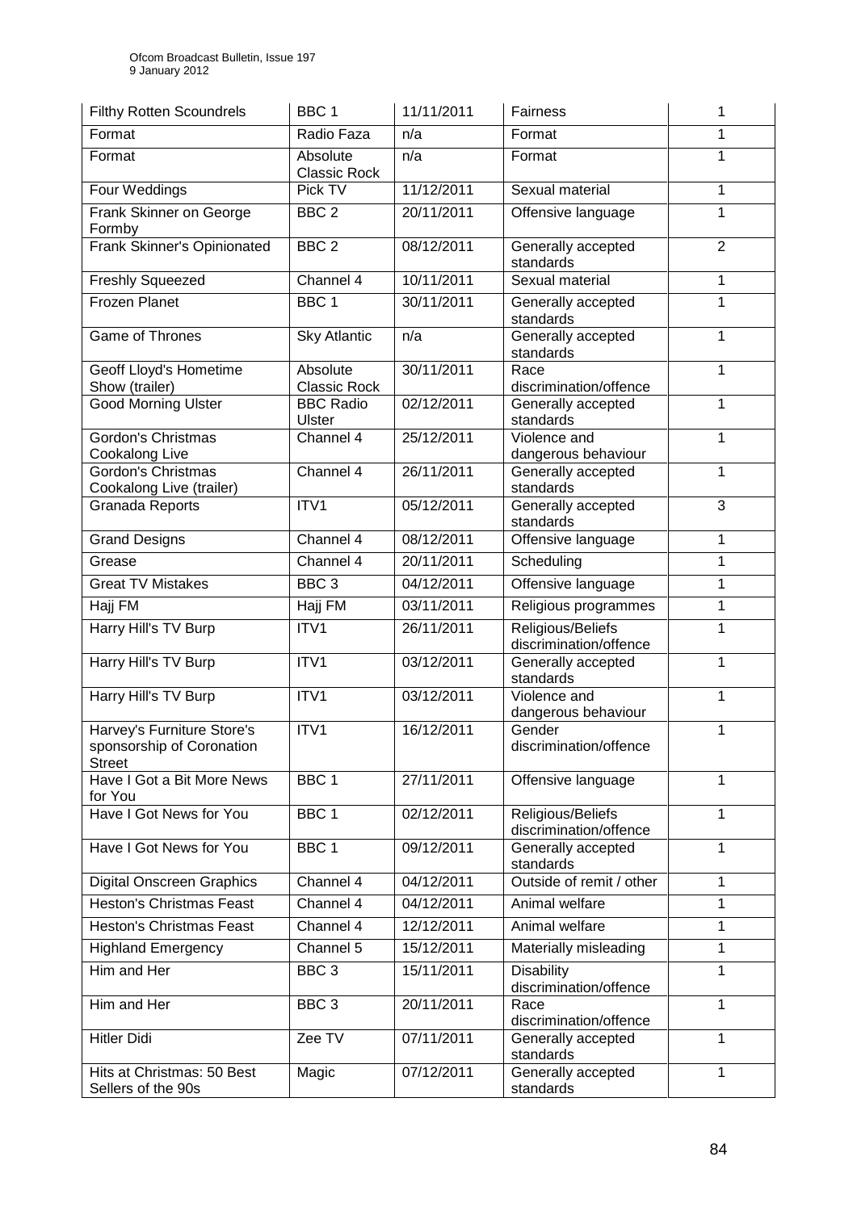| Filthy Rotten Scoundrels | BBC 1 | 11/11/2011 | Fairness | 1 |
|---|---|---|---|---|
| Format | Radio Faza | n/a | Format | 1 |
| Format | Absolute Classic Rock | n/a | Format | 1 |
| Four Weddings | Pick TV | 11/12/2011 | Sexual material | 1 |
| Frank Skinner on George Formby | BBC 2 | 20/11/2011 | Offensive language | 1 |
| Frank Skinner's Opinionated | BBC 2 | 08/12/2011 | Generally accepted standards | 2 |
| Freshly Squeezed | Channel 4 | 10/11/2011 | Sexual material | 1 |
| Frozen Planet | BBC 1 | 30/11/2011 | Generally accepted standards | 1 |
| Game of Thrones | Sky Atlantic | n/a | Generally accepted standards | 1 |
| Geoff Lloyd's Hometime Show (trailer) | Absolute Classic Rock | 30/11/2011 | Race discrimination/offence | 1 |
| Good Morning Ulster | BBC Radio Ulster | 02/12/2011 | Generally accepted standards | 1 |
| Gordon's Christmas Cookalong Live | Channel 4 | 25/12/2011 | Violence and dangerous behaviour | 1 |
| Gordon's Christmas Cookalong Live (trailer) | Channel 4 | 26/11/2011 | Generally accepted standards | 1 |
| Granada Reports | ITV1 | 05/12/2011 | Generally accepted standards | 3 |
| Grand Designs | Channel 4 | 08/12/2011 | Offensive language | 1 |
| Grease | Channel 4 | 20/11/2011 | Scheduling | 1 |
| Great TV Mistakes | BBC 3 | 04/12/2011 | Offensive language | 1 |
| Hajj FM | Hajj FM | 03/11/2011 | Religious programmes | 1 |
| Harry Hill's TV Burp | ITV1 | 26/11/2011 | Religious/Beliefs discrimination/offence | 1 |
| Harry Hill's TV Burp | ITV1 | 03/12/2011 | Generally accepted standards | 1 |
| Harry Hill's TV Burp | ITV1 | 03/12/2011 | Violence and dangerous behaviour | 1 |
| Harvey's Furniture Store's sponsorship of Coronation Street | ITV1 | 16/12/2011 | Gender discrimination/offence | 1 |
| Have I Got a Bit More News for You | BBC 1 | 27/11/2011 | Offensive language | 1 |
| Have I Got News for You | BBC 1 | 02/12/2011 | Religious/Beliefs discrimination/offence | 1 |
| Have I Got News for You | BBC 1 | 09/12/2011 | Generally accepted standards | 1 |
| Digital Onscreen Graphics | Channel 4 | 04/12/2011 | Outside of remit / other | 1 |
| Heston's Christmas Feast | Channel 4 | 04/12/2011 | Animal welfare | 1 |
| Heston's Christmas Feast | Channel 4 | 12/12/2011 | Animal welfare | 1 |
| Highland Emergency | Channel 5 | 15/12/2011 | Materially misleading | 1 |
| Him and Her | BBC 3 | 15/11/2011 | Disability discrimination/offence | 1 |
| Him and Her | BBC 3 | 20/11/2011 | Race discrimination/offence | 1 |
| Hitler Didi | Zee TV | 07/11/2011 | Generally accepted standards | 1 |
| Hits at Christmas: 50 Best Sellers of the 90s | Magic | 07/12/2011 | Generally accepted standards | 1 |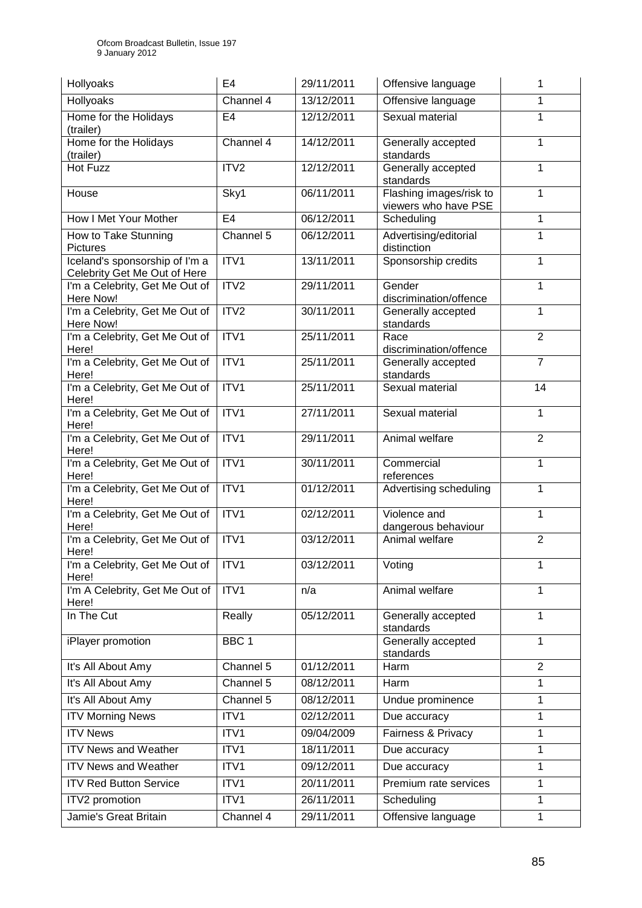| Hollyoaks | E4 | 29/11/2011 | Offensive language | 1 |
|---|---|---|---|---|
| Hollyoaks | Channel 4 | 13/12/2011 | Offensive language | 1 |
| Home for the Holidays (trailer) | E4 | 12/12/2011 | Sexual material | 1 |
| Home for the Holidays (trailer) | Channel 4 | 14/12/2011 | Generally accepted standards | 1 |
| Hot Fuzz | ITV2 | 12/12/2011 | Generally accepted standards | 1 |
| House | Sky1 | 06/11/2011 | Flashing images/risk to viewers who have PSE | 1 |
| How I Met Your Mother | E4 | 06/12/2011 | Scheduling | 1 |
| How to Take Stunning Pictures | Channel 5 | 06/12/2011 | Advertising/editorial distinction | 1 |
| Iceland's sponsorship of I'm a Celebrity Get Me Out of Here | ITV1 | 13/11/2011 | Sponsorship credits | 1 |
| I'm a Celebrity, Get Me Out of Here Now! | ITV2 | 29/11/2011 | Gender discrimination/offence | 1 |
| I'm a Celebrity, Get Me Out of Here Now! | ITV2 | 30/11/2011 | Generally accepted standards | 1 |
| I'm a Celebrity, Get Me Out of Here! | ITV1 | 25/11/2011 | Race discrimination/offence | 2 |
| I'm a Celebrity, Get Me Out of Here! | ITV1 | 25/11/2011 | Generally accepted standards | 7 |
| I'm a Celebrity, Get Me Out of Here! | ITV1 | 25/11/2011 | Sexual material | 14 |
| I'm a Celebrity, Get Me Out of Here! | ITV1 | 27/11/2011 | Sexual material | 1 |
| I'm a Celebrity, Get Me Out of Here! | ITV1 | 29/11/2011 | Animal welfare | 2 |
| I'm a Celebrity, Get Me Out of Here! | ITV1 | 30/11/2011 | Commercial references | 1 |
| I'm a Celebrity, Get Me Out of Here! | ITV1 | 01/12/2011 | Advertising scheduling | 1 |
| I'm a Celebrity, Get Me Out of Here! | ITV1 | 02/12/2011 | Violence and dangerous behaviour | 1 |
| I'm a Celebrity, Get Me Out of Here! | ITV1 | 03/12/2011 | Animal welfare | 2 |
| I'm a Celebrity, Get Me Out of Here! | ITV1 | 03/12/2011 | Voting | 1 |
| I'm A Celebrity, Get Me Out of Here! | ITV1 | n/a | Animal welfare | 1 |
| In The Cut | Really | 05/12/2011 | Generally accepted standards | 1 |
| iPlayer promotion | BBC 1 | | Generally accepted standards | 1 |
| It's All About Amy | Channel 5 | 01/12/2011 | Harm | 2 |
| It's All About Amy | Channel 5 | 08/12/2011 | Harm | 1 |
| It's All About Amy | Channel 5 | 08/12/2011 | Undue prominence | 1 |
| ITV Morning News | ITV1 | 02/12/2011 | Due accuracy | 1 |
| ITV News | ITV1 | 09/04/2009 | Fairness & Privacy | 1 |
| ITV News and Weather | ITV1 | 18/11/2011 | Due accuracy | 1 |
| ITV News and Weather | ITV1 | 09/12/2011 | Due accuracy | 1 |
| ITV Red Button Service | ITV1 | 20/11/2011 | Premium rate services | 1 |
| ITV2 promotion | ITV1 | 26/11/2011 | Scheduling | 1 |
| Jamie's Great Britain | Channel 4 | 29/11/2011 | Offensive language | 1 |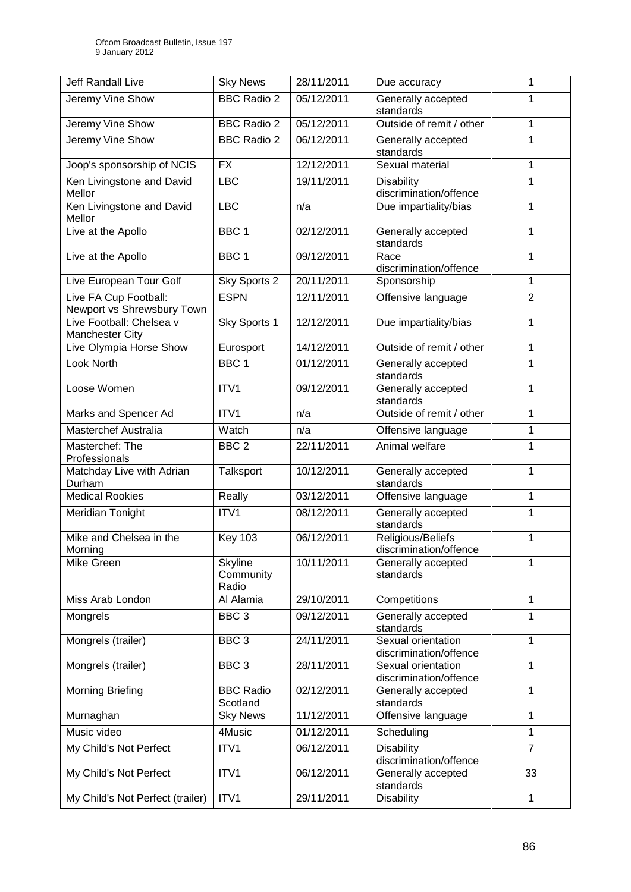| Jeff Randall Live | Sky News | 28/11/2011 | Due accuracy | 1 |
|---|---|---|---|---|
| Jeremy Vine Show | BBC Radio 2 | 05/12/2011 | Generally accepted standards | 1 |
| Jeremy Vine Show | BBC Radio 2 | 05/12/2011 | Outside of remit / other | 1 |
| Jeremy Vine Show | BBC Radio 2 | 06/12/2011 | Generally accepted standards | 1 |
| Joop's sponsorship of NCIS | FX | 12/12/2011 | Sexual material | 1 |
| Ken Livingstone and David Mellor | LBC | 19/11/2011 | Disability discrimination/offence | 1 |
| Ken Livingstone and David Mellor | LBC | n/a | Due impartiality/bias | 1 |
| Live at the Apollo | BBC 1 | 02/12/2011 | Generally accepted standards | 1 |
| Live at the Apollo | BBC 1 | 09/12/2011 | Race discrimination/offence | 1 |
| Live European Tour Golf | Sky Sports 2 | 20/11/2011 | Sponsorship | 1 |
| Live FA Cup Football: Newport vs Shrewsbury Town | ESPN | 12/11/2011 | Offensive language | 2 |
| Live Football: Chelsea v Manchester City | Sky Sports 1 | 12/12/2011 | Due impartiality/bias | 1 |
| Live Olympia Horse Show | Eurosport | 14/12/2011 | Outside of remit / other | 1 |
| Look North | BBC 1 | 01/12/2011 | Generally accepted standards | 1 |
| Loose Women | ITV1 | 09/12/2011 | Generally accepted standards | 1 |
| Marks and Spencer Ad | ITV1 | n/a | Outside of remit / other | 1 |
| Masterchef Australia | Watch | n/a | Offensive language | 1 |
| Masterchef: The Professionals | BBC 2 | 22/11/2011 | Animal welfare | 1 |
| Matchday Live with Adrian Durham | Talksport | 10/12/2011 | Generally accepted standards | 1 |
| Medical Rookies | Really | 03/12/2011 | Offensive language | 1 |
| Meridian Tonight | ITV1 | 08/12/2011 | Generally accepted standards | 1 |
| Mike and Chelsea in the Morning | Key 103 | 06/12/2011 | Religious/Beliefs discrimination/offence | 1 |
| Mike Green | Skyline Community Radio | 10/11/2011 | Generally accepted standards | 1 |
| Miss Arab London | Al Alamia | 29/10/2011 | Competitions | 1 |
| Mongrels | BBC 3 | 09/12/2011 | Generally accepted standards | 1 |
| Mongrels (trailer) | BBC 3 | 24/11/2011 | Sexual orientation discrimination/offence | 1 |
| Mongrels (trailer) | BBC 3 | 28/11/2011 | Sexual orientation discrimination/offence | 1 |
| Morning Briefing | BBC Radio Scotland | 02/12/2011 | Generally accepted standards | 1 |
| Murnaghan | Sky News | 11/12/2011 | Offensive language | 1 |
| Music video | 4Music | 01/12/2011 | Scheduling | 1 |
| My Child's Not Perfect | ITV1 | 06/12/2011 | Disability discrimination/offence | 7 |
| My Child's Not Perfect | ITV1 | 06/12/2011 | Generally accepted standards | 33 |
| My Child's Not Perfect (trailer) | ITV1 | 29/11/2011 | Disability | 1 |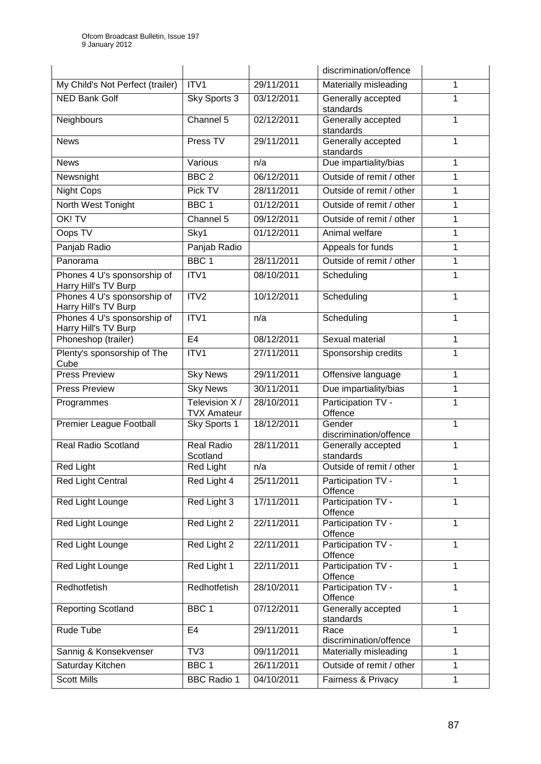| | | | discrimination/offence | |
|---|---|---|---|---|
| My Child's Not Perfect (trailer) | ITV1 | 29/11/2011 | Materially misleading | 1 |
| NED Bank Golf | Sky Sports 3 | 03/12/2011 | Generally accepted standards | 1 |
| Neighbours | Channel 5 | 02/12/2011 | Generally accepted standards | 1 |
| News | Press TV | 29/11/2011 | Generally accepted standards | 1 |
| News | Various | n/a | Due impartiality/bias | 1 |
| Newsnight | BBC 2 | 06/12/2011 | Outside of remit / other | 1 |
| Night Cops | Pick TV | 28/11/2011 | Outside of remit / other | 1 |
| North West Tonight | BBC 1 | 01/12/2011 | Outside of remit / other | 1 |
| OK! TV | Channel 5 | 09/12/2011 | Outside of remit / other | 1 |
| Oops TV | Sky1 | 01/12/2011 | Animal welfare | 1 |
| Panjab Radio | Panjab Radio | | Appeals for funds | 1 |
| Panorama | BBC 1 | 28/11/2011 | Outside of remit / other | 1 |
| Phones 4 U's sponsorship of Harry Hill's TV Burp | ITV1 | 08/10/2011 | Scheduling | 1 |
| Phones 4 U's sponsorship of Harry Hill's TV Burp | ITV2 | 10/12/2011 | Scheduling | 1 |
| Phones 4 U's sponsorship of Harry Hill's TV Burp | ITV1 | n/a | Scheduling | 1 |
| Phoneshop (trailer) | E4 | 08/12/2011 | Sexual material | 1 |
| Plenty's sponsorship of The Cube | ITV1 | 27/11/2011 | Sponsorship credits | 1 |
| Press Preview | Sky News | 29/11/2011 | Offensive language | 1 |
| Press Preview | Sky News | 30/11/2011 | Due impartiality/bias | 1 |
| Programmes | Television X / TVX Amateur | 28/10/2011 | Participation TV - Offence | 1 |
| Premier League Football | Sky Sports 1 | 18/12/2011 | Gender discrimination/offence | 1 |
| Real Radio Scotland | Real Radio Scotland | 28/11/2011 | Generally accepted standards | 1 |
| Red Light | Red Light | n/a | Outside of remit / other | 1 |
| Red Light Central | Red Light 4 | 25/11/2011 | Participation TV - Offence | 1 |
| Red Light Lounge | Red Light 3 | 17/11/2011 | Participation TV - Offence | 1 |
| Red Light Lounge | Red Light 2 | 22/11/2011 | Participation TV - Offence | 1 |
| Red Light Lounge | Red Light 2 | 22/11/2011 | Participation TV - Offence | 1 |
| Red Light Lounge | Red Light 1 | 22/11/2011 | Participation TV - Offence | 1 |
| Redhotfetish | Redhotfetish | 28/10/2011 | Participation TV - Offence | 1 |
| Reporting Scotland | BBC 1 | 07/12/2011 | Generally accepted standards | 1 |
| Rude Tube | E4 | 29/11/2011 | Race discrimination/offence | 1 |
| Sannig & Konsekvenser | TV3 | 09/11/2011 | Materially misleading | 1 |
| Saturday Kitchen | BBC 1 | 26/11/2011 | Outside of remit / other | 1 |
| Scott Mills | BBC Radio 1 | 04/10/2011 | Fairness & Privacy | 1 |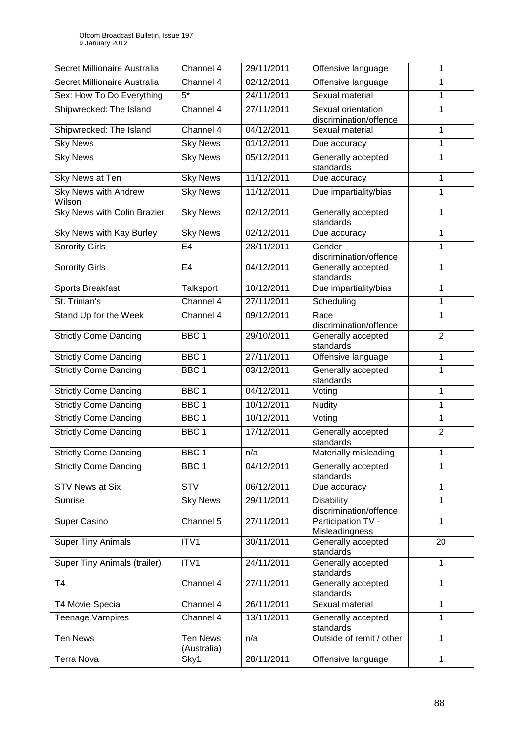| Secret Millionaire Australia | Channel 4 | 29/11/2011 | Offensive language | 1 |
|---|---|---|---|---|
| Secret Millionaire Australia | Channel 4 | 02/12/2011 | Offensive language | 1 |
| Sex: How To Do Everything | 5* | 24/11/2011 | Sexual material | 1 |
| Shipwrecked: The Island | Channel 4 | 27/11/2011 | Sexual orientation discrimination/offence | 1 |
| Shipwrecked: The Island | Channel 4 | 04/12/2011 | Sexual material | 1 |
| Sky News | Sky News | 01/12/2011 | Due accuracy | 1 |
| Sky News | Sky News | 05/12/2011 | Generally accepted standards | 1 |
| Sky News at Ten | Sky News | 11/12/2011 | Due accuracy | 1 |
| Sky News with Andrew Wilson | Sky News | 11/12/2011 | Due impartiality/bias | 1 |
| Sky News with Colin Brazier | Sky News | 02/12/2011 | Generally accepted standards | 1 |
| Sky News with Kay Burley | Sky News | 02/12/2011 | Due accuracy | 1 |
| Sorority Girls | E4 | 28/11/2011 | Gender discrimination/offence | 1 |
| Sorority Girls | E4 | 04/12/2011 | Generally accepted standards | 1 |
| Sports Breakfast | Talksport | 10/12/2011 | Due impartiality/bias | 1 |
| St. Trinian's | Channel 4 | 27/11/2011 | Scheduling | 1 |
| Stand Up for the Week | Channel 4 | 09/12/2011 | Race discrimination/offence | 1 |
| Strictly Come Dancing | BBC 1 | 29/10/2011 | Generally accepted standards | 2 |
| Strictly Come Dancing | BBC 1 | 27/11/2011 | Offensive language | 1 |
| Strictly Come Dancing | BBC 1 | 03/12/2011 | Generally accepted standards | 1 |
| Strictly Come Dancing | BBC 1 | 04/12/2011 | Voting | 1 |
| Strictly Come Dancing | BBC 1 | 10/12/2011 | Nudity | 1 |
| Strictly Come Dancing | BBC 1 | 10/12/2011 | Voting | 1 |
| Strictly Come Dancing | BBC 1 | 17/12/2011 | Generally accepted standards | 2 |
| Strictly Come Dancing | BBC 1 | n/a | Materially misleading | 1 |
| Strictly Come Dancing | BBC 1 | 04/12/2011 | Generally accepted standards | 1 |
| STV News at Six | STV | 06/12/2011 | Due accuracy | 1 |
| Sunrise | Sky News | 29/11/2011 | Disability discrimination/offence | 1 |
| Super Casino | Channel 5 | 27/11/2011 | Participation TV - Misleadingness | 1 |
| Super Tiny Animals | ITV1 | 30/11/2011 | Generally accepted standards | 20 |
| Super Tiny Animals (trailer) | ITV1 | 24/11/2011 | Generally accepted standards | 1 |
| T4 | Channel 4 | 27/11/2011 | Generally accepted standards | 1 |
| T4 Movie Special | Channel 4 | 26/11/2011 | Sexual material | 1 |
| Teenage Vampires | Channel 4 | 13/11/2011 | Generally accepted standards | 1 |
| Ten News | Ten News (Australia) | n/a | Outside of remit / other | 1 |
| Terra Nova | Sky1 | 28/11/2011 | Offensive language | 1 |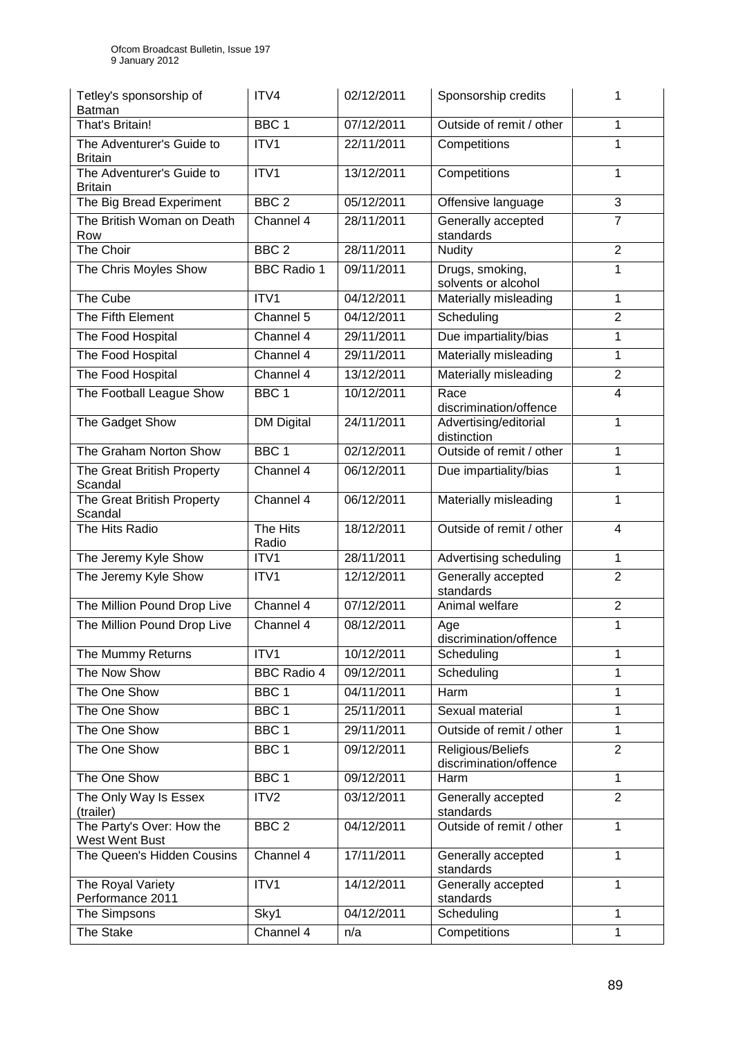| Tetley's sponsorship of Batman | ITV4 | 02/12/2011 | Sponsorship credits | 1 |
|---|---|---|---|---|
| That's Britain! | BBC 1 | 07/12/2011 | Outside of remit / other | 1 |
| The Adventurer's Guide to Britain | ITV1 | 22/11/2011 | Competitions | 1 |
| The Adventurer's Guide to Britain | ITV1 | 13/12/2011 | Competitions | 1 |
| The Big Bread Experiment | BBC 2 | 05/12/2011 | Offensive language | 3 |
| The British Woman on Death Row | Channel 4 | 28/11/2011 | Generally accepted standards | 7 |
| The Choir | BBC 2 | 28/11/2011 | Nudity | 2 |
| The Chris Moyles Show | BBC Radio 1 | 09/11/2011 | Drugs, smoking, solvents or alcohol | 1 |
| The Cube | ITV1 | 04/12/2011 | Materially misleading | 1 |
| The Fifth Element | Channel 5 | 04/12/2011 | Scheduling | 2 |
| The Food Hospital | Channel 4 | 29/11/2011 | Due impartiality/bias | 1 |
| The Food Hospital | Channel 4 | 29/11/2011 | Materially misleading | 1 |
| The Food Hospital | Channel 4 | 13/12/2011 | Materially misleading | 2 |
| The Football League Show | BBC 1 | 10/12/2011 | Race discrimination/offence | 4 |
| The Gadget Show | DM Digital | 24/11/2011 | Advertising/editorial distinction | 1 |
| The Graham Norton Show | BBC 1 | 02/12/2011 | Outside of remit / other | 1 |
| The Great British Property Scandal | Channel 4 | 06/12/2011 | Due impartiality/bias | 1 |
| The Great British Property Scandal | Channel 4 | 06/12/2011 | Materially misleading | 1 |
| The Hits Radio | The Hits Radio | 18/12/2011 | Outside of remit / other | 4 |
| The Jeremy Kyle Show | ITV1 | 28/11/2011 | Advertising scheduling | 1 |
| The Jeremy Kyle Show | ITV1 | 12/12/2011 | Generally accepted standards | 2 |
| The Million Pound Drop Live | Channel 4 | 07/12/2011 | Animal welfare | 2 |
| The Million Pound Drop Live | Channel 4 | 08/12/2011 | Age discrimination/offence | 1 |
| The Mummy Returns | ITV1 | 10/12/2011 | Scheduling | 1 |
| The Now Show | BBC Radio 4 | 09/12/2011 | Scheduling | 1 |
| The One Show | BBC 1 | 04/11/2011 | Harm | 1 |
| The One Show | BBC 1 | 25/11/2011 | Sexual material | 1 |
| The One Show | BBC 1 | 29/11/2011 | Outside of remit / other | 1 |
| The One Show | BBC 1 | 09/12/2011 | Religious/Beliefs discrimination/offence | 2 |
| The One Show | BBC 1 | 09/12/2011 | Harm | 1 |
| The Only Way Is Essex (trailer) | ITV2 | 03/12/2011 | Generally accepted standards | 2 |
| The Party's Over: How the West Went Bust | BBC 2 | 04/12/2011 | Outside of remit / other | 1 |
| The Queen's Hidden Cousins | Channel 4 | 17/11/2011 | Generally accepted standards | 1 |
| The Royal Variety Performance 2011 | ITV1 | 14/12/2011 | Generally accepted standards | 1 |
| The Simpsons | Sky1 | 04/12/2011 | Scheduling | 1 |
| The Stake | Channel 4 | n/a | Competitions | 1 |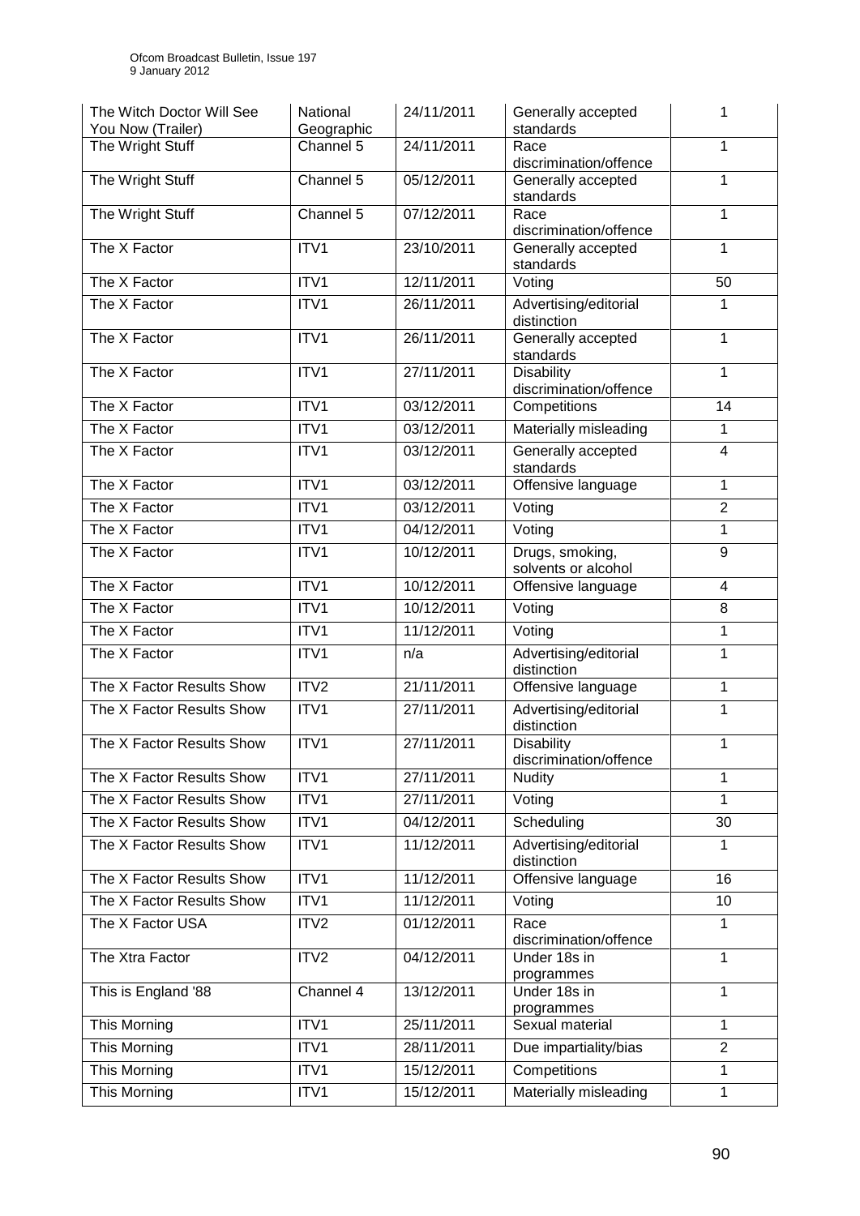| The Witch Doctor Will See You Now (Trailer) | National Geographic | 24/11/2011 | Generally accepted standards | 1 |
|---|---|---|---|---|
| The Wright Stuff | Channel 5 | 24/11/2011 | Race discrimination/offence | 1 |
| The Wright Stuff | Channel 5 | 05/12/2011 | Generally accepted standards | 1 |
| The Wright Stuff | Channel 5 | 07/12/2011 | Race discrimination/offence | 1 |
| The X Factor | ITV1 | 23/10/2011 | Generally accepted standards | 1 |
| The X Factor | ITV1 | 12/11/2011 | Voting | 50 |
| The X Factor | ITV1 | 26/11/2011 | Advertising/editorial distinction | 1 |
| The X Factor | ITV1 | 26/11/2011 | Generally accepted standards | 1 |
| The X Factor | ITV1 | 27/11/2011 | Disability discrimination/offence | 1 |
| The X Factor | ITV1 | 03/12/2011 | Competitions | 14 |
| The X Factor | ITV1 | 03/12/2011 | Materially misleading | 1 |
| The X Factor | ITV1 | 03/12/2011 | Generally accepted standards | 4 |
| The X Factor | ITV1 | 03/12/2011 | Offensive language | 1 |
| The X Factor | ITV1 | 03/12/2011 | Voting | 2 |
| The X Factor | ITV1 | 04/12/2011 | Voting | 1 |
| The X Factor | ITV1 | 10/12/2011 | Drugs, smoking, solvents or alcohol | 9 |
| The X Factor | ITV1 | 10/12/2011 | Offensive language | 4 |
| The X Factor | ITV1 | 10/12/2011 | Voting | 8 |
| The X Factor | ITV1 | 11/12/2011 | Voting | 1 |
| The X Factor | ITV1 | n/a | Advertising/editorial distinction | 1 |
| The X Factor Results Show | ITV2 | 21/11/2011 | Offensive language | 1 |
| The X Factor Results Show | ITV1 | 27/11/2011 | Advertising/editorial distinction | 1 |
| The X Factor Results Show | ITV1 | 27/11/2011 | Disability discrimination/offence | 1 |
| The X Factor Results Show | ITV1 | 27/11/2011 | Nudity | 1 |
| The X Factor Results Show | ITV1 | 27/11/2011 | Voting | 1 |
| The X Factor Results Show | ITV1 | 04/12/2011 | Scheduling | 30 |
| The X Factor Results Show | ITV1 | 11/12/2011 | Advertising/editorial distinction | 1 |
| The X Factor Results Show | ITV1 | 11/12/2011 | Offensive language | 16 |
| The X Factor Results Show | ITV1 | 11/12/2011 | Voting | 10 |
| The X Factor USA | ITV2 | 01/12/2011 | Race discrimination/offence | 1 |
| The Xtra Factor | ITV2 | 04/12/2011 | Under 18s in programmes | 1 |
| This is England '88 | Channel 4 | 13/12/2011 | Under 18s in programmes | 1 |
| This Morning | ITV1 | 25/11/2011 | Sexual material | 1 |
| This Morning | ITV1 | 28/11/2011 | Due impartiality/bias | 2 |
| This Morning | ITV1 | 15/12/2011 | Competitions | 1 |
| This Morning | ITV1 | 15/12/2011 | Materially misleading | 1 |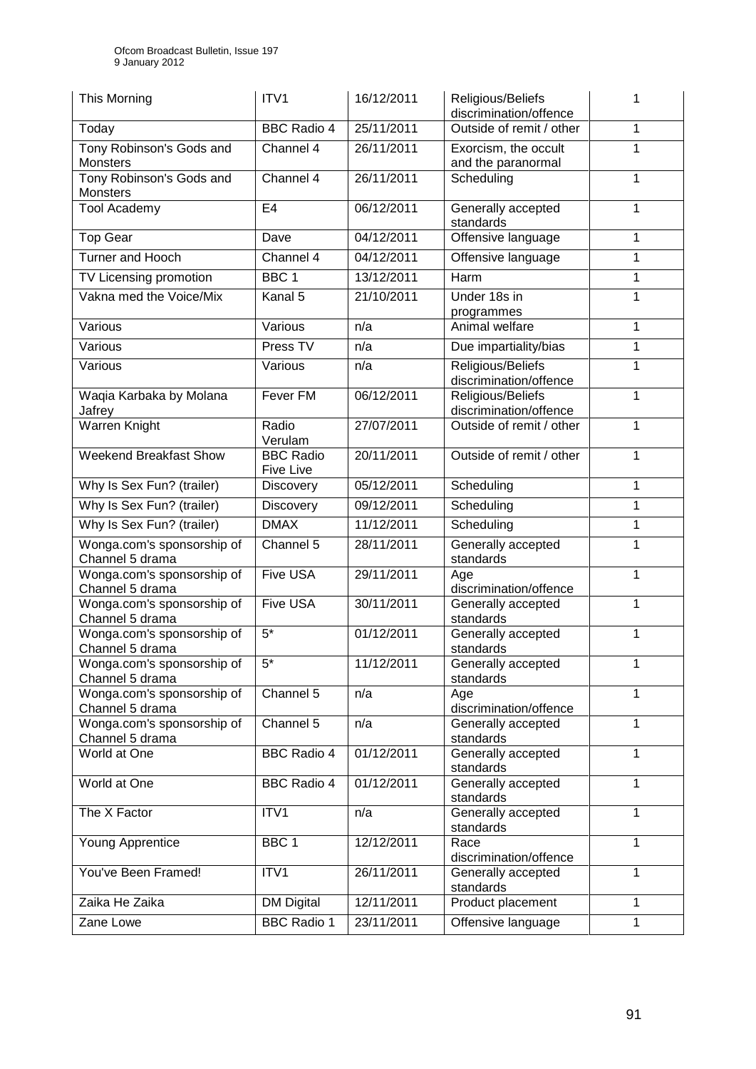| This Morning | ITV1 | 16/12/2011 | Religious/Beliefs discrimination/offence | 1 |
|---|---|---|---|---|
| Today | BBC Radio 4 | 25/11/2011 | Outside of remit / other | 1 |
| Tony Robinson's Gods and Monsters | Channel 4 | 26/11/2011 | Exorcism, the occult and the paranormal | 1 |
| Tony Robinson's Gods and Monsters | Channel 4 | 26/11/2011 | Scheduling | 1 |
| Tool Academy | E4 | 06/12/2011 | Generally accepted standards | 1 |
| Top Gear | Dave | 04/12/2011 | Offensive language | 1 |
| Turner and Hooch | Channel 4 | 04/12/2011 | Offensive language | 1 |
| TV Licensing promotion | BBC 1 | 13/12/2011 | Harm | 1 |
| Vakna med the Voice/Mix | Kanal 5 | 21/10/2011 | Under 18s in programmes | 1 |
| Various | Various | n/a | Animal welfare | 1 |
| Various | Press TV | n/a | Due impartiality/bias | 1 |
| Various | Various | n/a | Religious/Beliefs discrimination/offence | 1 |
| Waqia Karbaka by Molana Jafrey | Fever FM | 06/12/2011 | Religious/Beliefs discrimination/offence | 1 |
| Warren Knight | Radio Verulam | 27/07/2011 | Outside of remit / other | 1 |
| Weekend Breakfast Show | BBC Radio Five Live | 20/11/2011 | Outside of remit / other | 1 |
| Why Is Sex Fun? (trailer) | Discovery | 05/12/2011 | Scheduling | 1 |
| Why Is Sex Fun? (trailer) | Discovery | 09/12/2011 | Scheduling | 1 |
| Why Is Sex Fun? (trailer) | DMAX | 11/12/2011 | Scheduling | 1 |
| Wonga.com's sponsorship of Channel 5 drama | Channel 5 | 28/11/2011 | Generally accepted standards | 1 |
| Wonga.com's sponsorship of Channel 5 drama | Five USA | 29/11/2011 | Age discrimination/offence | 1 |
| Wonga.com's sponsorship of Channel 5 drama | Five USA | 30/11/2011 | Generally accepted standards | 1 |
| Wonga.com's sponsorship of Channel 5 drama | 5* | 01/12/2011 | Generally accepted standards | 1 |
| Wonga.com's sponsorship of Channel 5 drama | 5* | 11/12/2011 | Generally accepted standards | 1 |
| Wonga.com's sponsorship of Channel 5 drama | Channel 5 | n/a | Age discrimination/offence | 1 |
| Wonga.com's sponsorship of Channel 5 drama | Channel 5 | n/a | Generally accepted standards | 1 |
| World at One | BBC Radio 4 | 01/12/2011 | Generally accepted standards | 1 |
| World at One | BBC Radio 4 | 01/12/2011 | Generally accepted standards | 1 |
| The X Factor | ITV1 | n/a | Generally accepted standards | 1 |
| Young Apprentice | BBC 1 | 12/12/2011 | Race discrimination/offence | 1 |
| You've Been Framed! | ITV1 | 26/11/2011 | Generally accepted standards | 1 |
| Zaika He Zaika | DM Digital | 12/11/2011 | Product placement | 1 |
| Zane Lowe | BBC Radio 1 | 23/11/2011 | Offensive language | 1 |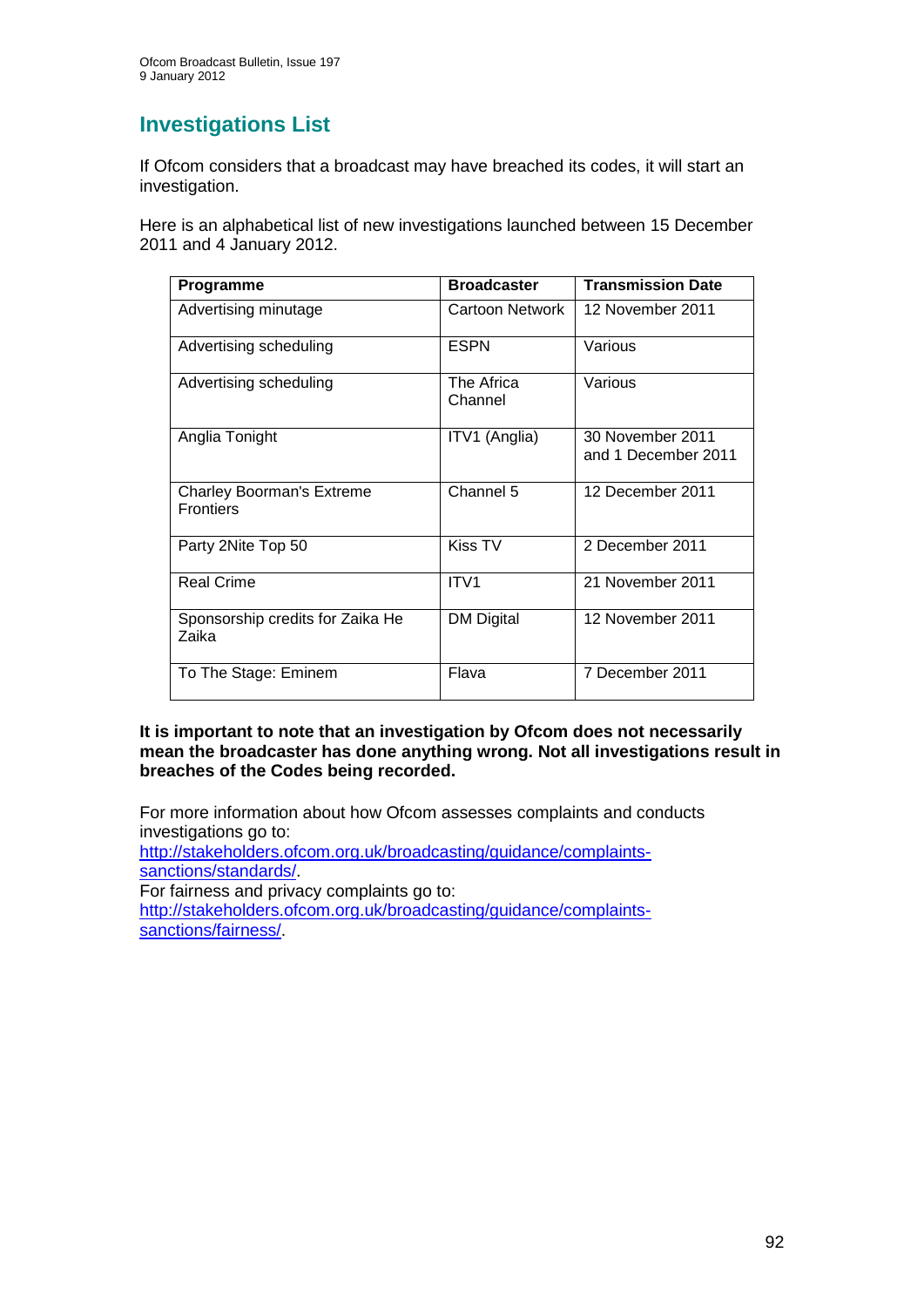## Investigations List

If Ofcom considers that a broadcast may have breached its codes, it will start an investigation.

Here is an alphabetical list of new investigations launched between 15 December 2011 and 4 January 2012.

| Programme | Broadcaster | Transmission Date |
|---|---|---|
| Advertising minutage | Cartoon Network | 12 November 2011 |
| Advertising scheduling | ESPN | Various |
| Advertising scheduling | The Africa Channel | Various |
| Anglia Tonight | ITV1 (Anglia) | 30 November 2011 and 1 December 2011 |
| Charley Boorman's Extreme Frontiers | Channel 5 | 12 December 2011 |
| Party 2Nite Top 50 | Kiss TV | 2 December 2011 |
| Real Crime | ITV1 | 21 November 2011 |
| Sponsorship credits for Zaika He Zaika | DM Digital | 12 November 2011 |
| To The Stage: Eminem | Flava | 7 December 2011 |

**It is important to note that an investigation by Ofcom does not necessarily mean the broadcaster has done anything wrong. Not all investigations result in breaches of the Codes being recorded.**

For more information about how Ofcom assesses complaints and conducts investigations go to:
http://stakeholders.ofcom.org.uk/broadcasting/guidance/complaints-sanctions/standards/.
For fairness and privacy complaints go to:
http://stakeholders.ofcom.org.uk/broadcasting/guidance/complaints-sanctions/fairness/.